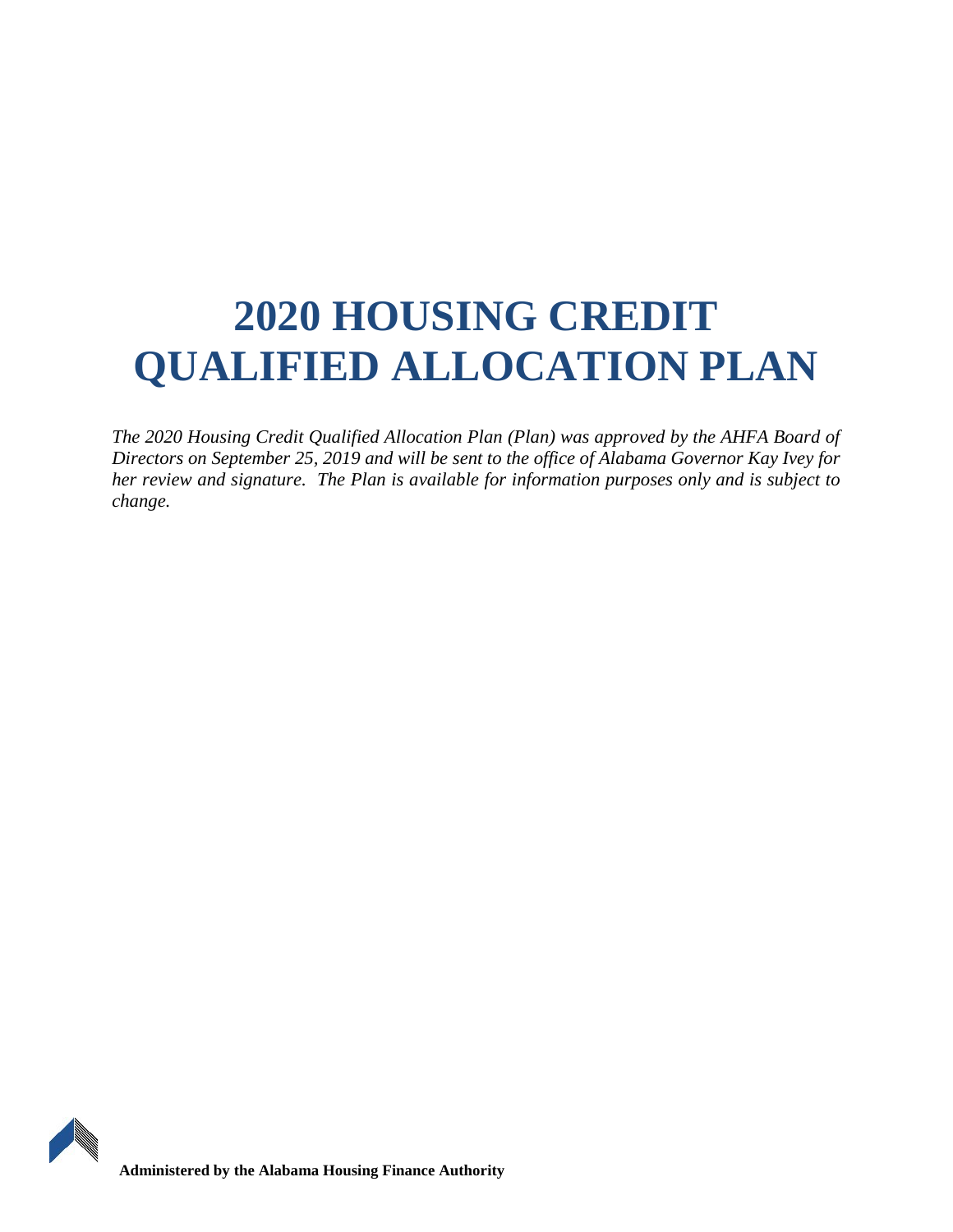# 2020 HOUSING CREDIT QUALIFIED ALLOCATION PLAN

*The 2020 Housing Credit Qualified Allocation Plan (Plan) was approved by the AHFA Board of Directors on September 25, 2019 and will be sent to the office of Alabama Governor Kay Ivey for her review and signature. The Plan is available for information purposes only and is subject to change.*

**Administered by the Alabama Housing Finance Authority**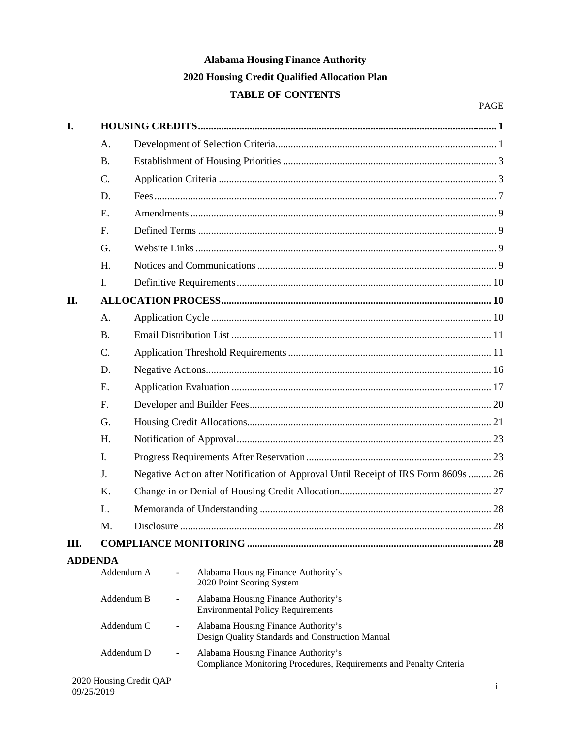**Alabama Housing Finance Authority**

**2020 Housing Credit Qualified Allocation Plan**

**TABLE OF CONTENTS**

| | | | PAGE |
|---|---|---|---|
| **I.** | **HOUSING CREDITS** | | **1** |
| | A. | Development of Selection Criteria | 1 |
| | B. | Establishment of Housing Priorities | 3 |
| | C. | Application Criteria | 3 |
| | D. | Fees | 7 |
| | E. | Amendments | 9 |
| | F. | Defined Terms | 9 |
| | G. | Website Links | 9 |
| | H. | Notices and Communications | 9 |
| | I. | Definitive Requirements | 10 |
| **II.** | **ALLOCATION PROCESS** | | **10** |
| | A. | Application Cycle | 10 |
| | B. | Email Distribution List | 11 |
| | C. | Application Threshold Requirements | 11 |
| | D. | Negative Actions | 16 |
| | E. | Application Evaluation | 17 |
| | F. | Developer and Builder Fees | 20 |
| | G. | Housing Credit Allocations | 21 |
| | H. | Notification of Approval | 23 |
| | I. | Progress Requirements After Reservation | 23 |
| | J. | Negative Action after Notification of Approval Until Receipt of IRS Form 8609s | 26 |
| | K. | Change in or Denial of Housing Credit Allocation | 27 |
| | L. | Memoranda of Understanding | 28 |
| | M. | Disclosure | 28 |
| **III.** | **COMPLIANCE MONITORING** | | **28** |

**ADDENDA**

| | | |
|---|---|---|
| Addendum A | - | Alabama Housing Finance Authority's 2020 Point Scoring System |
| Addendum B | - | Alabama Housing Finance Authority's Environmental Policy Requirements |
| Addendum C | - | Alabama Housing Finance Authority's Design Quality Standards and Construction Manual |
| Addendum D | - | Alabama Housing Finance Authority's Compliance Monitoring Procedures, Requirements and Penalty Criteria |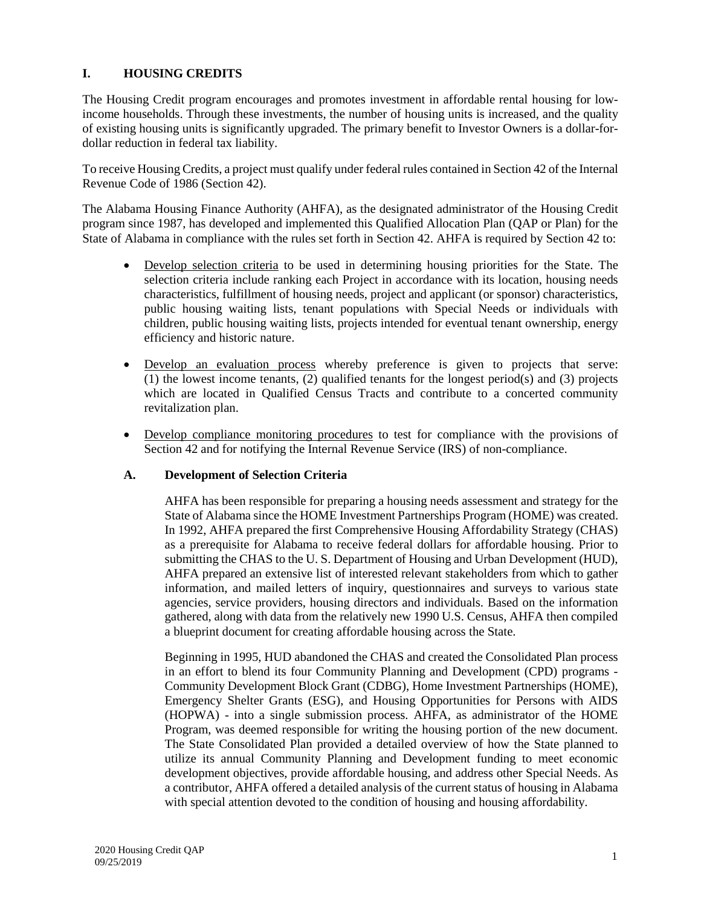# I. HOUSING CREDITS

The Housing Credit program encourages and promotes investment in affordable rental housing for low-income households. Through these investments, the number of housing units is increased, and the quality of existing housing units is significantly upgraded. The primary benefit to Investor Owners is a dollar-for-dollar reduction in federal tax liability.

To receive Housing Credits, a project must qualify under federal rules contained in Section 42 of the Internal Revenue Code of 1986 (Section 42).

The Alabama Housing Finance Authority (AHFA), as the designated administrator of the Housing Credit program since 1987, has developed and implemented this Qualified Allocation Plan (QAP or Plan) for the State of Alabama in compliance with the rules set forth in Section 42. AHFA is required by Section 42 to:

- Develop selection criteria to be used in determining housing priorities for the State. The selection criteria include ranking each Project in accordance with its location, housing needs characteristics, fulfillment of housing needs, project and applicant (or sponsor) characteristics, public housing waiting lists, tenant populations with Special Needs or individuals with children, public housing waiting lists, projects intended for eventual tenant ownership, energy efficiency and historic nature.
- Develop an evaluation process whereby preference is given to projects that serve: (1) the lowest income tenants, (2) qualified tenants for the longest period(s) and (3) projects which are located in Qualified Census Tracts and contribute to a concerted community revitalization plan.
- Develop compliance monitoring procedures to test for compliance with the provisions of Section 42 and for notifying the Internal Revenue Service (IRS) of non-compliance.

## A. Development of Selection Criteria

AHFA has been responsible for preparing a housing needs assessment and strategy for the State of Alabama since the HOME Investment Partnerships Program (HOME) was created. In 1992, AHFA prepared the first Comprehensive Housing Affordability Strategy (CHAS) as a prerequisite for Alabama to receive federal dollars for affordable housing. Prior to submitting the CHAS to the U. S. Department of Housing and Urban Development (HUD), AHFA prepared an extensive list of interested relevant stakeholders from which to gather information, and mailed letters of inquiry, questionnaires and surveys to various state agencies, service providers, housing directors and individuals. Based on the information gathered, along with data from the relatively new 1990 U.S. Census, AHFA then compiled a blueprint document for creating affordable housing across the State.

Beginning in 1995, HUD abandoned the CHAS and created the Consolidated Plan process in an effort to blend its four Community Planning and Development (CPD) programs - Community Development Block Grant (CDBG), Home Investment Partnerships (HOME), Emergency Shelter Grants (ESG), and Housing Opportunities for Persons with AIDS (HOPWA) - into a single submission process. AHFA, as administrator of the HOME Program, was deemed responsible for writing the housing portion of the new document. The State Consolidated Plan provided a detailed overview of how the State planned to utilize its annual Community Planning and Development funding to meet economic development objectives, provide affordable housing, and address other Special Needs. As a contributor, AHFA offered a detailed analysis of the current status of housing in Alabama with special attention devoted to the condition of housing and housing affordability.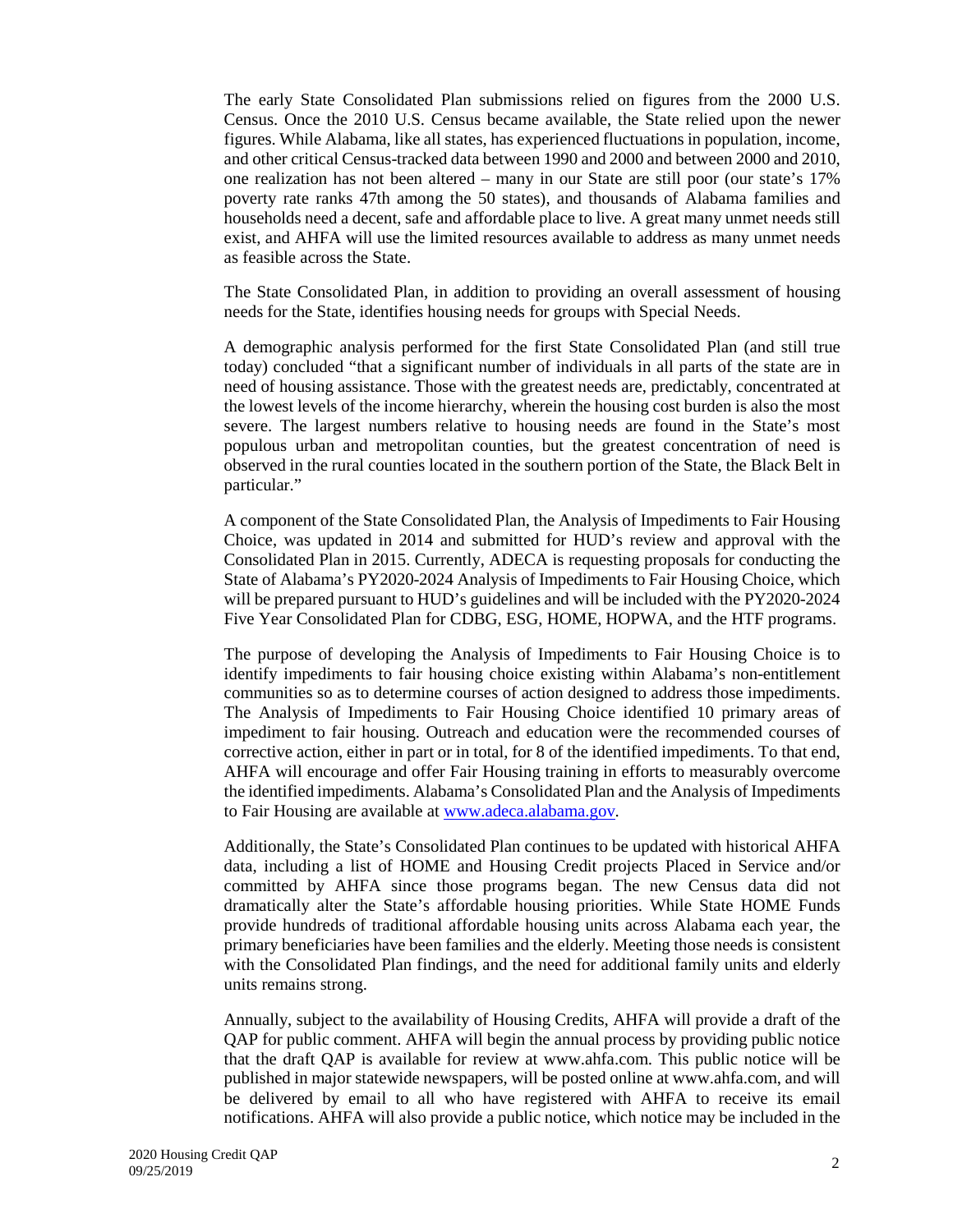The early State Consolidated Plan submissions relied on figures from the 2000 U.S. Census. Once the 2010 U.S. Census became available, the State relied upon the newer figures. While Alabama, like all states, has experienced fluctuations in population, income, and other critical Census-tracked data between 1990 and 2000 and between 2000 and 2010, one realization has not been altered – many in our State are still poor (our state's 17% poverty rate ranks 47th among the 50 states), and thousands of Alabama families and households need a decent, safe and affordable place to live. A great many unmet needs still exist, and AHFA will use the limited resources available to address as many unmet needs as feasible across the State.

The State Consolidated Plan, in addition to providing an overall assessment of housing needs for the State, identifies housing needs for groups with Special Needs.

A demographic analysis performed for the first State Consolidated Plan (and still true today) concluded "that a significant number of individuals in all parts of the state are in need of housing assistance. Those with the greatest needs are, predictably, concentrated at the lowest levels of the income hierarchy, wherein the housing cost burden is also the most severe. The largest numbers relative to housing needs are found in the State's most populous urban and metropolitan counties, but the greatest concentration of need is observed in the rural counties located in the southern portion of the State, the Black Belt in particular."

A component of the State Consolidated Plan, the Analysis of Impediments to Fair Housing Choice, was updated in 2014 and submitted for HUD's review and approval with the Consolidated Plan in 2015. Currently, ADECA is requesting proposals for conducting the State of Alabama's PY2020-2024 Analysis of Impediments to Fair Housing Choice, which will be prepared pursuant to HUD's guidelines and will be included with the PY2020-2024 Five Year Consolidated Plan for CDBG, ESG, HOME, HOPWA, and the HTF programs.

The purpose of developing the Analysis of Impediments to Fair Housing Choice is to identify impediments to fair housing choice existing within Alabama's non-entitlement communities so as to determine courses of action designed to address those impediments. The Analysis of Impediments to Fair Housing Choice identified 10 primary areas of impediment to fair housing. Outreach and education were the recommended courses of corrective action, either in part or in total, for 8 of the identified impediments. To that end, AHFA will encourage and offer Fair Housing training in efforts to measurably overcome the identified impediments. Alabama's Consolidated Plan and the Analysis of Impediments to Fair Housing are available at [www.adeca.alabama.gov](http://www.adeca.alabama.gov).

Additionally, the State's Consolidated Plan continues to be updated with historical AHFA data, including a list of HOME and Housing Credit projects Placed in Service and/or committed by AHFA since those programs began. The new Census data did not dramatically alter the State's affordable housing priorities. While State HOME Funds provide hundreds of traditional affordable housing units across Alabama each year, the primary beneficiaries have been families and the elderly. Meeting those needs is consistent with the Consolidated Plan findings, and the need for additional family units and elderly units remains strong.

Annually, subject to the availability of Housing Credits, AHFA will provide a draft of the QAP for public comment. AHFA will begin the annual process by providing public notice that the draft QAP is available for review at www.ahfa.com. This public notice will be published in major statewide newspapers, will be posted online at www.ahfa.com, and will be delivered by email to all who have registered with AHFA to receive its email notifications. AHFA will also provide a public notice, which notice may be included in the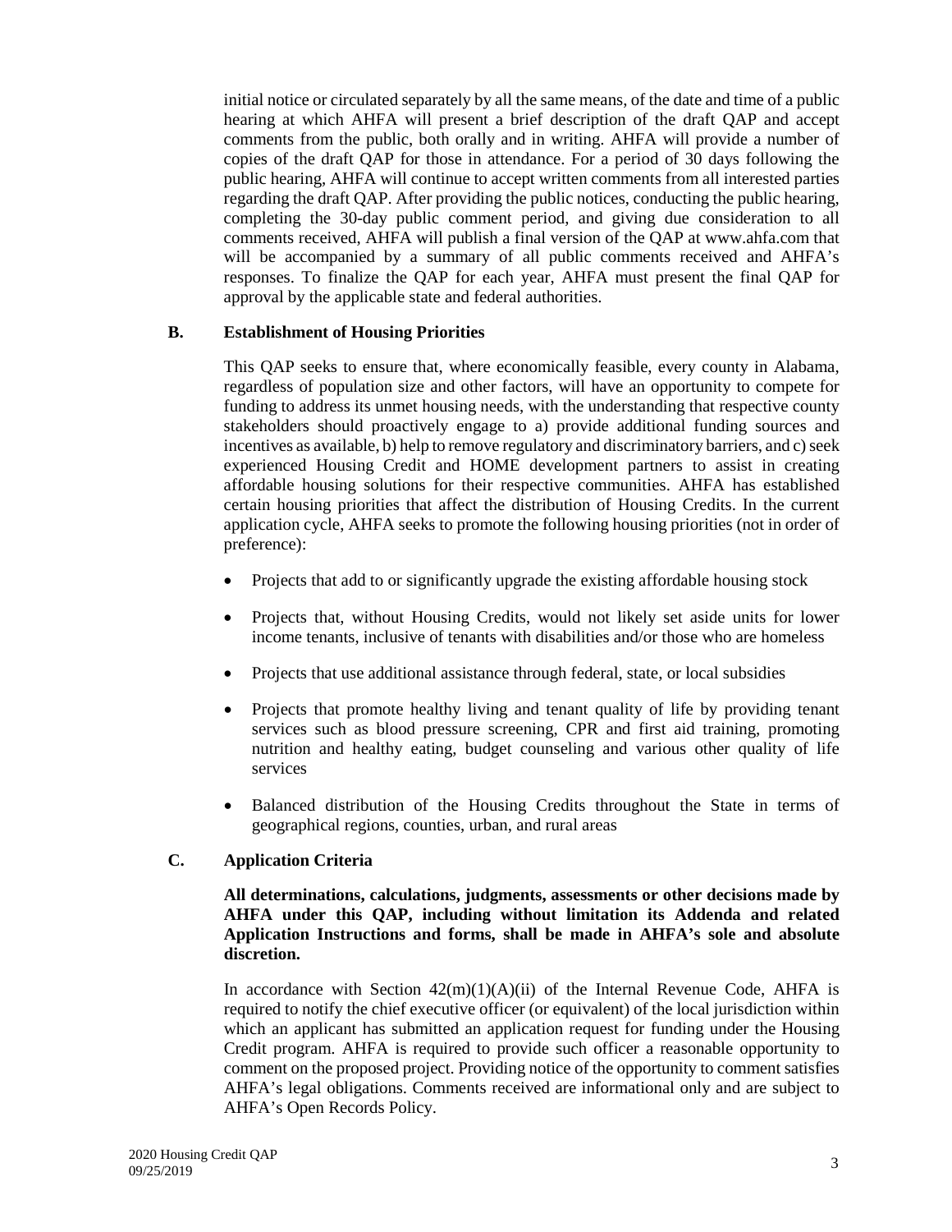initial notice or circulated separately by all the same means, of the date and time of a public hearing at which AHFA will present a brief description of the draft QAP and accept comments from the public, both orally and in writing. AHFA will provide a number of copies of the draft QAP for those in attendance. For a period of 30 days following the public hearing, AHFA will continue to accept written comments from all interested parties regarding the draft QAP. After providing the public notices, conducting the public hearing, completing the 30-day public comment period, and giving due consideration to all comments received, AHFA will publish a final version of the QAP at www.ahfa.com that will be accompanied by a summary of all public comments received and AHFA's responses. To finalize the QAP for each year, AHFA must present the final QAP for approval by the applicable state and federal authorities.

## B. Establishment of Housing Priorities

This QAP seeks to ensure that, where economically feasible, every county in Alabama, regardless of population size and other factors, will have an opportunity to compete for funding to address its unmet housing needs, with the understanding that respective county stakeholders should proactively engage to a) provide additional funding sources and incentives as available, b) help to remove regulatory and discriminatory barriers, and c) seek experienced Housing Credit and HOME development partners to assist in creating affordable housing solutions for their respective communities. AHFA has established certain housing priorities that affect the distribution of Housing Credits. In the current application cycle, AHFA seeks to promote the following housing priorities (not in order of preference):

- Projects that add to or significantly upgrade the existing affordable housing stock
- Projects that, without Housing Credits, would not likely set aside units for lower income tenants, inclusive of tenants with disabilities and/or those who are homeless
- Projects that use additional assistance through federal, state, or local subsidies
- Projects that promote healthy living and tenant quality of life by providing tenant services such as blood pressure screening, CPR and first aid training, promoting nutrition and healthy eating, budget counseling and various other quality of life services
- Balanced distribution of the Housing Credits throughout the State in terms of geographical regions, counties, urban, and rural areas

## C. Application Criteria

**All determinations, calculations, judgments, assessments or other decisions made by AHFA under this QAP, including without limitation its Addenda and related Application Instructions and forms, shall be made in AHFA's sole and absolute discretion.**

In accordance with Section 42(m)(1)(A)(ii) of the Internal Revenue Code, AHFA is required to notify the chief executive officer (or equivalent) of the local jurisdiction within which an applicant has submitted an application request for funding under the Housing Credit program. AHFA is required to provide such officer a reasonable opportunity to comment on the proposed project. Providing notice of the opportunity to comment satisfies AHFA's legal obligations. Comments received are informational only and are subject to AHFA's Open Records Policy.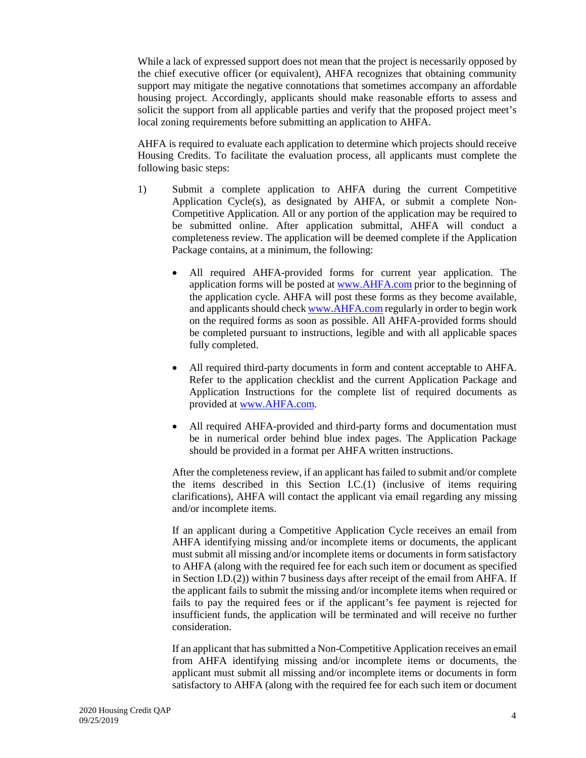While a lack of expressed support does not mean that the project is necessarily opposed by the chief executive officer (or equivalent), AHFA recognizes that obtaining community support may mitigate the negative connotations that sometimes accompany an affordable housing project. Accordingly, applicants should make reasonable efforts to assess and solicit the support from all applicable parties and verify that the proposed project meet's local zoning requirements before submitting an application to AHFA.

AHFA is required to evaluate each application to determine which projects should receive Housing Credits. To facilitate the evaluation process, all applicants must complete the following basic steps:

1) Submit a complete application to AHFA during the current Competitive Application Cycle(s), as designated by AHFA, or submit a complete Non-Competitive Application. All or any portion of the application may be required to be submitted online. After application submittal, AHFA will conduct a completeness review. The application will be deemed complete if the Application Package contains, at a minimum, the following:

   - All required AHFA-provided forms for current year application. The application forms will be posted at www.AHFA.com prior to the beginning of the application cycle. AHFA will post these forms as they become available, and applicants should check www.AHFA.com regularly in order to begin work on the required forms as soon as possible. All AHFA-provided forms should be completed pursuant to instructions, legible and with all applicable spaces fully completed.

   - All required third-party documents in form and content acceptable to AHFA. Refer to the application checklist and the current Application Package and Application Instructions for the complete list of required documents as provided at www.AHFA.com.

   - All required AHFA-provided and third-party forms and documentation must be in numerical order behind blue index pages. The Application Package should be provided in a format per AHFA written instructions.

   After the completeness review, if an applicant has failed to submit and/or complete the items described in this Section I.C.(1) (inclusive of items requiring clarifications), AHFA will contact the applicant via email regarding any missing and/or incomplete items.

   If an applicant during a Competitive Application Cycle receives an email from AHFA identifying missing and/or incomplete items or documents, the applicant must submit all missing and/or incomplete items or documents in form satisfactory to AHFA (along with the required fee for each such item or document as specified in Section I.D.(2)) within 7 business days after receipt of the email from AHFA. If the applicant fails to submit the missing and/or incomplete items when required or fails to pay the required fees or if the applicant's fee payment is rejected for insufficient funds, the application will be terminated and will receive no further consideration.

   If an applicant that has submitted a Non-Competitive Application receives an email from AHFA identifying missing and/or incomplete items or documents, the applicant must submit all missing and/or incomplete items or documents in form satisfactory to AHFA (along with the required fee for each such item or document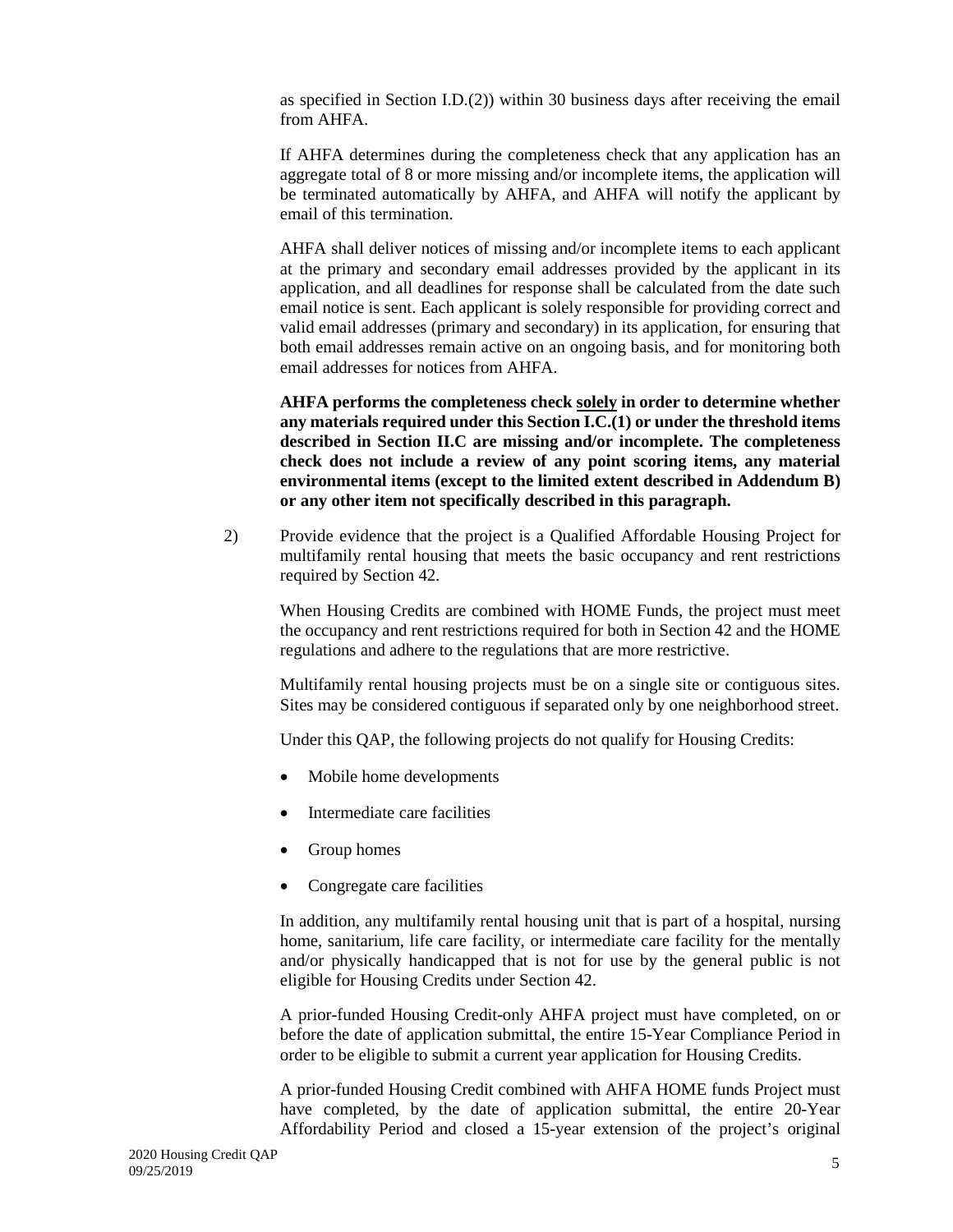as specified in Section I.D.(2)) within 30 business days after receiving the email from AHFA.

If AHFA determines during the completeness check that any application has an aggregate total of 8 or more missing and/or incomplete items, the application will be terminated automatically by AHFA, and AHFA will notify the applicant by email of this termination.

AHFA shall deliver notices of missing and/or incomplete items to each applicant at the primary and secondary email addresses provided by the applicant in its application, and all deadlines for response shall be calculated from the date such email notice is sent. Each applicant is solely responsible for providing correct and valid email addresses (primary and secondary) in its application, for ensuring that both email addresses remain active on an ongoing basis, and for monitoring both email addresses for notices from AHFA.

**AHFA performs the completeness check <u>solely</u> in order to determine whether any materials required under this Section I.C.(1) or under the threshold items described in Section II.C are missing and/or incomplete. The completeness check does not include a review of any point scoring items, any material environmental items (except to the limited extent described in Addendum B) or any other item not specifically described in this paragraph.**

2) Provide evidence that the project is a Qualified Affordable Housing Project for multifamily rental housing that meets the basic occupancy and rent restrictions required by Section 42.

When Housing Credits are combined with HOME Funds, the project must meet the occupancy and rent restrictions required for both in Section 42 and the HOME regulations and adhere to the regulations that are more restrictive.

Multifamily rental housing projects must be on a single site or contiguous sites. Sites may be considered contiguous if separated only by one neighborhood street.

Under this QAP, the following projects do not qualify for Housing Credits:

- Mobile home developments
- Intermediate care facilities
- Group homes
- Congregate care facilities

In addition, any multifamily rental housing unit that is part of a hospital, nursing home, sanitarium, life care facility, or intermediate care facility for the mentally and/or physically handicapped that is not for use by the general public is not eligible for Housing Credits under Section 42.

A prior-funded Housing Credit-only AHFA project must have completed, on or before the date of application submittal, the entire 15-Year Compliance Period in order to be eligible to submit a current year application for Housing Credits.

A prior-funded Housing Credit combined with AHFA HOME funds Project must have completed, by the date of application submittal, the entire 20-Year Affordability Period and closed a 15-year extension of the project's original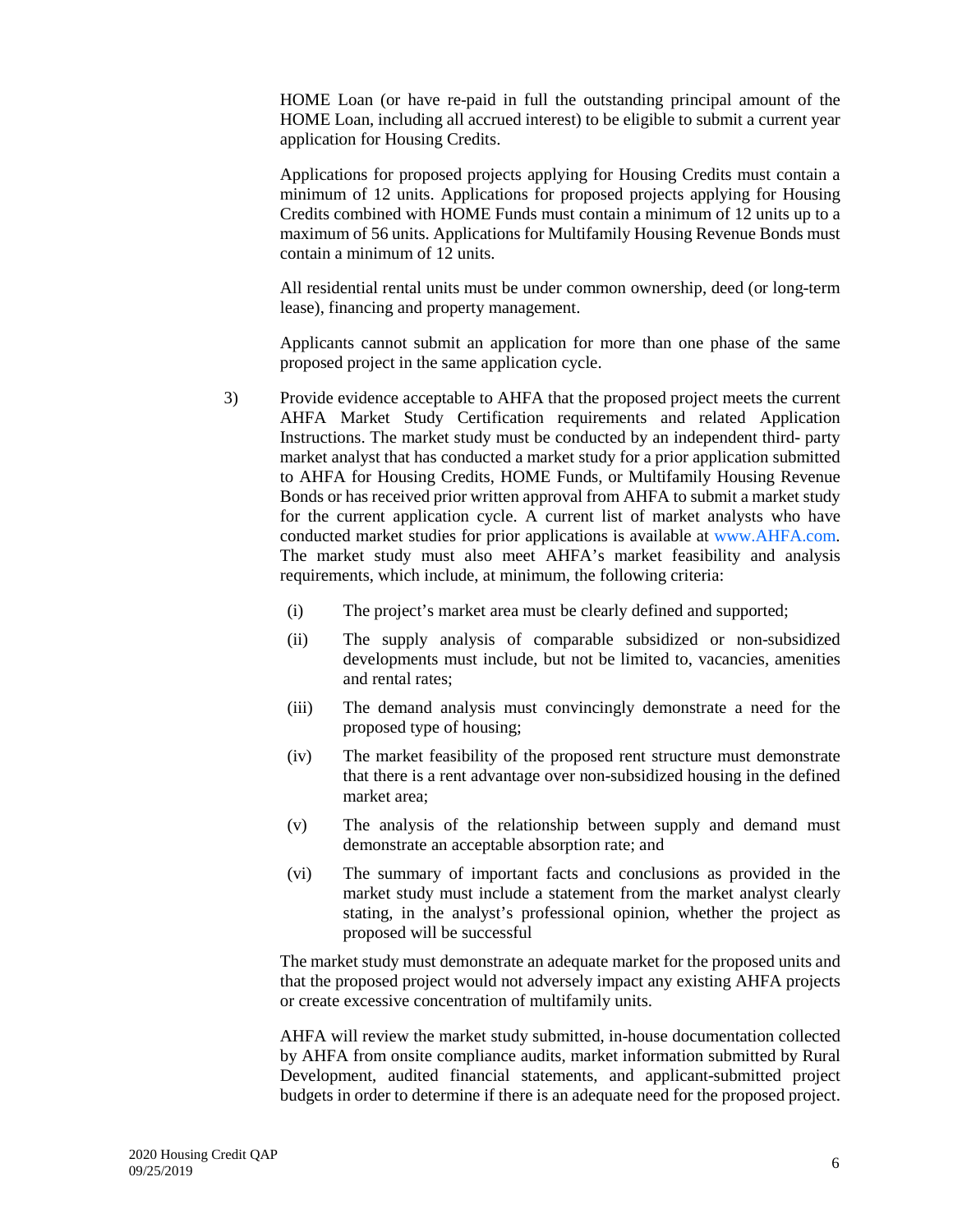HOME Loan (or have re-paid in full the outstanding principal amount of the HOME Loan, including all accrued interest) to be eligible to submit a current year application for Housing Credits.

Applications for proposed projects applying for Housing Credits must contain a minimum of 12 units. Applications for proposed projects applying for Housing Credits combined with HOME Funds must contain a minimum of 12 units up to a maximum of 56 units. Applications for Multifamily Housing Revenue Bonds must contain a minimum of 12 units.

All residential rental units must be under common ownership, deed (or long-term lease), financing and property management.

Applicants cannot submit an application for more than one phase of the same proposed project in the same application cycle.

3) Provide evidence acceptable to AHFA that the proposed project meets the current AHFA Market Study Certification requirements and related Application Instructions. The market study must be conducted by an independent third- party market analyst that has conducted a market study for a prior application submitted to AHFA for Housing Credits, HOME Funds, or Multifamily Housing Revenue Bonds or has received prior written approval from AHFA to submit a market study for the current application cycle. A current list of market analysts who have conducted market studies for prior applications is available at www.AHFA.com. The market study must also meet AHFA's market feasibility and analysis requirements, which include, at minimum, the following criteria:

   (i) The project's market area must be clearly defined and supported;

   (ii) The supply analysis of comparable subsidized or non-subsidized developments must include, but not be limited to, vacancies, amenities and rental rates;

   (iii) The demand analysis must convincingly demonstrate a need for the proposed type of housing;

   (iv) The market feasibility of the proposed rent structure must demonstrate that there is a rent advantage over non-subsidized housing in the defined market area;

   (v) The analysis of the relationship between supply and demand must demonstrate an acceptable absorption rate; and

   (vi) The summary of important facts and conclusions as provided in the market study must include a statement from the market analyst clearly stating, in the analyst's professional opinion, whether the project as proposed will be successful

   The market study must demonstrate an adequate market for the proposed units and that the proposed project would not adversely impact any existing AHFA projects or create excessive concentration of multifamily units.

   AHFA will review the market study submitted, in-house documentation collected by AHFA from onsite compliance audits, market information submitted by Rural Development, audited financial statements, and applicant-submitted project budgets in order to determine if there is an adequate need for the proposed project.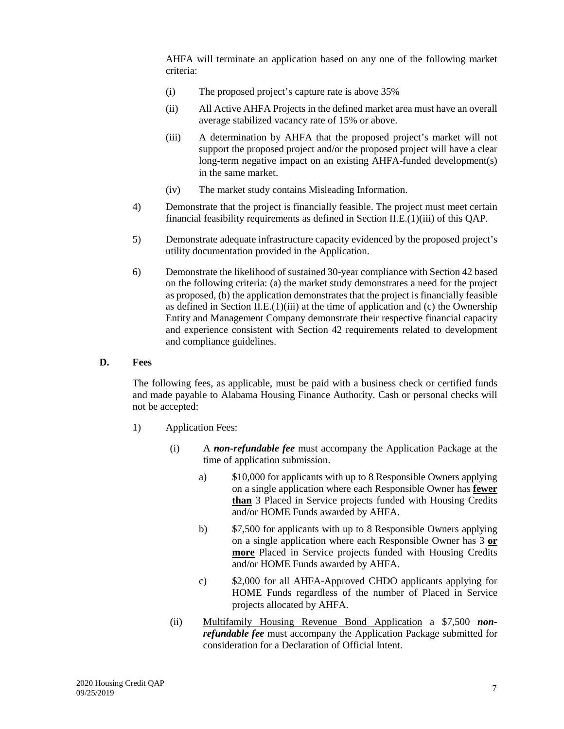AHFA will terminate an application based on any one of the following market criteria:

(i) The proposed project's capture rate is above 35%

(ii) All Active AHFA Projects in the defined market area must have an overall average stabilized vacancy rate of 15% or above.

(iii) A determination by AHFA that the proposed project's market will not support the proposed project and/or the proposed project will have a clear long-term negative impact on an existing AHFA-funded development(s) in the same market.

(iv) The market study contains Misleading Information.

4) Demonstrate that the project is financially feasible. The project must meet certain financial feasibility requirements as defined in Section II.E.(1)(iii) of this QAP.

5) Demonstrate adequate infrastructure capacity evidenced by the proposed project's utility documentation provided in the Application.

6) Demonstrate the likelihood of sustained 30-year compliance with Section 42 based on the following criteria: (a) the market study demonstrates a need for the project as proposed, (b) the application demonstrates that the project is financially feasible as defined in Section II.E.(1)(iii) at the time of application and (c) the Ownership Entity and Management Company demonstrate their respective financial capacity and experience consistent with Section 42 requirements related to development and compliance guidelines.

**D. Fees**

The following fees, as applicable, must be paid with a business check or certified funds and made payable to Alabama Housing Finance Authority. Cash or personal checks will not be accepted:

1) Application Fees:

(i) A ***non-refundable fee*** must accompany the Application Package at the time of application submission.

a) \$10,000 for applicants with up to 8 Responsible Owners applying on a single application where each Responsible Owner has **fewer than** 3 Placed in Service projects funded with Housing Credits and/or HOME Funds awarded by AHFA.

b) \$7,500 for applicants with up to 8 Responsible Owners applying on a single application where each Responsible Owner has 3 **or more** Placed in Service projects funded with Housing Credits and/or HOME Funds awarded by AHFA.

c) \$2,000 for all AHFA-Approved CHDO applicants applying for HOME Funds regardless of the number of Placed in Service projects allocated by AHFA.

(ii) Multifamily Housing Revenue Bond Application a \$7,500 ***non-refundable fee*** must accompany the Application Package submitted for consideration for a Declaration of Official Intent.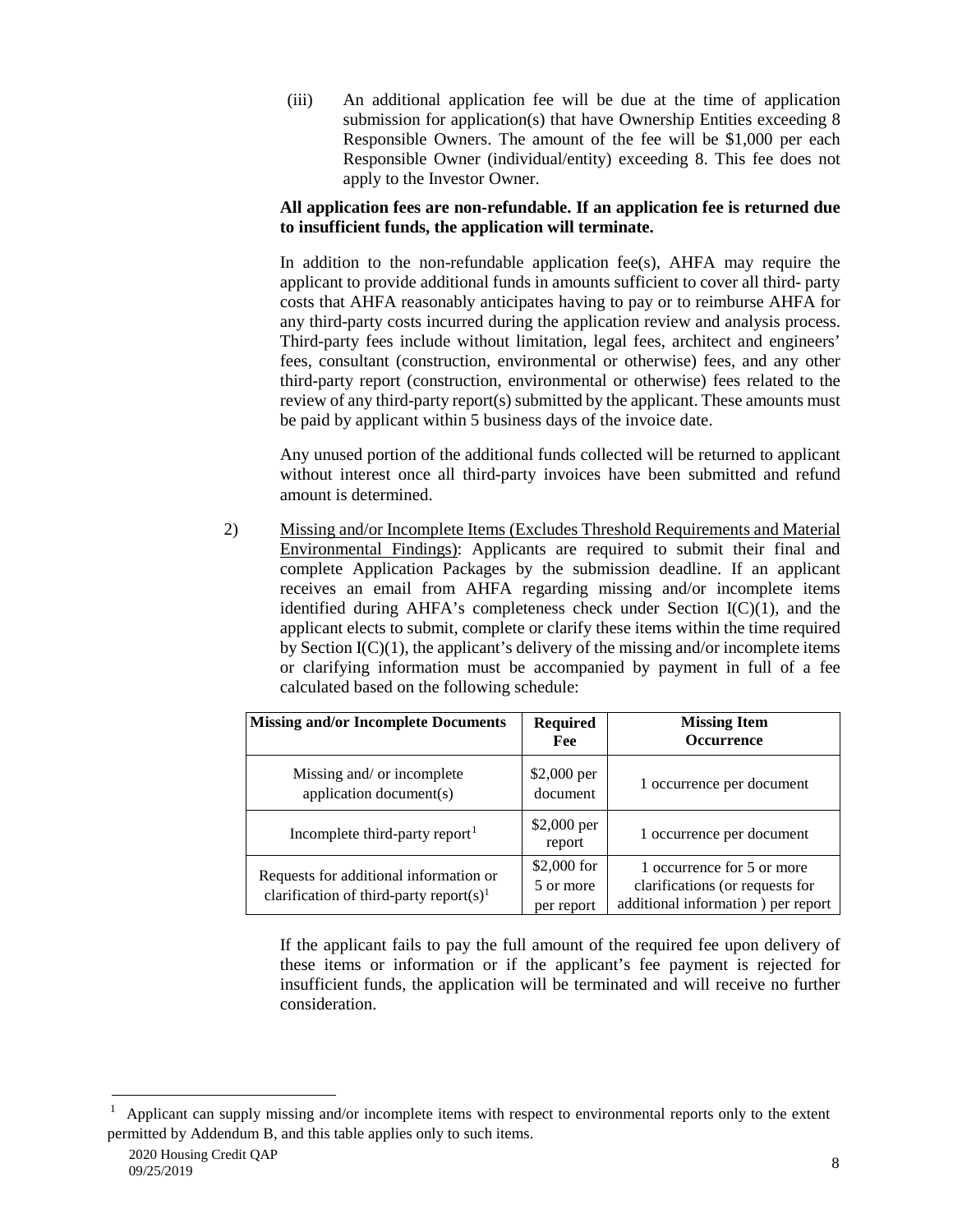(iii) An additional application fee will be due at the time of application submission for application(s) that have Ownership Entities exceeding 8 Responsible Owners. The amount of the fee will be $1,000 per each Responsible Owner (individual/entity) exceeding 8. This fee does not apply to the Investor Owner.

**All application fees are non-refundable. If an application fee is returned due to insufficient funds, the application will terminate.**

In addition to the non-refundable application fee(s), AHFA may require the applicant to provide additional funds in amounts sufficient to cover all third- party costs that AHFA reasonably anticipates having to pay or to reimburse AHFA for any third-party costs incurred during the application review and analysis process. Third-party fees include without limitation, legal fees, architect and engineers' fees, consultant (construction, environmental or otherwise) fees, and any other third-party report (construction, environmental or otherwise) fees related to the review of any third-party report(s) submitted by the applicant. These amounts must be paid by applicant within 5 business days of the invoice date.

Any unused portion of the additional funds collected will be returned to applicant without interest once all third-party invoices have been submitted and refund amount is determined.

2) Missing and/or Incomplete Items (Excludes Threshold Requirements and Material Environmental Findings): Applicants are required to submit their final and complete Application Packages by the submission deadline. If an applicant receives an email from AHFA regarding missing and/or incomplete items identified during AHFA's completeness check under Section I(C)(1), and the applicant elects to submit, complete or clarify these items within the time required by Section I(C)(1), the applicant's delivery of the missing and/or incomplete items or clarifying information must be accompanied by payment in full of a fee calculated based on the following schedule:

| Missing and/or Incomplete Documents | Required Fee | Missing Item Occurrence |
|---|---|---|
| Missing and/ or incomplete application document(s) | $2,000 per document | 1 occurrence per document |
| Incomplete third-party report[1] | $2,000 per report | 1 occurrence per document |
| Requests for additional information or clarification of third-party report(s)[1] | $2,000 for 5 or more per report | 1 occurrence for 5 or more clarifications (or requests for additional information ) per report |

If the applicant fails to pay the full amount of the required fee upon delivery of these items or information or if the applicant's fee payment is rejected for insufficient funds, the application will be terminated and will receive no further consideration.

[1] Applicant can supply missing and/or incomplete items with respect to environmental reports only to the extent permitted by Addendum B, and this table applies only to such items.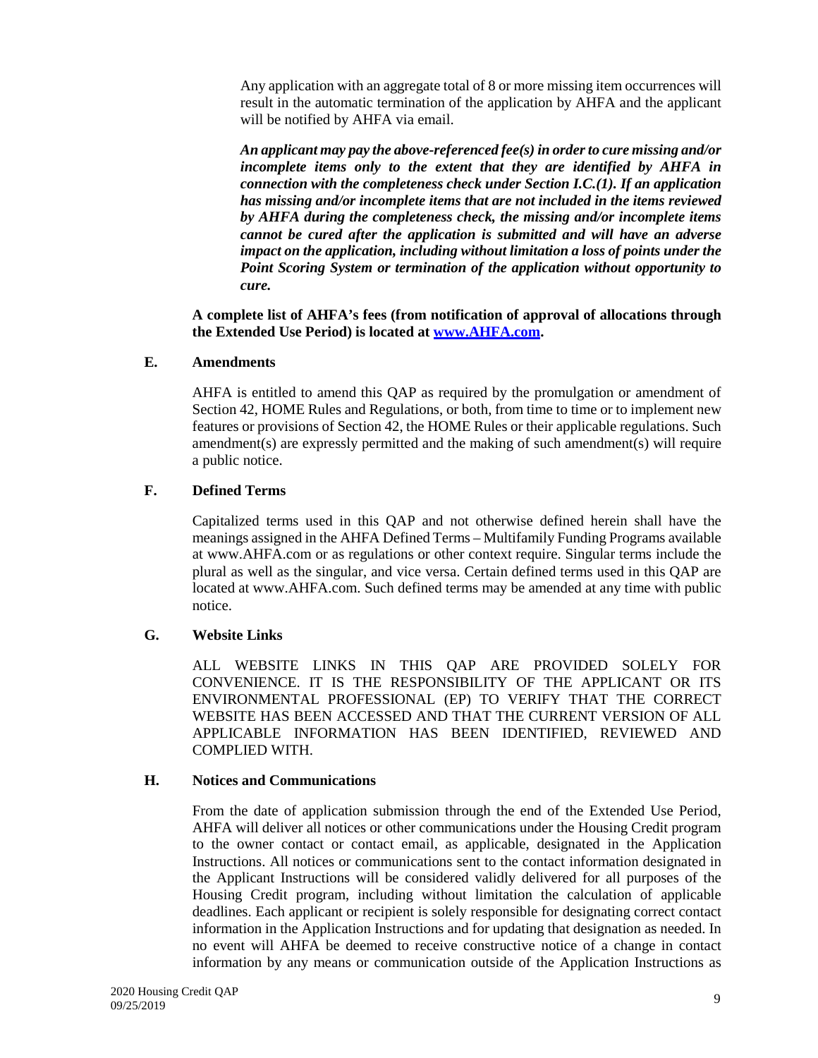Any application with an aggregate total of 8 or more missing item occurrences will result in the automatic termination of the application by AHFA and the applicant will be notified by AHFA via email.

***An applicant may pay the above-referenced fee(s) in order to cure missing and/or incomplete items only to the extent that they are identified by AHFA in connection with the completeness check under Section I.C.(1). If an application has missing and/or incomplete items that are not included in the items reviewed by AHFA during the completeness check, the missing and/or incomplete items cannot be cured after the application is submitted and will have an adverse impact on the application, including without limitation a loss of points under the Point Scoring System or termination of the application without opportunity to cure.***

**A complete list of AHFA's fees (from notification of approval of allocations through the Extended Use Period) is located at [www.AHFA.com](www.AHFA.com).**

### E. Amendments

AHFA is entitled to amend this QAP as required by the promulgation or amendment of Section 42, HOME Rules and Regulations, or both, from time to time or to implement new features or provisions of Section 42, the HOME Rules or their applicable regulations. Such amendment(s) are expressly permitted and the making of such amendment(s) will require a public notice.

### F. Defined Terms

Capitalized terms used in this QAP and not otherwise defined herein shall have the meanings assigned in the AHFA Defined Terms – Multifamily Funding Programs available at www.AHFA.com or as regulations or other context require. Singular terms include the plural as well as the singular, and vice versa. Certain defined terms used in this QAP are located at www.AHFA.com. Such defined terms may be amended at any time with public notice.

### G. Website Links

ALL WEBSITE LINKS IN THIS QAP ARE PROVIDED SOLELY FOR CONVENIENCE. IT IS THE RESPONSIBILITY OF THE APPLICANT OR ITS ENVIRONMENTAL PROFESSIONAL (EP) TO VERIFY THAT THE CORRECT WEBSITE HAS BEEN ACCESSED AND THAT THE CURRENT VERSION OF ALL APPLICABLE INFORMATION HAS BEEN IDENTIFIED, REVIEWED AND COMPLIED WITH.

### H. Notices and Communications

From the date of application submission through the end of the Extended Use Period, AHFA will deliver all notices or other communications under the Housing Credit program to the owner contact or contact email, as applicable, designated in the Application Instructions. All notices or communications sent to the contact information designated in the Applicant Instructions will be considered validly delivered for all purposes of the Housing Credit program, including without limitation the calculation of applicable deadlines. Each applicant or recipient is solely responsible for designating correct contact information in the Application Instructions and for updating that designation as needed. In no event will AHFA be deemed to receive constructive notice of a change in contact information by any means or communication outside of the Application Instructions as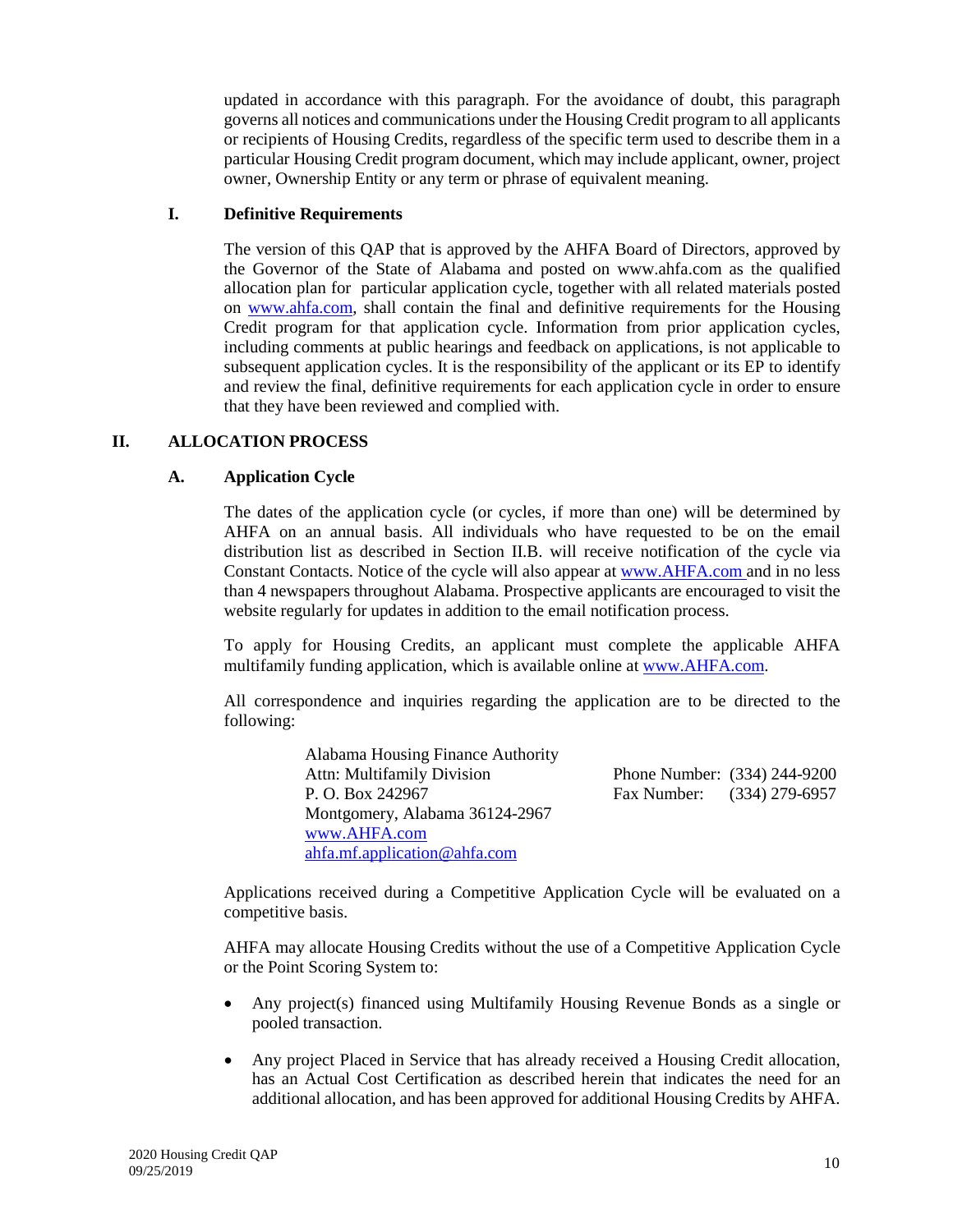updated in accordance with this paragraph. For the avoidance of doubt, this paragraph governs all notices and communications under the Housing Credit program to all applicants or recipients of Housing Credits, regardless of the specific term used to describe them in a particular Housing Credit program document, which may include applicant, owner, project owner, Ownership Entity or any term or phrase of equivalent meaning.

### I. Definitive Requirements

The version of this QAP that is approved by the AHFA Board of Directors, approved by the Governor of the State of Alabama and posted on www.ahfa.com as the qualified allocation plan for particular application cycle, together with all related materials posted on www.ahfa.com, shall contain the final and definitive requirements for the Housing Credit program for that application cycle. Information from prior application cycles, including comments at public hearings and feedback on applications, is not applicable to subsequent application cycles. It is the responsibility of the applicant or its EP to identify and review the final, definitive requirements for each application cycle in order to ensure that they have been reviewed and complied with.

## II. ALLOCATION PROCESS

### A. Application Cycle

The dates of the application cycle (or cycles, if more than one) will be determined by AHFA on an annual basis. All individuals who have requested to be on the email distribution list as described in Section II.B. will receive notification of the cycle via Constant Contacts. Notice of the cycle will also appear at www.AHFA.com and in no less than 4 newspapers throughout Alabama. Prospective applicants are encouraged to visit the website regularly for updates in addition to the email notification process.

To apply for Housing Credits, an applicant must complete the applicable AHFA multifamily funding application, which is available online at www.AHFA.com.

All correspondence and inquiries regarding the application are to be directed to the following:

Alabama Housing Finance Authority
Attn: Multifamily Division
P. O. Box 242967
Montgomery, Alabama 36124-2967
www.AHFA.com
ahfa.mf.application@ahfa.com

Phone Number: (334) 244-9200
Fax Number: (334) 279-6957

Applications received during a Competitive Application Cycle will be evaluated on a competitive basis.

AHFA may allocate Housing Credits without the use of a Competitive Application Cycle or the Point Scoring System to:

- Any project(s) financed using Multifamily Housing Revenue Bonds as a single or pooled transaction.
- Any project Placed in Service that has already received a Housing Credit allocation, has an Actual Cost Certification as described herein that indicates the need for an additional allocation, and has been approved for additional Housing Credits by AHFA.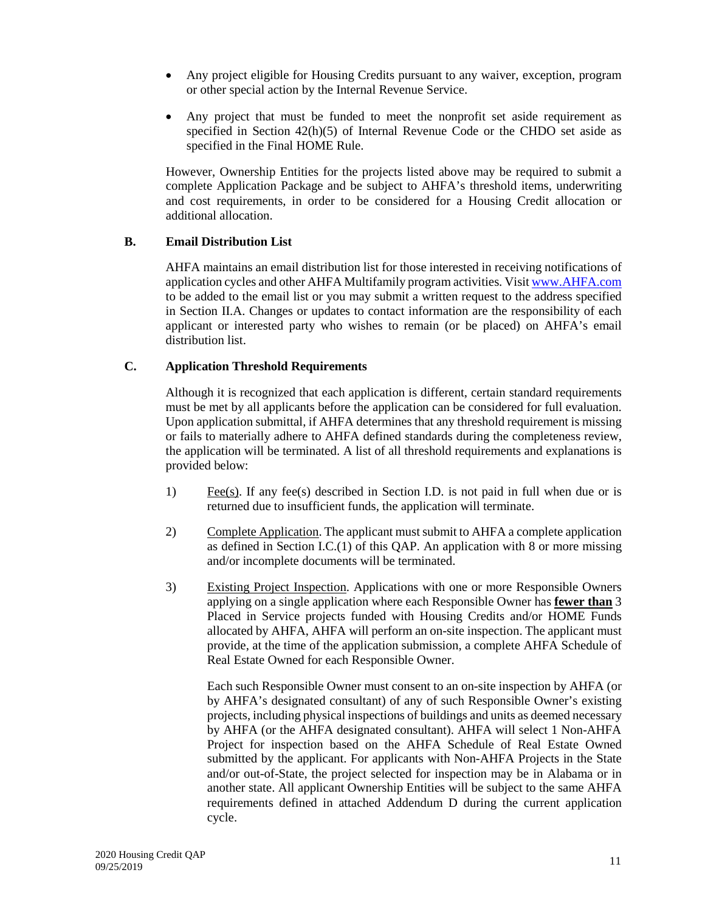- Any project eligible for Housing Credits pursuant to any waiver, exception, program or other special action by the Internal Revenue Service.
- Any project that must be funded to meet the nonprofit set aside requirement as specified in Section 42(h)(5) of Internal Revenue Code or the CHDO set aside as specified in the Final HOME Rule.

However, Ownership Entities for the projects listed above may be required to submit a complete Application Package and be subject to AHFA's threshold items, underwriting and cost requirements, in order to be considered for a Housing Credit allocation or additional allocation.

**B. Email Distribution List**

AHFA maintains an email distribution list for those interested in receiving notifications of application cycles and other AHFA Multifamily program activities. Visit [www.AHFA.com](http://www.AHFA.com) to be added to the email list or you may submit a written request to the address specified in Section II.A. Changes or updates to contact information are the responsibility of each applicant or interested party who wishes to remain (or be placed) on AHFA's email distribution list.

**C. Application Threshold Requirements**

Although it is recognized that each application is different, certain standard requirements must be met by all applicants before the application can be considered for full evaluation. Upon application submittal, if AHFA determines that any threshold requirement is missing or fails to materially adhere to AHFA defined standards during the completeness review, the application will be terminated. A list of all threshold requirements and explanations is provided below:

1) Fee(s). If any fee(s) described in Section I.D. is not paid in full when due or is returned due to insufficient funds, the application will terminate.

2) Complete Application. The applicant must submit to AHFA a complete application as defined in Section I.C.(1) of this QAP. An application with 8 or more missing and/or incomplete documents will be terminated.

3) Existing Project Inspection. Applications with one or more Responsible Owners applying on a single application where each Responsible Owner has **fewer than** 3 Placed in Service projects funded with Housing Credits and/or HOME Funds allocated by AHFA, AHFA will perform an on-site inspection. The applicant must provide, at the time of the application submission, a complete AHFA Schedule of Real Estate Owned for each Responsible Owner.

   Each such Responsible Owner must consent to an on-site inspection by AHFA (or by AHFA's designated consultant) of any of such Responsible Owner's existing projects, including physical inspections of buildings and units as deemed necessary by AHFA (or the AHFA designated consultant). AHFA will select 1 Non-AHFA Project for inspection based on the AHFA Schedule of Real Estate Owned submitted by the applicant. For applicants with Non-AHFA Projects in the State and/or out-of-State, the project selected for inspection may be in Alabama or in another state. All applicant Ownership Entities will be subject to the same AHFA requirements defined in attached Addendum D during the current application cycle.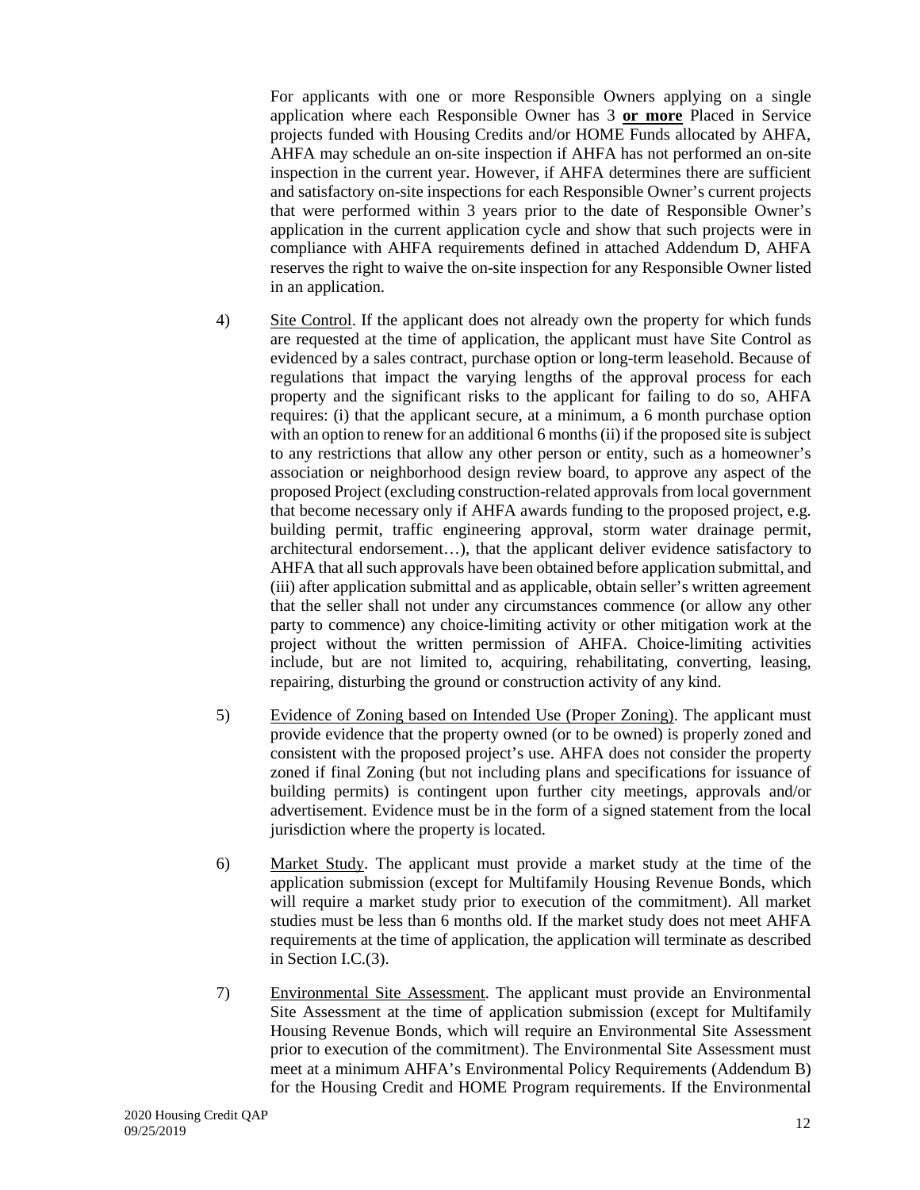For applicants with one or more Responsible Owners applying on a single application where each Responsible Owner has 3 **<u>or more</u>** Placed in Service projects funded with Housing Credits and/or HOME Funds allocated by AHFA, AHFA may schedule an on-site inspection if AHFA has not performed an on-site inspection in the current year. However, if AHFA determines there are sufficient and satisfactory on-site inspections for each Responsible Owner's current projects that were performed within 3 years prior to the date of Responsible Owner's application in the current application cycle and show that such projects were in compliance with AHFA requirements defined in attached Addendum D, AHFA reserves the right to waive the on-site inspection for any Responsible Owner listed in an application.

4) <u>Site Control</u>. If the applicant does not already own the property for which funds are requested at the time of application, the applicant must have Site Control as evidenced by a sales contract, purchase option or long-term leasehold. Because of regulations that impact the varying lengths of the approval process for each property and the significant risks to the applicant for failing to do so, AHFA requires: (i) that the applicant secure, at a minimum, a 6 month purchase option with an option to renew for an additional 6 months (ii) if the proposed site is subject to any restrictions that allow any other person or entity, such as a homeowner's association or neighborhood design review board, to approve any aspect of the proposed Project (excluding construction-related approvals from local government that become necessary only if AHFA awards funding to the proposed project, e.g. building permit, traffic engineering approval, storm water drainage permit, architectural endorsement…), that the applicant deliver evidence satisfactory to AHFA that all such approvals have been obtained before application submittal, and (iii) after application submittal and as applicable, obtain seller's written agreement that the seller shall not under any circumstances commence (or allow any other party to commence) any choice-limiting activity or other mitigation work at the project without the written permission of AHFA. Choice-limiting activities include, but are not limited to, acquiring, rehabilitating, converting, leasing, repairing, disturbing the ground or construction activity of any kind.

5) <u>Evidence of Zoning based on Intended Use (Proper Zoning)</u>. The applicant must provide evidence that the property owned (or to be owned) is properly zoned and consistent with the proposed project's use. AHFA does not consider the property zoned if final Zoning (but not including plans and specifications for issuance of building permits) is contingent upon further city meetings, approvals and/or advertisement. Evidence must be in the form of a signed statement from the local jurisdiction where the property is located.

6) <u>Market Study</u>. The applicant must provide a market study at the time of the application submission (except for Multifamily Housing Revenue Bonds, which will require a market study prior to execution of the commitment). All market studies must be less than 6 months old. If the market study does not meet AHFA requirements at the time of application, the application will terminate as described in Section I.C.(3).

7) <u>Environmental Site Assessment</u>. The applicant must provide an Environmental Site Assessment at the time of application submission (except for Multifamily Housing Revenue Bonds, which will require an Environmental Site Assessment prior to execution of the commitment). The Environmental Site Assessment must meet at a minimum AHFA's Environmental Policy Requirements (Addendum B) for the Housing Credit and HOME Program requirements. If the Environmental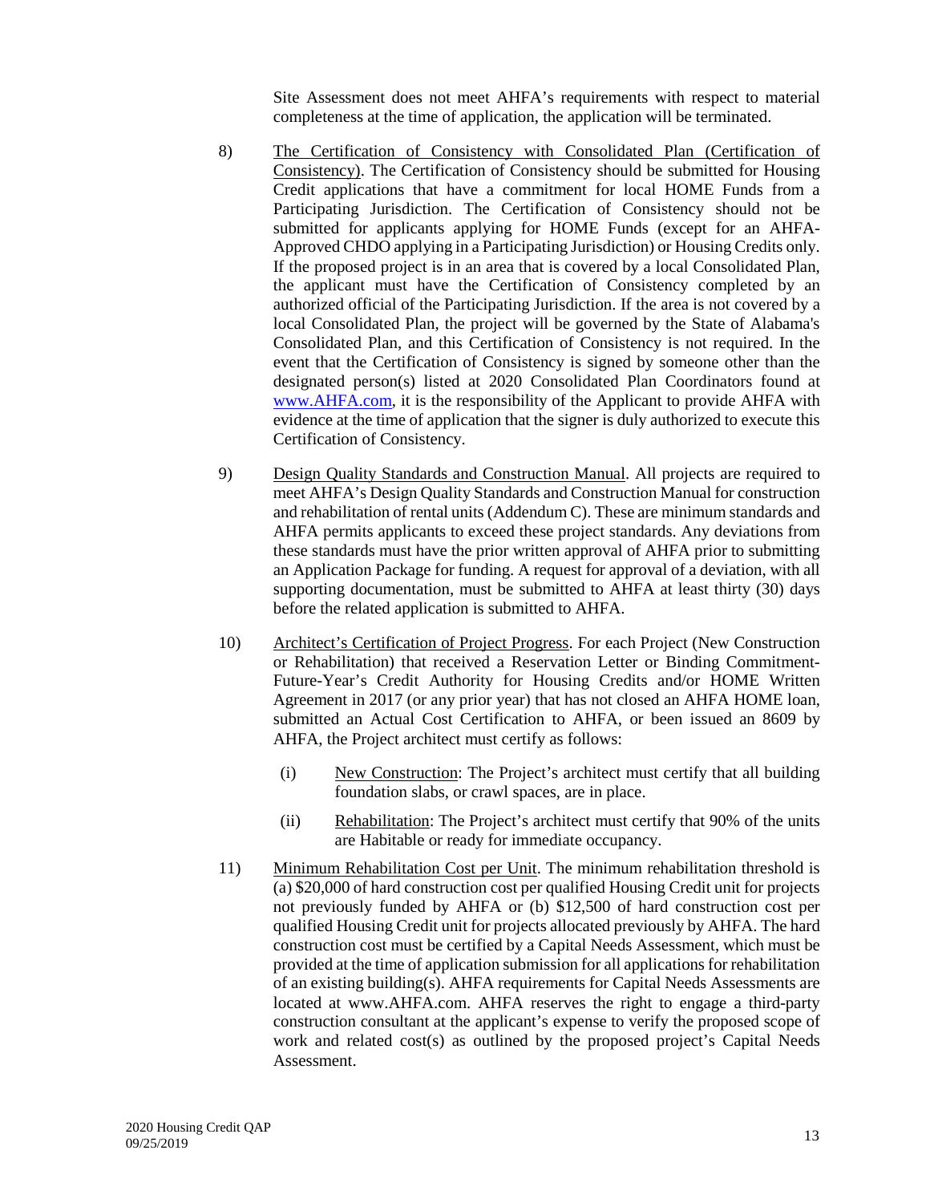Site Assessment does not meet AHFA's requirements with respect to material completeness at the time of application, the application will be terminated.

8) <u>The Certification of Consistency with Consolidated Plan (Certification of Consistency)</u>. The Certification of Consistency should be submitted for Housing Credit applications that have a commitment for local HOME Funds from a Participating Jurisdiction. The Certification of Consistency should not be submitted for applicants applying for HOME Funds (except for an AHFA-Approved CHDO applying in a Participating Jurisdiction) or Housing Credits only. If the proposed project is in an area that is covered by a local Consolidated Plan, the applicant must have the Certification of Consistency completed by an authorized official of the Participating Jurisdiction. If the area is not covered by a local Consolidated Plan, the project will be governed by the State of Alabama's Consolidated Plan, and this Certification of Consistency is not required. In the event that the Certification of Consistency is signed by someone other than the designated person(s) listed at 2020 Consolidated Plan Coordinators found at www.AHFA.com, it is the responsibility of the Applicant to provide AHFA with evidence at the time of application that the signer is duly authorized to execute this Certification of Consistency.

9) <u>Design Quality Standards and Construction Manual</u>. All projects are required to meet AHFA's Design Quality Standards and Construction Manual for construction and rehabilitation of rental units (Addendum C). These are minimum standards and AHFA permits applicants to exceed these project standards. Any deviations from these standards must have the prior written approval of AHFA prior to submitting an Application Package for funding. A request for approval of a deviation, with all supporting documentation, must be submitted to AHFA at least thirty (30) days before the related application is submitted to AHFA.

10) <u>Architect's Certification of Project Progress</u>. For each Project (New Construction or Rehabilitation) that received a Reservation Letter or Binding Commitment-Future-Year's Credit Authority for Housing Credits and/or HOME Written Agreement in 2017 (or any prior year) that has not closed an AHFA HOME loan, submitted an Actual Cost Certification to AHFA, or been issued an 8609 by AHFA, the Project architect must certify as follows:

   (i) <u>New Construction</u>: The Project's architect must certify that all building foundation slabs, or crawl spaces, are in place.

   (ii) <u>Rehabilitation</u>: The Project's architect must certify that 90% of the units are Habitable or ready for immediate occupancy.

11) <u>Minimum Rehabilitation Cost per Unit</u>. The minimum rehabilitation threshold is (a) $20,000 of hard construction cost per qualified Housing Credit unit for projects not previously funded by AHFA or (b) $12,500 of hard construction cost per qualified Housing Credit unit for projects allocated previously by AHFA. The hard construction cost must be certified by a Capital Needs Assessment, which must be provided at the time of application submission for all applications for rehabilitation of an existing building(s). AHFA requirements for Capital Needs Assessments are located at www.AHFA.com. AHFA reserves the right to engage a third-party construction consultant at the applicant's expense to verify the proposed scope of work and related cost(s) as outlined by the proposed project's Capital Needs Assessment.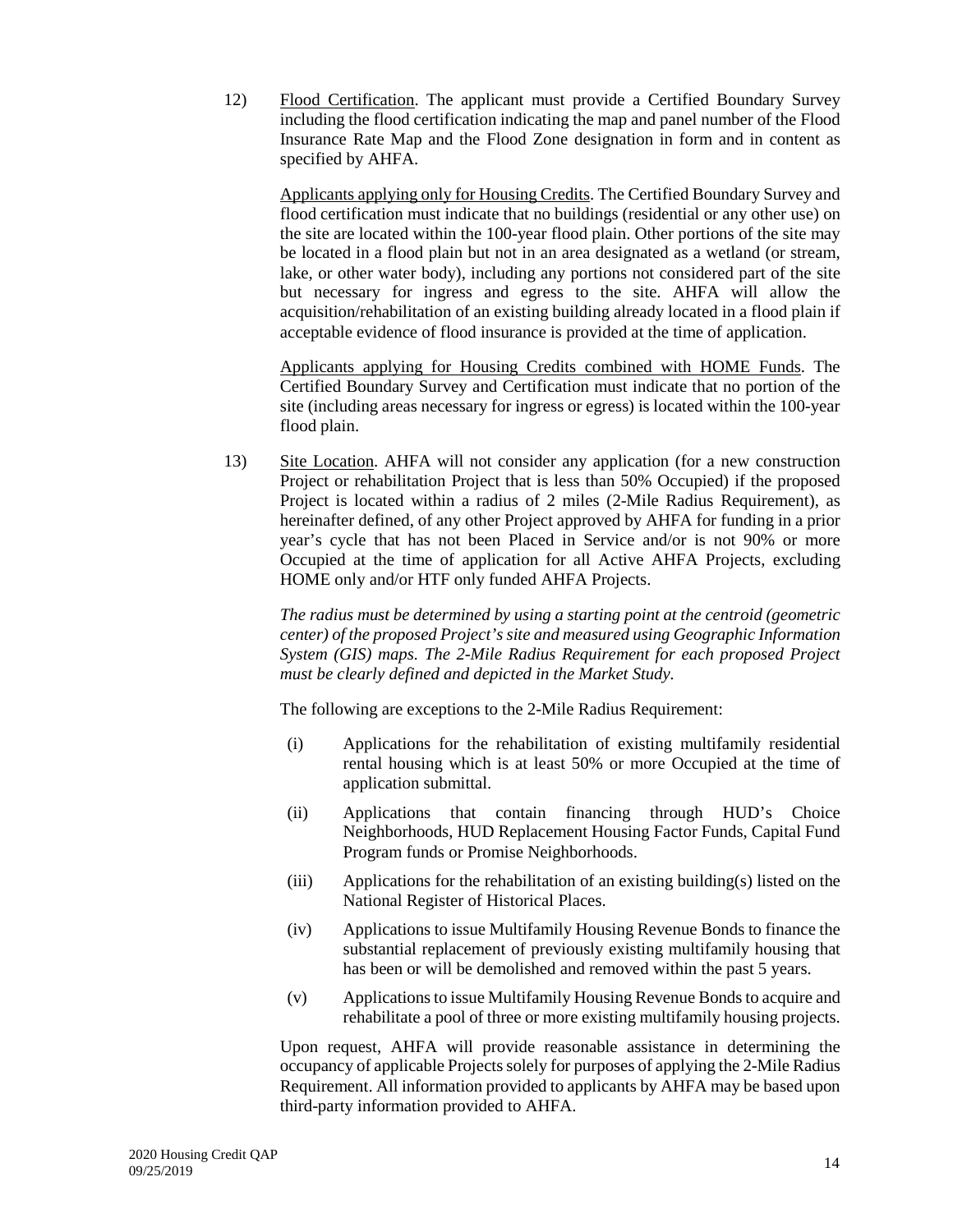12) Flood Certification. The applicant must provide a Certified Boundary Survey including the flood certification indicating the map and panel number of the Flood Insurance Rate Map and the Flood Zone designation in form and in content as specified by AHFA.

Applicants applying only for Housing Credits. The Certified Boundary Survey and flood certification must indicate that no buildings (residential or any other use) on the site are located within the 100-year flood plain. Other portions of the site may be located in a flood plain but not in an area designated as a wetland (or stream, lake, or other water body), including any portions not considered part of the site but necessary for ingress and egress to the site. AHFA will allow the acquisition/rehabilitation of an existing building already located in a flood plain if acceptable evidence of flood insurance is provided at the time of application.

Applicants applying for Housing Credits combined with HOME Funds. The Certified Boundary Survey and Certification must indicate that no portion of the site (including areas necessary for ingress or egress) is located within the 100-year flood plain.

13) Site Location. AHFA will not consider any application (for a new construction Project or rehabilitation Project that is less than 50% Occupied) if the proposed Project is located within a radius of 2 miles (2-Mile Radius Requirement), as hereinafter defined, of any other Project approved by AHFA for funding in a prior year's cycle that has not been Placed in Service and/or is not 90% or more Occupied at the time of application for all Active AHFA Projects, excluding HOME only and/or HTF only funded AHFA Projects.

*The radius must be determined by using a starting point at the centroid (geometric center) of the proposed Project's site and measured using Geographic Information System (GIS) maps. The 2-Mile Radius Requirement for each proposed Project must be clearly defined and depicted in the Market Study.*

The following are exceptions to the 2-Mile Radius Requirement:

(i) Applications for the rehabilitation of existing multifamily residential rental housing which is at least 50% or more Occupied at the time of application submittal.

(ii) Applications that contain financing through HUD's Choice Neighborhoods, HUD Replacement Housing Factor Funds, Capital Fund Program funds or Promise Neighborhoods.

(iii) Applications for the rehabilitation of an existing building(s) listed on the National Register of Historical Places.

(iv) Applications to issue Multifamily Housing Revenue Bonds to finance the substantial replacement of previously existing multifamily housing that has been or will be demolished and removed within the past 5 years.

(v) Applications to issue Multifamily Housing Revenue Bonds to acquire and rehabilitate a pool of three or more existing multifamily housing projects.

Upon request, AHFA will provide reasonable assistance in determining the occupancy of applicable Projects solely for purposes of applying the 2-Mile Radius Requirement. All information provided to applicants by AHFA may be based upon third-party information provided to AHFA.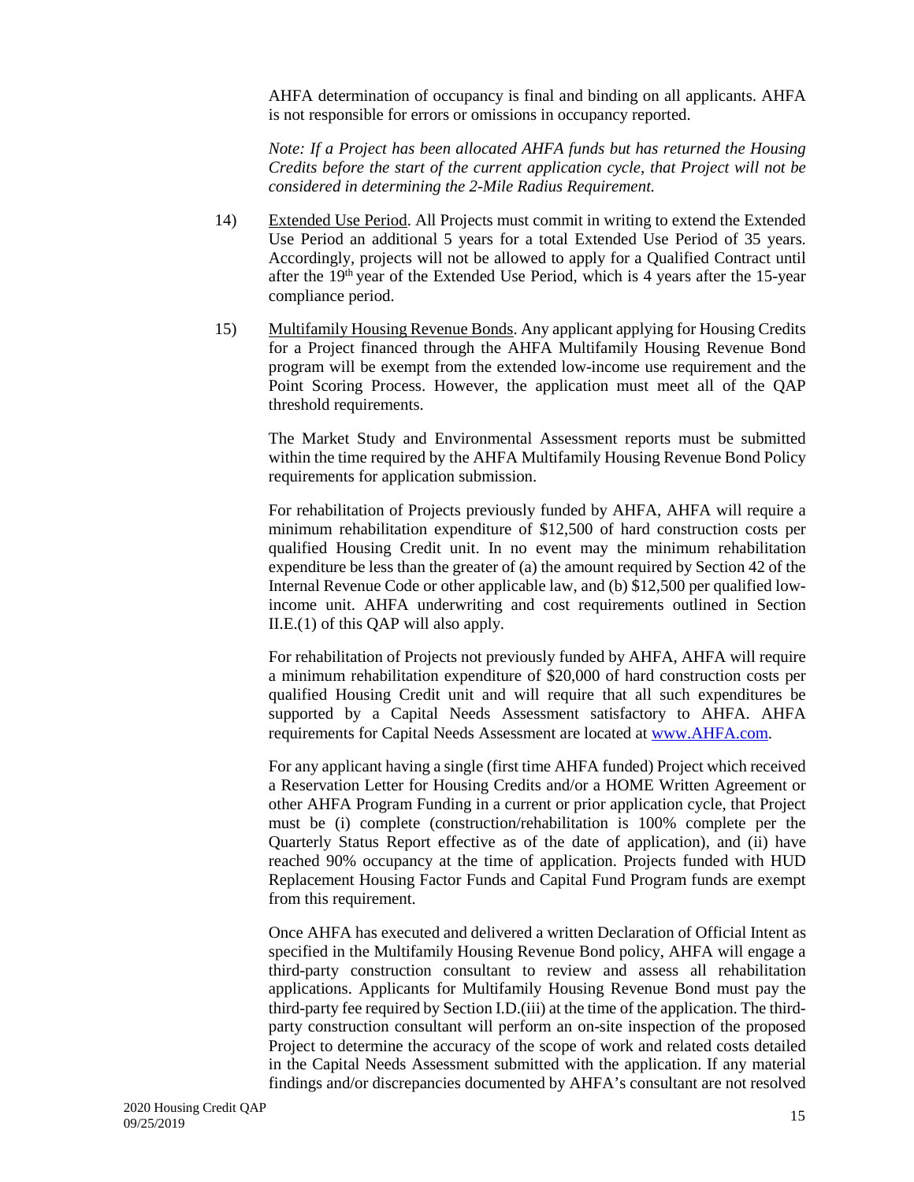AHFA determination of occupancy is final and binding on all applicants. AHFA is not responsible for errors or omissions in occupancy reported.

*Note: If a Project has been allocated AHFA funds but has returned the Housing Credits before the start of the current application cycle, that Project will not be considered in determining the 2-Mile Radius Requirement.*

14) Extended Use Period. All Projects must commit in writing to extend the Extended Use Period an additional 5 years for a total Extended Use Period of 35 years. Accordingly, projects will not be allowed to apply for a Qualified Contract until after the 19th year of the Extended Use Period, which is 4 years after the 15-year compliance period.

15) Multifamily Housing Revenue Bonds. Any applicant applying for Housing Credits for a Project financed through the AHFA Multifamily Housing Revenue Bond program will be exempt from the extended low-income use requirement and the Point Scoring Process. However, the application must meet all of the QAP threshold requirements.

The Market Study and Environmental Assessment reports must be submitted within the time required by the AHFA Multifamily Housing Revenue Bond Policy requirements for application submission.

For rehabilitation of Projects previously funded by AHFA, AHFA will require a minimum rehabilitation expenditure of $12,500 of hard construction costs per qualified Housing Credit unit. In no event may the minimum rehabilitation expenditure be less than the greater of (a) the amount required by Section 42 of the Internal Revenue Code or other applicable law, and (b) $12,500 per qualified low-income unit. AHFA underwriting and cost requirements outlined in Section II.E.(1) of this QAP will also apply.

For rehabilitation of Projects not previously funded by AHFA, AHFA will require a minimum rehabilitation expenditure of $20,000 of hard construction costs per qualified Housing Credit unit and will require that all such expenditures be supported by a Capital Needs Assessment satisfactory to AHFA. AHFA requirements for Capital Needs Assessment are located at [www.AHFA.com](http://www.AHFA.com).

For any applicant having a single (first time AHFA funded) Project which received a Reservation Letter for Housing Credits and/or a HOME Written Agreement or other AHFA Program Funding in a current or prior application cycle, that Project must be (i) complete (construction/rehabilitation is 100% complete per the Quarterly Status Report effective as of the date of application), and (ii) have reached 90% occupancy at the time of application. Projects funded with HUD Replacement Housing Factor Funds and Capital Fund Program funds are exempt from this requirement.

Once AHFA has executed and delivered a written Declaration of Official Intent as specified in the Multifamily Housing Revenue Bond policy, AHFA will engage a third-party construction consultant to review and assess all rehabilitation applications. Applicants for Multifamily Housing Revenue Bond must pay the third-party fee required by Section I.D.(iii) at the time of the application. The third-party construction consultant will perform an on-site inspection of the proposed Project to determine the accuracy of the scope of work and related costs detailed in the Capital Needs Assessment submitted with the application. If any material findings and/or discrepancies documented by AHFA's consultant are not resolved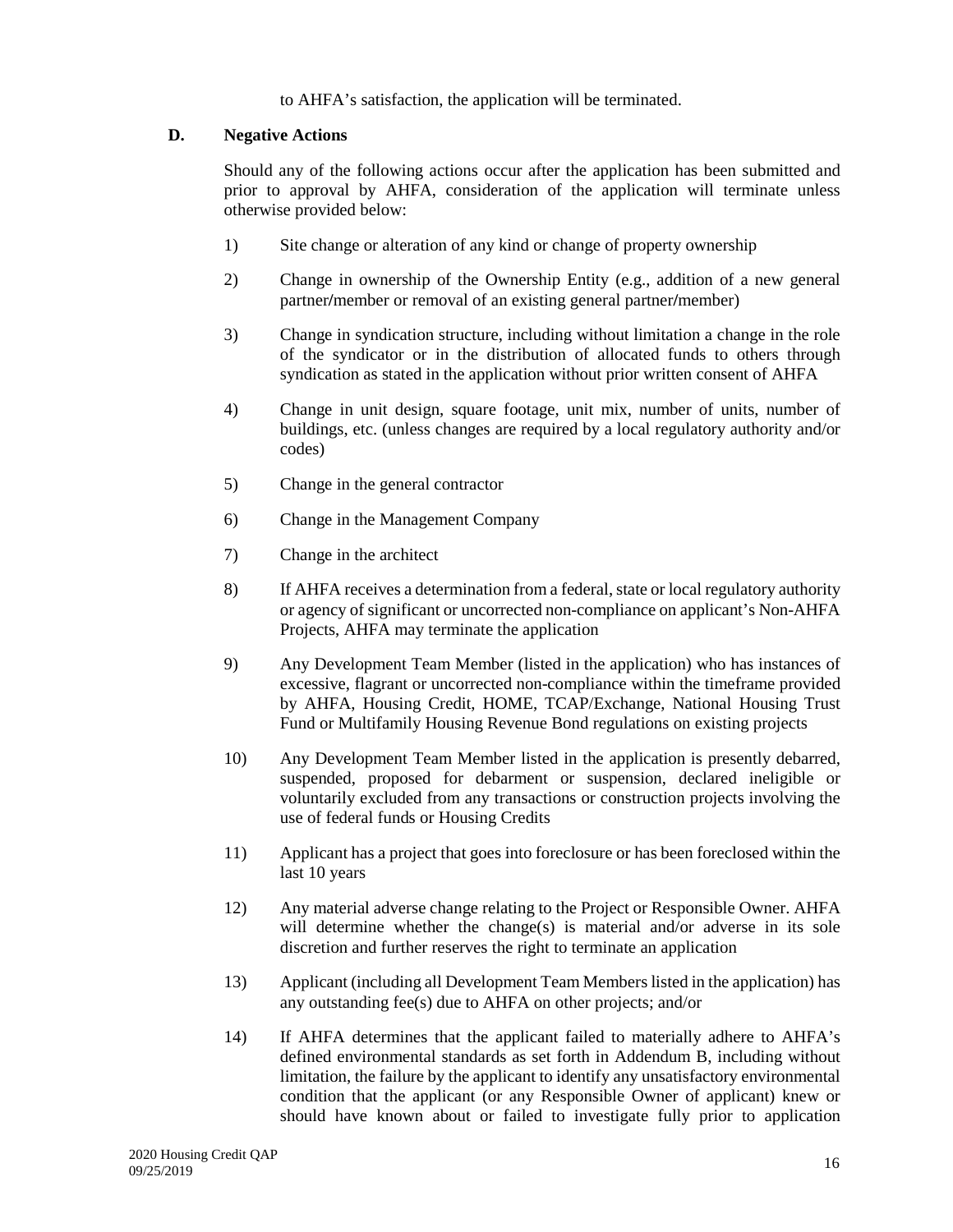to AHFA's satisfaction, the application will be terminated.

### D. Negative Actions

Should any of the following actions occur after the application has been submitted and prior to approval by AHFA, consideration of the application will terminate unless otherwise provided below:

1) Site change or alteration of any kind or change of property ownership

2) Change in ownership of the Ownership Entity (e.g., addition of a new general partner/member or removal of an existing general partner/member)

3) Change in syndication structure, including without limitation a change in the role of the syndicator or in the distribution of allocated funds to others through syndication as stated in the application without prior written consent of AHFA

4) Change in unit design, square footage, unit mix, number of units, number of buildings, etc. (unless changes are required by a local regulatory authority and/or codes)

5) Change in the general contractor

6) Change in the Management Company

7) Change in the architect

8) If AHFA receives a determination from a federal, state or local regulatory authority or agency of significant or uncorrected non-compliance on applicant's Non-AHFA Projects, AHFA may terminate the application

9) Any Development Team Member (listed in the application) who has instances of excessive, flagrant or uncorrected non-compliance within the timeframe provided by AHFA, Housing Credit, HOME, TCAP/Exchange, National Housing Trust Fund or Multifamily Housing Revenue Bond regulations on existing projects

10) Any Development Team Member listed in the application is presently debarred, suspended, proposed for debarment or suspension, declared ineligible or voluntarily excluded from any transactions or construction projects involving the use of federal funds or Housing Credits

11) Applicant has a project that goes into foreclosure or has been foreclosed within the last 10 years

12) Any material adverse change relating to the Project or Responsible Owner. AHFA will determine whether the change(s) is material and/or adverse in its sole discretion and further reserves the right to terminate an application

13) Applicant (including all Development Team Members listed in the application) has any outstanding fee(s) due to AHFA on other projects; and/or

14) If AHFA determines that the applicant failed to materially adhere to AHFA's defined environmental standards as set forth in Addendum B, including without limitation, the failure by the applicant to identify any unsatisfactory environmental condition that the applicant (or any Responsible Owner of applicant) knew or should have known about or failed to investigate fully prior to application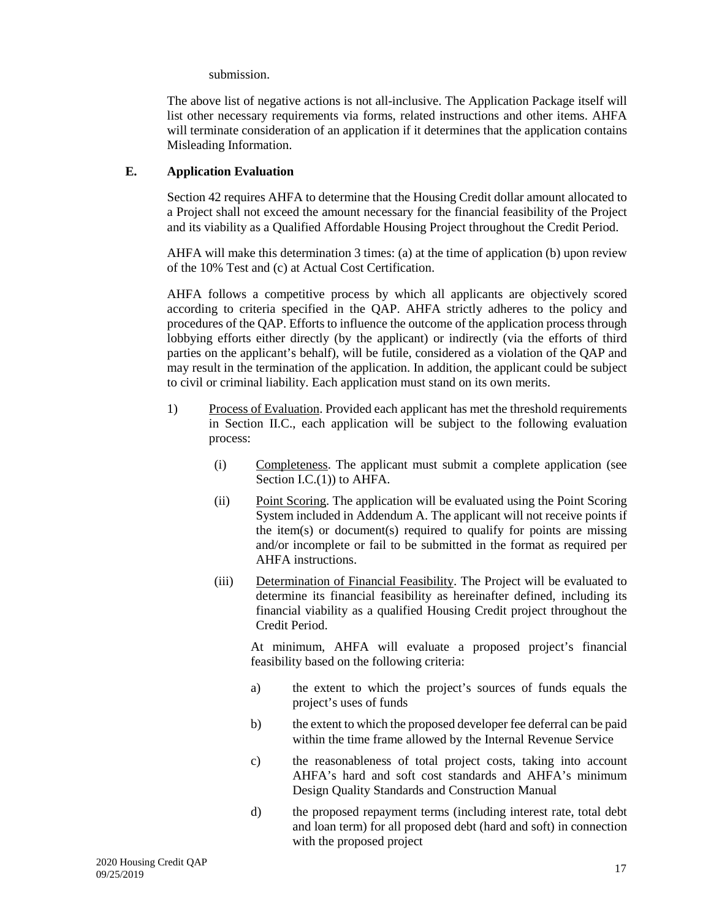submission.

The above list of negative actions is not all-inclusive. The Application Package itself will list other necessary requirements via forms, related instructions and other items. AHFA will terminate consideration of an application if it determines that the application contains Misleading Information.

## E. Application Evaluation

Section 42 requires AHFA to determine that the Housing Credit dollar amount allocated to a Project shall not exceed the amount necessary for the financial feasibility of the Project and its viability as a Qualified Affordable Housing Project throughout the Credit Period.

AHFA will make this determination 3 times: (a) at the time of application (b) upon review of the 10% Test and (c) at Actual Cost Certification.

AHFA follows a competitive process by which all applicants are objectively scored according to criteria specified in the QAP. AHFA strictly adheres to the policy and procedures of the QAP. Efforts to influence the outcome of the application process through lobbying efforts either directly (by the applicant) or indirectly (via the efforts of third parties on the applicant's behalf), will be futile, considered as a violation of the QAP and may result in the termination of the application. In addition, the applicant could be subject to civil or criminal liability. Each application must stand on its own merits.

1) Process of Evaluation. Provided each applicant has met the threshold requirements in Section II.C., each application will be subject to the following evaluation process:

   (i) Completeness. The applicant must submit a complete application (see Section I.C.(1)) to AHFA.

   (ii) Point Scoring. The application will be evaluated using the Point Scoring System included in Addendum A. The applicant will not receive points if the item(s) or document(s) required to qualify for points are missing and/or incomplete or fail to be submitted in the format as required per AHFA instructions.

   (iii) Determination of Financial Feasibility. The Project will be evaluated to determine its financial feasibility as hereinafter defined, including its financial viability as a qualified Housing Credit project throughout the Credit Period.

   At minimum, AHFA will evaluate a proposed project's financial feasibility based on the following criteria:

   a) the extent to which the project's sources of funds equals the project's uses of funds

   b) the extent to which the proposed developer fee deferral can be paid within the time frame allowed by the Internal Revenue Service

   c) the reasonableness of total project costs, taking into account AHFA's hard and soft cost standards and AHFA's minimum Design Quality Standards and Construction Manual

   d) the proposed repayment terms (including interest rate, total debt and loan term) for all proposed debt (hard and soft) in connection with the proposed project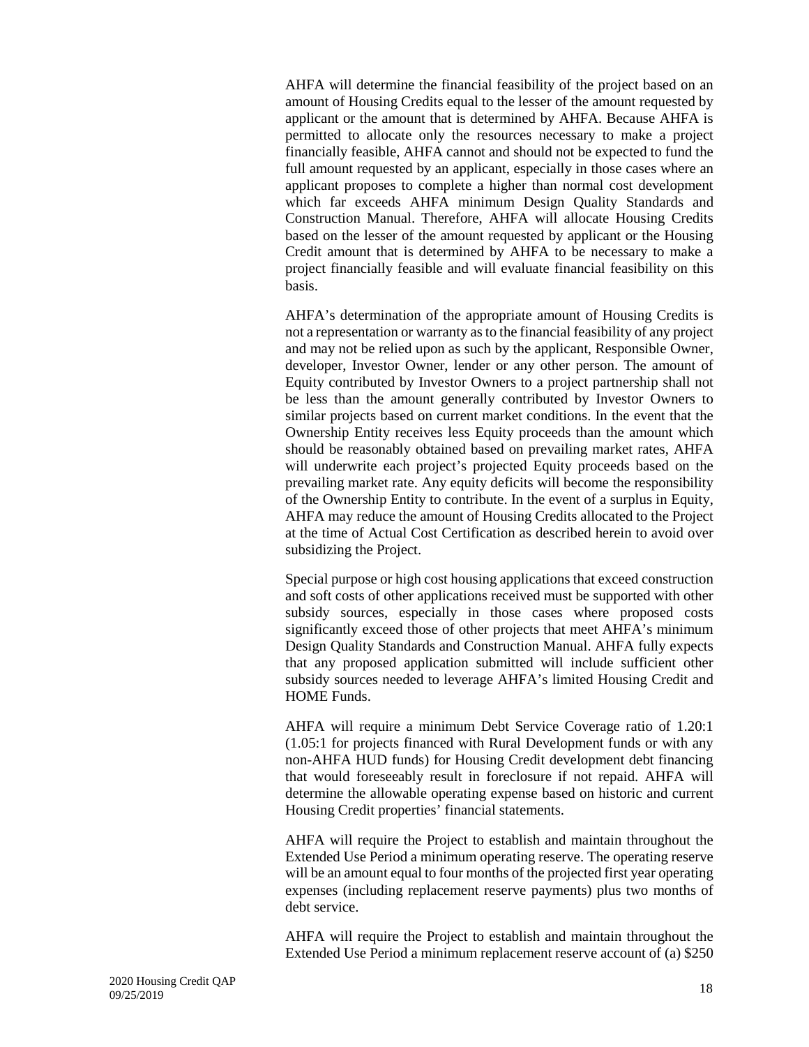AHFA will determine the financial feasibility of the project based on an amount of Housing Credits equal to the lesser of the amount requested by applicant or the amount that is determined by AHFA. Because AHFA is permitted to allocate only the resources necessary to make a project financially feasible, AHFA cannot and should not be expected to fund the full amount requested by an applicant, especially in those cases where an applicant proposes to complete a higher than normal cost development which far exceeds AHFA minimum Design Quality Standards and Construction Manual. Therefore, AHFA will allocate Housing Credits based on the lesser of the amount requested by applicant or the Housing Credit amount that is determined by AHFA to be necessary to make a project financially feasible and will evaluate financial feasibility on this basis.

AHFA's determination of the appropriate amount of Housing Credits is not a representation or warranty as to the financial feasibility of any project and may not be relied upon as such by the applicant, Responsible Owner, developer, Investor Owner, lender or any other person. The amount of Equity contributed by Investor Owners to a project partnership shall not be less than the amount generally contributed by Investor Owners to similar projects based on current market conditions. In the event that the Ownership Entity receives less Equity proceeds than the amount which should be reasonably obtained based on prevailing market rates, AHFA will underwrite each project's projected Equity proceeds based on the prevailing market rate. Any equity deficits will become the responsibility of the Ownership Entity to contribute. In the event of a surplus in Equity, AHFA may reduce the amount of Housing Credits allocated to the Project at the time of Actual Cost Certification as described herein to avoid over subsidizing the Project.

Special purpose or high cost housing applications that exceed construction and soft costs of other applications received must be supported with other subsidy sources, especially in those cases where proposed costs significantly exceed those of other projects that meet AHFA's minimum Design Quality Standards and Construction Manual. AHFA fully expects that any proposed application submitted will include sufficient other subsidy sources needed to leverage AHFA's limited Housing Credit and HOME Funds.

AHFA will require a minimum Debt Service Coverage ratio of 1.20:1 (1.05:1 for projects financed with Rural Development funds or with any non-AHFA HUD funds) for Housing Credit development debt financing that would foreseeably result in foreclosure if not repaid. AHFA will determine the allowable operating expense based on historic and current Housing Credit properties' financial statements.

AHFA will require the Project to establish and maintain throughout the Extended Use Period a minimum operating reserve. The operating reserve will be an amount equal to four months of the projected first year operating expenses (including replacement reserve payments) plus two months of debt service.

AHFA will require the Project to establish and maintain throughout the Extended Use Period a minimum replacement reserve account of (a) $250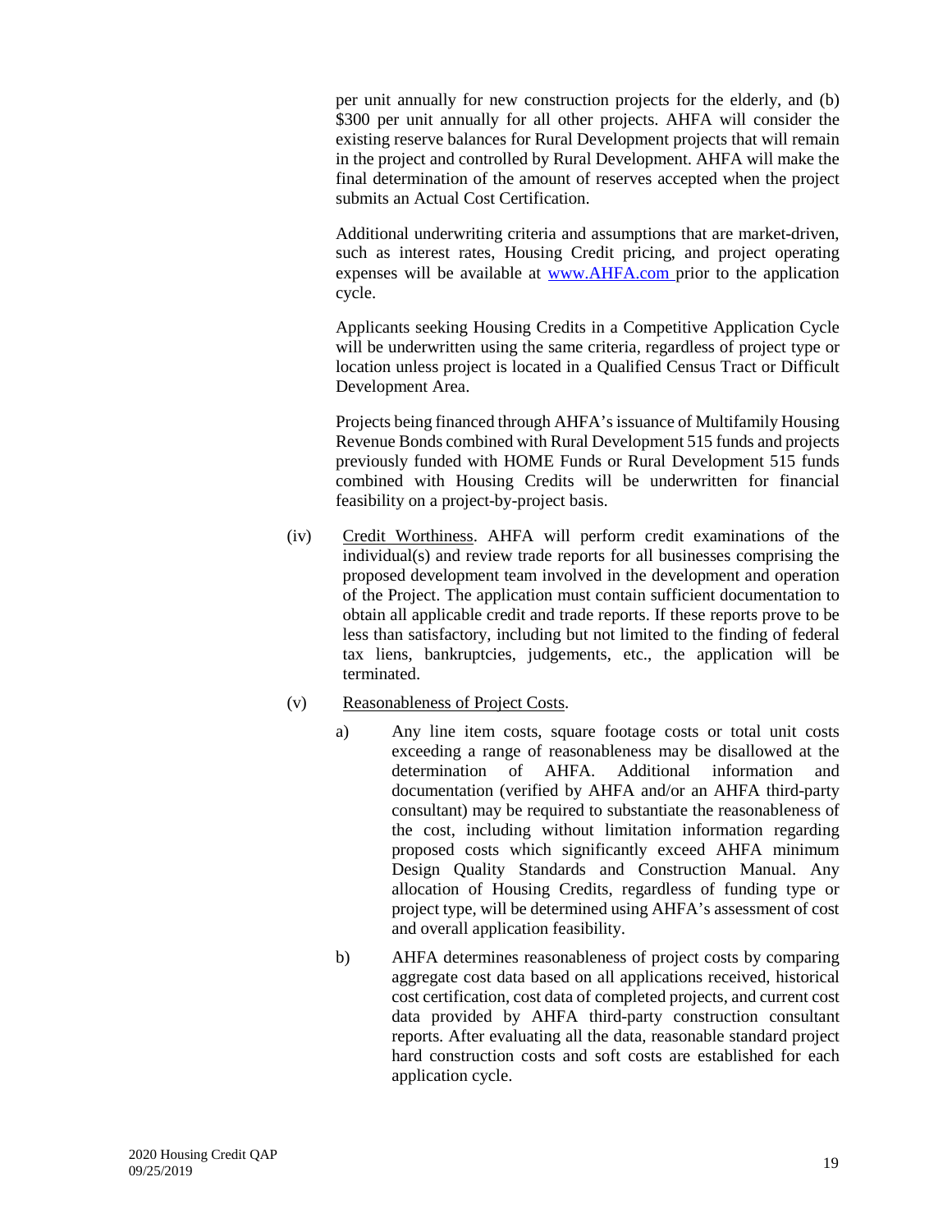per unit annually for new construction projects for the elderly, and (b) $300 per unit annually for all other projects. AHFA will consider the existing reserve balances for Rural Development projects that will remain in the project and controlled by Rural Development. AHFA will make the final determination of the amount of reserves accepted when the project submits an Actual Cost Certification.

Additional underwriting criteria and assumptions that are market-driven, such as interest rates, Housing Credit pricing, and project operating expenses will be available at www.AHFA.com prior to the application cycle.

Applicants seeking Housing Credits in a Competitive Application Cycle will be underwritten using the same criteria, regardless of project type or location unless project is located in a Qualified Census Tract or Difficult Development Area.

Projects being financed through AHFA's issuance of Multifamily Housing Revenue Bonds combined with Rural Development 515 funds and projects previously funded with HOME Funds or Rural Development 515 funds combined with Housing Credits will be underwritten for financial feasibility on a project-by-project basis.

(iv) Credit Worthiness. AHFA will perform credit examinations of the individual(s) and review trade reports for all businesses comprising the proposed development team involved in the development and operation of the Project. The application must contain sufficient documentation to obtain all applicable credit and trade reports. If these reports prove to be less than satisfactory, including but not limited to the finding of federal tax liens, bankruptcies, judgements, etc., the application will be terminated.

(v) Reasonableness of Project Costs.

a) Any line item costs, square footage costs or total unit costs exceeding a range of reasonableness may be disallowed at the determination of AHFA. Additional information and documentation (verified by AHFA and/or an AHFA third-party consultant) may be required to substantiate the reasonableness of the cost, including without limitation information regarding proposed costs which significantly exceed AHFA minimum Design Quality Standards and Construction Manual. Any allocation of Housing Credits, regardless of funding type or project type, will be determined using AHFA's assessment of cost and overall application feasibility.

b) AHFA determines reasonableness of project costs by comparing aggregate cost data based on all applications received, historical cost certification, cost data of completed projects, and current cost data provided by AHFA third-party construction consultant reports. After evaluating all the data, reasonable standard project hard construction costs and soft costs are established for each application cycle.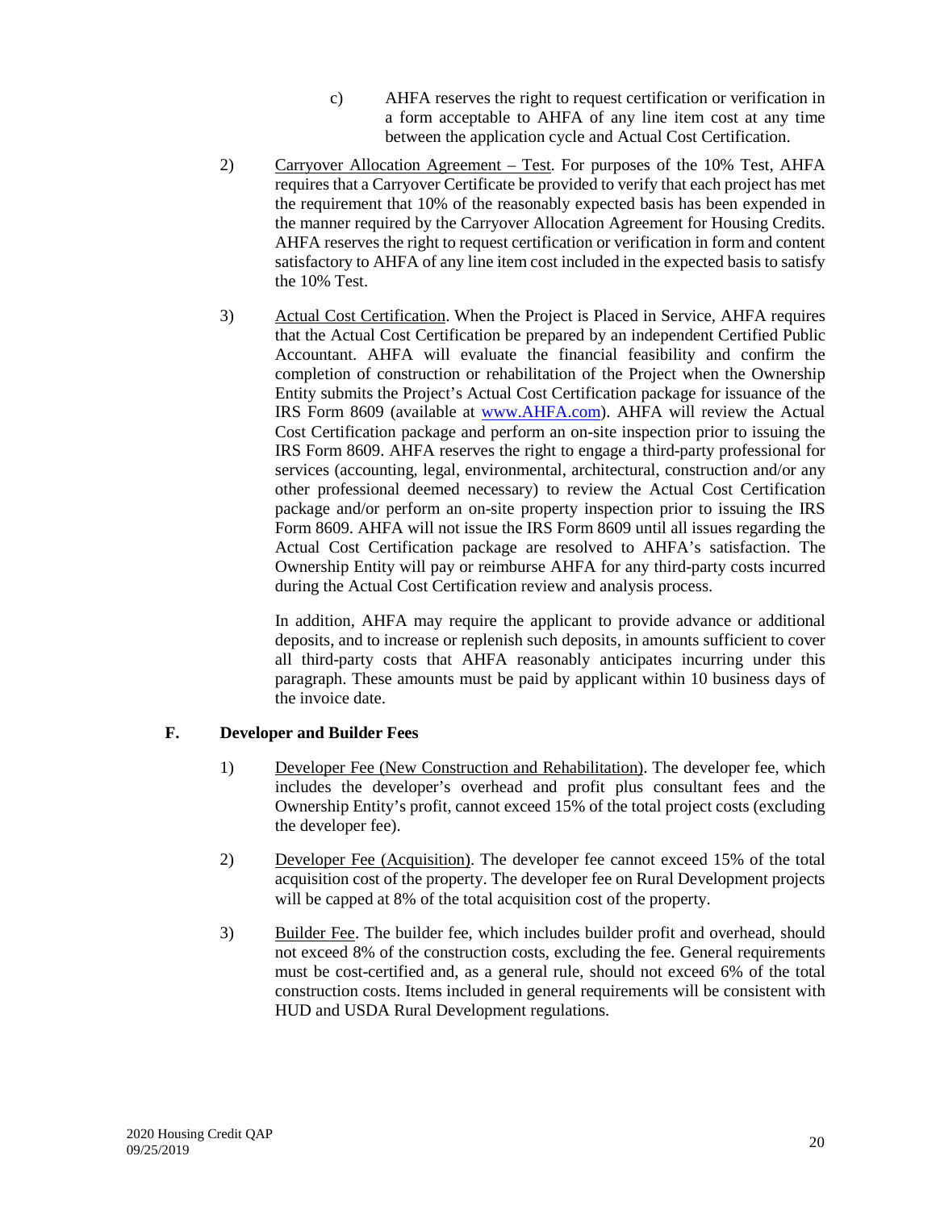c) AHFA reserves the right to request certification or verification in a form acceptable to AHFA of any line item cost at any time between the application cycle and Actual Cost Certification.

2) Carryover Allocation Agreement – Test. For purposes of the 10% Test, AHFA requires that a Carryover Certificate be provided to verify that each project has met the requirement that 10% of the reasonably expected basis has been expended in the manner required by the Carryover Allocation Agreement for Housing Credits. AHFA reserves the right to request certification or verification in form and content satisfactory to AHFA of any line item cost included in the expected basis to satisfy the 10% Test.

3) Actual Cost Certification. When the Project is Placed in Service, AHFA requires that the Actual Cost Certification be prepared by an independent Certified Public Accountant. AHFA will evaluate the financial feasibility and confirm the completion of construction or rehabilitation of the Project when the Ownership Entity submits the Project's Actual Cost Certification package for issuance of the IRS Form 8609 (available at www.AHFA.com). AHFA will review the Actual Cost Certification package and perform an on-site inspection prior to issuing the IRS Form 8609. AHFA reserves the right to engage a third-party professional for services (accounting, legal, environmental, architectural, construction and/or any other professional deemed necessary) to review the Actual Cost Certification package and/or perform an on-site property inspection prior to issuing the IRS Form 8609. AHFA will not issue the IRS Form 8609 until all issues regarding the Actual Cost Certification package are resolved to AHFA's satisfaction. The Ownership Entity will pay or reimburse AHFA for any third-party costs incurred during the Actual Cost Certification review and analysis process.

   In addition, AHFA may require the applicant to provide advance or additional deposits, and to increase or replenish such deposits, in amounts sufficient to cover all third-party costs that AHFA reasonably anticipates incurring under this paragraph. These amounts must be paid by applicant within 10 business days of the invoice date.

**F. Developer and Builder Fees**

1) Developer Fee (New Construction and Rehabilitation). The developer fee, which includes the developer's overhead and profit plus consultant fees and the Ownership Entity's profit, cannot exceed 15% of the total project costs (excluding the developer fee).

2) Developer Fee (Acquisition). The developer fee cannot exceed 15% of the total acquisition cost of the property. The developer fee on Rural Development projects will be capped at 8% of the total acquisition cost of the property.

3) Builder Fee. The builder fee, which includes builder profit and overhead, should not exceed 8% of the construction costs, excluding the fee. General requirements must be cost-certified and, as a general rule, should not exceed 6% of the total construction costs. Items included in general requirements will be consistent with HUD and USDA Rural Development regulations.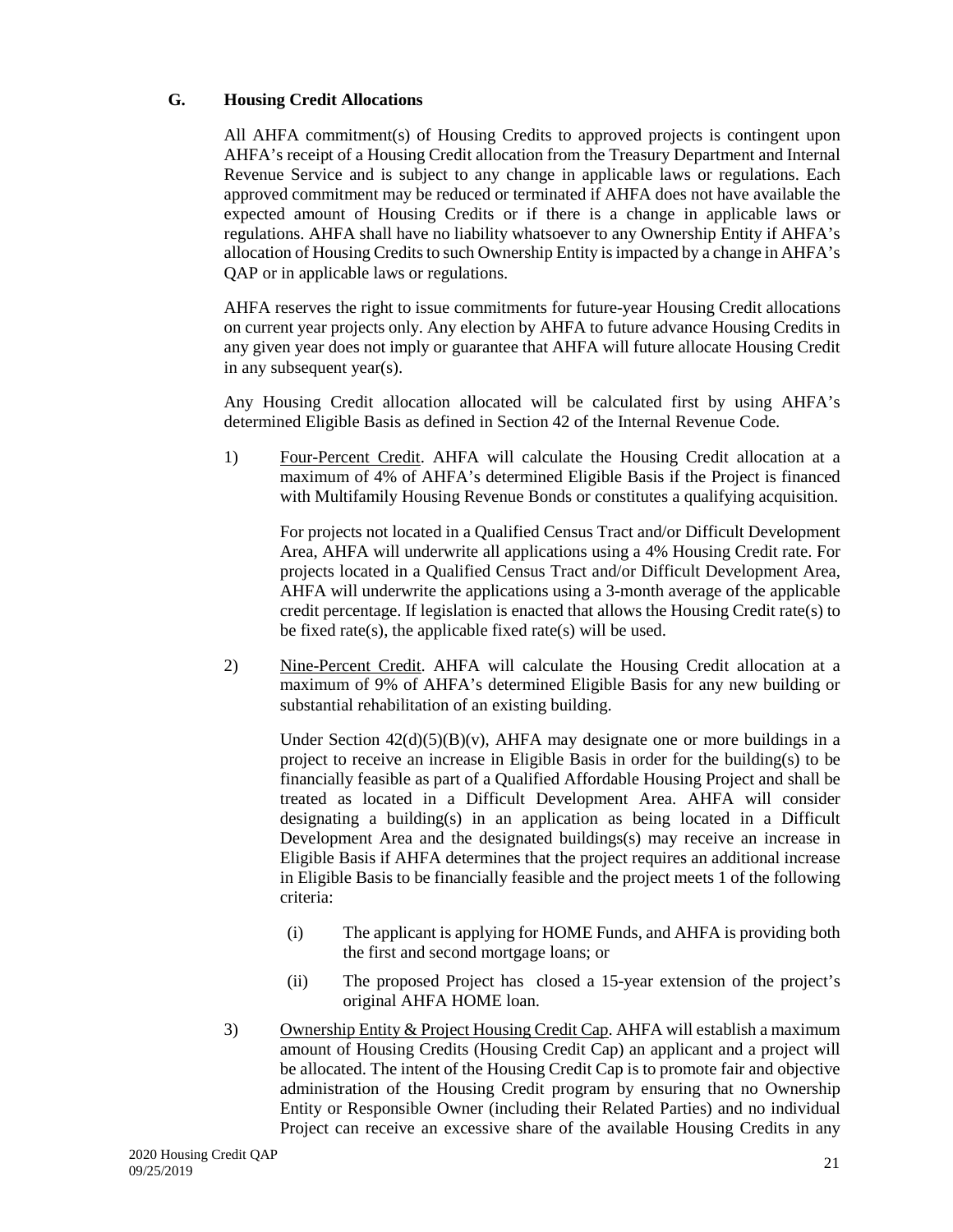## G. Housing Credit Allocations

All AHFA commitment(s) of Housing Credits to approved projects is contingent upon AHFA's receipt of a Housing Credit allocation from the Treasury Department and Internal Revenue Service and is subject to any change in applicable laws or regulations. Each approved commitment may be reduced or terminated if AHFA does not have available the expected amount of Housing Credits or if there is a change in applicable laws or regulations. AHFA shall have no liability whatsoever to any Ownership Entity if AHFA's allocation of Housing Credits to such Ownership Entity is impacted by a change in AHFA's QAP or in applicable laws or regulations.

AHFA reserves the right to issue commitments for future-year Housing Credit allocations on current year projects only. Any election by AHFA to future advance Housing Credits in any given year does not imply or guarantee that AHFA will future allocate Housing Credit in any subsequent year(s).

Any Housing Credit allocation allocated will be calculated first by using AHFA's determined Eligible Basis as defined in Section 42 of the Internal Revenue Code.

1) Four-Percent Credit. AHFA will calculate the Housing Credit allocation at a maximum of 4% of AHFA's determined Eligible Basis if the Project is financed with Multifamily Housing Revenue Bonds or constitutes a qualifying acquisition.

   For projects not located in a Qualified Census Tract and/or Difficult Development Area, AHFA will underwrite all applications using a 4% Housing Credit rate. For projects located in a Qualified Census Tract and/or Difficult Development Area, AHFA will underwrite the applications using a 3-month average of the applicable credit percentage. If legislation is enacted that allows the Housing Credit rate(s) to be fixed rate(s), the applicable fixed rate(s) will be used.

2) Nine-Percent Credit. AHFA will calculate the Housing Credit allocation at a maximum of 9% of AHFA's determined Eligible Basis for any new building or substantial rehabilitation of an existing building.

   Under Section 42(d)(5)(B)(v), AHFA may designate one or more buildings in a project to receive an increase in Eligible Basis in order for the building(s) to be financially feasible as part of a Qualified Affordable Housing Project and shall be treated as located in a Difficult Development Area. AHFA will consider designating a building(s) in an application as being located in a Difficult Development Area and the designated buildings(s) may receive an increase in Eligible Basis if AHFA determines that the project requires an additional increase in Eligible Basis to be financially feasible and the project meets 1 of the following criteria:

   (i) The applicant is applying for HOME Funds, and AHFA is providing both the first and second mortgage loans; or

   (ii) The proposed Project has closed a 15-year extension of the project's original AHFA HOME loan.

3) Ownership Entity & Project Housing Credit Cap. AHFA will establish a maximum amount of Housing Credits (Housing Credit Cap) an applicant and a project will be allocated. The intent of the Housing Credit Cap is to promote fair and objective administration of the Housing Credit program by ensuring that no Ownership Entity or Responsible Owner (including their Related Parties) and no individual Project can receive an excessive share of the available Housing Credits in any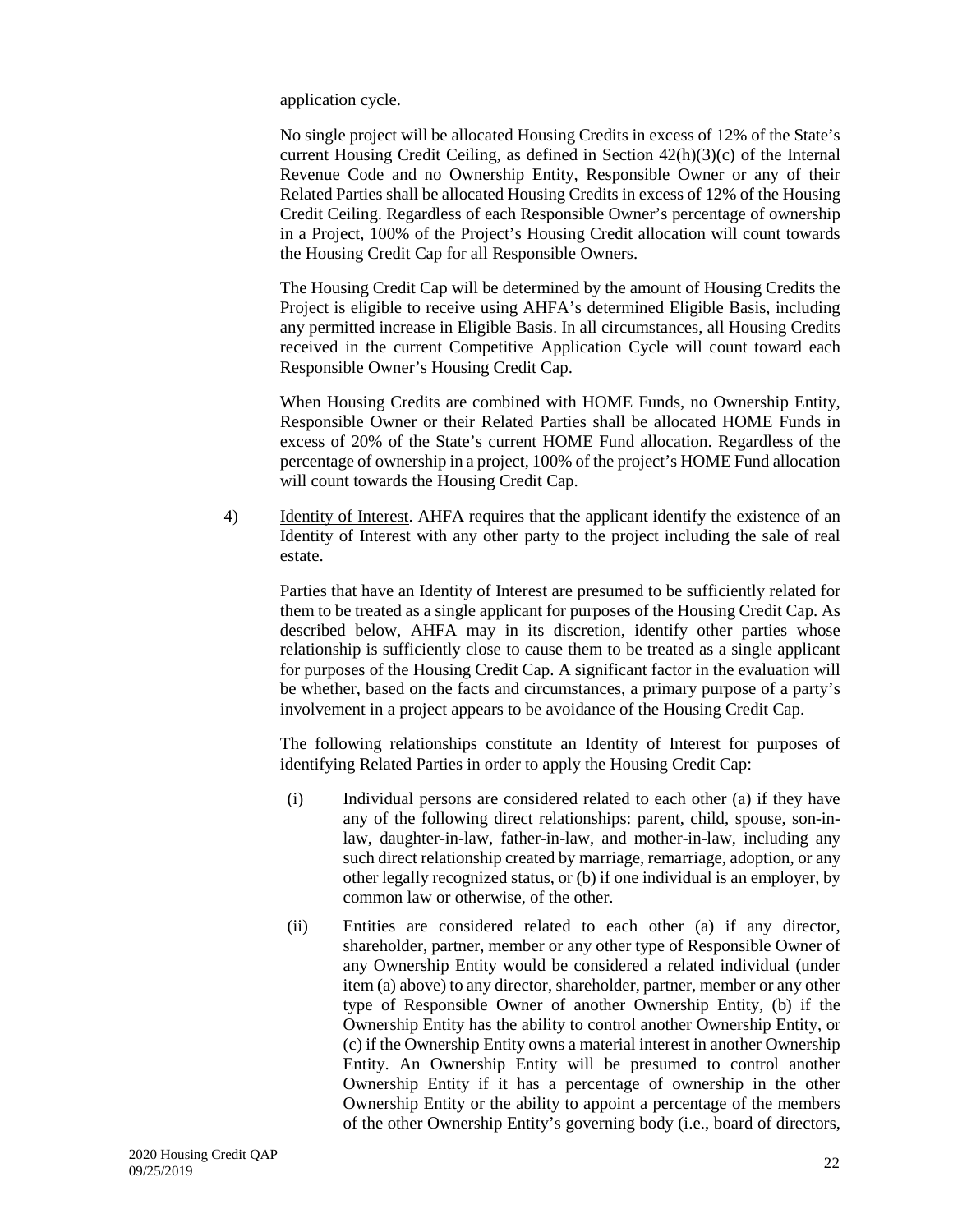application cycle.

No single project will be allocated Housing Credits in excess of 12% of the State's current Housing Credit Ceiling, as defined in Section 42(h)(3)(c) of the Internal Revenue Code and no Ownership Entity, Responsible Owner or any of their Related Parties shall be allocated Housing Credits in excess of 12% of the Housing Credit Ceiling. Regardless of each Responsible Owner's percentage of ownership in a Project, 100% of the Project's Housing Credit allocation will count towards the Housing Credit Cap for all Responsible Owners.

The Housing Credit Cap will be determined by the amount of Housing Credits the Project is eligible to receive using AHFA's determined Eligible Basis, including any permitted increase in Eligible Basis. In all circumstances, all Housing Credits received in the current Competitive Application Cycle will count toward each Responsible Owner's Housing Credit Cap.

When Housing Credits are combined with HOME Funds, no Ownership Entity, Responsible Owner or their Related Parties shall be allocated HOME Funds in excess of 20% of the State's current HOME Fund allocation. Regardless of the percentage of ownership in a project, 100% of the project's HOME Fund allocation will count towards the Housing Credit Cap.

4) Identity of Interest. AHFA requires that the applicant identify the existence of an Identity of Interest with any other party to the project including the sale of real estate.

Parties that have an Identity of Interest are presumed to be sufficiently related for them to be treated as a single applicant for purposes of the Housing Credit Cap. As described below, AHFA may in its discretion, identify other parties whose relationship is sufficiently close to cause them to be treated as a single applicant for purposes of the Housing Credit Cap. A significant factor in the evaluation will be whether, based on the facts and circumstances, a primary purpose of a party's involvement in a project appears to be avoidance of the Housing Credit Cap.

The following relationships constitute an Identity of Interest for purposes of identifying Related Parties in order to apply the Housing Credit Cap:

(i) Individual persons are considered related to each other (a) if they have any of the following direct relationships: parent, child, spouse, son-in-law, daughter-in-law, father-in-law, and mother-in-law, including any such direct relationship created by marriage, remarriage, adoption, or any other legally recognized status, or (b) if one individual is an employer, by common law or otherwise, of the other.

(ii) Entities are considered related to each other (a) if any director, shareholder, partner, member or any other type of Responsible Owner of any Ownership Entity would be considered a related individual (under item (a) above) to any director, shareholder, partner, member or any other type of Responsible Owner of another Ownership Entity, (b) if the Ownership Entity has the ability to control another Ownership Entity, or (c) if the Ownership Entity owns a material interest in another Ownership Entity. An Ownership Entity will be presumed to control another Ownership Entity if it has a percentage of ownership in the other Ownership Entity or the ability to appoint a percentage of the members of the other Ownership Entity's governing body (i.e., board of directors,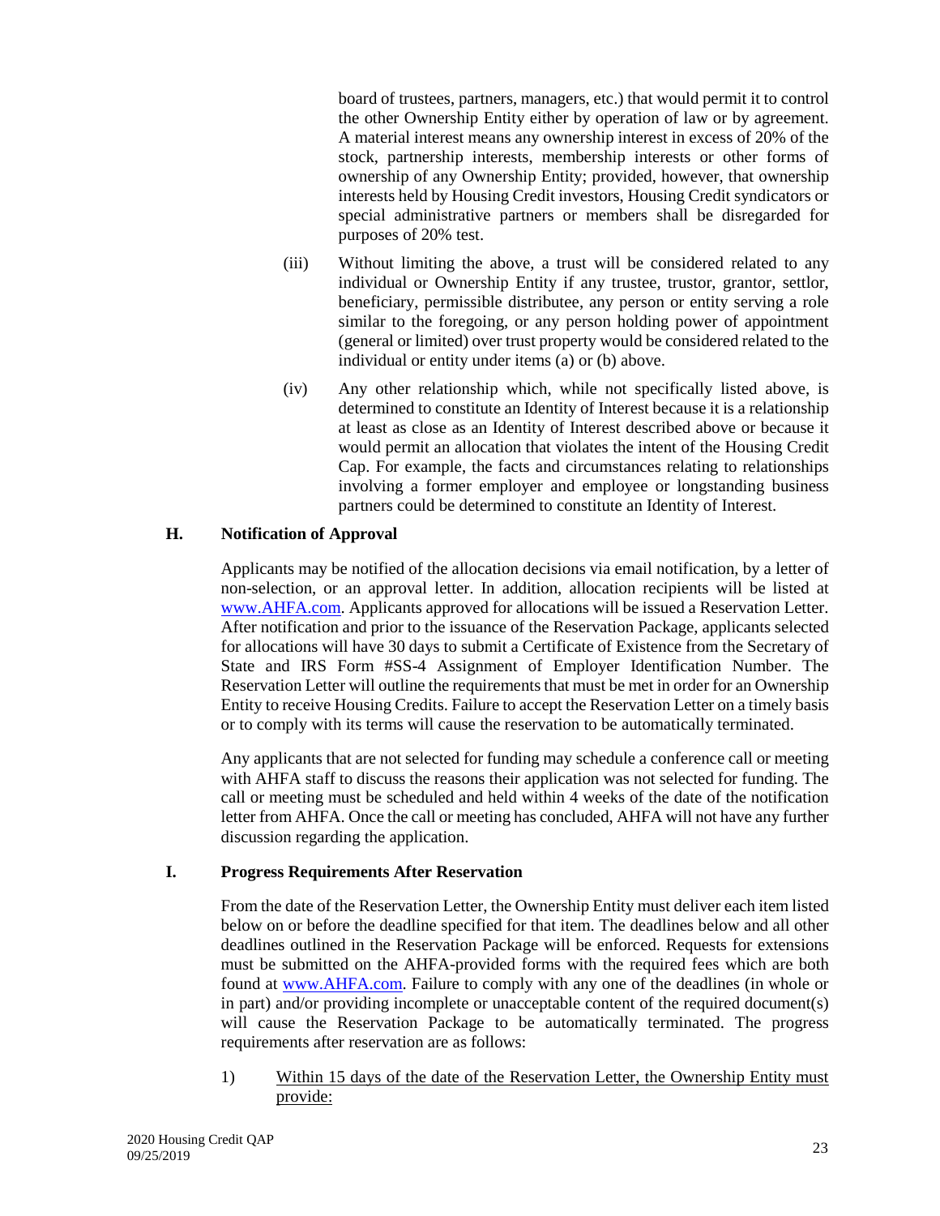board of trustees, partners, managers, etc.) that would permit it to control the other Ownership Entity either by operation of law or by agreement. A material interest means any ownership interest in excess of 20% of the stock, partnership interests, membership interests or other forms of ownership of any Ownership Entity; provided, however, that ownership interests held by Housing Credit investors, Housing Credit syndicators or special administrative partners or members shall be disregarded for purposes of 20% test.

(iii) Without limiting the above, a trust will be considered related to any individual or Ownership Entity if any trustee, trustor, grantor, settlor, beneficiary, permissible distributee, any person or entity serving a role similar to the foregoing, or any person holding power of appointment (general or limited) over trust property would be considered related to the individual or entity under items (a) or (b) above.

(iv) Any other relationship which, while not specifically listed above, is determined to constitute an Identity of Interest because it is a relationship at least as close as an Identity of Interest described above or because it would permit an allocation that violates the intent of the Housing Credit Cap. For example, the facts and circumstances relating to relationships involving a former employer and employee or longstanding business partners could be determined to constitute an Identity of Interest.

## H. Notification of Approval

Applicants may be notified of the allocation decisions via email notification, by a letter of non-selection, or an approval letter. In addition, allocation recipients will be listed at www.AHFA.com. Applicants approved for allocations will be issued a Reservation Letter. After notification and prior to the issuance of the Reservation Package, applicants selected for allocations will have 30 days to submit a Certificate of Existence from the Secretary of State and IRS Form #SS-4 Assignment of Employer Identification Number. The Reservation Letter will outline the requirements that must be met in order for an Ownership Entity to receive Housing Credits. Failure to accept the Reservation Letter on a timely basis or to comply with its terms will cause the reservation to be automatically terminated.

Any applicants that are not selected for funding may schedule a conference call or meeting with AHFA staff to discuss the reasons their application was not selected for funding. The call or meeting must be scheduled and held within 4 weeks of the date of the notification letter from AHFA. Once the call or meeting has concluded, AHFA will not have any further discussion regarding the application.

## I. Progress Requirements After Reservation

From the date of the Reservation Letter, the Ownership Entity must deliver each item listed below on or before the deadline specified for that item. The deadlines below and all other deadlines outlined in the Reservation Package will be enforced. Requests for extensions must be submitted on the AHFA-provided forms with the required fees which are both found at www.AHFA.com. Failure to comply with any one of the deadlines (in whole or in part) and/or providing incomplete or unacceptable content of the required document(s) will cause the Reservation Package to be automatically terminated. The progress requirements after reservation are as follows:

1) Within 15 days of the date of the Reservation Letter, the Ownership Entity must provide: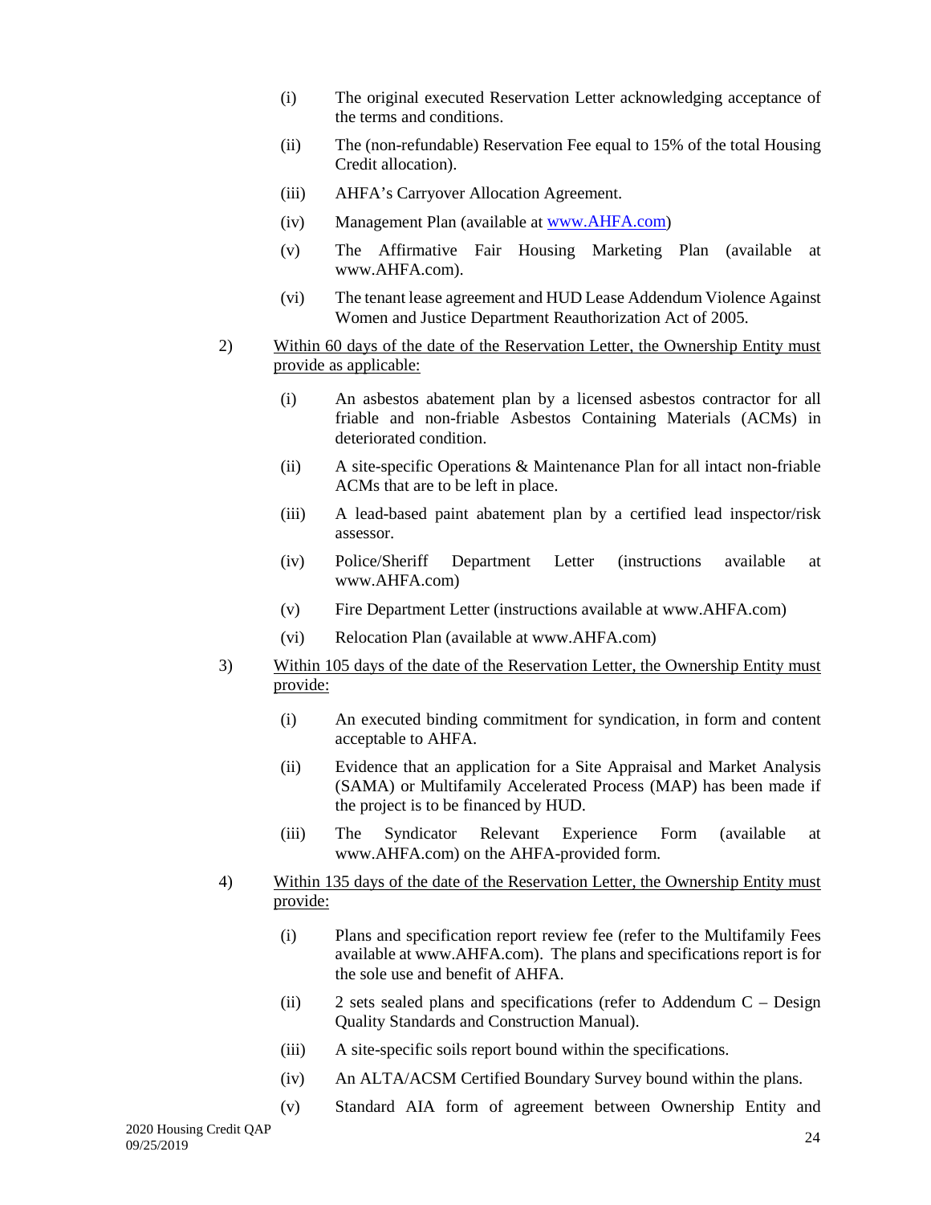(i) The original executed Reservation Letter acknowledging acceptance of the terms and conditions.

(ii) The (non-refundable) Reservation Fee equal to 15% of the total Housing Credit allocation).

(iii) AHFA's Carryover Allocation Agreement.

(iv) Management Plan (available at www.AHFA.com)

(v) The Affirmative Fair Housing Marketing Plan (available at www.AHFA.com).

(vi) The tenant lease agreement and HUD Lease Addendum Violence Against Women and Justice Department Reauthorization Act of 2005.

2) <u>Within 60 days of the date of the Reservation Letter, the Ownership Entity must provide as applicable:</u>

(i) An asbestos abatement plan by a licensed asbestos contractor for all friable and non-friable Asbestos Containing Materials (ACMs) in deteriorated condition.

(ii) A site-specific Operations & Maintenance Plan for all intact non-friable ACMs that are to be left in place.

(iii) A lead-based paint abatement plan by a certified lead inspector/risk assessor.

(iv) Police/Sheriff Department Letter (instructions available at www.AHFA.com)

(v) Fire Department Letter (instructions available at www.AHFA.com)

(vi) Relocation Plan (available at www.AHFA.com)

3) <u>Within 105 days of the date of the Reservation Letter, the Ownership Entity must provide:</u>

(i) An executed binding commitment for syndication, in form and content acceptable to AHFA.

(ii) Evidence that an application for a Site Appraisal and Market Analysis (SAMA) or Multifamily Accelerated Process (MAP) has been made if the project is to be financed by HUD.

(iii) The Syndicator Relevant Experience Form (available at www.AHFA.com) on the AHFA-provided form.

4) <u>Within 135 days of the date of the Reservation Letter, the Ownership Entity must provide:</u>

(i) Plans and specification report review fee (refer to the Multifamily Fees available at www.AHFA.com). The plans and specifications report is for the sole use and benefit of AHFA.

(ii) 2 sets sealed plans and specifications (refer to Addendum C – Design Quality Standards and Construction Manual).

(iii) A site-specific soils report bound within the specifications.

(iv) An ALTA/ACSM Certified Boundary Survey bound within the plans.

(v) Standard AIA form of agreement between Ownership Entity and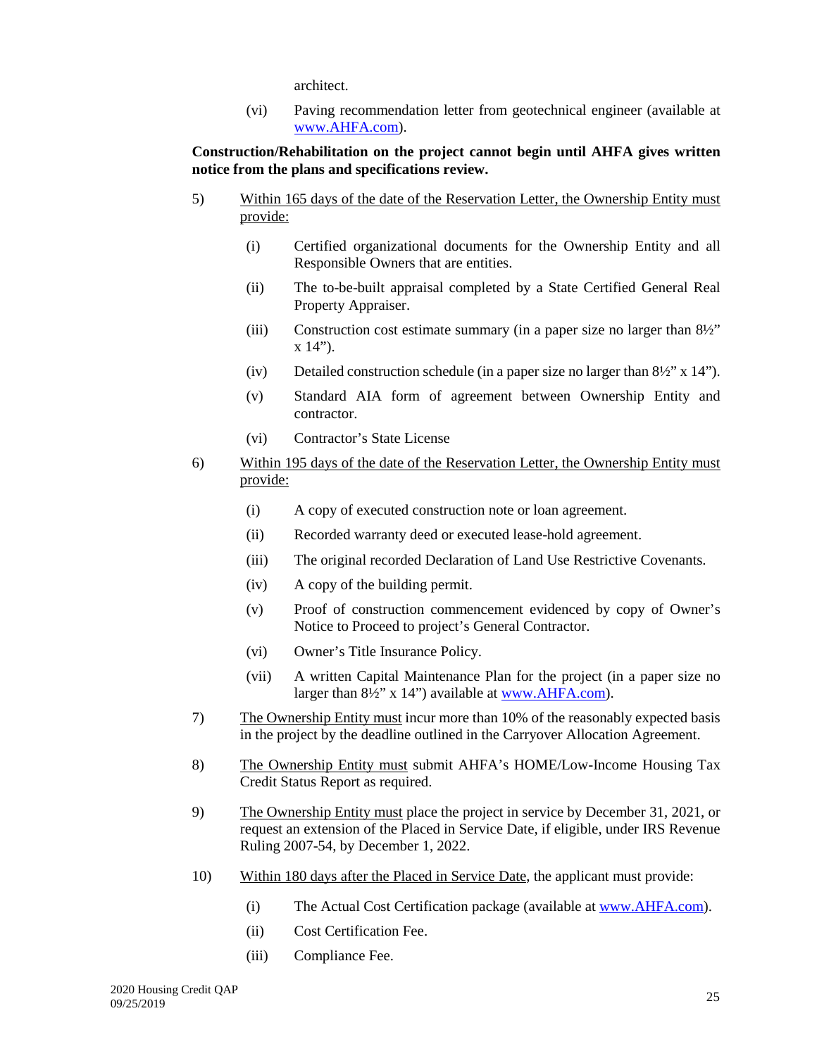architect.

(vi) Paving recommendation letter from geotechnical engineer (available at www.AHFA.com).

**Construction/Rehabilitation on the project cannot begin until AHFA gives written notice from the plans and specifications review.**

5) Within 165 days of the date of the Reservation Letter, the Ownership Entity must provide:

   (i) Certified organizational documents for the Ownership Entity and all Responsible Owners that are entities.

   (ii) The to-be-built appraisal completed by a State Certified General Real Property Appraiser.

   (iii) Construction cost estimate summary (in a paper size no larger than 8½" x 14").

   (iv) Detailed construction schedule (in a paper size no larger than 8½" x 14").

   (v) Standard AIA form of agreement between Ownership Entity and contractor.

   (vi) Contractor's State License

6) Within 195 days of the date of the Reservation Letter, the Ownership Entity must provide:

   (i) A copy of executed construction note or loan agreement.

   (ii) Recorded warranty deed or executed lease-hold agreement.

   (iii) The original recorded Declaration of Land Use Restrictive Covenants.

   (iv) A copy of the building permit.

   (v) Proof of construction commencement evidenced by copy of Owner's Notice to Proceed to project's General Contractor.

   (vi) Owner's Title Insurance Policy.

   (vii) A written Capital Maintenance Plan for the project (in a paper size no larger than 8½" x 14") available at www.AHFA.com).

7) The Ownership Entity must incur more than 10% of the reasonably expected basis in the project by the deadline outlined in the Carryover Allocation Agreement.

8) The Ownership Entity must submit AHFA's HOME/Low-Income Housing Tax Credit Status Report as required.

9) The Ownership Entity must place the project in service by December 31, 2021, or request an extension of the Placed in Service Date, if eligible, under IRS Revenue Ruling 2007-54, by December 1, 2022.

10) Within 180 days after the Placed in Service Date, the applicant must provide:

   (i) The Actual Cost Certification package (available at www.AHFA.com).

   (ii) Cost Certification Fee.

   (iii) Compliance Fee.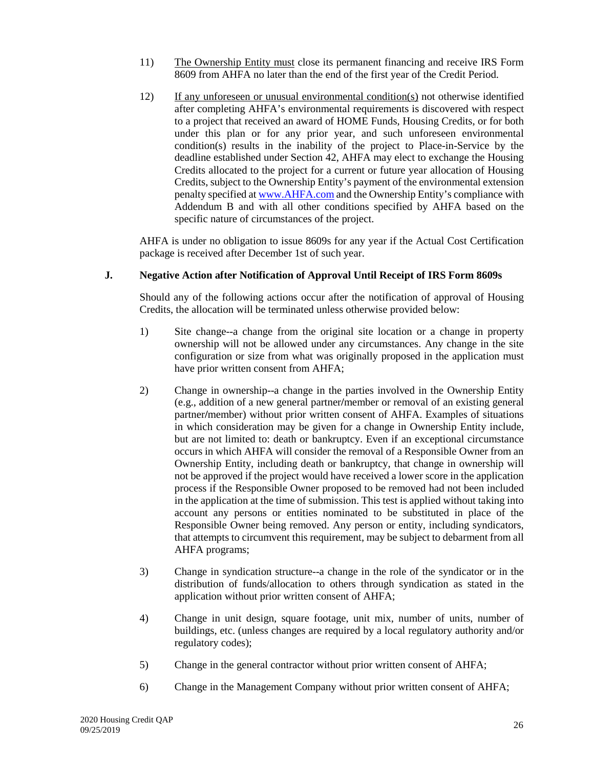11) The Ownership Entity must close its permanent financing and receive IRS Form 8609 from AHFA no later than the end of the first year of the Credit Period.

12) If any unforeseen or unusual environmental condition(s) not otherwise identified after completing AHFA's environmental requirements is discovered with respect to a project that received an award of HOME Funds, Housing Credits, or for both under this plan or for any prior year, and such unforeseen environmental condition(s) results in the inability of the project to Place-in-Service by the deadline established under Section 42, AHFA may elect to exchange the Housing Credits allocated to the project for a current or future year allocation of Housing Credits, subject to the Ownership Entity's payment of the environmental extension penalty specified at www.AHFA.com and the Ownership Entity's compliance with Addendum B and with all other conditions specified by AHFA based on the specific nature of circumstances of the project.

AHFA is under no obligation to issue 8609s for any year if the Actual Cost Certification package is received after December 1st of such year.

### J. Negative Action after Notification of Approval Until Receipt of IRS Form 8609s

Should any of the following actions occur after the notification of approval of Housing Credits, the allocation will be terminated unless otherwise provided below:

1) Site change--a change from the original site location or a change in property ownership will not be allowed under any circumstances. Any change in the site configuration or size from what was originally proposed in the application must have prior written consent from AHFA;

2) Change in ownership--a change in the parties involved in the Ownership Entity (e.g., addition of a new general partner/member or removal of an existing general partner/member) without prior written consent of AHFA. Examples of situations in which consideration may be given for a change in Ownership Entity include, but are not limited to: death or bankruptcy. Even if an exceptional circumstance occurs in which AHFA will consider the removal of a Responsible Owner from an Ownership Entity, including death or bankruptcy, that change in ownership will not be approved if the project would have received a lower score in the application process if the Responsible Owner proposed to be removed had not been included in the application at the time of submission. This test is applied without taking into account any persons or entities nominated to be substituted in place of the Responsible Owner being removed. Any person or entity, including syndicators, that attempts to circumvent this requirement, may be subject to debarment from all AHFA programs;

3) Change in syndication structure--a change in the role of the syndicator or in the distribution of funds/allocation to others through syndication as stated in the application without prior written consent of AHFA;

4) Change in unit design, square footage, unit mix, number of units, number of buildings, etc. (unless changes are required by a local regulatory authority and/or regulatory codes);

5) Change in the general contractor without prior written consent of AHFA;

6) Change in the Management Company without prior written consent of AHFA;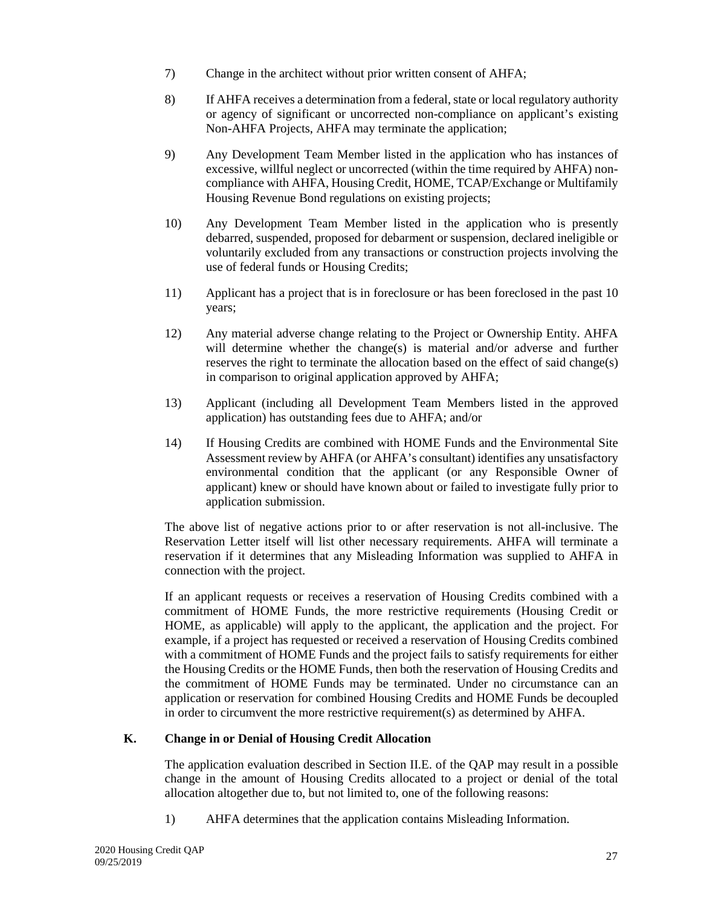7) Change in the architect without prior written consent of AHFA;

8) If AHFA receives a determination from a federal, state or local regulatory authority or agency of significant or uncorrected non-compliance on applicant's existing Non-AHFA Projects, AHFA may terminate the application;

9) Any Development Team Member listed in the application who has instances of excessive, willful neglect or uncorrected (within the time required by AHFA) non-compliance with AHFA, Housing Credit, HOME, TCAP/Exchange or Multifamily Housing Revenue Bond regulations on existing projects;

10) Any Development Team Member listed in the application who is presently debarred, suspended, proposed for debarment or suspension, declared ineligible or voluntarily excluded from any transactions or construction projects involving the use of federal funds or Housing Credits;

11) Applicant has a project that is in foreclosure or has been foreclosed in the past 10 years;

12) Any material adverse change relating to the Project or Ownership Entity. AHFA will determine whether the change(s) is material and/or adverse and further reserves the right to terminate the allocation based on the effect of said change(s) in comparison to original application approved by AHFA;

13) Applicant (including all Development Team Members listed in the approved application) has outstanding fees due to AHFA; and/or

14) If Housing Credits are combined with HOME Funds and the Environmental Site Assessment review by AHFA (or AHFA's consultant) identifies any unsatisfactory environmental condition that the applicant (or any Responsible Owner of applicant) knew or should have known about or failed to investigate fully prior to application submission.

The above list of negative actions prior to or after reservation is not all-inclusive. The Reservation Letter itself will list other necessary requirements. AHFA will terminate a reservation if it determines that any Misleading Information was supplied to AHFA in connection with the project.

If an applicant requests or receives a reservation of Housing Credits combined with a commitment of HOME Funds, the more restrictive requirements (Housing Credit or HOME, as applicable) will apply to the applicant, the application and the project. For example, if a project has requested or received a reservation of Housing Credits combined with a commitment of HOME Funds and the project fails to satisfy requirements for either the Housing Credits or the HOME Funds, then both the reservation of Housing Credits and the commitment of HOME Funds may be terminated. Under no circumstance can an application or reservation for combined Housing Credits and HOME Funds be decoupled in order to circumvent the more restrictive requirement(s) as determined by AHFA.

### K. Change in or Denial of Housing Credit Allocation

The application evaluation described in Section II.E. of the QAP may result in a possible change in the amount of Housing Credits allocated to a project or denial of the total allocation altogether due to, but not limited to, one of the following reasons:

1) AHFA determines that the application contains Misleading Information.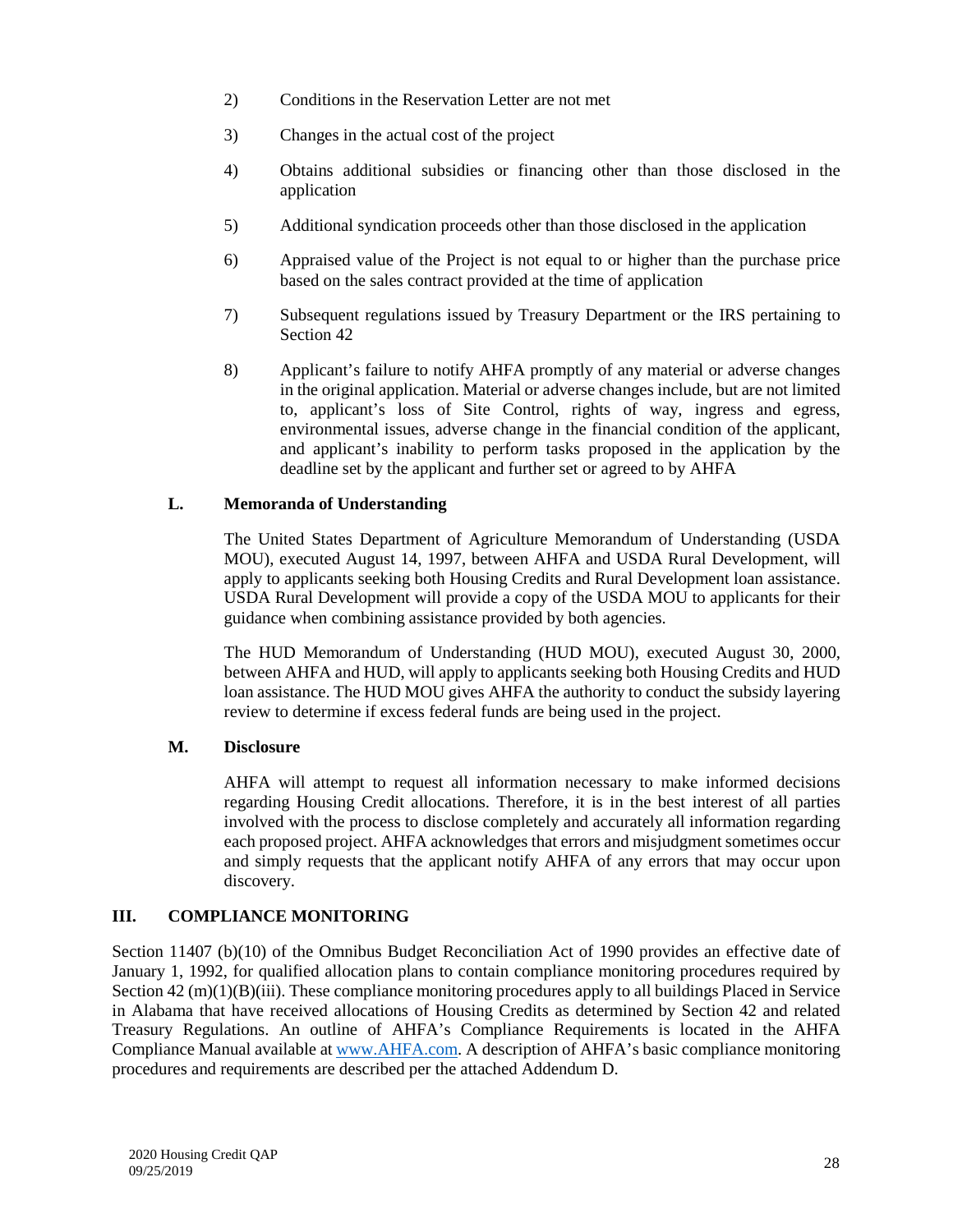2) Conditions in the Reservation Letter are not met

3) Changes in the actual cost of the project

4) Obtains additional subsidies or financing other than those disclosed in the application

5) Additional syndication proceeds other than those disclosed in the application

6) Appraised value of the Project is not equal to or higher than the purchase price based on the sales contract provided at the time of application

7) Subsequent regulations issued by Treasury Department or the IRS pertaining to Section 42

8) Applicant's failure to notify AHFA promptly of any material or adverse changes in the original application. Material or adverse changes include, but are not limited to, applicant's loss of Site Control, rights of way, ingress and egress, environmental issues, adverse change in the financial condition of the applicant, and applicant's inability to perform tasks proposed in the application by the deadline set by the applicant and further set or agreed to by AHFA

### L. Memoranda of Understanding

The United States Department of Agriculture Memorandum of Understanding (USDA MOU), executed August 14, 1997, between AHFA and USDA Rural Development, will apply to applicants seeking both Housing Credits and Rural Development loan assistance. USDA Rural Development will provide a copy of the USDA MOU to applicants for their guidance when combining assistance provided by both agencies.

The HUD Memorandum of Understanding (HUD MOU), executed August 30, 2000, between AHFA and HUD, will apply to applicants seeking both Housing Credits and HUD loan assistance. The HUD MOU gives AHFA the authority to conduct the subsidy layering review to determine if excess federal funds are being used in the project.

### M. Disclosure

AHFA will attempt to request all information necessary to make informed decisions regarding Housing Credit allocations. Therefore, it is in the best interest of all parties involved with the process to disclose completely and accurately all information regarding each proposed project. AHFA acknowledges that errors and misjudgment sometimes occur and simply requests that the applicant notify AHFA of any errors that may occur upon discovery.

## III. COMPLIANCE MONITORING

Section 11407 (b)(10) of the Omnibus Budget Reconciliation Act of 1990 provides an effective date of January 1, 1992, for qualified allocation plans to contain compliance monitoring procedures required by Section 42 (m)(1)(B)(iii). These compliance monitoring procedures apply to all buildings Placed in Service in Alabama that have received allocations of Housing Credits as determined by Section 42 and related Treasury Regulations. An outline of AHFA's Compliance Requirements is located in the AHFA Compliance Manual available at www.AHFA.com. A description of AHFA's basic compliance monitoring procedures and requirements are described per the attached Addendum D.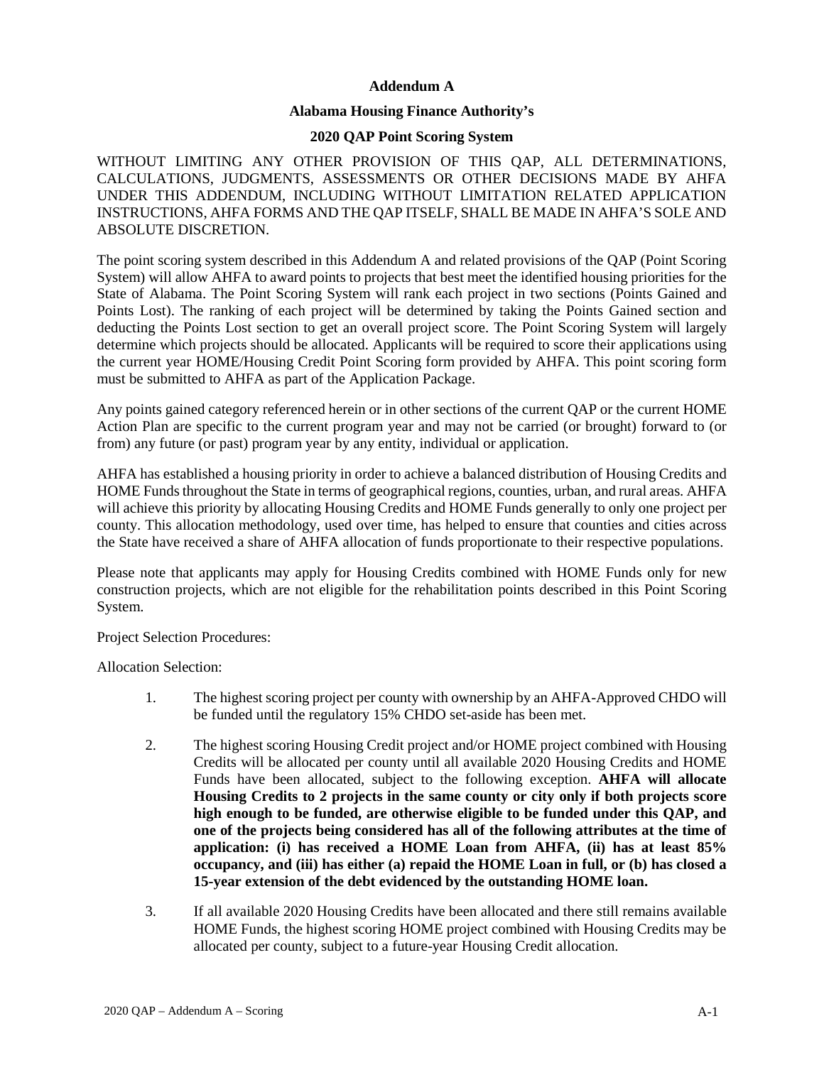**Addendum A**

**Alabama Housing Finance Authority's**

**2020 QAP Point Scoring System**

WITHOUT LIMITING ANY OTHER PROVISION OF THIS QAP, ALL DETERMINATIONS, CALCULATIONS, JUDGMENTS, ASSESSMENTS OR OTHER DECISIONS MADE BY AHFA UNDER THIS ADDENDUM, INCLUDING WITHOUT LIMITATION RELATED APPLICATION INSTRUCTIONS, AHFA FORMS AND THE QAP ITSELF, SHALL BE MADE IN AHFA'S SOLE AND ABSOLUTE DISCRETION.

The point scoring system described in this Addendum A and related provisions of the QAP (Point Scoring System) will allow AHFA to award points to projects that best meet the identified housing priorities for the State of Alabama. The Point Scoring System will rank each project in two sections (Points Gained and Points Lost). The ranking of each project will be determined by taking the Points Gained section and deducting the Points Lost section to get an overall project score. The Point Scoring System will largely determine which projects should be allocated. Applicants will be required to score their applications using the current year HOME/Housing Credit Point Scoring form provided by AHFA. This point scoring form must be submitted to AHFA as part of the Application Package.

Any points gained category referenced herein or in other sections of the current QAP or the current HOME Action Plan are specific to the current program year and may not be carried (or brought) forward to (or from) any future (or past) program year by any entity, individual or application.

AHFA has established a housing priority in order to achieve a balanced distribution of Housing Credits and HOME Funds throughout the State in terms of geographical regions, counties, urban, and rural areas. AHFA will achieve this priority by allocating Housing Credits and HOME Funds generally to only one project per county. This allocation methodology, used over time, has helped to ensure that counties and cities across the State have received a share of AHFA allocation of funds proportionate to their respective populations.

Please note that applicants may apply for Housing Credits combined with HOME Funds only for new construction projects, which are not eligible for the rehabilitation points described in this Point Scoring System.

Project Selection Procedures:

Allocation Selection:

1. The highest scoring project per county with ownership by an AHFA-Approved CHDO will be funded until the regulatory 15% CHDO set-aside has been met.

2. The highest scoring Housing Credit project and/or HOME project combined with Housing Credits will be allocated per county until all available 2020 Housing Credits and HOME Funds have been allocated, subject to the following exception. **AHFA will allocate Housing Credits to 2 projects in the same county or city only if both projects score high enough to be funded, are otherwise eligible to be funded under this QAP, and one of the projects being considered has all of the following attributes at the time of application: (i) has received a HOME Loan from AHFA, (ii) has at least 85% occupancy, and (iii) has either (a) repaid the HOME Loan in full, or (b) has closed a 15-year extension of the debt evidenced by the outstanding HOME loan.**

3. If all available 2020 Housing Credits have been allocated and there still remains available HOME Funds, the highest scoring HOME project combined with Housing Credits may be allocated per county, subject to a future-year Housing Credit allocation.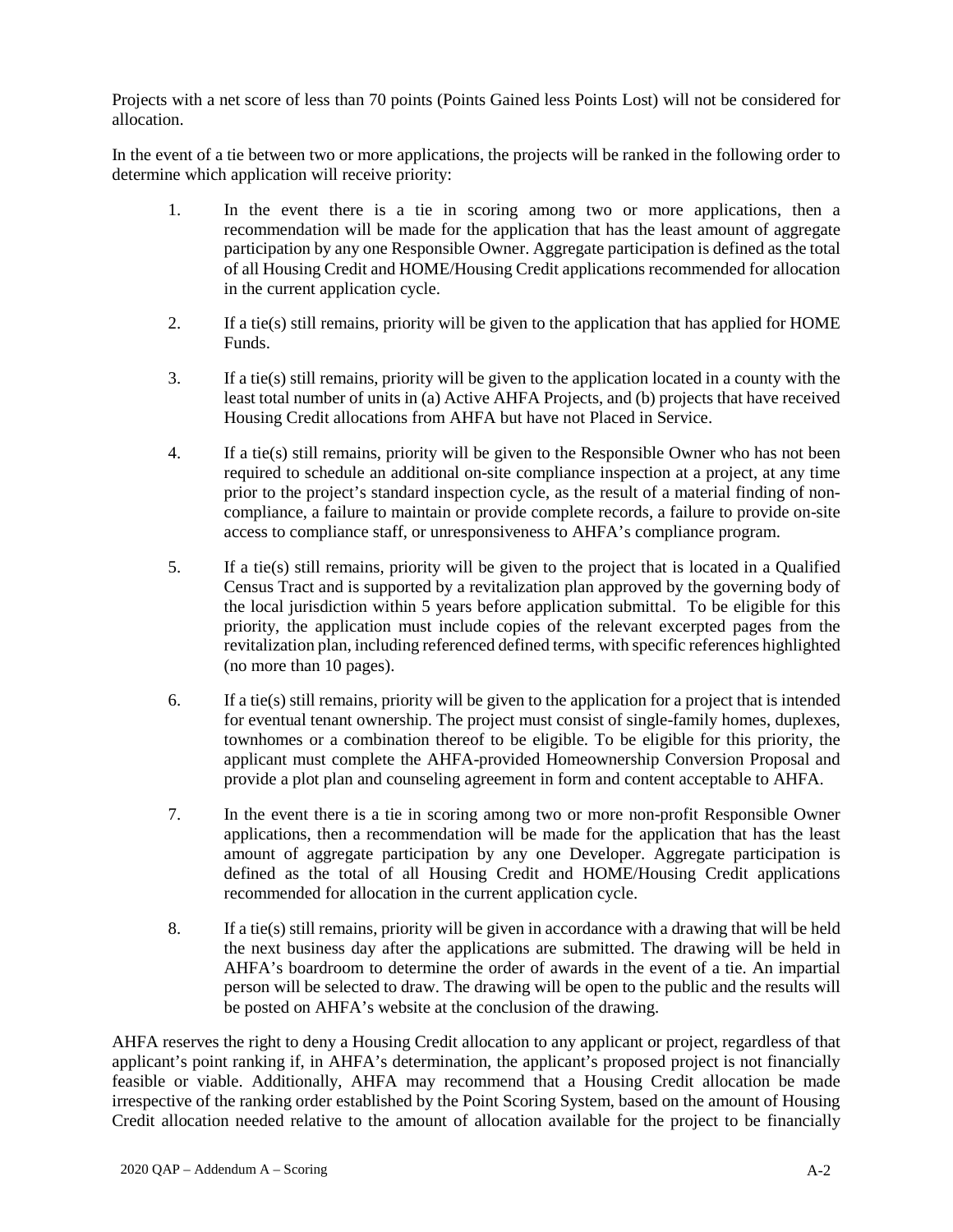Projects with a net score of less than 70 points (Points Gained less Points Lost) will not be considered for allocation.

In the event of a tie between two or more applications, the projects will be ranked in the following order to determine which application will receive priority:

1. In the event there is a tie in scoring among two or more applications, then a recommendation will be made for the application that has the least amount of aggregate participation by any one Responsible Owner. Aggregate participation is defined as the total of all Housing Credit and HOME/Housing Credit applications recommended for allocation in the current application cycle.
2. If a tie(s) still remains, priority will be given to the application that has applied for HOME Funds.
3. If a tie(s) still remains, priority will be given to the application located in a county with the least total number of units in (a) Active AHFA Projects, and (b) projects that have received Housing Credit allocations from AHFA but have not Placed in Service.
4. If a tie(s) still remains, priority will be given to the Responsible Owner who has not been required to schedule an additional on-site compliance inspection at a project, at any time prior to the project's standard inspection cycle, as the result of a material finding of non-compliance, a failure to maintain or provide complete records, a failure to provide on-site access to compliance staff, or unresponsiveness to AHFA's compliance program.
5. If a tie(s) still remains, priority will be given to the project that is located in a Qualified Census Tract and is supported by a revitalization plan approved by the governing body of the local jurisdiction within 5 years before application submittal. To be eligible for this priority, the application must include copies of the relevant excerpted pages from the revitalization plan, including referenced defined terms, with specific references highlighted (no more than 10 pages).
6. If a tie(s) still remains, priority will be given to the application for a project that is intended for eventual tenant ownership. The project must consist of single-family homes, duplexes, townhomes or a combination thereof to be eligible. To be eligible for this priority, the applicant must complete the AHFA-provided Homeownership Conversion Proposal and provide a plot plan and counseling agreement in form and content acceptable to AHFA.
7. In the event there is a tie in scoring among two or more non-profit Responsible Owner applications, then a recommendation will be made for the application that has the least amount of aggregate participation by any one Developer. Aggregate participation is defined as the total of all Housing Credit and HOME/Housing Credit applications recommended for allocation in the current application cycle.
8. If a tie(s) still remains, priority will be given in accordance with a drawing that will be held the next business day after the applications are submitted. The drawing will be held in AHFA's boardroom to determine the order of awards in the event of a tie. An impartial person will be selected to draw. The drawing will be open to the public and the results will be posted on AHFA's website at the conclusion of the drawing.

AHFA reserves the right to deny a Housing Credit allocation to any applicant or project, regardless of that applicant's point ranking if, in AHFA's determination, the applicant's proposed project is not financially feasible or viable. Additionally, AHFA may recommend that a Housing Credit allocation be made irrespective of the ranking order established by the Point Scoring System, based on the amount of Housing Credit allocation needed relative to the amount of allocation available for the project to be financially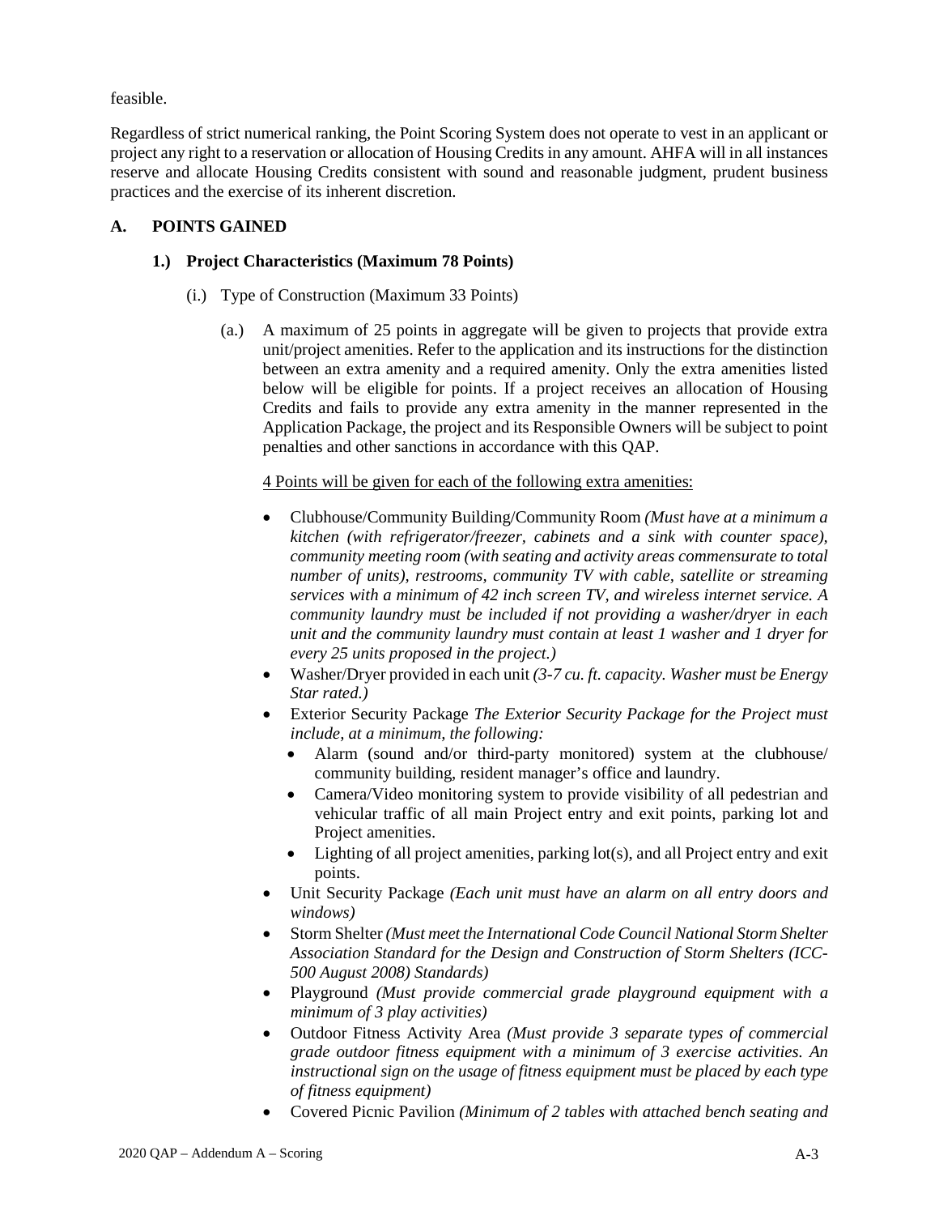feasible.

Regardless of strict numerical ranking, the Point Scoring System does not operate to vest in an applicant or project any right to a reservation or allocation of Housing Credits in any amount. AHFA will in all instances reserve and allocate Housing Credits consistent with sound and reasonable judgment, prudent business practices and the exercise of its inherent discretion.

## A. POINTS GAINED

### 1.) Project Characteristics (Maximum 78 Points)

(i.) Type of Construction (Maximum 33 Points)

(a.) A maximum of 25 points in aggregate will be given to projects that provide extra unit/project amenities. Refer to the application and its instructions for the distinction between an extra amenity and a required amenity. Only the extra amenities listed below will be eligible for points. If a project receives an allocation of Housing Credits and fails to provide any extra amenity in the manner represented in the Application Package, the project and its Responsible Owners will be subject to point penalties and other sanctions in accordance with this QAP.

<u>4 Points will be given for each of the following extra amenities:</u>

- Clubhouse/Community Building/Community Room *(Must have at a minimum a kitchen (with refrigerator/freezer, cabinets and a sink with counter space), community meeting room (with seating and activity areas commensurate to total number of units), restrooms, community TV with cable, satellite or streaming services with a minimum of 42 inch screen TV, and wireless internet service. A community laundry must be included if not providing a washer/dryer in each unit and the community laundry must contain at least 1 washer and 1 dryer for every 25 units proposed in the project.)*
- Washer/Dryer provided in each unit *(3-7 cu. ft. capacity. Washer must be Energy Star rated.)*
- Exterior Security Package *The Exterior Security Package for the Project must include, at a minimum, the following:*
  - Alarm (sound and/or third-party monitored) system at the clubhouse/ community building, resident manager's office and laundry.
  - Camera/Video monitoring system to provide visibility of all pedestrian and vehicular traffic of all main Project entry and exit points, parking lot and Project amenities.
  - Lighting of all project amenities, parking lot(s), and all Project entry and exit points.
- Unit Security Package *(Each unit must have an alarm on all entry doors and windows)*
- Storm Shelter *(Must meet the International Code Council National Storm Shelter Association Standard for the Design and Construction of Storm Shelters (ICC-500 August 2008) Standards)*
- Playground *(Must provide commercial grade playground equipment with a minimum of 3 play activities)*
- Outdoor Fitness Activity Area *(Must provide 3 separate types of commercial grade outdoor fitness equipment with a minimum of 3 exercise activities. An instructional sign on the usage of fitness equipment must be placed by each type of fitness equipment)*
- Covered Picnic Pavilion *(Minimum of 2 tables with attached bench seating and*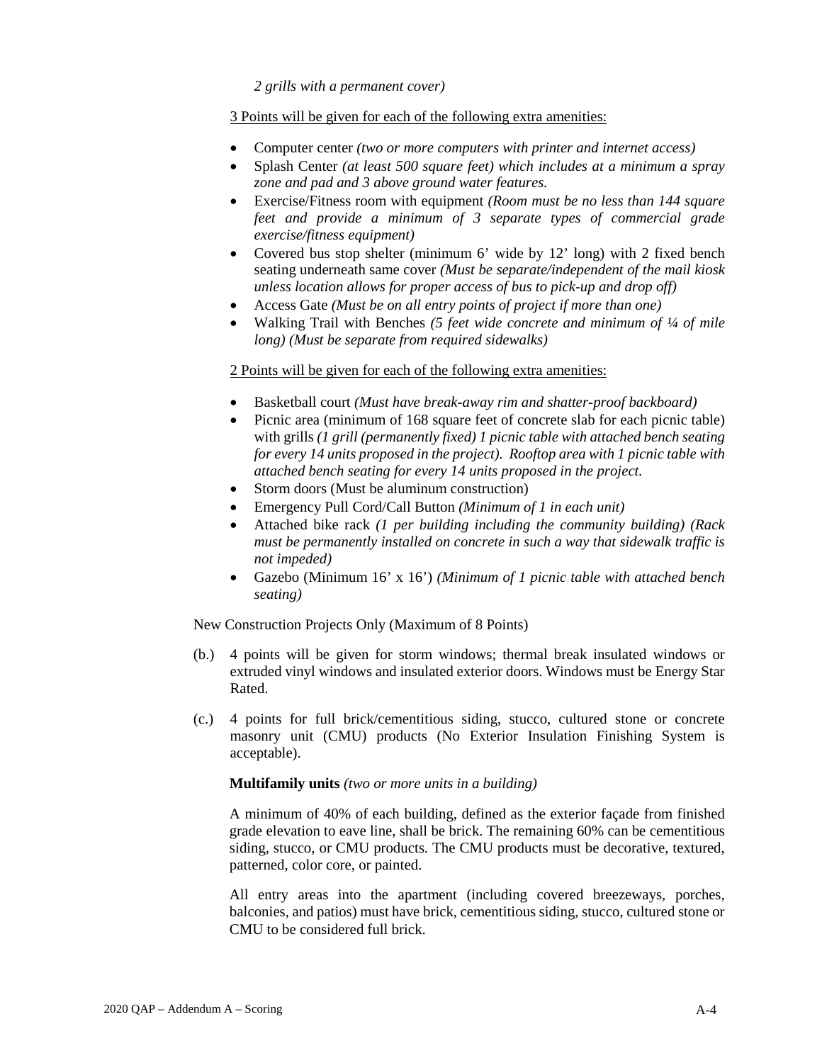*2 grills with a permanent cover)*

<u>3 Points will be given for each of the following extra amenities:</u>

- Computer center *(two or more computers with printer and internet access)*
- Splash Center *(at least 500 square feet) which includes at a minimum a spray zone and pad and 3 above ground water features.*
- Exercise/Fitness room with equipment *(Room must be no less than 144 square feet and provide a minimum of 3 separate types of commercial grade exercise/fitness equipment)*
- Covered bus stop shelter (minimum 6' wide by 12' long) with 2 fixed bench seating underneath same cover *(Must be separate/independent of the mail kiosk unless location allows for proper access of bus to pick-up and drop off)*
- Access Gate *(Must be on all entry points of project if more than one)*
- Walking Trail with Benches *(5 feet wide concrete and minimum of ¼ of mile long) (Must be separate from required sidewalks)*

<u>2 Points will be given for each of the following extra amenities:</u>

- Basketball court *(Must have break-away rim and shatter-proof backboard)*
- Picnic area (minimum of 168 square feet of concrete slab for each picnic table) with grills *(1 grill (permanently fixed) 1 picnic table with attached bench seating for every 14 units proposed in the project). Rooftop area with 1 picnic table with attached bench seating for every 14 units proposed in the project.*
- Storm doors (Must be aluminum construction)
- Emergency Pull Cord/Call Button *(Minimum of 1 in each unit)*
- Attached bike rack *(1 per building including the community building) (Rack must be permanently installed on concrete in such a way that sidewalk traffic is not impeded)*
- Gazebo (Minimum 16' x 16') *(Minimum of 1 picnic table with attached bench seating)*

New Construction Projects Only (Maximum of 8 Points)

(b.) 4 points will be given for storm windows; thermal break insulated windows or extruded vinyl windows and insulated exterior doors. Windows must be Energy Star Rated.

(c.) 4 points for full brick/cementitious siding, stucco, cultured stone or concrete masonry unit (CMU) products (No Exterior Insulation Finishing System is acceptable).

**Multifamily units** *(two or more units in a building)*

A minimum of 40% of each building, defined as the exterior façade from finished grade elevation to eave line, shall be brick. The remaining 60% can be cementitious siding, stucco, or CMU products. The CMU products must be decorative, textured, patterned, color core, or painted.

All entry areas into the apartment (including covered breezeways, porches, balconies, and patios) must have brick, cementitious siding, stucco, cultured stone or CMU to be considered full brick.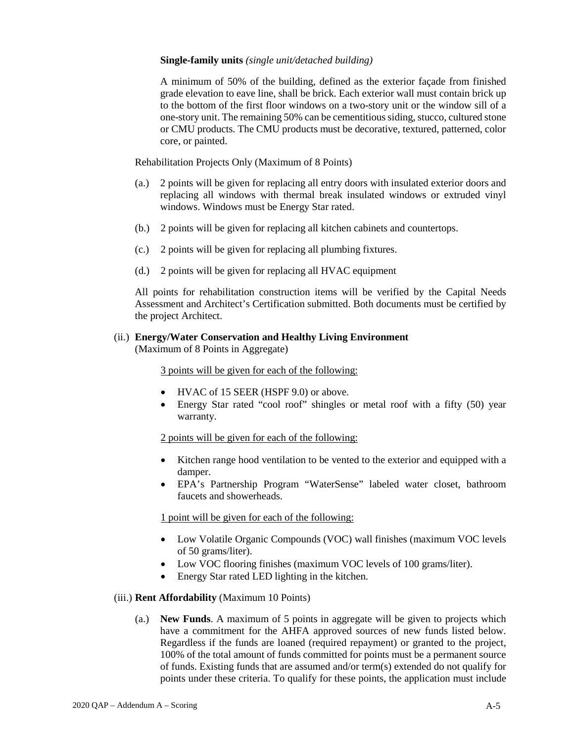**Single-family units** *(single unit/detached building)*

A minimum of 50% of the building, defined as the exterior façade from finished grade elevation to eave line, shall be brick. Each exterior wall must contain brick up to the bottom of the first floor windows on a two-story unit or the window sill of a one-story unit. The remaining 50% can be cementitious siding, stucco, cultured stone or CMU products. The CMU products must be decorative, textured, patterned, color core, or painted.

Rehabilitation Projects Only (Maximum of 8 Points)

(a.) 2 points will be given for replacing all entry doors with insulated exterior doors and replacing all windows with thermal break insulated windows or extruded vinyl windows. Windows must be Energy Star rated.

(b.) 2 points will be given for replacing all kitchen cabinets and countertops.

(c.) 2 points will be given for replacing all plumbing fixtures.

(d.) 2 points will be given for replacing all HVAC equipment

All points for rehabilitation construction items will be verified by the Capital Needs Assessment and Architect's Certification submitted. Both documents must be certified by the project Architect.

(ii.) **Energy/Water Conservation and Healthy Living Environment** (Maximum of 8 Points in Aggregate)

3 points will be given for each of the following:

- HVAC of 15 SEER (HSPF 9.0) or above.
- Energy Star rated "cool roof" shingles or metal roof with a fifty (50) year warranty.

2 points will be given for each of the following:

- Kitchen range hood ventilation to be vented to the exterior and equipped with a damper.
- EPA's Partnership Program "WaterSense" labeled water closet, bathroom faucets and showerheads.

1 point will be given for each of the following:

- Low Volatile Organic Compounds (VOC) wall finishes (maximum VOC levels of 50 grams/liter).
- Low VOC flooring finishes (maximum VOC levels of 100 grams/liter).
- Energy Star rated LED lighting in the kitchen.

(iii.) **Rent Affordability** (Maximum 10 Points)

(a.) **New Funds**. A maximum of 5 points in aggregate will be given to projects which have a commitment for the AHFA approved sources of new funds listed below. Regardless if the funds are loaned (required repayment) or granted to the project, 100% of the total amount of funds committed for points must be a permanent source of funds. Existing funds that are assumed and/or term(s) extended do not qualify for points under these criteria. To qualify for these points, the application must include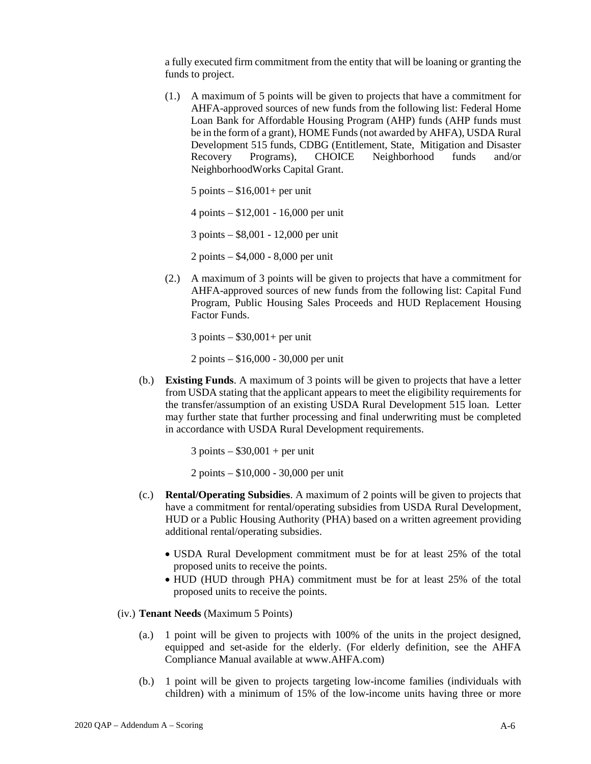a fully executed firm commitment from the entity that will be loaning or granting the funds to project.

(1.) A maximum of 5 points will be given to projects that have a commitment for AHFA-approved sources of new funds from the following list: Federal Home Loan Bank for Affordable Housing Program (AHP) funds (AHP funds must be in the form of a grant), HOME Funds (not awarded by AHFA), USDA Rural Development 515 funds, CDBG (Entitlement, State, Mitigation and Disaster Recovery Programs), CHOICE Neighborhood funds and/or NeighborhoodWorks Capital Grant.

5 points – $16,001+ per unit

4 points – $12,001 - 16,000 per unit

3 points – $8,001 - 12,000 per unit

2 points – $4,000 - 8,000 per unit

(2.) A maximum of 3 points will be given to projects that have a commitment for AHFA-approved sources of new funds from the following list: Capital Fund Program, Public Housing Sales Proceeds and HUD Replacement Housing Factor Funds.

3 points – $30,001+ per unit

2 points – $16,000 - 30,000 per unit

(b.) **Existing Funds**. A maximum of 3 points will be given to projects that have a letter from USDA stating that the applicant appears to meet the eligibility requirements for the transfer/assumption of an existing USDA Rural Development 515 loan. Letter may further state that further processing and final underwriting must be completed in accordance with USDA Rural Development requirements.

3 points – $30,001 + per unit

2 points – $10,000 - 30,000 per unit

(c.) **Rental/Operating Subsidies**. A maximum of 2 points will be given to projects that have a commitment for rental/operating subsidies from USDA Rural Development, HUD or a Public Housing Authority (PHA) based on a written agreement providing additional rental/operating subsidies.

- USDA Rural Development commitment must be for at least 25% of the total proposed units to receive the points.
- HUD (HUD through PHA) commitment must be for at least 25% of the total proposed units to receive the points.

(iv.) **Tenant Needs** (Maximum 5 Points)

(a.) 1 point will be given to projects with 100% of the units in the project designed, equipped and set-aside for the elderly. (For elderly definition, see the AHFA Compliance Manual available at www.AHFA.com)

(b.) 1 point will be given to projects targeting low-income families (individuals with children) with a minimum of 15% of the low-income units having three or more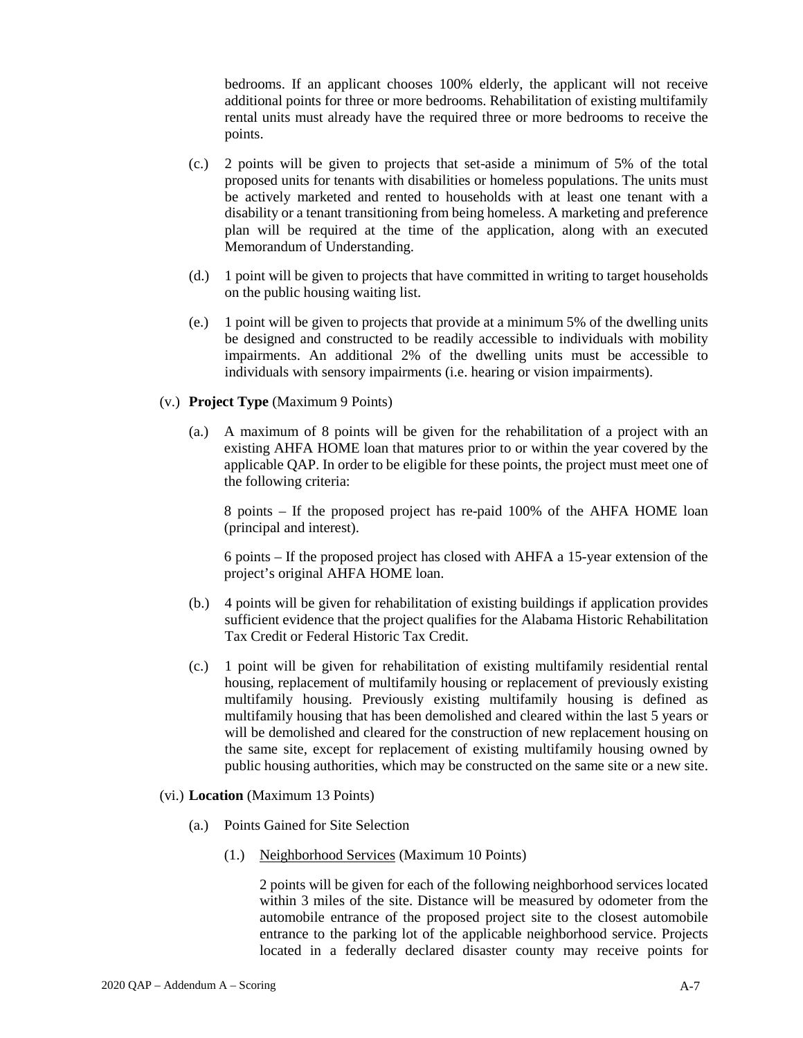bedrooms. If an applicant chooses 100% elderly, the applicant will not receive additional points for three or more bedrooms. Rehabilitation of existing multifamily rental units must already have the required three or more bedrooms to receive the points.

(c.) 2 points will be given to projects that set-aside a minimum of 5% of the total proposed units for tenants with disabilities or homeless populations. The units must be actively marketed and rented to households with at least one tenant with a disability or a tenant transitioning from being homeless. A marketing and preference plan will be required at the time of the application, along with an executed Memorandum of Understanding.

(d.) 1 point will be given to projects that have committed in writing to target households on the public housing waiting list.

(e.) 1 point will be given to projects that provide at a minimum 5% of the dwelling units be designed and constructed to be readily accessible to individuals with mobility impairments. An additional 2% of the dwelling units must be accessible to individuals with sensory impairments (i.e. hearing or vision impairments).

(v.) **Project Type** (Maximum 9 Points)

(a.) A maximum of 8 points will be given for the rehabilitation of a project with an existing AHFA HOME loan that matures prior to or within the year covered by the applicable QAP. In order to be eligible for these points, the project must meet one of the following criteria:

8 points – If the proposed project has re-paid 100% of the AHFA HOME loan (principal and interest).

6 points – If the proposed project has closed with AHFA a 15-year extension of the project's original AHFA HOME loan.

(b.) 4 points will be given for rehabilitation of existing buildings if application provides sufficient evidence that the project qualifies for the Alabama Historic Rehabilitation Tax Credit or Federal Historic Tax Credit.

(c.) 1 point will be given for rehabilitation of existing multifamily residential rental housing, replacement of multifamily housing or replacement of previously existing multifamily housing. Previously existing multifamily housing is defined as multifamily housing that has been demolished and cleared within the last 5 years or will be demolished and cleared for the construction of new replacement housing on the same site, except for replacement of existing multifamily housing owned by public housing authorities, which may be constructed on the same site or a new site.

(vi.) **Location** (Maximum 13 Points)

(a.) Points Gained for Site Selection

(1.) <u>Neighborhood Services</u> (Maximum 10 Points)

2 points will be given for each of the following neighborhood services located within 3 miles of the site. Distance will be measured by odometer from the automobile entrance of the proposed project site to the closest automobile entrance to the parking lot of the applicable neighborhood service. Projects located in a federally declared disaster county may receive points for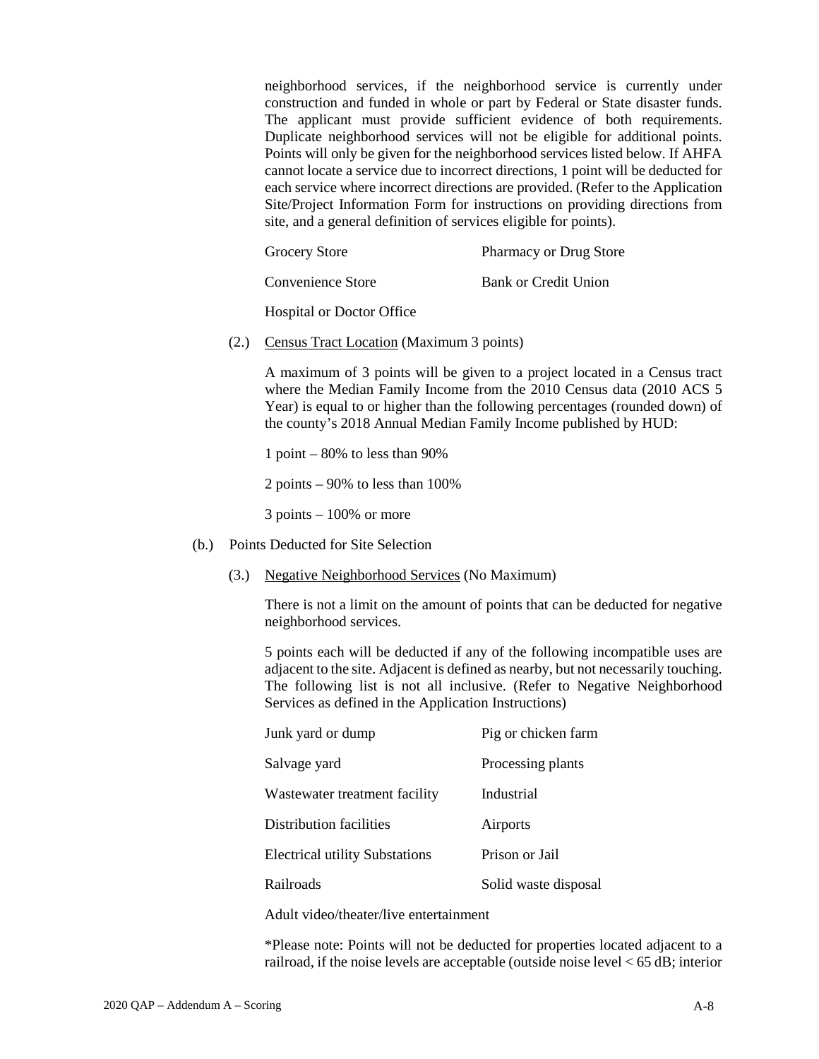neighborhood services, if the neighborhood service is currently under construction and funded in whole or part by Federal or State disaster funds. The applicant must provide sufficient evidence of both requirements. Duplicate neighborhood services will not be eligible for additional points. Points will only be given for the neighborhood services listed below. If AHFA cannot locate a service due to incorrect directions, 1 point will be deducted for each service where incorrect directions are provided. (Refer to the Application Site/Project Information Form for instructions on providing directions from site, and a general definition of services eligible for points).

| | |
|---|---|
| Grocery Store | Pharmacy or Drug Store |
| Convenience Store | Bank or Credit Union |
| Hospital or Doctor Office | |

(2.) Census Tract Location (Maximum 3 points)

A maximum of 3 points will be given to a project located in a Census tract where the Median Family Income from the 2010 Census data (2010 ACS 5 Year) is equal to or higher than the following percentages (rounded down) of the county's 2018 Annual Median Family Income published by HUD:

1 point – 80% to less than 90%

2 points – 90% to less than 100%

3 points – 100% or more

(b.) Points Deducted for Site Selection

(3.) Negative Neighborhood Services (No Maximum)

There is not a limit on the amount of points that can be deducted for negative neighborhood services.

5 points each will be deducted if any of the following incompatible uses are adjacent to the site. Adjacent is defined as nearby, but not necessarily touching. The following list is not all inclusive. (Refer to Negative Neighborhood Services as defined in the Application Instructions)

| | |
|---|---|
| Junk yard or dump | Pig or chicken farm |
| Salvage yard | Processing plants |
| Wastewater treatment facility | Industrial |
| Distribution facilities | Airports |
| Electrical utility Substations | Prison or Jail |
| Railroads | Solid waste disposal |
| Adult video/theater/live entertainment | |

*Please note: Points will not be deducted for properties located adjacent to a railroad, if the noise levels are acceptable (outside noise level < 65 dB; interior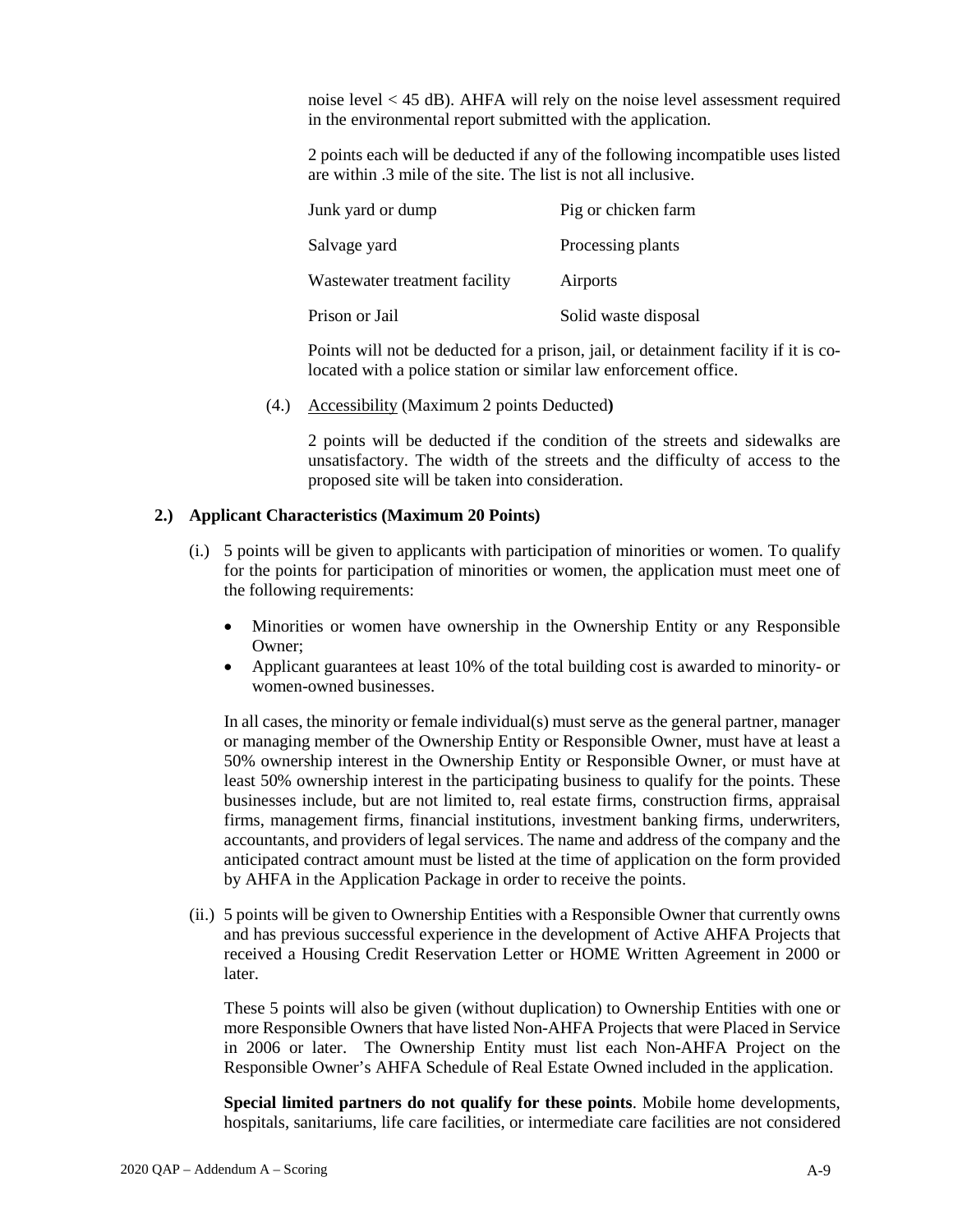noise level < 45 dB). AHFA will rely on the noise level assessment required in the environmental report submitted with the application.

2 points each will be deducted if any of the following incompatible uses listed are within .3 mile of the site. The list is not all inclusive.

| | |
|---|---|
| Junk yard or dump | Pig or chicken farm |
| Salvage yard | Processing plants |
| Wastewater treatment facility | Airports |
| Prison or Jail | Solid waste disposal |

Points will not be deducted for a prison, jail, or detainment facility if it is co-located with a police station or similar law enforcement office.

(4.) Accessibility (Maximum 2 points Deducted**)**

2 points will be deducted if the condition of the streets and sidewalks are unsatisfactory. The width of the streets and the difficulty of access to the proposed site will be taken into consideration.

**2.) Applicant Characteristics (Maximum 20 Points)**

(i.) 5 points will be given to applicants with participation of minorities or women. To qualify for the points for participation of minorities or women, the application must meet one of the following requirements:

- Minorities or women have ownership in the Ownership Entity or any Responsible Owner;
- Applicant guarantees at least 10% of the total building cost is awarded to minority- or women-owned businesses.

In all cases, the minority or female individual(s) must serve as the general partner, manager or managing member of the Ownership Entity or Responsible Owner, must have at least a 50% ownership interest in the Ownership Entity or Responsible Owner, or must have at least 50% ownership interest in the participating business to qualify for the points. These businesses include, but are not limited to, real estate firms, construction firms, appraisal firms, management firms, financial institutions, investment banking firms, underwriters, accountants, and providers of legal services. The name and address of the company and the anticipated contract amount must be listed at the time of application on the form provided by AHFA in the Application Package in order to receive the points.

(ii.) 5 points will be given to Ownership Entities with a Responsible Owner that currently owns and has previous successful experience in the development of Active AHFA Projects that received a Housing Credit Reservation Letter or HOME Written Agreement in 2000 or later.

These 5 points will also be given (without duplication) to Ownership Entities with one or more Responsible Owners that have listed Non-AHFA Projects that were Placed in Service in 2006 or later. The Ownership Entity must list each Non-AHFA Project on the Responsible Owner's AHFA Schedule of Real Estate Owned included in the application.

**Special limited partners do not qualify for these points**. Mobile home developments, hospitals, sanitariums, life care facilities, or intermediate care facilities are not considered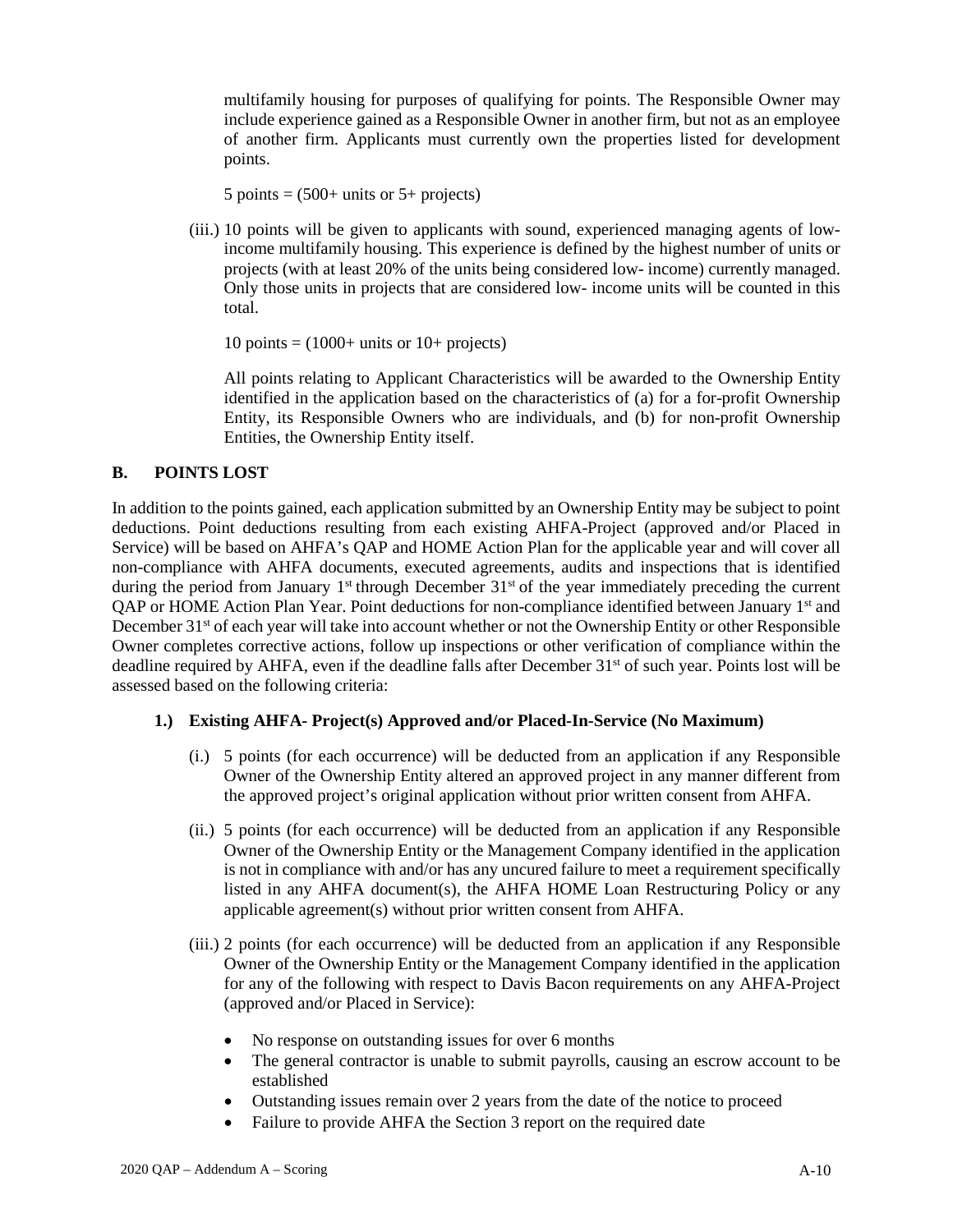multifamily housing for purposes of qualifying for points. The Responsible Owner may include experience gained as a Responsible Owner in another firm, but not as an employee of another firm. Applicants must currently own the properties listed for development points.

5 points = (500+ units or 5+ projects)

(iii.) 10 points will be given to applicants with sound, experienced managing agents of low-income multifamily housing. This experience is defined by the highest number of units or projects (with at least 20% of the units being considered low- income) currently managed. Only those units in projects that are considered low- income units will be counted in this total.

10 points = (1000+ units or 10+ projects)

All points relating to Applicant Characteristics will be awarded to the Ownership Entity identified in the application based on the characteristics of (a) for a for-profit Ownership Entity, its Responsible Owners who are individuals, and (b) for non-profit Ownership Entities, the Ownership Entity itself.

## B. POINTS LOST

In addition to the points gained, each application submitted by an Ownership Entity may be subject to point deductions. Point deductions resulting from each existing AHFA-Project (approved and/or Placed in Service) will be based on AHFA's QAP and HOME Action Plan for the applicable year and will cover all non-compliance with AHFA documents, executed agreements, audits and inspections that is identified during the period from January 1st through December 31st of the year immediately preceding the current QAP or HOME Action Plan Year. Point deductions for non-compliance identified between January 1st and December 31st of each year will take into account whether or not the Ownership Entity or other Responsible Owner completes corrective actions, follow up inspections or other verification of compliance within the deadline required by AHFA, even if the deadline falls after December 31st of such year. Points lost will be assessed based on the following criteria:

### 1.) Existing AHFA- Project(s) Approved and/or Placed-In-Service (No Maximum)

(i.) 5 points (for each occurrence) will be deducted from an application if any Responsible Owner of the Ownership Entity altered an approved project in any manner different from the approved project's original application without prior written consent from AHFA.

(ii.) 5 points (for each occurrence) will be deducted from an application if any Responsible Owner of the Ownership Entity or the Management Company identified in the application is not in compliance with and/or has any uncured failure to meet a requirement specifically listed in any AHFA document(s), the AHFA HOME Loan Restructuring Policy or any applicable agreement(s) without prior written consent from AHFA.

(iii.) 2 points (for each occurrence) will be deducted from an application if any Responsible Owner of the Ownership Entity or the Management Company identified in the application for any of the following with respect to Davis Bacon requirements on any AHFA-Project (approved and/or Placed in Service):

- No response on outstanding issues for over 6 months
- The general contractor is unable to submit payrolls, causing an escrow account to be established
- Outstanding issues remain over 2 years from the date of the notice to proceed
- Failure to provide AHFA the Section 3 report on the required date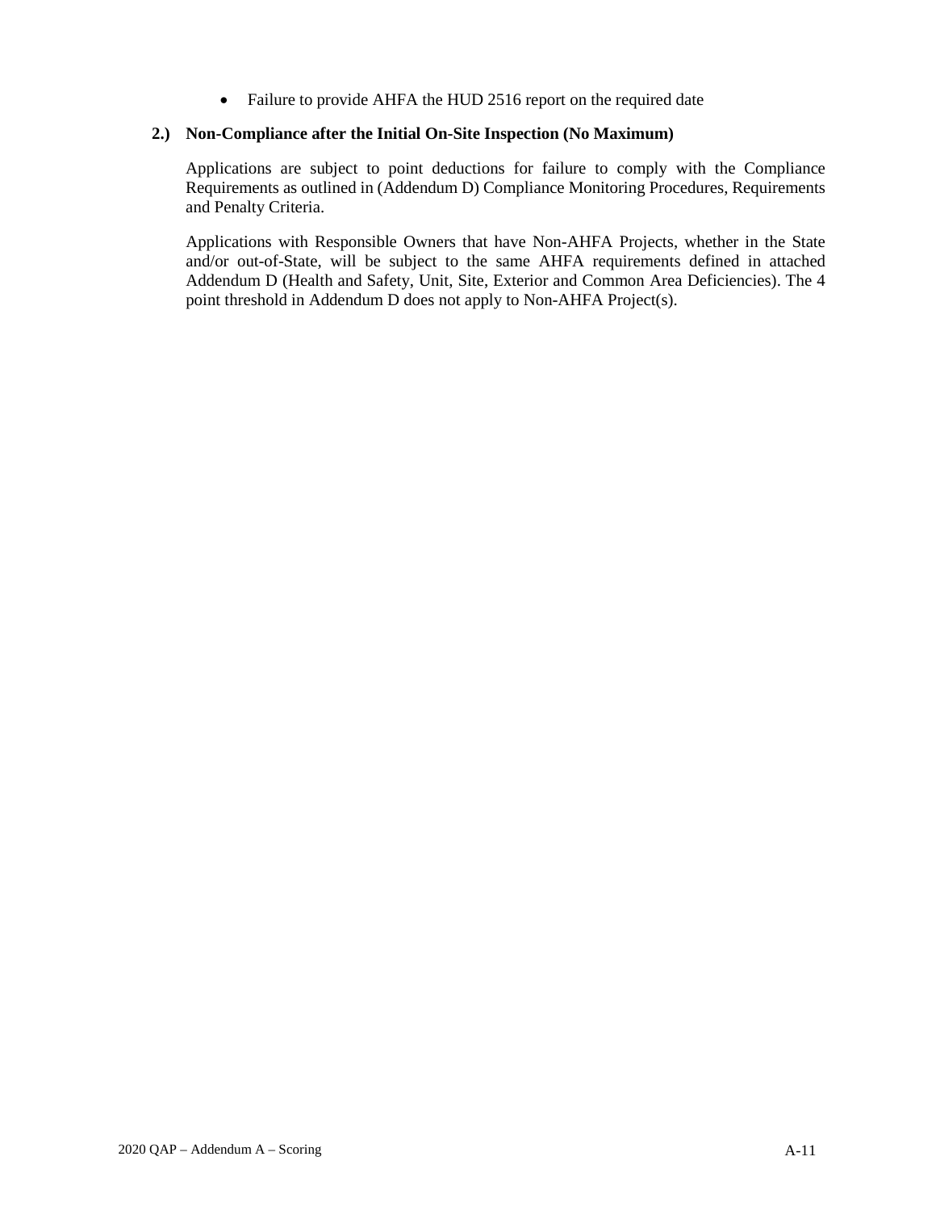- Failure to provide AHFA the HUD 2516 report on the required date

**2.) Non-Compliance after the Initial On-Site Inspection (No Maximum)**

Applications are subject to point deductions for failure to comply with the Compliance Requirements as outlined in (Addendum D) Compliance Monitoring Procedures, Requirements and Penalty Criteria.

Applications with Responsible Owners that have Non-AHFA Projects, whether in the State and/or out-of-State, will be subject to the same AHFA requirements defined in attached Addendum D (Health and Safety, Unit, Site, Exterior and Common Area Deficiencies). The 4 point threshold in Addendum D does not apply to Non-AHFA Project(s).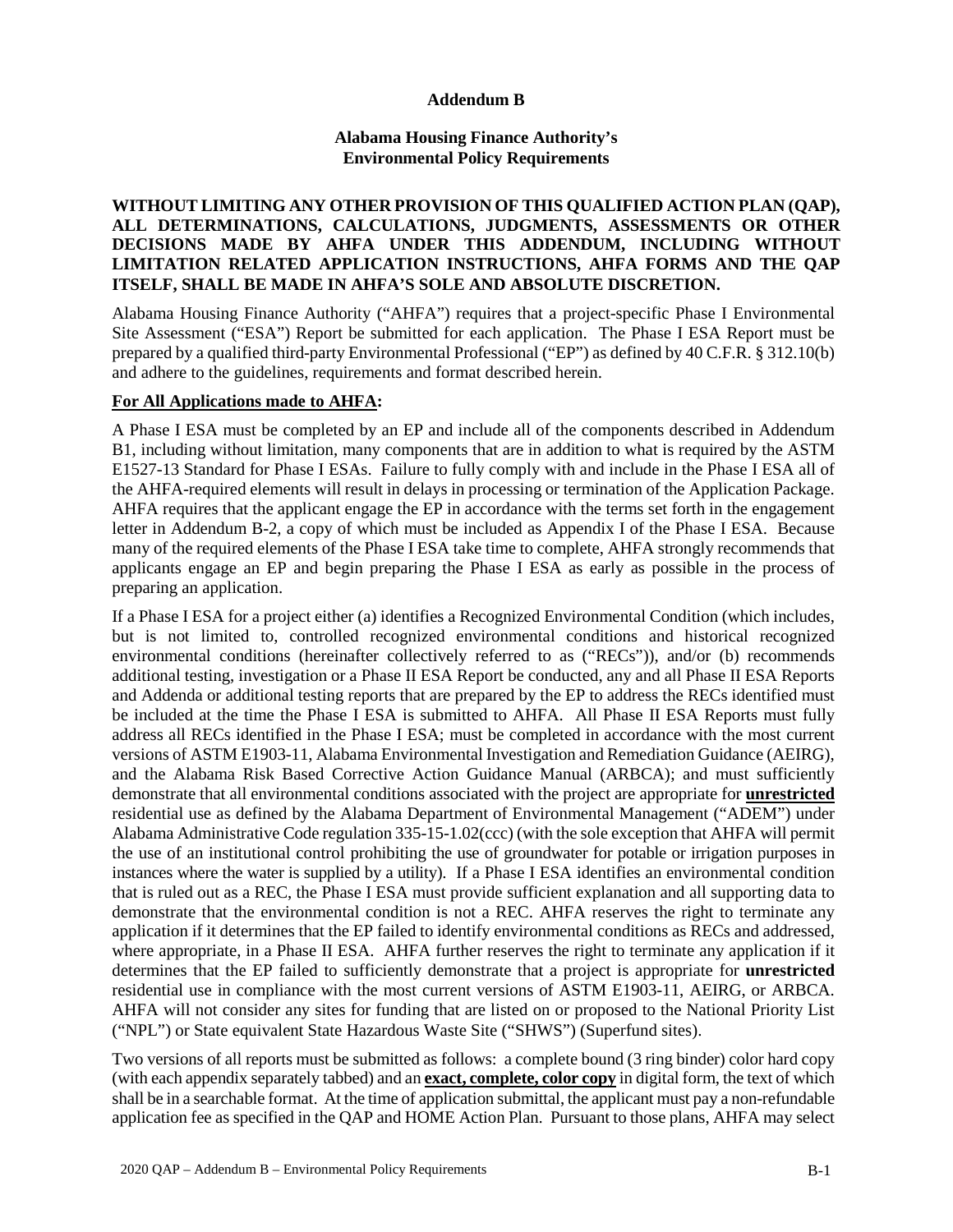**Addendum B**

**Alabama Housing Finance Authority's Environmental Policy Requirements**

**WITHOUT LIMITING ANY OTHER PROVISION OF THIS QUALIFIED ACTION PLAN (QAP), ALL DETERMINATIONS, CALCULATIONS, JUDGMENTS, ASSESSMENTS OR OTHER DECISIONS MADE BY AHFA UNDER THIS ADDENDUM, INCLUDING WITHOUT LIMITATION RELATED APPLICATION INSTRUCTIONS, AHFA FORMS AND THE QAP ITSELF, SHALL BE MADE IN AHFA'S SOLE AND ABSOLUTE DISCRETION.**

Alabama Housing Finance Authority ("AHFA") requires that a project-specific Phase I Environmental Site Assessment ("ESA") Report be submitted for each application. The Phase I ESA Report must be prepared by a qualified third-party Environmental Professional ("EP") as defined by 40 C.F.R. § 312.10(b) and adhere to the guidelines, requirements and format described herein.

**For All Applications made to AHFA:**

A Phase I ESA must be completed by an EP and include all of the components described in Addendum B1, including without limitation, many components that are in addition to what is required by the ASTM E1527-13 Standard for Phase I ESAs. Failure to fully comply with and include in the Phase I ESA all of the AHFA-required elements will result in delays in processing or termination of the Application Package. AHFA requires that the applicant engage the EP in accordance with the terms set forth in the engagement letter in Addendum B-2, a copy of which must be included as Appendix I of the Phase I ESA. Because many of the required elements of the Phase I ESA take time to complete, AHFA strongly recommends that applicants engage an EP and begin preparing the Phase I ESA as early as possible in the process of preparing an application.

If a Phase I ESA for a project either (a) identifies a Recognized Environmental Condition (which includes, but is not limited to, controlled recognized environmental conditions and historical recognized environmental conditions (hereinafter collectively referred to as ("RECs")), and/or (b) recommends additional testing, investigation or a Phase II ESA Report be conducted, any and all Phase II ESA Reports and Addenda or additional testing reports that are prepared by the EP to address the RECs identified must be included at the time the Phase I ESA is submitted to AHFA. All Phase II ESA Reports must fully address all RECs identified in the Phase I ESA; must be completed in accordance with the most current versions of ASTM E1903-11, Alabama Environmental Investigation and Remediation Guidance (AEIRG), and the Alabama Risk Based Corrective Action Guidance Manual (ARBCA); and must sufficiently demonstrate that all environmental conditions associated with the project are appropriate for **unrestricted** residential use as defined by the Alabama Department of Environmental Management ("ADEM") under Alabama Administrative Code regulation 335-15-1.02(ccc) (with the sole exception that AHFA will permit the use of an institutional control prohibiting the use of groundwater for potable or irrigation purposes in instances where the water is supplied by a utility). If a Phase I ESA identifies an environmental condition that is ruled out as a REC, the Phase I ESA must provide sufficient explanation and all supporting data to demonstrate that the environmental condition is not a REC. AHFA reserves the right to terminate any application if it determines that the EP failed to identify environmental conditions as RECs and addressed, where appropriate, in a Phase II ESA. AHFA further reserves the right to terminate any application if it determines that the EP failed to sufficiently demonstrate that a project is appropriate for **unrestricted** residential use in compliance with the most current versions of ASTM E1903-11, AEIRG, or ARBCA. AHFA will not consider any sites for funding that are listed on or proposed to the National Priority List ("NPL") or State equivalent State Hazardous Waste Site ("SHWS") (Superfund sites).

Two versions of all reports must be submitted as follows: a complete bound (3 ring binder) color hard copy (with each appendix separately tabbed) and an **exact, complete, color copy** in digital form, the text of which shall be in a searchable format. At the time of application submittal, the applicant must pay a non-refundable application fee as specified in the QAP and HOME Action Plan. Pursuant to those plans, AHFA may select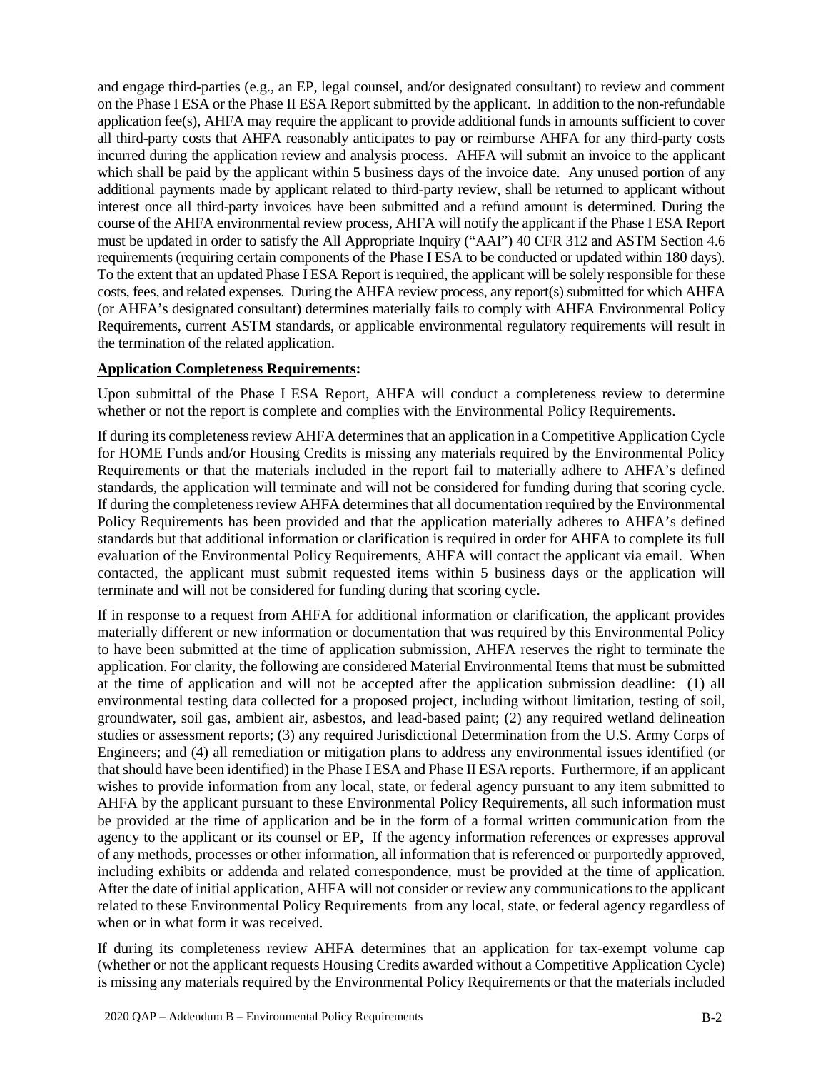and engage third-parties (e.g., an EP, legal counsel, and/or designated consultant) to review and comment on the Phase I ESA or the Phase II ESA Report submitted by the applicant. In addition to the non-refundable application fee(s), AHFA may require the applicant to provide additional funds in amounts sufficient to cover all third-party costs that AHFA reasonably anticipates to pay or reimburse AHFA for any third-party costs incurred during the application review and analysis process. AHFA will submit an invoice to the applicant which shall be paid by the applicant within 5 business days of the invoice date. Any unused portion of any additional payments made by applicant related to third-party review, shall be returned to applicant without interest once all third-party invoices have been submitted and a refund amount is determined. During the course of the AHFA environmental review process, AHFA will notify the applicant if the Phase I ESA Report must be updated in order to satisfy the All Appropriate Inquiry ("AAI") 40 CFR 312 and ASTM Section 4.6 requirements (requiring certain components of the Phase I ESA to be conducted or updated within 180 days). To the extent that an updated Phase I ESA Report is required, the applicant will be solely responsible for these costs, fees, and related expenses. During the AHFA review process, any report(s) submitted for which AHFA (or AHFA's designated consultant) determines materially fails to comply with AHFA Environmental Policy Requirements, current ASTM standards, or applicable environmental regulatory requirements will result in the termination of the related application.

**Application Completeness Requirements:**

Upon submittal of the Phase I ESA Report, AHFA will conduct a completeness review to determine whether or not the report is complete and complies with the Environmental Policy Requirements.

If during its completeness review AHFA determines that an application in a Competitive Application Cycle for HOME Funds and/or Housing Credits is missing any materials required by the Environmental Policy Requirements or that the materials included in the report fail to materially adhere to AHFA's defined standards, the application will terminate and will not be considered for funding during that scoring cycle. If during the completeness review AHFA determines that all documentation required by the Environmental Policy Requirements has been provided and that the application materially adheres to AHFA's defined standards but that additional information or clarification is required in order for AHFA to complete its full evaluation of the Environmental Policy Requirements, AHFA will contact the applicant via email. When contacted, the applicant must submit requested items within 5 business days or the application will terminate and will not be considered for funding during that scoring cycle.

If in response to a request from AHFA for additional information or clarification, the applicant provides materially different or new information or documentation that was required by this Environmental Policy to have been submitted at the time of application submission, AHFA reserves the right to terminate the application. For clarity, the following are considered Material Environmental Items that must be submitted at the time of application and will not be accepted after the application submission deadline: (1) all environmental testing data collected for a proposed project, including without limitation, testing of soil, groundwater, soil gas, ambient air, asbestos, and lead-based paint; (2) any required wetland delineation studies or assessment reports; (3) any required Jurisdictional Determination from the U.S. Army Corps of Engineers; and (4) all remediation or mitigation plans to address any environmental issues identified (or that should have been identified) in the Phase I ESA and Phase II ESA reports. Furthermore, if an applicant wishes to provide information from any local, state, or federal agency pursuant to any item submitted to AHFA by the applicant pursuant to these Environmental Policy Requirements, all such information must be provided at the time of application and be in the form of a formal written communication from the agency to the applicant or its counsel or EP, If the agency information references or expresses approval of any methods, processes or other information, all information that is referenced or purportedly approved, including exhibits or addenda and related correspondence, must be provided at the time of application. After the date of initial application, AHFA will not consider or review any communications to the applicant related to these Environmental Policy Requirements from any local, state, or federal agency regardless of when or in what form it was received.

If during its completeness review AHFA determines that an application for tax-exempt volume cap (whether or not the applicant requests Housing Credits awarded without a Competitive Application Cycle) is missing any materials required by the Environmental Policy Requirements or that the materials included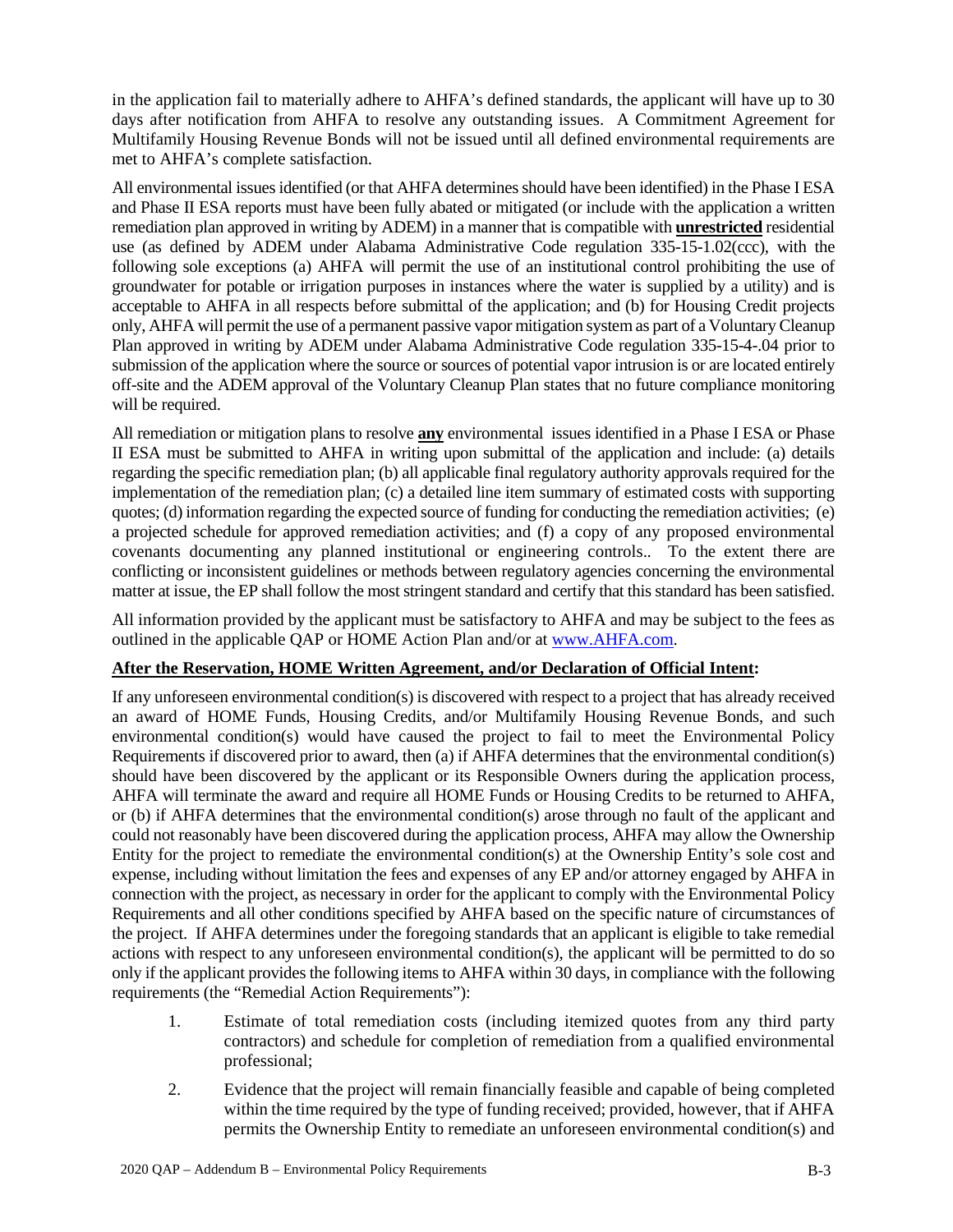in the application fail to materially adhere to AHFA's defined standards, the applicant will have up to 30 days after notification from AHFA to resolve any outstanding issues. A Commitment Agreement for Multifamily Housing Revenue Bonds will not be issued until all defined environmental requirements are met to AHFA's complete satisfaction.

All environmental issues identified (or that AHFA determines should have been identified) in the Phase I ESA and Phase II ESA reports must have been fully abated or mitigated (or include with the application a written remediation plan approved in writing by ADEM) in a manner that is compatible with **unrestricted** residential use (as defined by ADEM under Alabama Administrative Code regulation 335-15-1.02(ccc), with the following sole exceptions (a) AHFA will permit the use of an institutional control prohibiting the use of groundwater for potable or irrigation purposes in instances where the water is supplied by a utility) and is acceptable to AHFA in all respects before submittal of the application; and (b) for Housing Credit projects only, AHFA will permit the use of a permanent passive vapor mitigation system as part of a Voluntary Cleanup Plan approved in writing by ADEM under Alabama Administrative Code regulation 335-15-4-.04 prior to submission of the application where the source or sources of potential vapor intrusion is or are located entirely off-site and the ADEM approval of the Voluntary Cleanup Plan states that no future compliance monitoring will be required.

All remediation or mitigation plans to resolve **any** environmental issues identified in a Phase I ESA or Phase II ESA must be submitted to AHFA in writing upon submittal of the application and include: (a) details regarding the specific remediation plan; (b) all applicable final regulatory authority approvals required for the implementation of the remediation plan; (c) a detailed line item summary of estimated costs with supporting quotes; (d) information regarding the expected source of funding for conducting the remediation activities; (e) a projected schedule for approved remediation activities; and (f) a copy of any proposed environmental covenants documenting any planned institutional or engineering controls.. To the extent there are conflicting or inconsistent guidelines or methods between regulatory agencies concerning the environmental matter at issue, the EP shall follow the most stringent standard and certify that this standard has been satisfied.

All information provided by the applicant must be satisfactory to AHFA and may be subject to the fees as outlined in the applicable QAP or HOME Action Plan and/or at www.AHFA.com.

**After the Reservation, HOME Written Agreement, and/or Declaration of Official Intent:**

If any unforeseen environmental condition(s) is discovered with respect to a project that has already received an award of HOME Funds, Housing Credits, and/or Multifamily Housing Revenue Bonds, and such environmental condition(s) would have caused the project to fail to meet the Environmental Policy Requirements if discovered prior to award, then (a) if AHFA determines that the environmental condition(s) should have been discovered by the applicant or its Responsible Owners during the application process, AHFA will terminate the award and require all HOME Funds or Housing Credits to be returned to AHFA, or (b) if AHFA determines that the environmental condition(s) arose through no fault of the applicant and could not reasonably have been discovered during the application process, AHFA may allow the Ownership Entity for the project to remediate the environmental condition(s) at the Ownership Entity's sole cost and expense, including without limitation the fees and expenses of any EP and/or attorney engaged by AHFA in connection with the project, as necessary in order for the applicant to comply with the Environmental Policy Requirements and all other conditions specified by AHFA based on the specific nature of circumstances of the project. If AHFA determines under the foregoing standards that an applicant is eligible to take remedial actions with respect to any unforeseen environmental condition(s), the applicant will be permitted to do so only if the applicant provides the following items to AHFA within 30 days, in compliance with the following requirements (the "Remedial Action Requirements"):

1. Estimate of total remediation costs (including itemized quotes from any third party contractors) and schedule for completion of remediation from a qualified environmental professional;
2. Evidence that the project will remain financially feasible and capable of being completed within the time required by the type of funding received; provided, however, that if AHFA permits the Ownership Entity to remediate an unforeseen environmental condition(s) and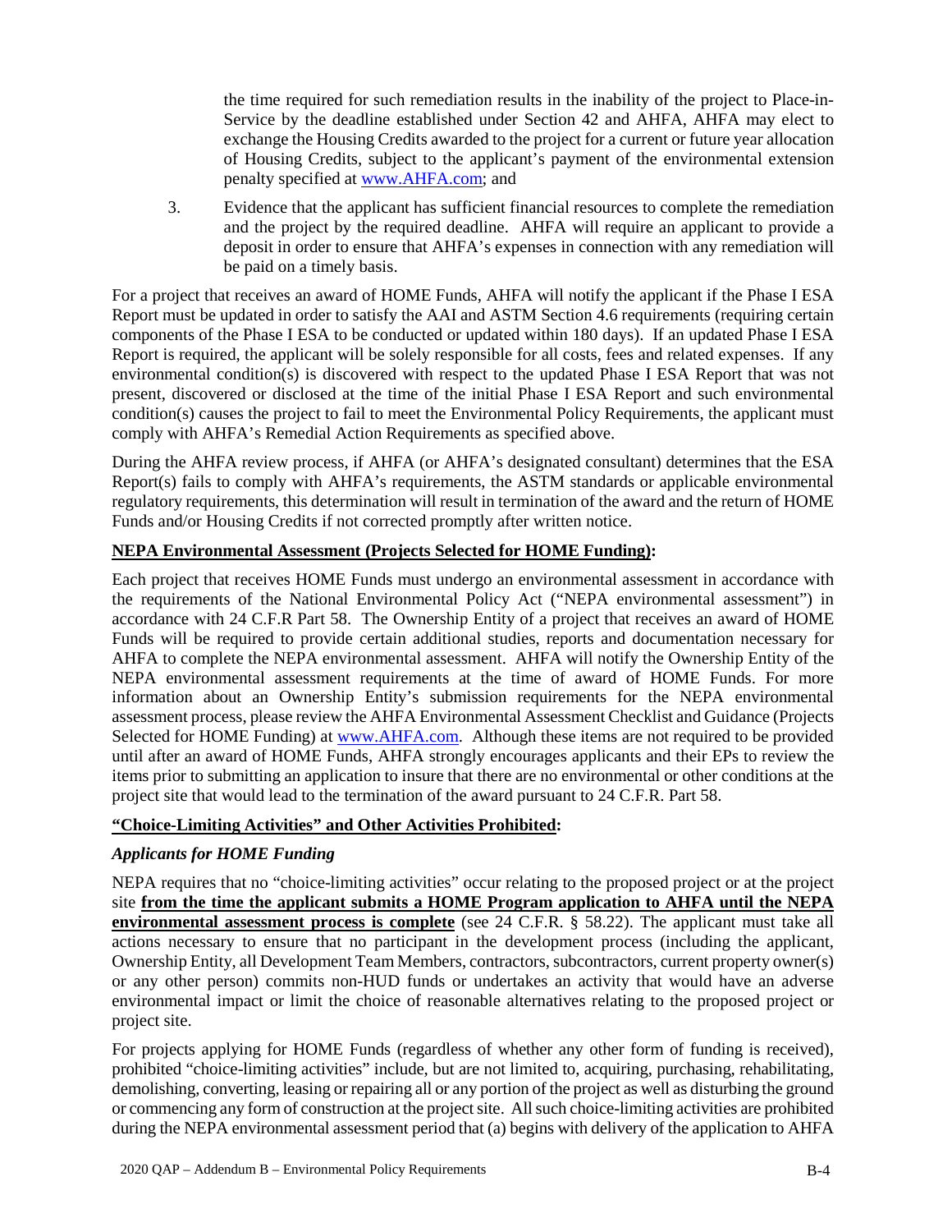the time required for such remediation results in the inability of the project to Place-in-Service by the deadline established under Section 42 and AHFA, AHFA may elect to exchange the Housing Credits awarded to the project for a current or future year allocation of Housing Credits, subject to the applicant's payment of the environmental extension penalty specified at www.AHFA.com; and

3. Evidence that the applicant has sufficient financial resources to complete the remediation and the project by the required deadline. AHFA will require an applicant to provide a deposit in order to ensure that AHFA's expenses in connection with any remediation will be paid on a timely basis.

For a project that receives an award of HOME Funds, AHFA will notify the applicant if the Phase I ESA Report must be updated in order to satisfy the AAI and ASTM Section 4.6 requirements (requiring certain components of the Phase I ESA to be conducted or updated within 180 days). If an updated Phase I ESA Report is required, the applicant will be solely responsible for all costs, fees and related expenses. If any environmental condition(s) is discovered with respect to the updated Phase I ESA Report that was not present, discovered or disclosed at the time of the initial Phase I ESA Report and such environmental condition(s) causes the project to fail to meet the Environmental Policy Requirements, the applicant must comply with AHFA's Remedial Action Requirements as specified above.

During the AHFA review process, if AHFA (or AHFA's designated consultant) determines that the ESA Report(s) fails to comply with AHFA's requirements, the ASTM standards or applicable environmental regulatory requirements, this determination will result in termination of the award and the return of HOME Funds and/or Housing Credits if not corrected promptly after written notice.

**NEPA Environmental Assessment (Projects Selected for HOME Funding):**

Each project that receives HOME Funds must undergo an environmental assessment in accordance with the requirements of the National Environmental Policy Act ("NEPA environmental assessment") in accordance with 24 C.F.R Part 58. The Ownership Entity of a project that receives an award of HOME Funds will be required to provide certain additional studies, reports and documentation necessary for AHFA to complete the NEPA environmental assessment. AHFA will notify the Ownership Entity of the NEPA environmental assessment requirements at the time of award of HOME Funds. For more information about an Ownership Entity's submission requirements for the NEPA environmental assessment process, please review the AHFA Environmental Assessment Checklist and Guidance (Projects Selected for HOME Funding) at www.AHFA.com. Although these items are not required to be provided until after an award of HOME Funds, AHFA strongly encourages applicants and their EPs to review the items prior to submitting an application to insure that there are no environmental or other conditions at the project site that would lead to the termination of the award pursuant to 24 C.F.R. Part 58.

**"Choice-Limiting Activities" and Other Activities Prohibited:**

***Applicants for HOME Funding***

NEPA requires that no "choice-limiting activities" occur relating to the proposed project or at the project site **from the time the applicant submits a HOME Program application to AHFA until the NEPA environmental assessment process is complete** (see 24 C.F.R. § 58.22). The applicant must take all actions necessary to ensure that no participant in the development process (including the applicant, Ownership Entity, all Development Team Members, contractors, subcontractors, current property owner(s) or any other person) commits non-HUD funds or undertakes an activity that would have an adverse environmental impact or limit the choice of reasonable alternatives relating to the proposed project or project site.

For projects applying for HOME Funds (regardless of whether any other form of funding is received), prohibited "choice-limiting activities" include, but are not limited to, acquiring, purchasing, rehabilitating, demolishing, converting, leasing or repairing all or any portion of the project as well as disturbing the ground or commencing any form of construction at the project site. All such choice-limiting activities are prohibited during the NEPA environmental assessment period that (a) begins with delivery of the application to AHFA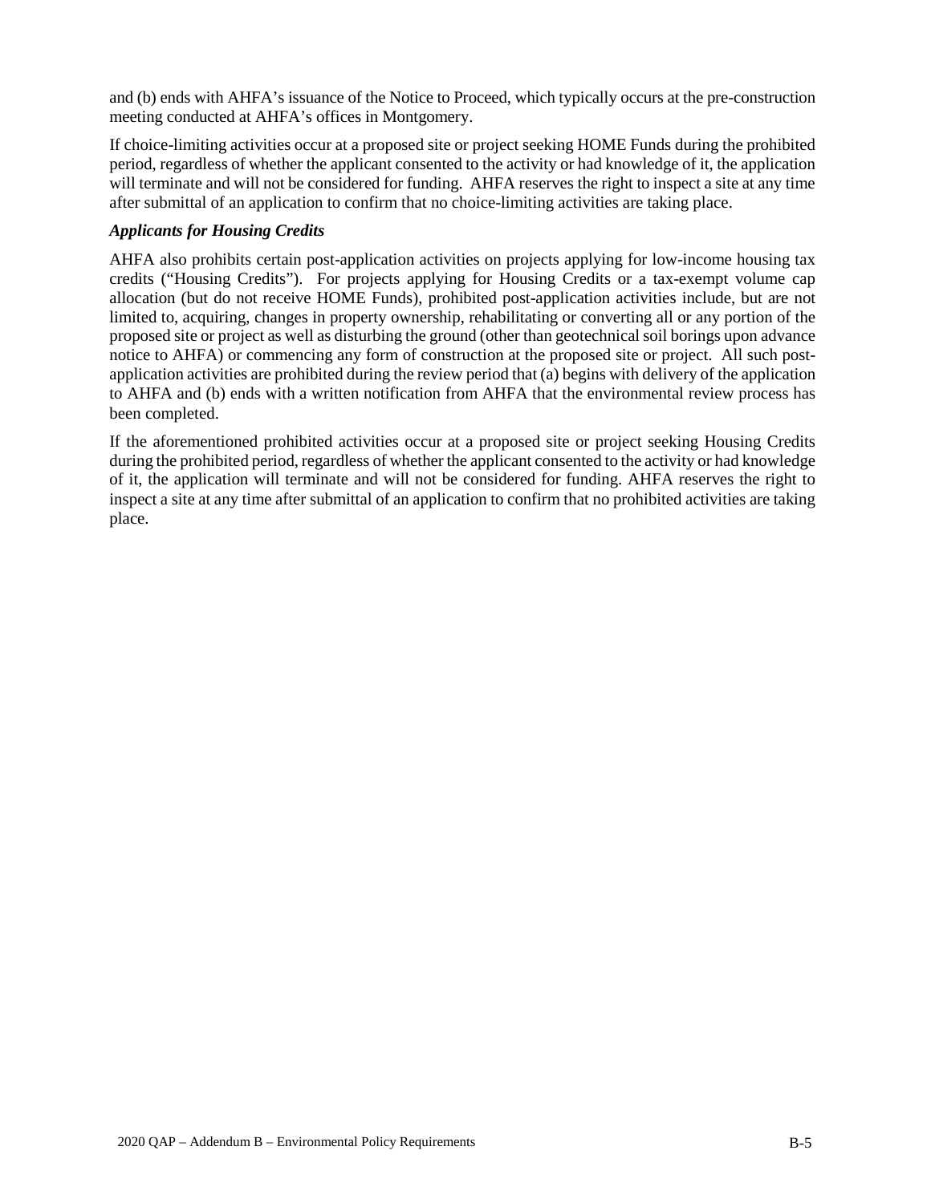and (b) ends with AHFA's issuance of the Notice to Proceed, which typically occurs at the pre-construction meeting conducted at AHFA's offices in Montgomery.

If choice-limiting activities occur at a proposed site or project seeking HOME Funds during the prohibited period, regardless of whether the applicant consented to the activity or had knowledge of it, the application will terminate and will not be considered for funding. AHFA reserves the right to inspect a site at any time after submittal of an application to confirm that no choice-limiting activities are taking place.

***Applicants for Housing Credits***

AHFA also prohibits certain post-application activities on projects applying for low-income housing tax credits ("Housing Credits"). For projects applying for Housing Credits or a tax-exempt volume cap allocation (but do not receive HOME Funds), prohibited post-application activities include, but are not limited to, acquiring, changes in property ownership, rehabilitating or converting all or any portion of the proposed site or project as well as disturbing the ground (other than geotechnical soil borings upon advance notice to AHFA) or commencing any form of construction at the proposed site or project. All such post-application activities are prohibited during the review period that (a) begins with delivery of the application to AHFA and (b) ends with a written notification from AHFA that the environmental review process has been completed.

If the aforementioned prohibited activities occur at a proposed site or project seeking Housing Credits during the prohibited period, regardless of whether the applicant consented to the activity or had knowledge of it, the application will terminate and will not be considered for funding. AHFA reserves the right to inspect a site at any time after submittal of an application to confirm that no prohibited activities are taking place.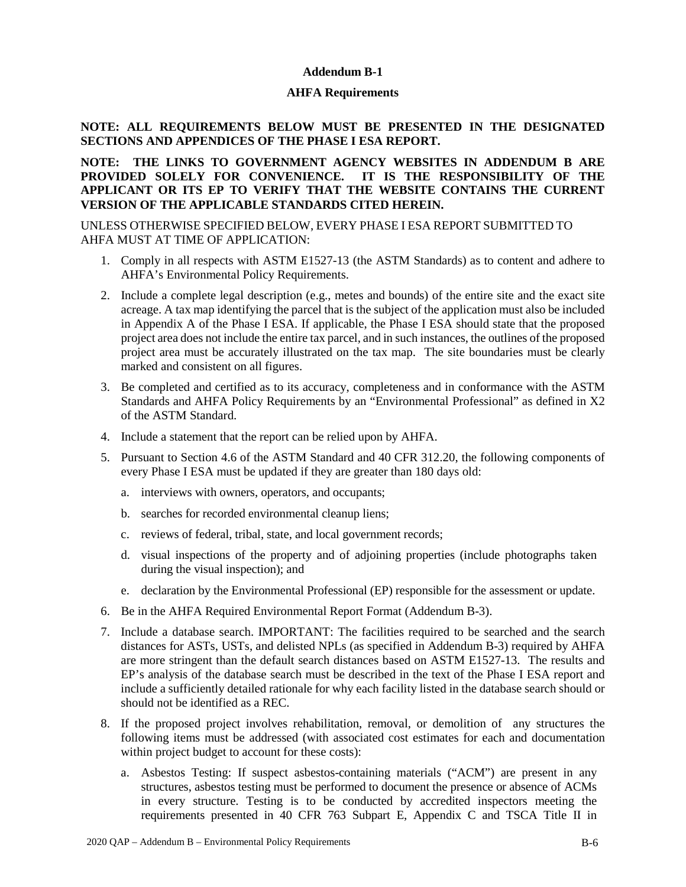## Addendum B-1

## AHFA Requirements

**NOTE: ALL REQUIREMENTS BELOW MUST BE PRESENTED IN THE DESIGNATED SECTIONS AND APPENDICES OF THE PHASE I ESA REPORT.**

**NOTE: THE LINKS TO GOVERNMENT AGENCY WEBSITES IN ADDENDUM B ARE PROVIDED SOLELY FOR CONVENIENCE. IT IS THE RESPONSIBILITY OF THE APPLICANT OR ITS EP TO VERIFY THAT THE WEBSITE CONTAINS THE CURRENT VERSION OF THE APPLICABLE STANDARDS CITED HEREIN.**

UNLESS OTHERWISE SPECIFIED BELOW, EVERY PHASE I ESA REPORT SUBMITTED TO AHFA MUST AT TIME OF APPLICATION:

1. Comply in all respects with ASTM E1527-13 (the ASTM Standards) as to content and adhere to AHFA's Environmental Policy Requirements.
2. Include a complete legal description (e.g., metes and bounds) of the entire site and the exact site acreage. A tax map identifying the parcel that is the subject of the application must also be included in Appendix A of the Phase I ESA. If applicable, the Phase I ESA should state that the proposed project area does not include the entire tax parcel, and in such instances, the outlines of the proposed project area must be accurately illustrated on the tax map. The site boundaries must be clearly marked and consistent on all figures.
3. Be completed and certified as to its accuracy, completeness and in conformance with the ASTM Standards and AHFA Policy Requirements by an "Environmental Professional" as defined in X2 of the ASTM Standard.
4. Include a statement that the report can be relied upon by AHFA.
5. Pursuant to Section 4.6 of the ASTM Standard and 40 CFR 312.20, the following components of every Phase I ESA must be updated if they are greater than 180 days old:
   a. interviews with owners, operators, and occupants;
   b. searches for recorded environmental cleanup liens;
   c. reviews of federal, tribal, state, and local government records;
   d. visual inspections of the property and of adjoining properties (include photographs taken during the visual inspection); and
   e. declaration by the Environmental Professional (EP) responsible for the assessment or update.
6. Be in the AHFA Required Environmental Report Format (Addendum B-3).
7. Include a database search. IMPORTANT: The facilities required to be searched and the search distances for ASTs, USTs, and delisted NPLs (as specified in Addendum B-3) required by AHFA are more stringent than the default search distances based on ASTM E1527-13. The results and EP's analysis of the database search must be described in the text of the Phase I ESA report and include a sufficiently detailed rationale for why each facility listed in the database search should or should not be identified as a REC.
8. If the proposed project involves rehabilitation, removal, or demolition of any structures the following items must be addressed (with associated cost estimates for each and documentation within project budget to account for these costs):
   a. Asbestos Testing: If suspect asbestos-containing materials ("ACM") are present in any structures, asbestos testing must be performed to document the presence or absence of ACMs in every structure. Testing is to be conducted by accredited inspectors meeting the requirements presented in 40 CFR 763 Subpart E, Appendix C and TSCA Title II in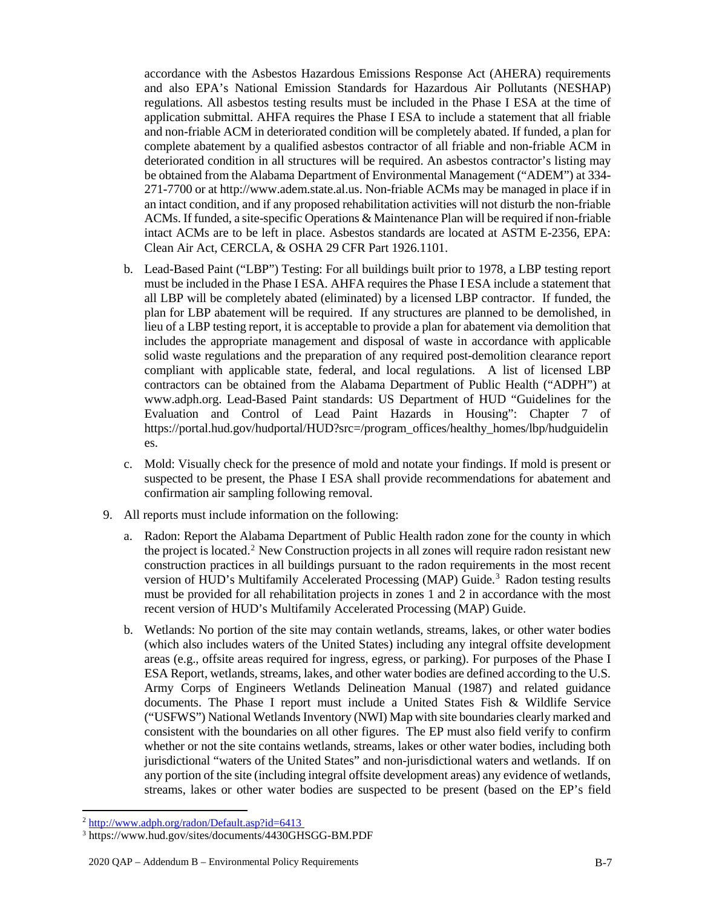accordance with the Asbestos Hazardous Emissions Response Act (AHERA) requirements and also EPA's National Emission Standards for Hazardous Air Pollutants (NESHAP) regulations. All asbestos testing results must be included in the Phase I ESA at the time of application submittal. AHFA requires the Phase I ESA to include a statement that all friable and non-friable ACM in deteriorated condition will be completely abated. If funded, a plan for complete abatement by a qualified asbestos contractor of all friable and non-friable ACM in deteriorated condition in all structures will be required. An asbestos contractor's listing may be obtained from the Alabama Department of Environmental Management ("ADEM") at 334-271-7700 or at http://www.adem.state.al.us. Non-friable ACMs may be managed in place if in an intact condition, and if any proposed rehabilitation activities will not disturb the non-friable ACMs. If funded, a site-specific Operations & Maintenance Plan will be required if non-friable intact ACMs are to be left in place. Asbestos standards are located at ASTM E-2356, EPA: Clean Air Act, CERCLA, & OSHA 29 CFR Part 1926.1101.

b. Lead-Based Paint ("LBP") Testing: For all buildings built prior to 1978, a LBP testing report must be included in the Phase I ESA. AHFA requires the Phase I ESA include a statement that all LBP will be completely abated (eliminated) by a licensed LBP contractor. If funded, the plan for LBP abatement will be required. If any structures are planned to be demolished, in lieu of a LBP testing report, it is acceptable to provide a plan for abatement via demolition that includes the appropriate management and disposal of waste in accordance with applicable solid waste regulations and the preparation of any required post-demolition clearance report compliant with applicable state, federal, and local regulations. A list of licensed LBP contractors can be obtained from the Alabama Department of Public Health ("ADPH") at www.adph.org. Lead-Based Paint standards: US Department of HUD "Guidelines for the Evaluation and Control of Lead Paint Hazards in Housing": Chapter 7 of https://portal.hud.gov/hudportal/HUD?src=/program_offices/healthy_homes/lbp/hudguidelines.

c. Mold: Visually check for the presence of mold and notate your findings. If mold is present or suspected to be present, the Phase I ESA shall provide recommendations for abatement and confirmation air sampling following removal.

9. All reports must include information on the following:

   a. Radon: Report the Alabama Department of Public Health radon zone for the county in which the project is located.[2] New Construction projects in all zones will require radon resistant new construction practices in all buildings pursuant to the radon requirements in the most recent version of HUD's Multifamily Accelerated Processing (MAP) Guide.[3] Radon testing results must be provided for all rehabilitation projects in zones 1 and 2 in accordance with the most recent version of HUD's Multifamily Accelerated Processing (MAP) Guide.

   b. Wetlands: No portion of the site may contain wetlands, streams, lakes, or other water bodies (which also includes waters of the United States) including any integral offsite development areas (e.g., offsite areas required for ingress, egress, or parking). For purposes of the Phase I ESA Report, wetlands, streams, lakes, and other water bodies are defined according to the U.S. Army Corps of Engineers Wetlands Delineation Manual (1987) and related guidance documents. The Phase I report must include a United States Fish & Wildlife Service ("USFWS") National Wetlands Inventory (NWI) Map with site boundaries clearly marked and consistent with the boundaries on all other figures. The EP must also field verify to confirm whether or not the site contains wetlands, streams, lakes or other water bodies, including both jurisdictional "waters of the United States" and non-jurisdictional waters and wetlands. If on any portion of the site (including integral offsite development areas) any evidence of wetlands, streams, lakes or other water bodies are suspected to be present (based on the EP's field

[2] http://www.adph.org/radon/Default.asp?id=6413

[3] https://www.hud.gov/sites/documents/4430GHSGG-BM.PDF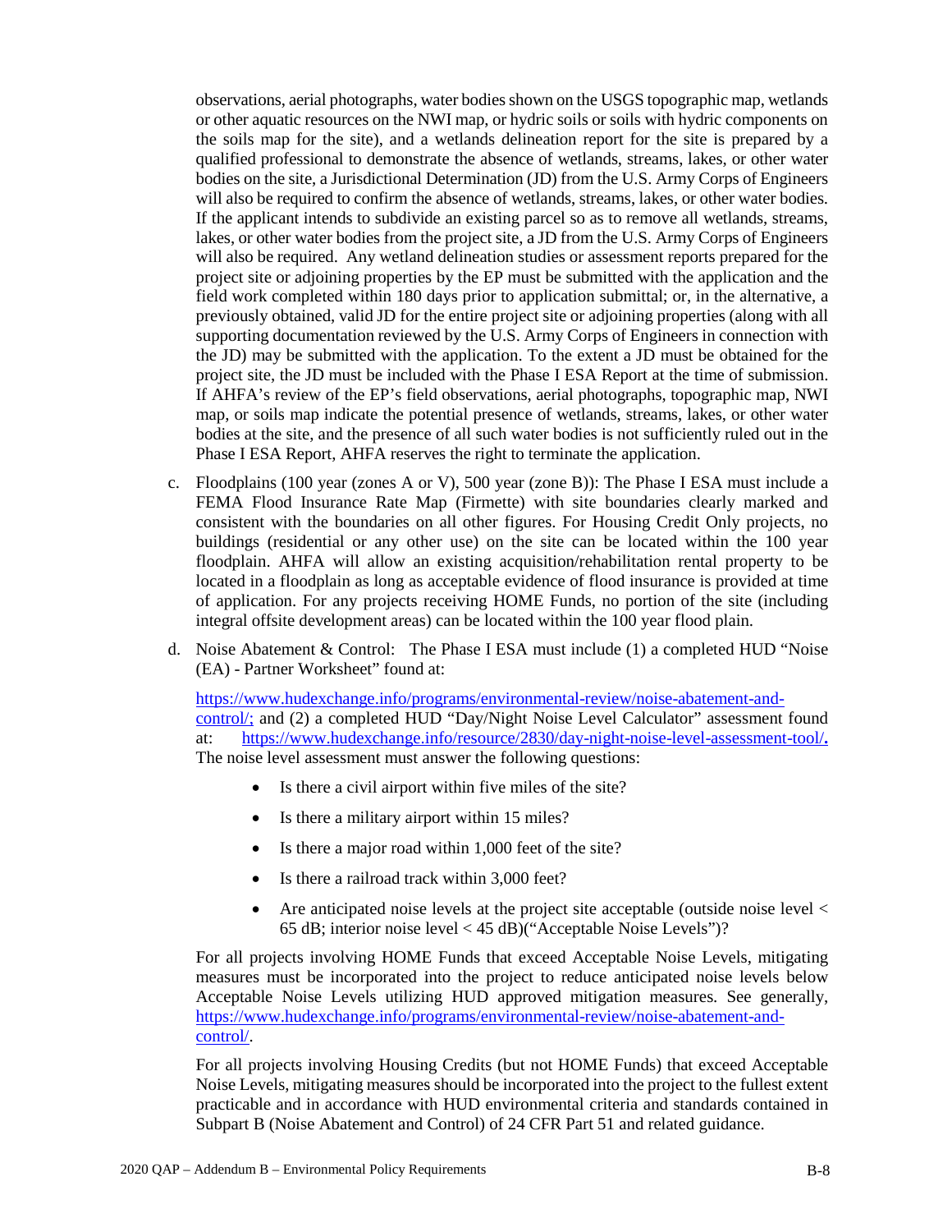observations, aerial photographs, water bodies shown on the USGS topographic map, wetlands or other aquatic resources on the NWI map, or hydric soils or soils with hydric components on the soils map for the site), and a wetlands delineation report for the site is prepared by a qualified professional to demonstrate the absence of wetlands, streams, lakes, or other water bodies on the site, a Jurisdictional Determination (JD) from the U.S. Army Corps of Engineers will also be required to confirm the absence of wetlands, streams, lakes, or other water bodies. If the applicant intends to subdivide an existing parcel so as to remove all wetlands, streams, lakes, or other water bodies from the project site, a JD from the U.S. Army Corps of Engineers will also be required. Any wetland delineation studies or assessment reports prepared for the project site or adjoining properties by the EP must be submitted with the application and the field work completed within 180 days prior to application submittal; or, in the alternative, a previously obtained, valid JD for the entire project site or adjoining properties (along with all supporting documentation reviewed by the U.S. Army Corps of Engineers in connection with the JD) may be submitted with the application. To the extent a JD must be obtained for the project site, the JD must be included with the Phase I ESA Report at the time of submission. If AHFA's review of the EP's field observations, aerial photographs, topographic map, NWI map, or soils map indicate the potential presence of wetlands, streams, lakes, or other water bodies at the site, and the presence of all such water bodies is not sufficiently ruled out in the Phase I ESA Report, AHFA reserves the right to terminate the application.

c. Floodplains (100 year (zones A or V), 500 year (zone B)): The Phase I ESA must include a FEMA Flood Insurance Rate Map (Firmette) with site boundaries clearly marked and consistent with the boundaries on all other figures. For Housing Credit Only projects, no buildings (residential or any other use) on the site can be located within the 100 year floodplain. AHFA will allow an existing acquisition/rehabilitation rental property to be located in a floodplain as long as acceptable evidence of flood insurance is provided at time of application. For any projects receiving HOME Funds, no portion of the site (including integral offsite development areas) can be located within the 100 year flood plain.

d. Noise Abatement & Control: The Phase I ESA must include (1) a completed HUD "Noise (EA) - Partner Worksheet" found at:

   https://www.hudexchange.info/programs/environmental-review/noise-abatement-and-control/; and (2) a completed HUD "Day/Night Noise Level Calculator" assessment found at: https://www.hudexchange.info/resource/2830/day-night-noise-level-assessment-tool/. The noise level assessment must answer the following questions:

   - Is there a civil airport within five miles of the site?
   - Is there a military airport within 15 miles?
   - Is there a major road within 1,000 feet of the site?
   - Is there a railroad track within 3,000 feet?
   - Are anticipated noise levels at the project site acceptable (outside noise level < 65 dB; interior noise level < 45 dB)("Acceptable Noise Levels")?

   For all projects involving HOME Funds that exceed Acceptable Noise Levels, mitigating measures must be incorporated into the project to reduce anticipated noise levels below Acceptable Noise Levels utilizing HUD approved mitigation measures. See generally, https://www.hudexchange.info/programs/environmental-review/noise-abatement-and-control/.

   For all projects involving Housing Credits (but not HOME Funds) that exceed Acceptable Noise Levels, mitigating measures should be incorporated into the project to the fullest extent practicable and in accordance with HUD environmental criteria and standards contained in Subpart B (Noise Abatement and Control) of 24 CFR Part 51 and related guidance.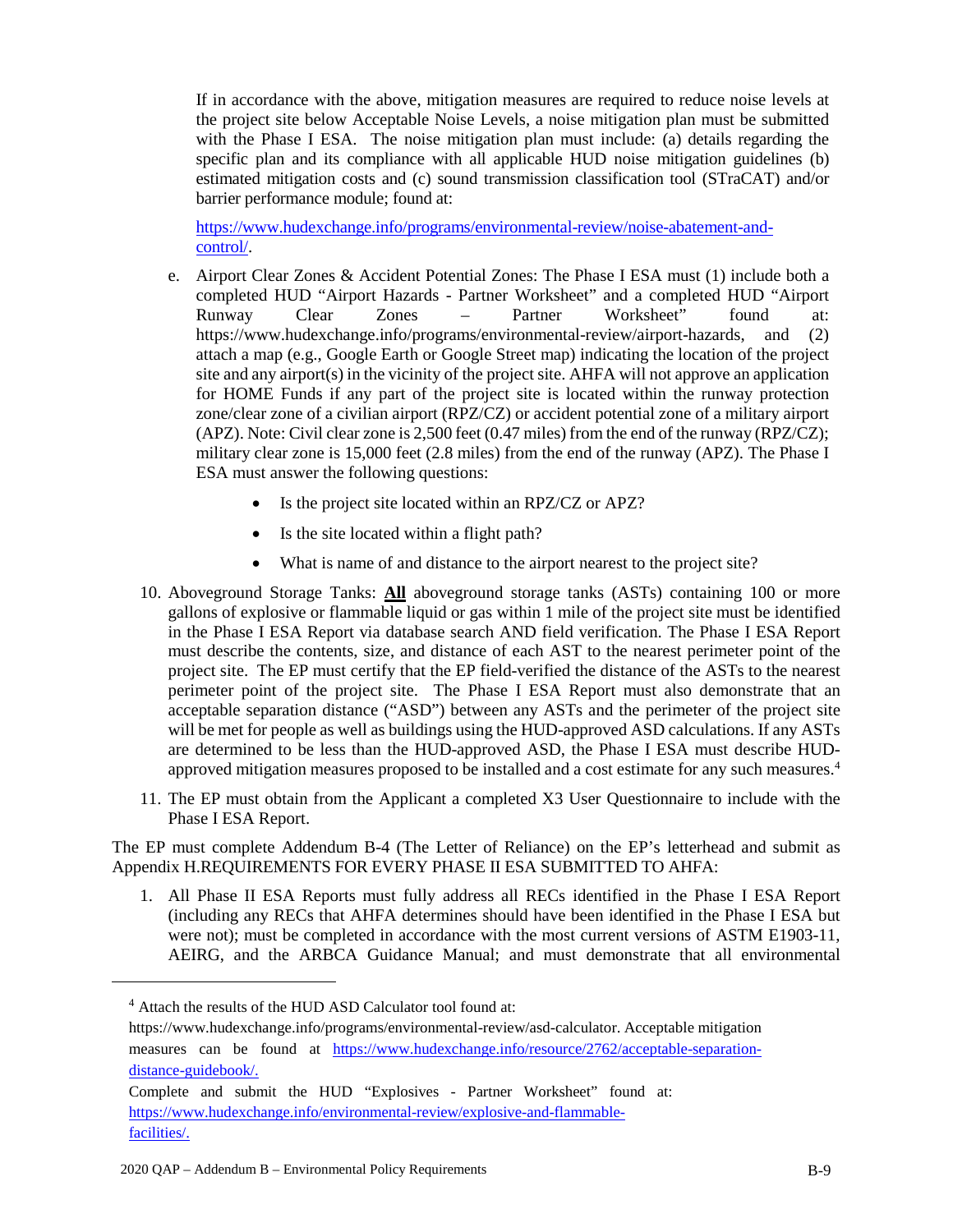If in accordance with the above, mitigation measures are required to reduce noise levels at the project site below Acceptable Noise Levels, a noise mitigation plan must be submitted with the Phase I ESA. The noise mitigation plan must include: (a) details regarding the specific plan and its compliance with all applicable HUD noise mitigation guidelines (b) estimated mitigation costs and (c) sound transmission classification tool (STraCAT) and/or barrier performance module; found at:

https://www.hudexchange.info/programs/environmental-review/noise-abatement-and-control/.

e. Airport Clear Zones & Accident Potential Zones: The Phase I ESA must (1) include both a completed HUD "Airport Hazards - Partner Worksheet" and a completed HUD "Airport Runway Clear Zones – Partner Worksheet" found at: https://www.hudexchange.info/programs/environmental-review/airport-hazards, and (2) attach a map (e.g., Google Earth or Google Street map) indicating the location of the project site and any airport(s) in the vicinity of the project site. AHFA will not approve an application for HOME Funds if any part of the project site is located within the runway protection zone/clear zone of a civilian airport (RPZ/CZ) or accident potential zone of a military airport (APZ). Note: Civil clear zone is 2,500 feet (0.47 miles) from the end of the runway (RPZ/CZ); military clear zone is 15,000 feet (2.8 miles) from the end of the runway (APZ). The Phase I ESA must answer the following questions:

   - Is the project site located within an RPZ/CZ or APZ?
   - Is the site located within a flight path?
   - What is name of and distance to the airport nearest to the project site?

10. Aboveground Storage Tanks: **All** aboveground storage tanks (ASTs) containing 100 or more gallons of explosive or flammable liquid or gas within 1 mile of the project site must be identified in the Phase I ESA Report via database search AND field verification. The Phase I ESA Report must describe the contents, size, and distance of each AST to the nearest perimeter point of the project site. The EP must certify that the EP field-verified the distance of the ASTs to the nearest perimeter point of the project site. The Phase I ESA Report must also demonstrate that an acceptable separation distance ("ASD") between any ASTs and the perimeter of the project site will be met for people as well as buildings using the HUD-approved ASD calculations. If any ASTs are determined to be less than the HUD-approved ASD, the Phase I ESA must describe HUD-approved mitigation measures proposed to be installed and a cost estimate for any such measures.[4]

11. The EP must obtain from the Applicant a completed X3 User Questionnaire to include with the Phase I ESA Report.

The EP must complete Addendum B-4 (The Letter of Reliance) on the EP's letterhead and submit as Appendix H.REQUIREMENTS FOR EVERY PHASE II ESA SUBMITTED TO AHFA:

1. All Phase II ESA Reports must fully address all RECs identified in the Phase I ESA Report (including any RECs that AHFA determines should have been identified in the Phase I ESA but were not); must be completed in accordance with the most current versions of ASTM E1903-11, AEIRG, and the ARBCA Guidance Manual; and must demonstrate that all environmental

---

[4] Attach the results of the HUD ASD Calculator tool found at: https://www.hudexchange.info/programs/environmental-review/asd-calculator. Acceptable mitigation measures can be found at https://www.hudexchange.info/resource/2762/acceptable-separation-distance-guidebook/.

Complete and submit the HUD "Explosives - Partner Worksheet" found at: https://www.hudexchange.info/environmental-review/explosive-and-flammable-facilities/.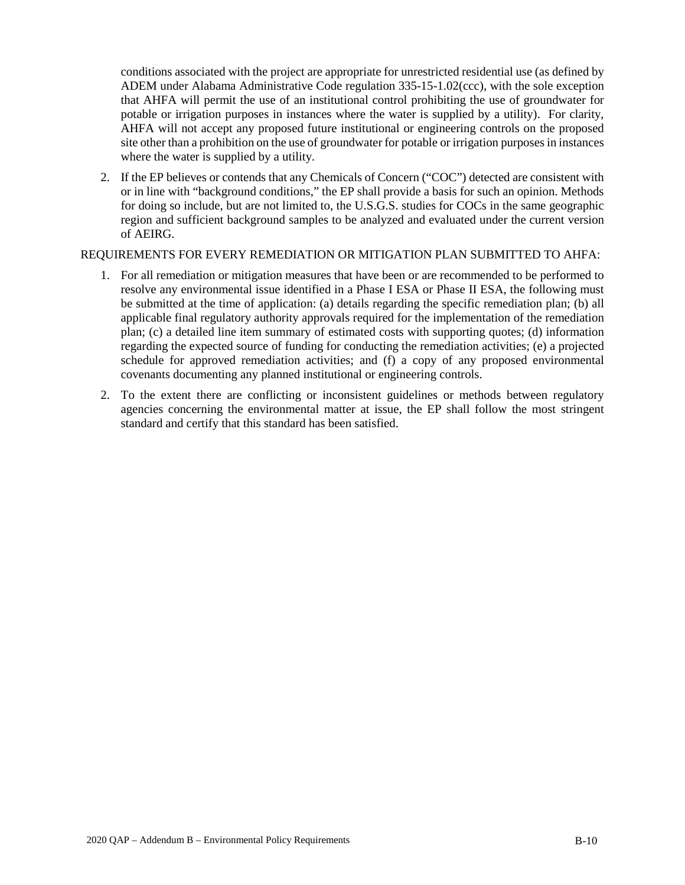conditions associated with the project are appropriate for unrestricted residential use (as defined by ADEM under Alabama Administrative Code regulation 335-15-1.02(ccc), with the sole exception that AHFA will permit the use of an institutional control prohibiting the use of groundwater for potable or irrigation purposes in instances where the water is supplied by a utility). For clarity, AHFA will not accept any proposed future institutional or engineering controls on the proposed site other than a prohibition on the use of groundwater for potable or irrigation purposes in instances where the water is supplied by a utility.

2. If the EP believes or contends that any Chemicals of Concern ("COC") detected are consistent with or in line with "background conditions," the EP shall provide a basis for such an opinion. Methods for doing so include, but are not limited to, the U.S.G.S. studies for COCs in the same geographic region and sufficient background samples to be analyzed and evaluated under the current version of AEIRG.

REQUIREMENTS FOR EVERY REMEDIATION OR MITIGATION PLAN SUBMITTED TO AHFA:

1. For all remediation or mitigation measures that have been or are recommended to be performed to resolve any environmental issue identified in a Phase I ESA or Phase II ESA, the following must be submitted at the time of application: (a) details regarding the specific remediation plan; (b) all applicable final regulatory authority approvals required for the implementation of the remediation plan; (c) a detailed line item summary of estimated costs with supporting quotes; (d) information regarding the expected source of funding for conducting the remediation activities; (e) a projected schedule for approved remediation activities; and (f) a copy of any proposed environmental covenants documenting any planned institutional or engineering controls.

2. To the extent there are conflicting or inconsistent guidelines or methods between regulatory agencies concerning the environmental matter at issue, the EP shall follow the most stringent standard and certify that this standard has been satisfied.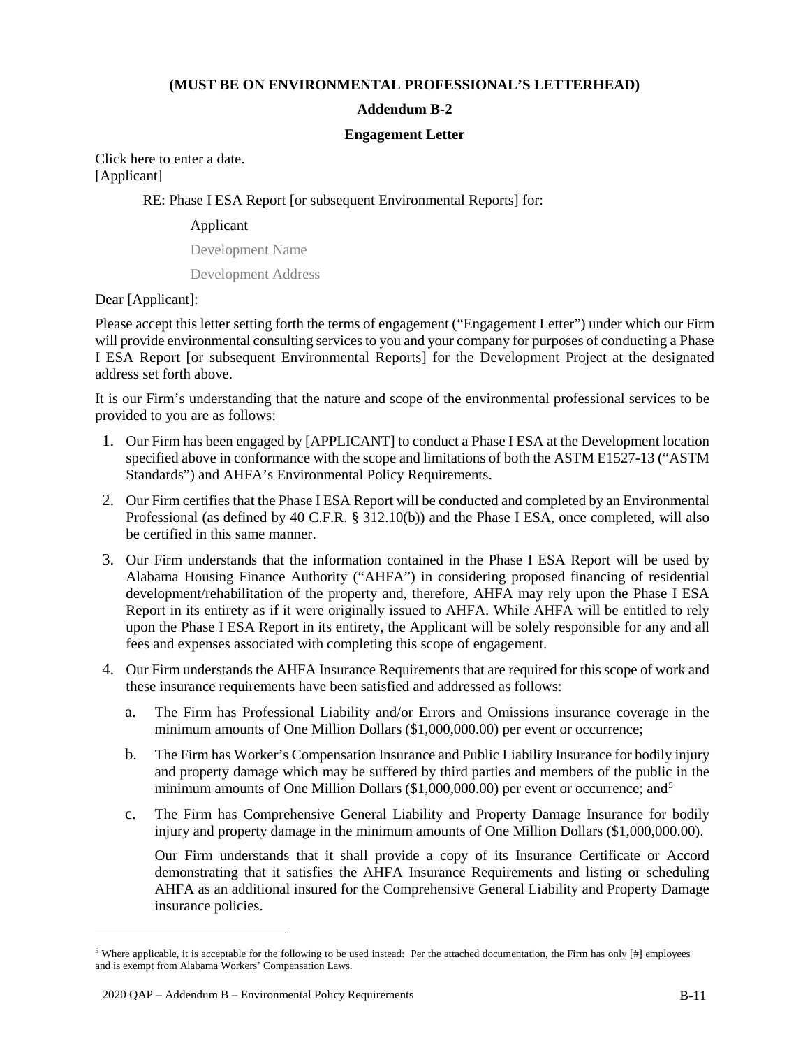**(MUST BE ON ENVIRONMENTAL PROFESSIONAL'S LETTERHEAD)**

**Addendum B-2**

**Engagement Letter**

Click here to enter a date.
[Applicant]

RE: Phase I ESA Report [or subsequent Environmental Reports] for:

Applicant

Development Name

Development Address

Dear [Applicant]:

Please accept this letter setting forth the terms of engagement ("Engagement Letter") under which our Firm will provide environmental consulting services to you and your company for purposes of conducting a Phase I ESA Report [or subsequent Environmental Reports] for the Development Project at the designated address set forth above.

It is our Firm's understanding that the nature and scope of the environmental professional services to be provided to you are as follows:

1. Our Firm has been engaged by [APPLICANT] to conduct a Phase I ESA at the Development location specified above in conformance with the scope and limitations of both the ASTM E1527-13 ("ASTM Standards") and AHFA's Environmental Policy Requirements.
2. Our Firm certifies that the Phase I ESA Report will be conducted and completed by an Environmental Professional (as defined by 40 C.F.R. § 312.10(b)) and the Phase I ESA, once completed, will also be certified in this same manner.
3. Our Firm understands that the information contained in the Phase I ESA Report will be used by Alabama Housing Finance Authority ("AHFA") in considering proposed financing of residential development/rehabilitation of the property and, therefore, AHFA may rely upon the Phase I ESA Report in its entirety as if it were originally issued to AHFA. While AHFA will be entitled to rely upon the Phase I ESA Report in its entirety, the Applicant will be solely responsible for any and all fees and expenses associated with completing this scope of engagement.
4. Our Firm understands the AHFA Insurance Requirements that are required for this scope of work and these insurance requirements have been satisfied and addressed as follows:
   a. The Firm has Professional Liability and/or Errors and Omissions insurance coverage in the minimum amounts of One Million Dollars ($1,000,000.00) per event or occurrence;
   b. The Firm has Worker's Compensation Insurance and Public Liability Insurance for bodily injury and property damage which may be suffered by third parties and members of the public in the minimum amounts of One Million Dollars ($1,000,000.00) per event or occurrence; and[5]
   c. The Firm has Comprehensive General Liability and Property Damage Insurance for bodily injury and property damage in the minimum amounts of One Million Dollars ($1,000,000.00).

   Our Firm understands that it shall provide a copy of its Insurance Certificate or Accord demonstrating that it satisfies the AHFA Insurance Requirements and listing or scheduling AHFA as an additional insured for the Comprehensive General Liability and Property Damage insurance policies.

---

[5] Where applicable, it is acceptable for the following to be used instead: Per the attached documentation, the Firm has only [#] employees and is exempt from Alabama Workers' Compensation Laws.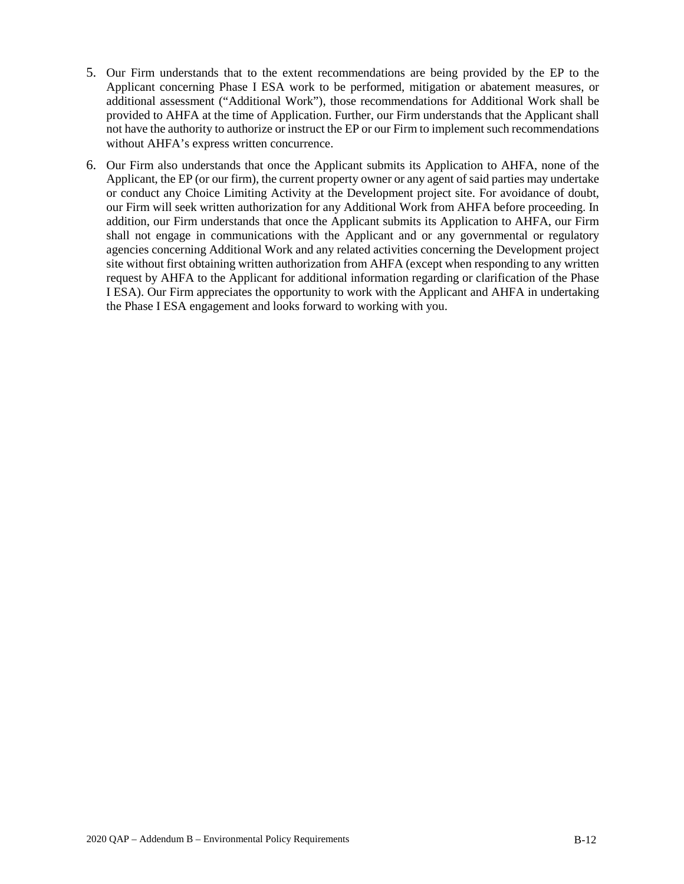5. Our Firm understands that to the extent recommendations are being provided by the EP to the Applicant concerning Phase I ESA work to be performed, mitigation or abatement measures, or additional assessment ("Additional Work"), those recommendations for Additional Work shall be provided to AHFA at the time of Application. Further, our Firm understands that the Applicant shall not have the authority to authorize or instruct the EP or our Firm to implement such recommendations without AHFA's express written concurrence.

6. Our Firm also understands that once the Applicant submits its Application to AHFA, none of the Applicant, the EP (or our firm), the current property owner or any agent of said parties may undertake or conduct any Choice Limiting Activity at the Development project site. For avoidance of doubt, our Firm will seek written authorization for any Additional Work from AHFA before proceeding. In addition, our Firm understands that once the Applicant submits its Application to AHFA, our Firm shall not engage in communications with the Applicant and or any governmental or regulatory agencies concerning Additional Work and any related activities concerning the Development project site without first obtaining written authorization from AHFA (except when responding to any written request by AHFA to the Applicant for additional information regarding or clarification of the Phase I ESA). Our Firm appreciates the opportunity to work with the Applicant and AHFA in undertaking the Phase I ESA engagement and looks forward to working with you.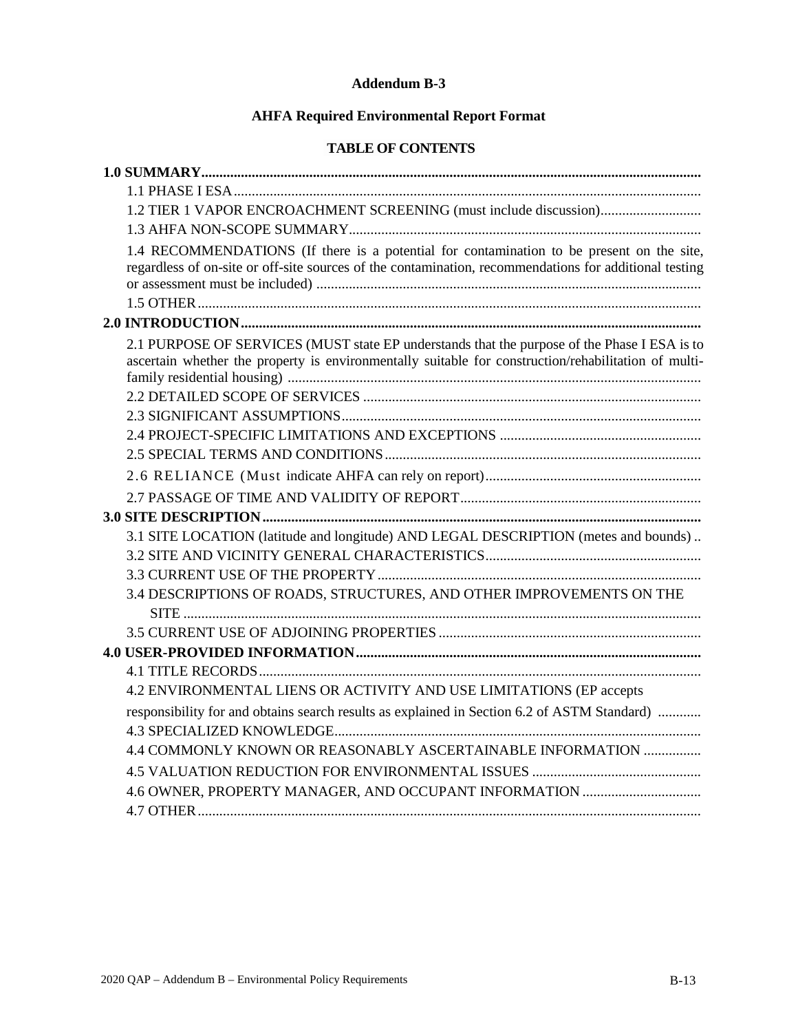**Addendum B-3**

**AHFA Required Environmental Report Format**

**TABLE OF CONTENTS**

**1.0 SUMMARY**

- 1.1 PHASE I ESA
- 1.2 TIER 1 VAPOR ENCROACHMENT SCREENING (must include discussion)
- 1.3 AHFA NON-SCOPE SUMMARY
- 1.4 RECOMMENDATIONS (If there is a potential for contamination to be present on the site, regardless of on-site or off-site sources of the contamination, recommendations for additional testing or assessment must be included)
- 1.5 OTHER

**2.0 INTRODUCTION**

- 2.1 PURPOSE OF SERVICES (MUST state EP understands that the purpose of the Phase I ESA is to ascertain whether the property is environmentally suitable for construction/rehabilitation of multi-family residential housing)
- 2.2 DETAILED SCOPE OF SERVICES
- 2.3 SIGNIFICANT ASSUMPTIONS
- 2.4 PROJECT-SPECIFIC LIMITATIONS AND EXCEPTIONS
- 2.5 SPECIAL TERMS AND CONDITIONS
- 2.6 RELIANCE (Must indicate AHFA can rely on report)
- 2.7 PASSAGE OF TIME AND VALIDITY OF REPORT

**3.0 SITE DESCRIPTION**

- 3.1 SITE LOCATION (latitude and longitude) AND LEGAL DESCRIPTION (metes and bounds)
- 3.2 SITE AND VICINITY GENERAL CHARACTERISTICS
- 3.3 CURRENT USE OF THE PROPERTY
- 3.4 DESCRIPTIONS OF ROADS, STRUCTURES, AND OTHER IMPROVEMENTS ON THE SITE
- 3.5 CURRENT USE OF ADJOINING PROPERTIES

**4.0 USER-PROVIDED INFORMATION**

- 4.1 TITLE RECORDS
- 4.2 ENVIRONMENTAL LIENS OR ACTIVITY AND USE LIMITATIONS (EP accepts responsibility for and obtains search results as explained in Section 6.2 of ASTM Standard)
- 4.3 SPECIALIZED KNOWLEDGE
- 4.4 COMMONLY KNOWN OR REASONABLY ASCERTAINABLE INFORMATION
- 4.5 VALUATION REDUCTION FOR ENVIRONMENTAL ISSUES
- 4.6 OWNER, PROPERTY MANAGER, AND OCCUPANT INFORMATION
- 4.7 OTHER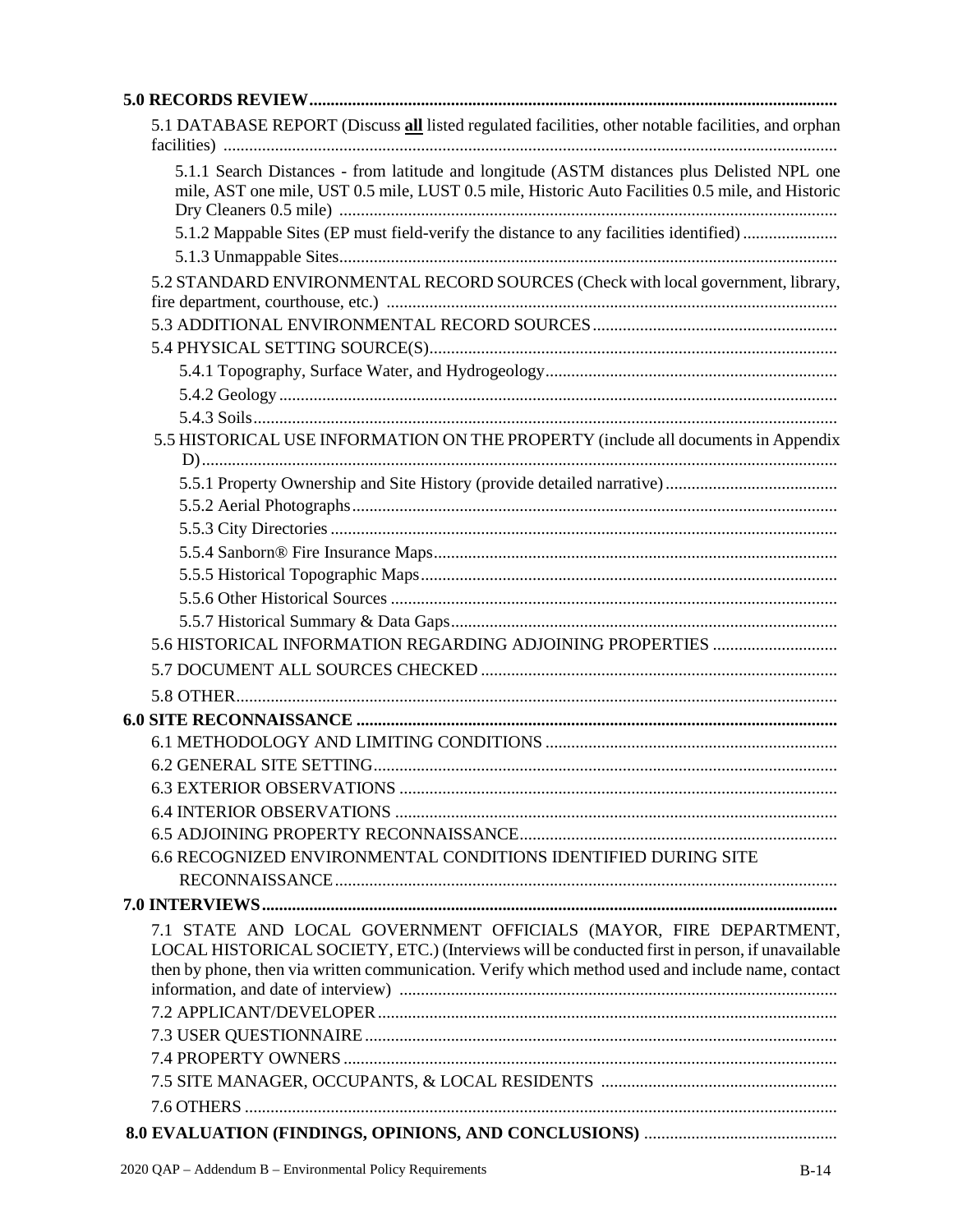**5.0 RECORDS REVIEW**

- 5.1 DATABASE REPORT (Discuss **all** listed regulated facilities, other notable facilities, and orphan facilities)
  - 5.1.1 Search Distances - from latitude and longitude (ASTM distances plus Delisted NPL one mile, AST one mile, UST 0.5 mile, LUST 0.5 mile, Historic Auto Facilities 0.5 mile, and Historic Dry Cleaners 0.5 mile)
  - 5.1.2 Mappable Sites (EP must field-verify the distance to any facilities identified)
  - 5.1.3 Unmappable Sites
- 5.2 STANDARD ENVIRONMENTAL RECORD SOURCES (Check with local government, library, fire department, courthouse, etc.)
- 5.3 ADDITIONAL ENVIRONMENTAL RECORD SOURCES
- 5.4 PHYSICAL SETTING SOURCE(S)
  - 5.4.1 Topography, Surface Water, and Hydrogeology
  - 5.4.2 Geology
  - 5.4.3 Soils
- 5.5 HISTORICAL USE INFORMATION ON THE PROPERTY (include all documents in Appendix D)
  - 5.5.1 Property Ownership and Site History (provide detailed narrative)
  - 5.5.2 Aerial Photographs
  - 5.5.3 City Directories
  - 5.5.4 Sanborn® Fire Insurance Maps
  - 5.5.5 Historical Topographic Maps
  - 5.5.6 Other Historical Sources
  - 5.5.7 Historical Summary & Data Gaps
- 5.6 HISTORICAL INFORMATION REGARDING ADJOINING PROPERTIES
- 5.7 DOCUMENT ALL SOURCES CHECKED
- 5.8 OTHER

**6.0 SITE RECONNAISSANCE**

- 6.1 METHODOLOGY AND LIMITING CONDITIONS
- 6.2 GENERAL SITE SETTING
- 6.3 EXTERIOR OBSERVATIONS
- 6.4 INTERIOR OBSERVATIONS
- 6.5 ADJOINING PROPERTY RECONNAISSANCE
- 6.6 RECOGNIZED ENVIRONMENTAL CONDITIONS IDENTIFIED DURING SITE RECONNAISSANCE

**7.0 INTERVIEWS**

- 7.1 STATE AND LOCAL GOVERNMENT OFFICIALS (MAYOR, FIRE DEPARTMENT, LOCAL HISTORICAL SOCIETY, ETC.) (Interviews will be conducted first in person, if unavailable then by phone, then via written communication. Verify which method used and include name, contact information, and date of interview)
- 7.2 APPLICANT/DEVELOPER
- 7.3 USER QUESTIONNAIRE
- 7.4 PROPERTY OWNERS
- 7.5 SITE MANAGER, OCCUPANTS, & LOCAL RESIDENTS
- 7.6 OTHERS

**8.0 EVALUATION (FINDINGS, OPINIONS, AND CONCLUSIONS)**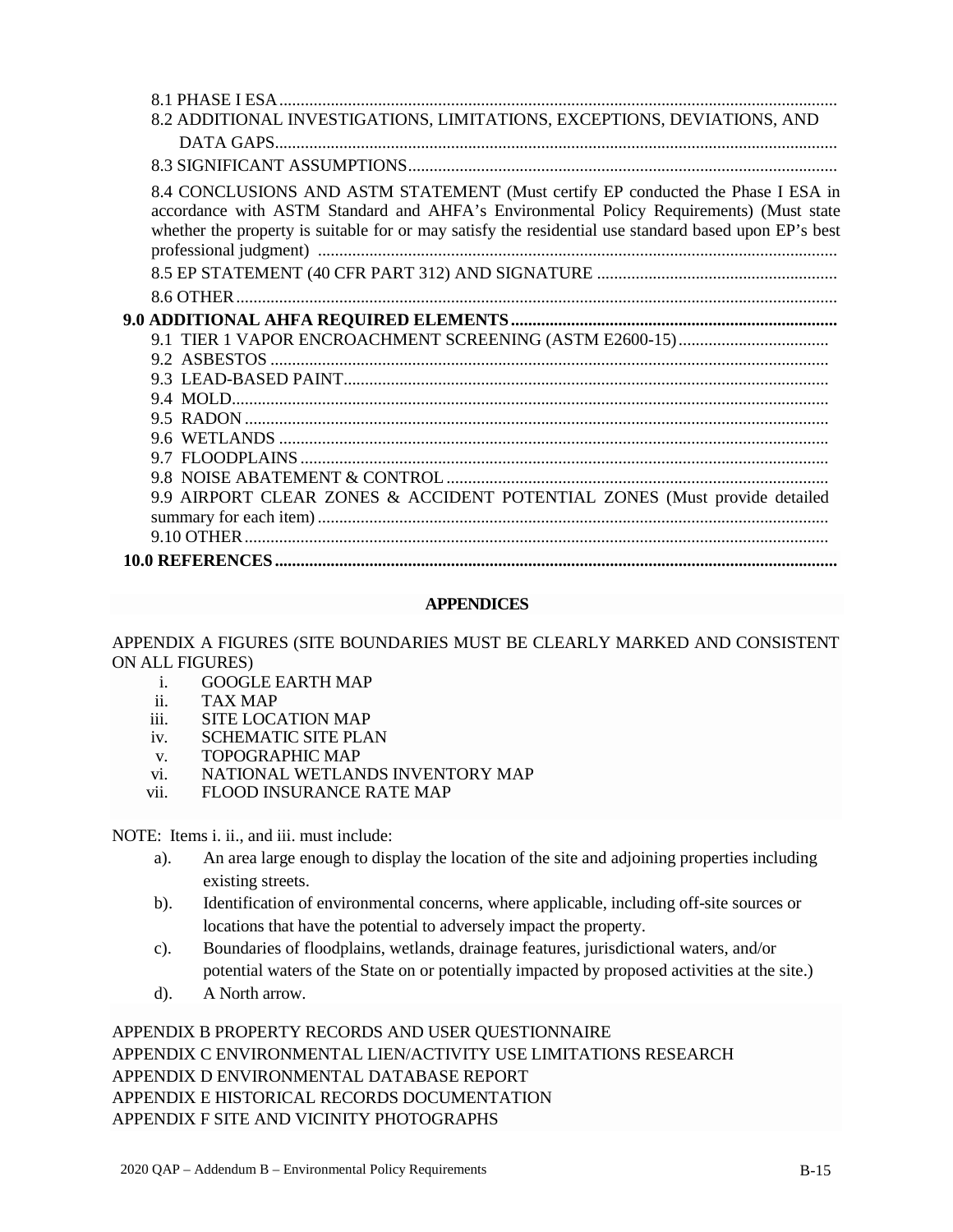8.1 PHASE I ESA

8.2 ADDITIONAL INVESTIGATIONS, LIMITATIONS, EXCEPTIONS, DEVIATIONS, AND DATA GAPS

8.3 SIGNIFICANT ASSUMPTIONS

8.4 CONCLUSIONS AND ASTM STATEMENT (Must certify EP conducted the Phase I ESA in accordance with ASTM Standard and AHFA's Environmental Policy Requirements) (Must state whether the property is suitable for or may satisfy the residential use standard based upon EP's best professional judgment)

8.5 EP STATEMENT (40 CFR PART 312) AND SIGNATURE

8.6 OTHER

**9.0 ADDITIONAL AHFA REQUIRED ELEMENTS**

9.1 TIER 1 VAPOR ENCROACHMENT SCREENING (ASTM E2600-15)

9.2 ASBESTOS

9.3 LEAD-BASED PAINT

9.4 MOLD

9.5 RADON

9.6 WETLANDS

9.7 FLOODPLAINS

9.8 NOISE ABATEMENT & CONTROL

9.9 AIRPORT CLEAR ZONES & ACCIDENT POTENTIAL ZONES (Must provide detailed summary for each item)

9.10 OTHER

**10.0 REFERENCES**

**APPENDICES**

APPENDIX A FIGURES (SITE BOUNDARIES MUST BE CLEARLY MARKED AND CONSISTENT ON ALL FIGURES)

i. GOOGLE EARTH MAP
ii. TAX MAP
iii. SITE LOCATION MAP
iv. SCHEMATIC SITE PLAN
v. TOPOGRAPHIC MAP
vi. NATIONAL WETLANDS INVENTORY MAP
vii. FLOOD INSURANCE RATE MAP

NOTE: Items i. ii., and iii. must include:

a). An area large enough to display the location of the site and adjoining properties including existing streets.

b). Identification of environmental concerns, where applicable, including off-site sources or locations that have the potential to adversely impact the property.

c). Boundaries of floodplains, wetlands, drainage features, jurisdictional waters, and/or potential waters of the State on or potentially impacted by proposed activities at the site.)

d). A North arrow.

APPENDIX B PROPERTY RECORDS AND USER QUESTIONNAIRE
APPENDIX C ENVIRONMENTAL LIEN/ACTIVITY USE LIMITATIONS RESEARCH
APPENDIX D ENVIRONMENTAL DATABASE REPORT
APPENDIX E HISTORICAL RECORDS DOCUMENTATION
APPENDIX F SITE AND VICINITY PHOTOGRAPHS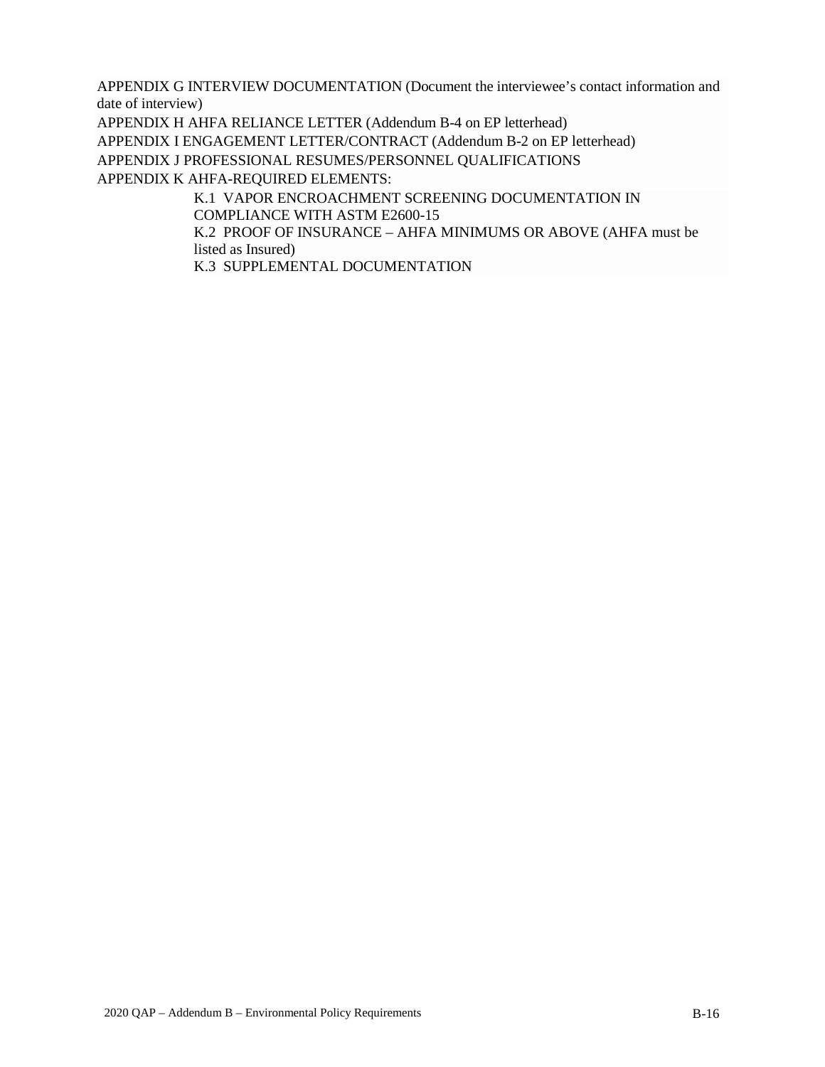APPENDIX G INTERVIEW DOCUMENTATION (Document the interviewee's contact information and date of interview)

APPENDIX H AHFA RELIANCE LETTER (Addendum B-4 on EP letterhead)

APPENDIX I ENGAGEMENT LETTER/CONTRACT (Addendum B-2 on EP letterhead)

APPENDIX J PROFESSIONAL RESUMES/PERSONNEL QUALIFICATIONS

APPENDIX K AHFA-REQUIRED ELEMENTS:

- K.1 VAPOR ENCROACHMENT SCREENING DOCUMENTATION IN COMPLIANCE WITH ASTM E2600-15
- K.2 PROOF OF INSURANCE – AHFA MINIMUMS OR ABOVE (AHFA must be listed as Insured)
- K.3 SUPPLEMENTAL DOCUMENTATION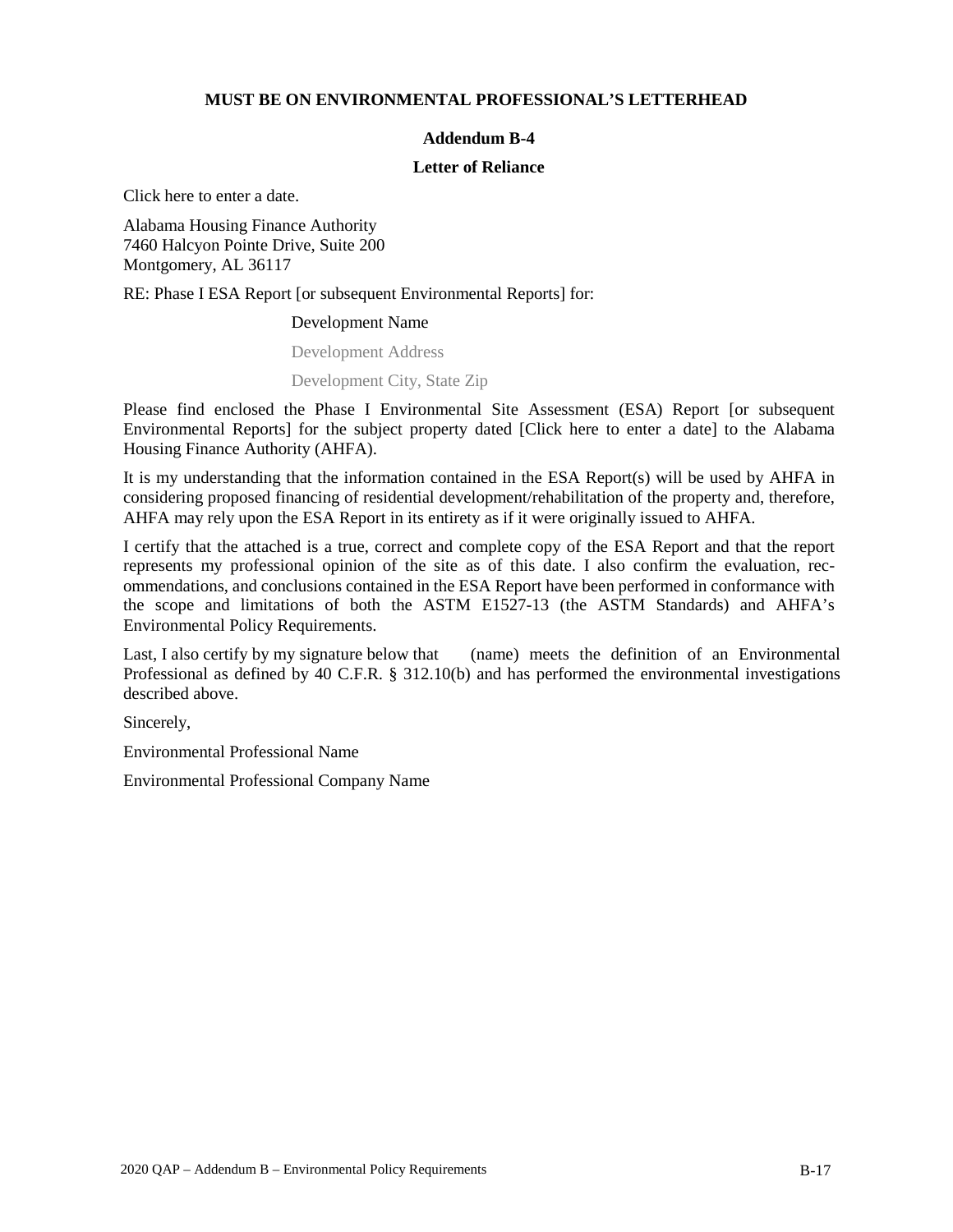**MUST BE ON ENVIRONMENTAL PROFESSIONAL'S LETTERHEAD**

## Addendum B-4

### Letter of Reliance

Click here to enter a date.

Alabama Housing Finance Authority
7460 Halcyon Pointe Drive, Suite 200
Montgomery, AL 36117

RE: Phase I ESA Report [or subsequent Environmental Reports] for:

Development Name

Development Address

Development City, State Zip

Please find enclosed the Phase I Environmental Site Assessment (ESA) Report [or subsequent Environmental Reports] for the subject property dated [Click here to enter a date] to the Alabama Housing Finance Authority (AHFA).

It is my understanding that the information contained in the ESA Report(s) will be used by AHFA in considering proposed financing of residential development/rehabilitation of the property and, therefore, AHFA may rely upon the ESA Report in its entirety as if it were originally issued to AHFA.

I certify that the attached is a true, correct and complete copy of the ESA Report and that the report represents my professional opinion of the site as of this date. I also confirm the evaluation, recommendations, and conclusions contained in the ESA Report have been performed in conformance with the scope and limitations of both the ASTM E1527-13 (the ASTM Standards) and AHFA's Environmental Policy Requirements.

Last, I also certify by my signature below that (name) meets the definition of an Environmental Professional as defined by 40 C.F.R. § 312.10(b) and has performed the environmental investigations described above.

Sincerely,

Environmental Professional Name

Environmental Professional Company Name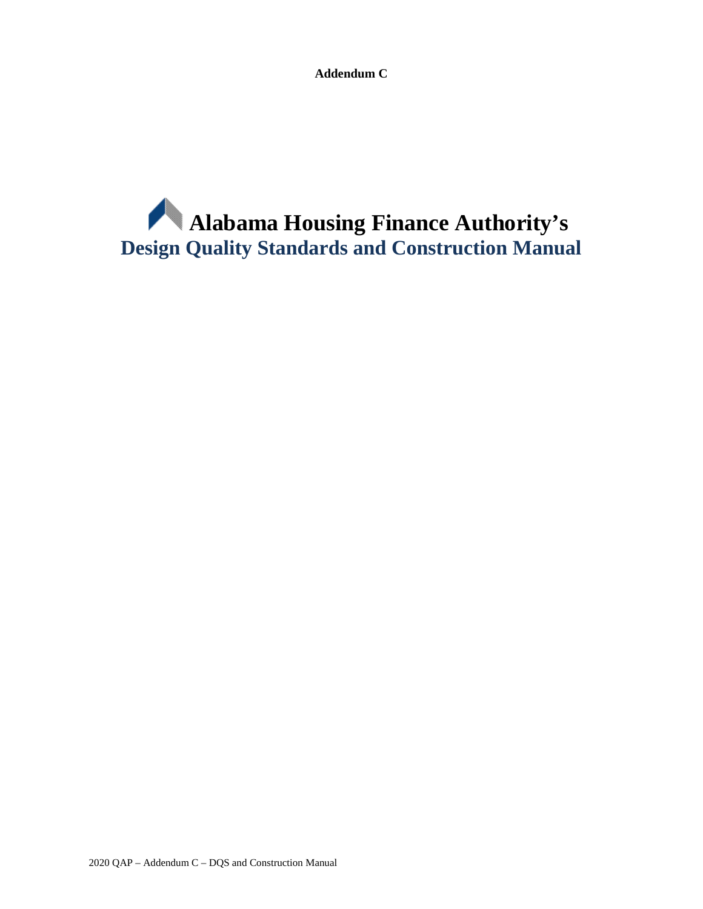**Addendum C**

# Alabama Housing Finance Authority's

## Design Quality Standards and Construction Manual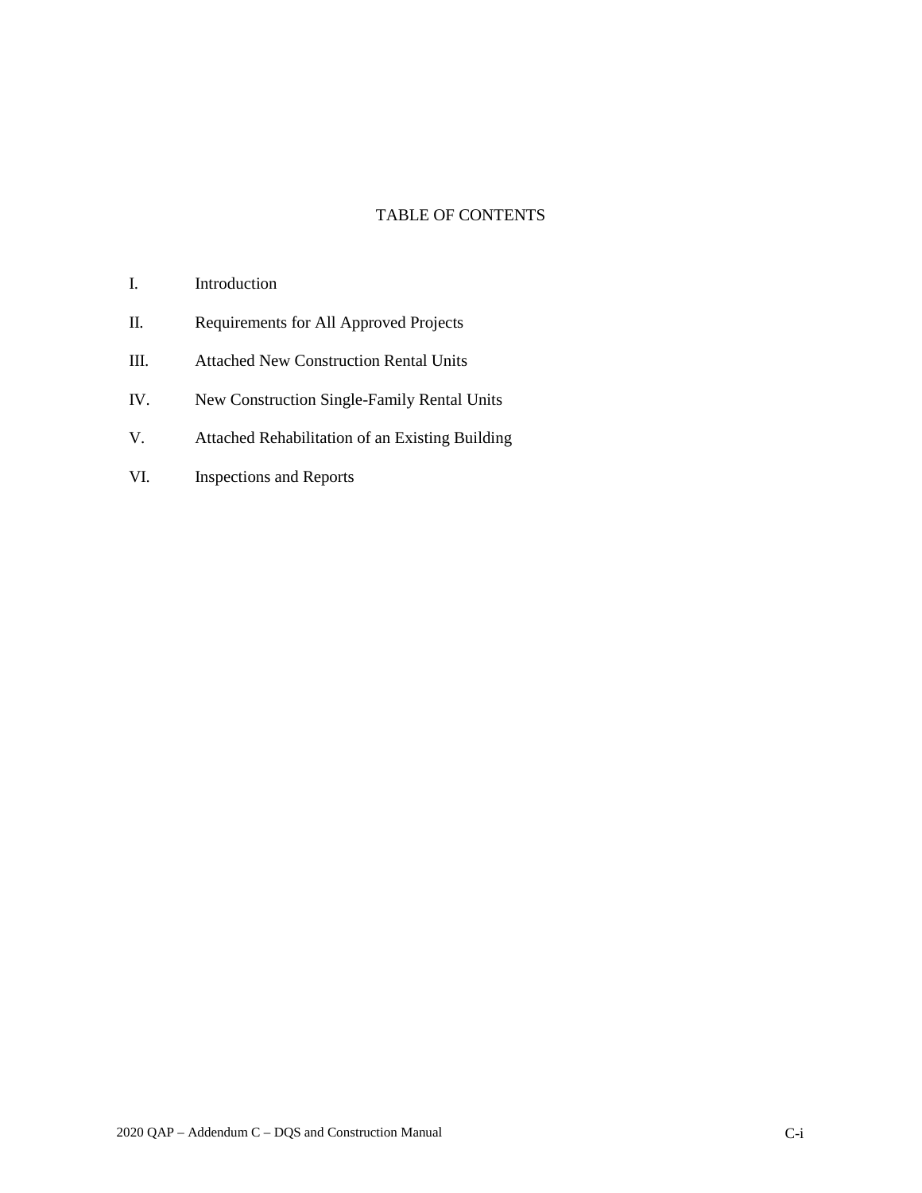# TABLE OF CONTENTS

I. Introduction

II. Requirements for All Approved Projects

III. Attached New Construction Rental Units

IV. New Construction Single-Family Rental Units

V. Attached Rehabilitation of an Existing Building

VI. Inspections and Reports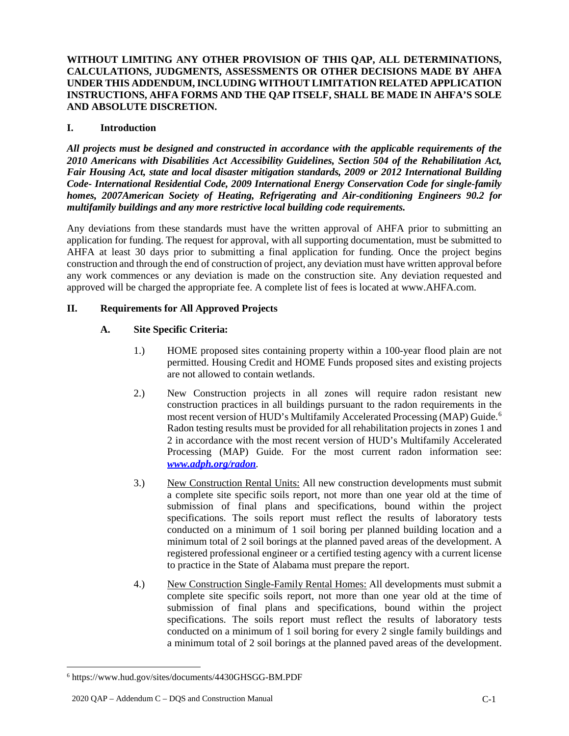**WITHOUT LIMITING ANY OTHER PROVISION OF THIS QAP, ALL DETERMINATIONS, CALCULATIONS, JUDGMENTS, ASSESSMENTS OR OTHER DECISIONS MADE BY AHFA UNDER THIS ADDENDUM, INCLUDING WITHOUT LIMITATION RELATED APPLICATION INSTRUCTIONS, AHFA FORMS AND THE QAP ITSELF, SHALL BE MADE IN AHFA'S SOLE AND ABSOLUTE DISCRETION.**

## I. Introduction

***All projects must be designed and constructed in accordance with the applicable requirements of the 2010 Americans with Disabilities Act Accessibility Guidelines, Section 504 of the Rehabilitation Act, Fair Housing Act, state and local disaster mitigation standards, 2009 or 2012 International Building Code- International Residential Code, 2009 International Energy Conservation Code for single-family homes, 2007American Society of Heating, Refrigerating and Air-conditioning Engineers 90.2 for multifamily buildings and any more restrictive local building code requirements.***

Any deviations from these standards must have the written approval of AHFA prior to submitting an application for funding. The request for approval, with all supporting documentation, must be submitted to AHFA at least 30 days prior to submitting a final application for funding. Once the project begins construction and through the end of construction of project, any deviation must have written approval before any work commences or any deviation is made on the construction site. Any deviation requested and approved will be charged the appropriate fee. A complete list of fees is located at www.AHFA.com.

## II. Requirements for All Approved Projects

### A. Site Specific Criteria:

1.) HOME proposed sites containing property within a 100-year flood plain are not permitted. Housing Credit and HOME Funds proposed sites and existing projects are not allowed to contain wetlands.

2.) New Construction projects in all zones will require radon resistant new construction practices in all buildings pursuant to the radon requirements in the most recent version of HUD's Multifamily Accelerated Processing (MAP) Guide.[6] Radon testing results must be provided for all rehabilitation projects in zones 1 and 2 in accordance with the most recent version of HUD's Multifamily Accelerated Processing (MAP) Guide. For the most current radon information see: ***www.adph.org/radon***.

3.) New Construction Rental Units: All new construction developments must submit a complete site specific soils report, not more than one year old at the time of submission of final plans and specifications, bound within the project specifications. The soils report must reflect the results of laboratory tests conducted on a minimum of 1 soil boring per planned building location and a minimum total of 2 soil borings at the planned paved areas of the development. A registered professional engineer or a certified testing agency with a current license to practice in the State of Alabama must prepare the report.

4.) New Construction Single-Family Rental Homes: All developments must submit a complete site specific soils report, not more than one year old at the time of submission of final plans and specifications, bound within the project specifications. The soils report must reflect the results of laboratory tests conducted on a minimum of 1 soil boring for every 2 single family buildings and a minimum total of 2 soil borings at the planned paved areas of the development.

---

[6] https://www.hud.gov/sites/documents/4430GHSGG-BM.PDF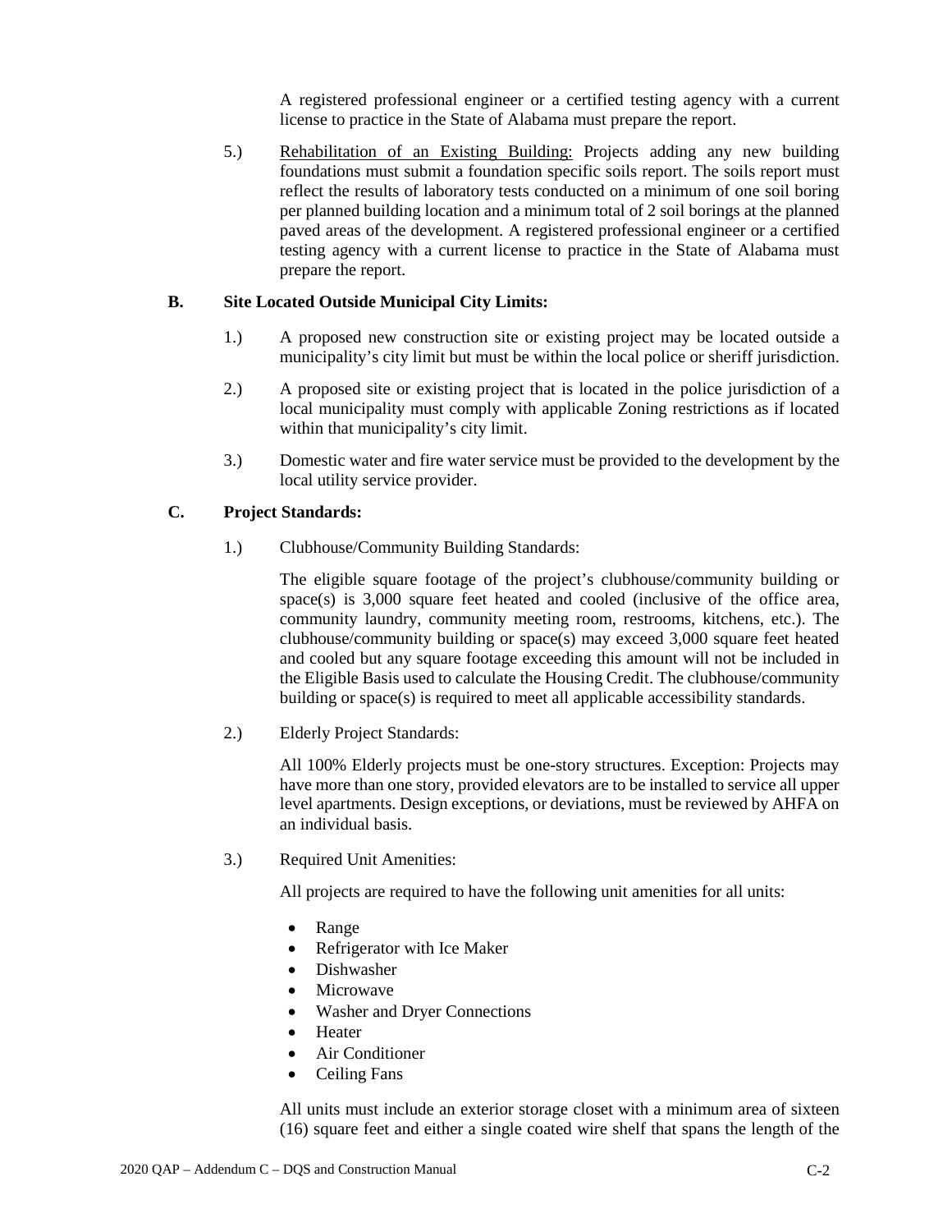A registered professional engineer or a certified testing agency with a current license to practice in the State of Alabama must prepare the report.

5.) <u>Rehabilitation of an Existing Building:</u> Projects adding any new building foundations must submit a foundation specific soils report. The soils report must reflect the results of laboratory tests conducted on a minimum of one soil boring per planned building location and a minimum total of 2 soil borings at the planned paved areas of the development. A registered professional engineer or a certified testing agency with a current license to practice in the State of Alabama must prepare the report.

**B. Site Located Outside Municipal City Limits:**

1.) A proposed new construction site or existing project may be located outside a municipality's city limit but must be within the local police or sheriff jurisdiction.

2.) A proposed site or existing project that is located in the police jurisdiction of a local municipality must comply with applicable Zoning restrictions as if located within that municipality's city limit.

3.) Domestic water and fire water service must be provided to the development by the local utility service provider.

**C. Project Standards:**

1.) Clubhouse/Community Building Standards:

The eligible square footage of the project's clubhouse/community building or space(s) is 3,000 square feet heated and cooled (inclusive of the office area, community laundry, community meeting room, restrooms, kitchens, etc.). The clubhouse/community building or space(s) may exceed 3,000 square feet heated and cooled but any square footage exceeding this amount will not be included in the Eligible Basis used to calculate the Housing Credit. The clubhouse/community building or space(s) is required to meet all applicable accessibility standards.

2.) Elderly Project Standards:

All 100% Elderly projects must be one-story structures. Exception: Projects may have more than one story, provided elevators are to be installed to service all upper level apartments. Design exceptions, or deviations, must be reviewed by AHFA on an individual basis.

3.) Required Unit Amenities:

All projects are required to have the following unit amenities for all units:

- Range
- Refrigerator with Ice Maker
- Dishwasher
- Microwave
- Washer and Dryer Connections
- Heater
- Air Conditioner
- Ceiling Fans

All units must include an exterior storage closet with a minimum area of sixteen (16) square feet and either a single coated wire shelf that spans the length of the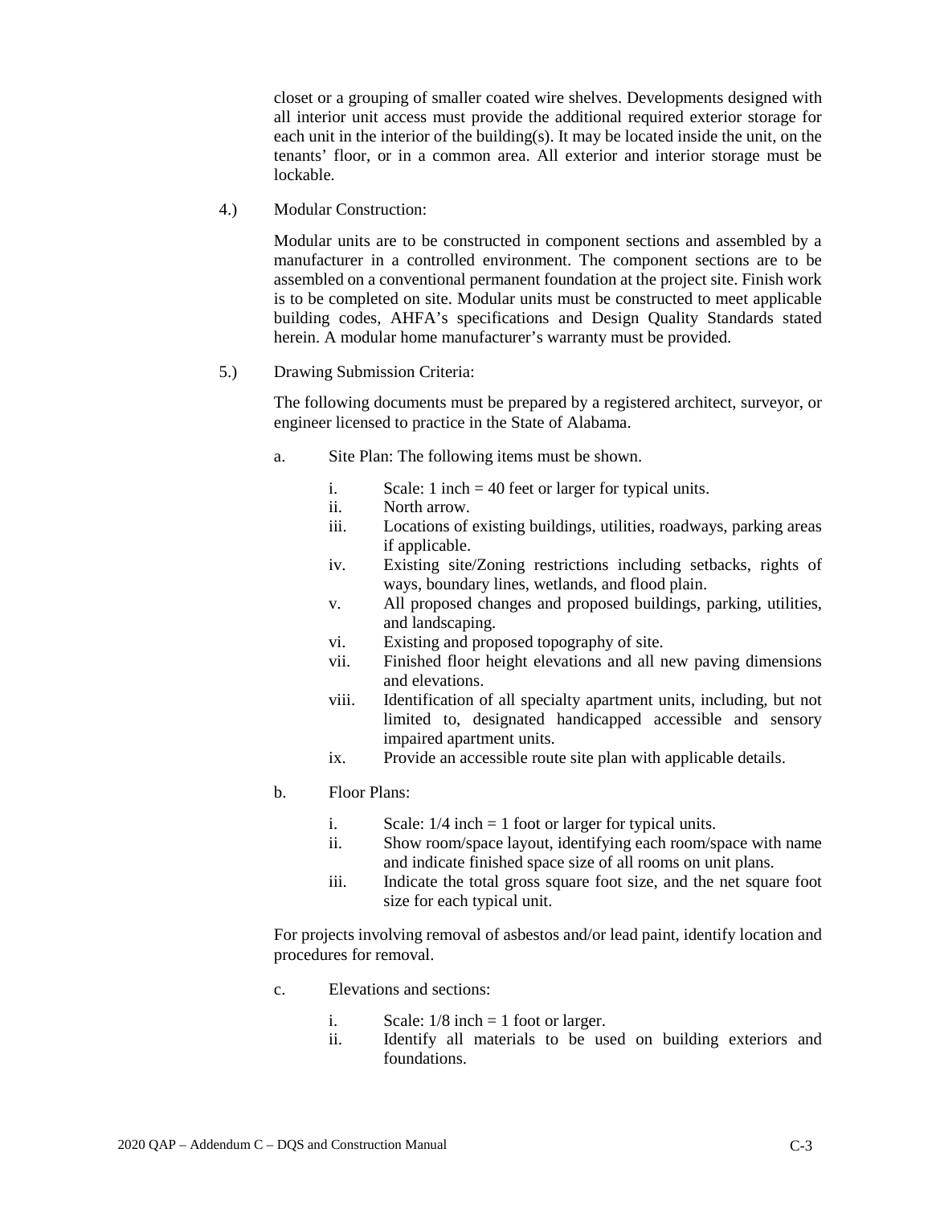closet or a grouping of smaller coated wire shelves. Developments designed with all interior unit access must provide the additional required exterior storage for each unit in the interior of the building(s). It may be located inside the unit, on the tenants' floor, or in a common area. All exterior and interior storage must be lockable.

4.) Modular Construction:

Modular units are to be constructed in component sections and assembled by a manufacturer in a controlled environment. The component sections are to be assembled on a conventional permanent foundation at the project site. Finish work is to be completed on site. Modular units must be constructed to meet applicable building codes, AHFA's specifications and Design Quality Standards stated herein. A modular home manufacturer's warranty must be provided.

5.) Drawing Submission Criteria:

The following documents must be prepared by a registered architect, surveyor, or engineer licensed to practice in the State of Alabama.

a. Site Plan: The following items must be shown.

   i. Scale: 1 inch = 40 feet or larger for typical units.
   ii. North arrow.
   iii. Locations of existing buildings, utilities, roadways, parking areas if applicable.
   iv. Existing site/Zoning restrictions including setbacks, rights of ways, boundary lines, wetlands, and flood plain.
   v. All proposed changes and proposed buildings, parking, utilities, and landscaping.
   vi. Existing and proposed topography of site.
   vii. Finished floor height elevations and all new paving dimensions and elevations.
   viii. Identification of all specialty apartment units, including, but not limited to, designated handicapped accessible and sensory impaired apartment units.
   ix. Provide an accessible route site plan with applicable details.

b. Floor Plans:

   i. Scale: 1/4 inch = 1 foot or larger for typical units.
   ii. Show room/space layout, identifying each room/space with name and indicate finished space size of all rooms on unit plans.
   iii. Indicate the total gross square foot size, and the net square foot size for each typical unit.

For projects involving removal of asbestos and/or lead paint, identify location and procedures for removal.

c. Elevations and sections:

   i. Scale: 1/8 inch = 1 foot or larger.
   ii. Identify all materials to be used on building exteriors and foundations.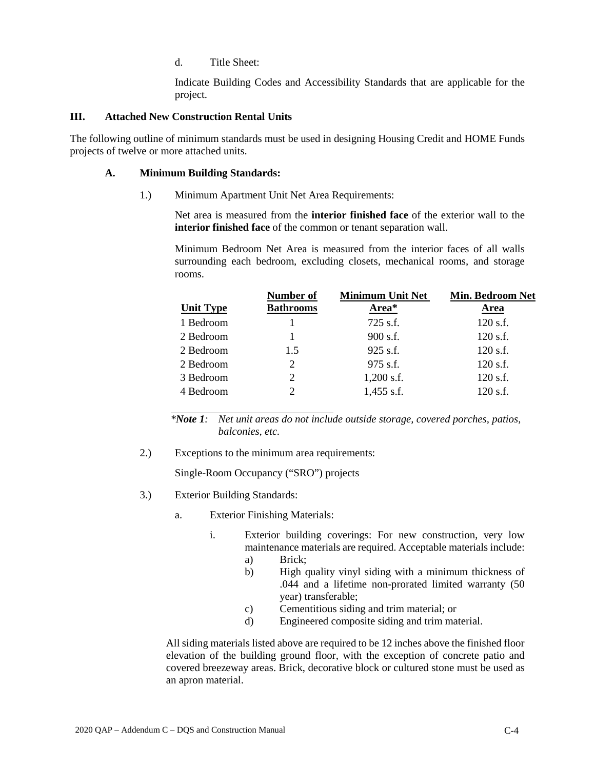d. Title Sheet:

Indicate Building Codes and Accessibility Standards that are applicable for the project.

## III. Attached New Construction Rental Units

The following outline of minimum standards must be used in designing Housing Credit and HOME Funds projects of twelve or more attached units.

### A. Minimum Building Standards:

1.) Minimum Apartment Unit Net Area Requirements:

Net area is measured from the **interior finished face** of the exterior wall to the **interior finished face** of the common or tenant separation wall.

Minimum Bedroom Net Area is measured from the interior faces of all walls surrounding each bedroom, excluding closets, mechanical rooms, and storage rooms.

| Unit Type | Number of Bathrooms | Minimum Unit Net Area* | Min. Bedroom Net Area |
|---|---|---|---|
| 1 Bedroom | 1 | 725 s.f. | 120 s.f. |
| 2 Bedroom | 1 | 900 s.f. | 120 s.f. |
| 2 Bedroom | 1.5 | 925 s.f. | 120 s.f. |
| 2 Bedroom | 2 | 975 s.f. | 120 s.f. |
| 3 Bedroom | 2 | 1,200 s.f. | 120 s.f. |
| 4 Bedroom | 2 | 1,455 s.f. | 120 s.f. |

**\*Note 1**: *Net unit areas do not include outside storage, covered porches, patios, balconies, etc.*

2.) Exceptions to the minimum area requirements:

Single-Room Occupancy ("SRO") projects

3.) Exterior Building Standards:

a. Exterior Finishing Materials:

i. Exterior building coverings: For new construction, very low maintenance materials are required. Acceptable materials include:
   a) Brick;
   b) High quality vinyl siding with a minimum thickness of .044 and a lifetime non-prorated limited warranty (50 year) transferable;
   c) Cementitious siding and trim material; or
   d) Engineered composite siding and trim material.

All siding materials listed above are required to be 12 inches above the finished floor elevation of the building ground floor, with the exception of concrete patio and covered breezeway areas. Brick, decorative block or cultured stone must be used as an apron material.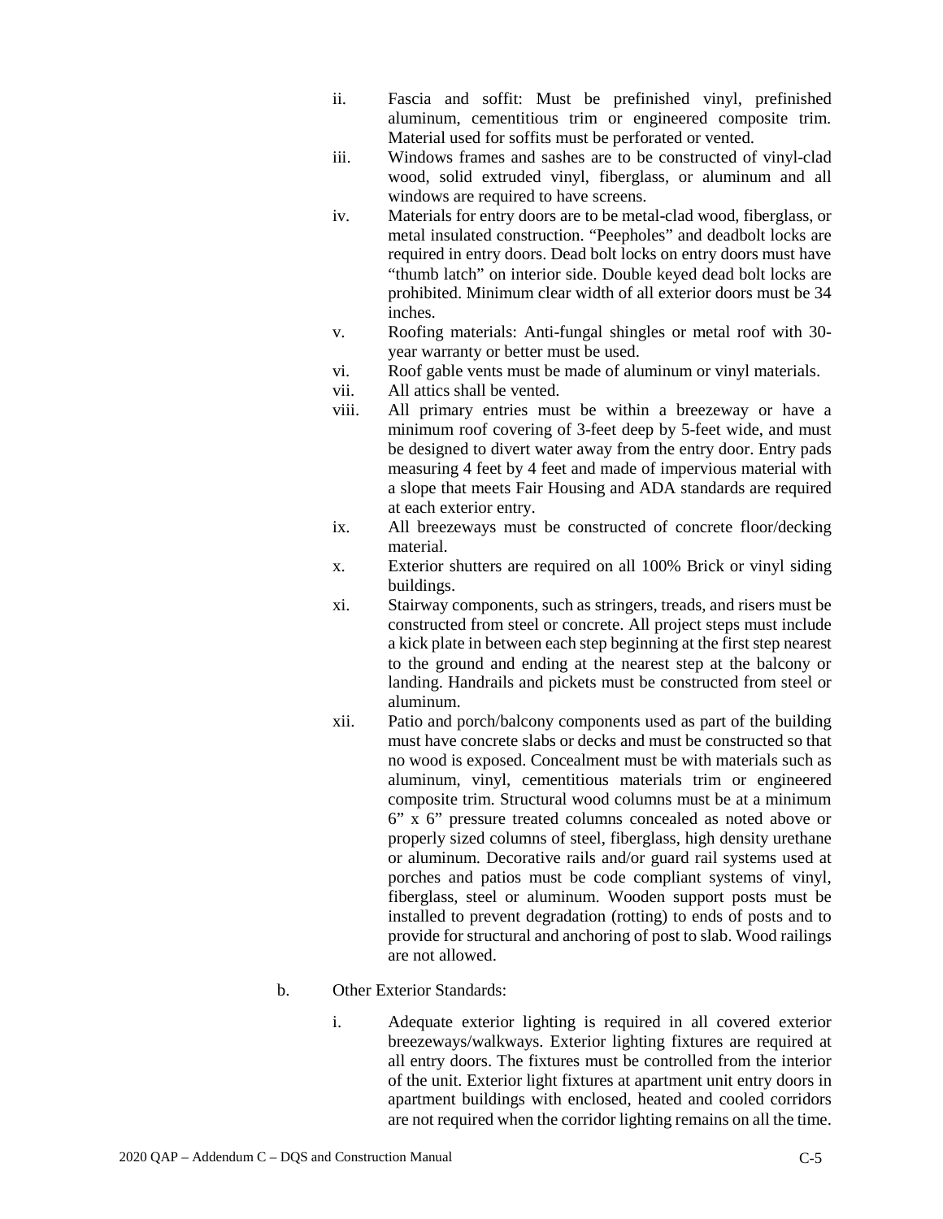ii. Fascia and soffit: Must be prefinished vinyl, prefinished aluminum, cementitious trim or engineered composite trim. Material used for soffits must be perforated or vented.

iii. Windows frames and sashes are to be constructed of vinyl-clad wood, solid extruded vinyl, fiberglass, or aluminum and all windows are required to have screens.

iv. Materials for entry doors are to be metal-clad wood, fiberglass, or metal insulated construction. "Peepholes" and deadbolt locks are required in entry doors. Dead bolt locks on entry doors must have "thumb latch" on interior side. Double keyed dead bolt locks are prohibited. Minimum clear width of all exterior doors must be 34 inches.

v. Roofing materials: Anti-fungal shingles or metal roof with 30-year warranty or better must be used.

vi. Roof gable vents must be made of aluminum or vinyl materials.

vii. All attics shall be vented.

viii. All primary entries must be within a breezeway or have a minimum roof covering of 3-feet deep by 5-feet wide, and must be designed to divert water away from the entry door. Entry pads measuring 4 feet by 4 feet and made of impervious material with a slope that meets Fair Housing and ADA standards are required at each exterior entry.

ix. All breezeways must be constructed of concrete floor/decking material.

x. Exterior shutters are required on all 100% Brick or vinyl siding buildings.

xi. Stairway components, such as stringers, treads, and risers must be constructed from steel or concrete. All project steps must include a kick plate in between each step beginning at the first step nearest to the ground and ending at the nearest step at the balcony or landing. Handrails and pickets must be constructed from steel or aluminum.

xii. Patio and porch/balcony components used as part of the building must have concrete slabs or decks and must be constructed so that no wood is exposed. Concealment must be with materials such as aluminum, vinyl, cementitious materials trim or engineered composite trim. Structural wood columns must be at a minimum 6" x 6" pressure treated columns concealed as noted above or properly sized columns of steel, fiberglass, high density urethane or aluminum. Decorative rails and/or guard rail systems used at porches and patios must be code compliant systems of vinyl, fiberglass, steel or aluminum. Wooden support posts must be installed to prevent degradation (rotting) to ends of posts and to provide for structural and anchoring of post to slab. Wood railings are not allowed.

b. Other Exterior Standards:

i. Adequate exterior lighting is required in all covered exterior breezeways/walkways. Exterior lighting fixtures are required at all entry doors. The fixtures must be controlled from the interior of the unit. Exterior light fixtures at apartment unit entry doors in apartment buildings with enclosed, heated and cooled corridors are not required when the corridor lighting remains on all the time.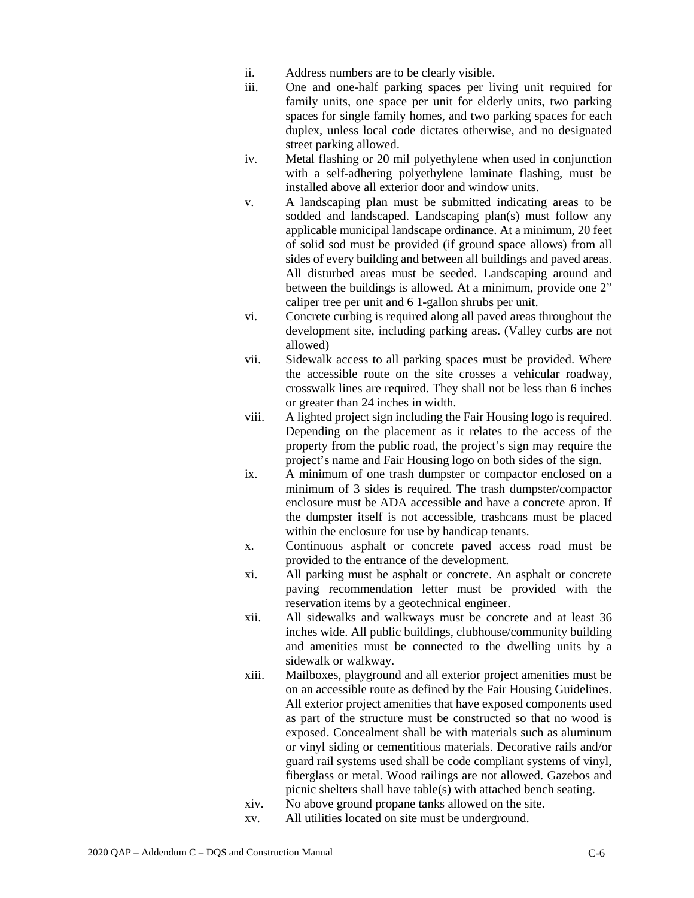ii. Address numbers are to be clearly visible.

iii. One and one-half parking spaces per living unit required for family units, one space per unit for elderly units, two parking spaces for single family homes, and two parking spaces for each duplex, unless local code dictates otherwise, and no designated street parking allowed.

iv. Metal flashing or 20 mil polyethylene when used in conjunction with a self-adhering polyethylene laminate flashing, must be installed above all exterior door and window units.

v. A landscaping plan must be submitted indicating areas to be sodded and landscaped. Landscaping plan(s) must follow any applicable municipal landscape ordinance. At a minimum, 20 feet of solid sod must be provided (if ground space allows) from all sides of every building and between all buildings and paved areas. All disturbed areas must be seeded. Landscaping around and between the buildings is allowed. At a minimum, provide one 2" caliper tree per unit and 6 1-gallon shrubs per unit.

vi. Concrete curbing is required along all paved areas throughout the development site, including parking areas. (Valley curbs are not allowed)

vii. Sidewalk access to all parking spaces must be provided. Where the accessible route on the site crosses a vehicular roadway, crosswalk lines are required. They shall not be less than 6 inches or greater than 24 inches in width.

viii. A lighted project sign including the Fair Housing logo is required. Depending on the placement as it relates to the access of the property from the public road, the project's sign may require the project's name and Fair Housing logo on both sides of the sign.

ix. A minimum of one trash dumpster or compactor enclosed on a minimum of 3 sides is required. The trash dumpster/compactor enclosure must be ADA accessible and have a concrete apron. If the dumpster itself is not accessible, trashcans must be placed within the enclosure for use by handicap tenants.

x. Continuous asphalt or concrete paved access road must be provided to the entrance of the development.

xi. All parking must be asphalt or concrete. An asphalt or concrete paving recommendation letter must be provided with the reservation items by a geotechnical engineer.

xii. All sidewalks and walkways must be concrete and at least 36 inches wide. All public buildings, clubhouse/community building and amenities must be connected to the dwelling units by a sidewalk or walkway.

xiii. Mailboxes, playground and all exterior project amenities must be on an accessible route as defined by the Fair Housing Guidelines. All exterior project amenities that have exposed components used as part of the structure must be constructed so that no wood is exposed. Concealment shall be with materials such as aluminum or vinyl siding or cementitious materials. Decorative rails and/or guard rail systems used shall be code compliant systems of vinyl, fiberglass or metal. Wood railings are not allowed. Gazebos and picnic shelters shall have table(s) with attached bench seating.

xiv. No above ground propane tanks allowed on the site.

xv. All utilities located on site must be underground.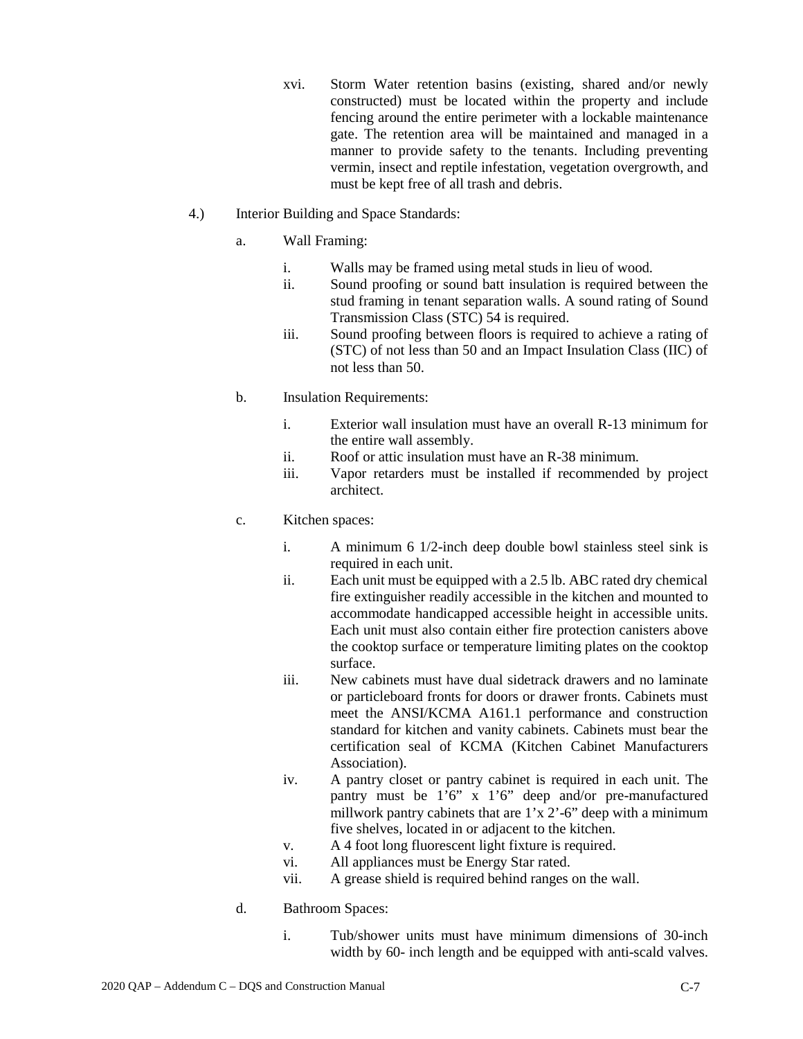xvi. Storm Water retention basins (existing, shared and/or newly constructed) must be located within the property and include fencing around the entire perimeter with a lockable maintenance gate. The retention area will be maintained and managed in a manner to provide safety to the tenants. Including preventing vermin, insect and reptile infestation, vegetation overgrowth, and must be kept free of all trash and debris.

4.) Interior Building and Space Standards:

a. Wall Framing:

i. Walls may be framed using metal studs in lieu of wood.

ii. Sound proofing or sound batt insulation is required between the stud framing in tenant separation walls. A sound rating of Sound Transmission Class (STC) 54 is required.

iii. Sound proofing between floors is required to achieve a rating of (STC) of not less than 50 and an Impact Insulation Class (IIC) of not less than 50.

b. Insulation Requirements:

i. Exterior wall insulation must have an overall R-13 minimum for the entire wall assembly.

ii. Roof or attic insulation must have an R-38 minimum.

iii. Vapor retarders must be installed if recommended by project architect.

c. Kitchen spaces:

i. A minimum 6 1/2-inch deep double bowl stainless steel sink is required in each unit.

ii. Each unit must be equipped with a 2.5 lb. ABC rated dry chemical fire extinguisher readily accessible in the kitchen and mounted to accommodate handicapped accessible height in accessible units. Each unit must also contain either fire protection canisters above the cooktop surface or temperature limiting plates on the cooktop surface.

iii. New cabinets must have dual sidetrack drawers and no laminate or particleboard fronts for doors or drawer fronts. Cabinets must meet the ANSI/KCMA A161.1 performance and construction standard for kitchen and vanity cabinets. Cabinets must bear the certification seal of KCMA (Kitchen Cabinet Manufacturers Association).

iv. A pantry closet or pantry cabinet is required in each unit. The pantry must be 1'6" x 1'6" deep and/or pre-manufactured millwork pantry cabinets that are 1'x 2'-6" deep with a minimum five shelves, located in or adjacent to the kitchen.

v. A 4 foot long fluorescent light fixture is required.

vi. All appliances must be Energy Star rated.

vii. A grease shield is required behind ranges on the wall.

d. Bathroom Spaces:

i. Tub/shower units must have minimum dimensions of 30-inch width by 60- inch length and be equipped with anti-scald valves.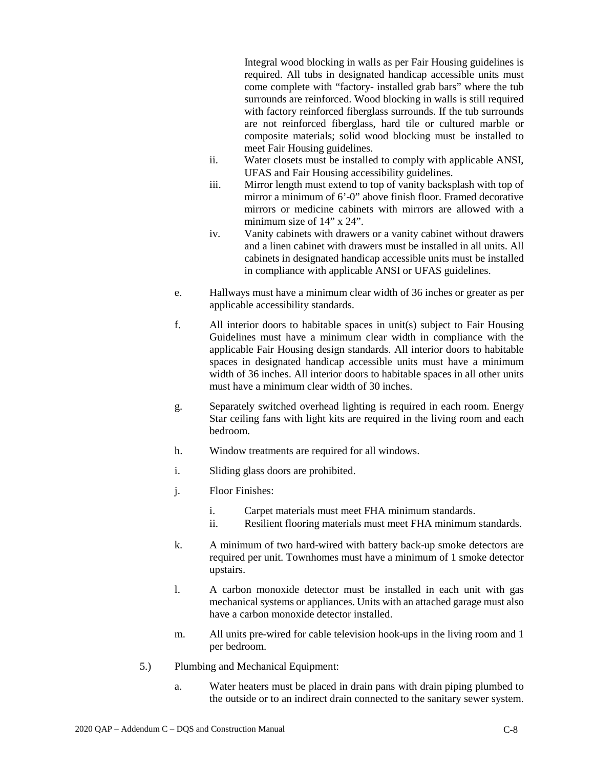Integral wood blocking in walls as per Fair Housing guidelines is required. All tubs in designated handicap accessible units must come complete with "factory- installed grab bars" where the tub surrounds are reinforced. Wood blocking in walls is still required with factory reinforced fiberglass surrounds. If the tub surrounds are not reinforced fiberglass, hard tile or cultured marble or composite materials; solid wood blocking must be installed to meet Fair Housing guidelines.

ii. Water closets must be installed to comply with applicable ANSI, UFAS and Fair Housing accessibility guidelines.

iii. Mirror length must extend to top of vanity backsplash with top of mirror a minimum of 6'-0" above finish floor. Framed decorative mirrors or medicine cabinets with mirrors are allowed with a minimum size of 14" x 24".

iv. Vanity cabinets with drawers or a vanity cabinet without drawers and a linen cabinet with drawers must be installed in all units. All cabinets in designated handicap accessible units must be installed in compliance with applicable ANSI or UFAS guidelines.

e. Hallways must have a minimum clear width of 36 inches or greater as per applicable accessibility standards.

f. All interior doors to habitable spaces in unit(s) subject to Fair Housing Guidelines must have a minimum clear width in compliance with the applicable Fair Housing design standards. All interior doors to habitable spaces in designated handicap accessible units must have a minimum width of 36 inches. All interior doors to habitable spaces in all other units must have a minimum clear width of 30 inches.

g. Separately switched overhead lighting is required in each room. Energy Star ceiling fans with light kits are required in the living room and each bedroom.

h. Window treatments are required for all windows.

i. Sliding glass doors are prohibited.

j. Floor Finishes:

   i. Carpet materials must meet FHA minimum standards.

   ii. Resilient flooring materials must meet FHA minimum standards.

k. A minimum of two hard-wired with battery back-up smoke detectors are required per unit. Townhomes must have a minimum of 1 smoke detector upstairs.

l. A carbon monoxide detector must be installed in each unit with gas mechanical systems or appliances. Units with an attached garage must also have a carbon monoxide detector installed.

m. All units pre-wired for cable television hook-ups in the living room and 1 per bedroom.

5.) Plumbing and Mechanical Equipment:

a. Water heaters must be placed in drain pans with drain piping plumbed to the outside or to an indirect drain connected to the sanitary sewer system.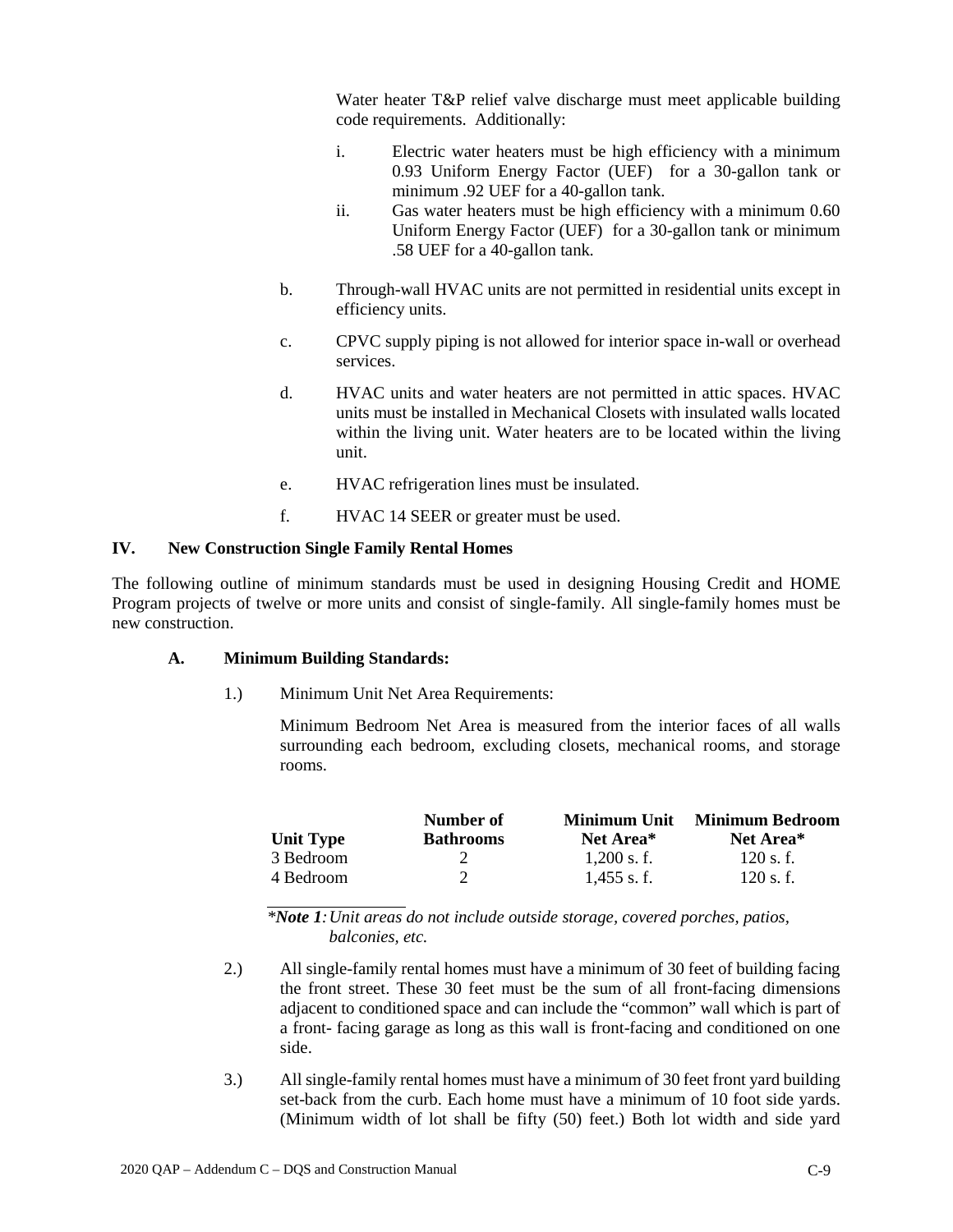Water heater T&P relief valve discharge must meet applicable building code requirements. Additionally:

i. Electric water heaters must be high efficiency with a minimum 0.93 Uniform Energy Factor (UEF) for a 30-gallon tank or minimum .92 UEF for a 40-gallon tank.

ii. Gas water heaters must be high efficiency with a minimum 0.60 Uniform Energy Factor (UEF) for a 30-gallon tank or minimum .58 UEF for a 40-gallon tank.

b. Through-wall HVAC units are not permitted in residential units except in efficiency units.

c. CPVC supply piping is not allowed for interior space in-wall or overhead services.

d. HVAC units and water heaters are not permitted in attic spaces. HVAC units must be installed in Mechanical Closets with insulated walls located within the living unit. Water heaters are to be located within the living unit.

e. HVAC refrigeration lines must be insulated.

f. HVAC 14 SEER or greater must be used.

## IV. New Construction Single Family Rental Homes

The following outline of minimum standards must be used in designing Housing Credit and HOME Program projects of twelve or more units and consist of single-family. All single-family homes must be new construction.

### A. Minimum Building Standards:

1.) Minimum Unit Net Area Requirements:

Minimum Bedroom Net Area is measured from the interior faces of all walls surrounding each bedroom, excluding closets, mechanical rooms, and storage rooms.

| Unit Type | Number of Bathrooms | Minimum Unit Net Area* | Minimum Bedroom Net Area* |
|---|---|---|---|
| 3 Bedroom | 2 | 1,200 s. f. | 120 s. f. |
| 4 Bedroom | 2 | 1,455 s. f. | 120 s. f. |

\****Note 1**: Unit areas do not include outside storage, covered porches, patios, balconies, etc.*

2.) All single-family rental homes must have a minimum of 30 feet of building facing the front street. These 30 feet must be the sum of all front-facing dimensions adjacent to conditioned space and can include the "common" wall which is part of a front- facing garage as long as this wall is front-facing and conditioned on one side.

3.) All single-family rental homes must have a minimum of 30 feet front yard building set-back from the curb. Each home must have a minimum of 10 foot side yards. (Minimum width of lot shall be fifty (50) feet.) Both lot width and side yard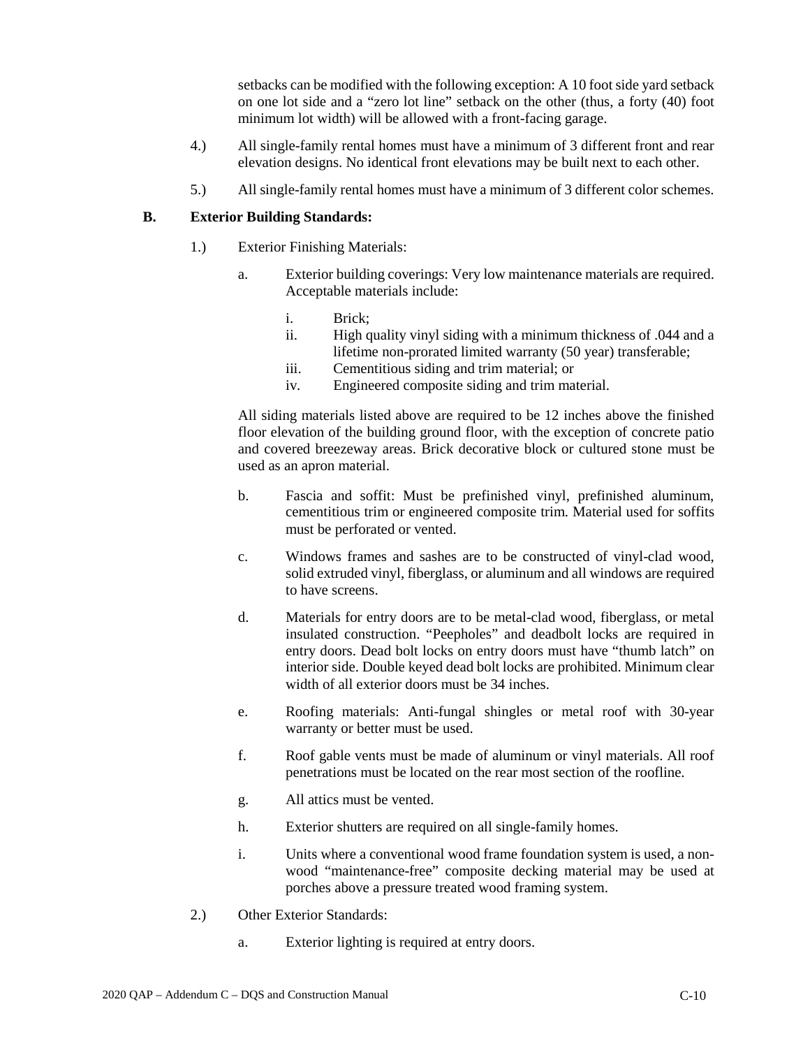setbacks can be modified with the following exception: A 10 foot side yard setback on one lot side and a "zero lot line" setback on the other (thus, a forty (40) foot minimum lot width) will be allowed with a front-facing garage.

4.) All single-family rental homes must have a minimum of 3 different front and rear elevation designs. No identical front elevations may be built next to each other.

5.) All single-family rental homes must have a minimum of 3 different color schemes.

**B. Exterior Building Standards:**

1.) Exterior Finishing Materials:

a. Exterior building coverings: Very low maintenance materials are required. Acceptable materials include:

i. Brick;
ii. High quality vinyl siding with a minimum thickness of .044 and a lifetime non-prorated limited warranty (50 year) transferable;
iii. Cementitious siding and trim material; or
iv. Engineered composite siding and trim material.

All siding materials listed above are required to be 12 inches above the finished floor elevation of the building ground floor, with the exception of concrete patio and covered breezeway areas. Brick decorative block or cultured stone must be used as an apron material.

b. Fascia and soffit: Must be prefinished vinyl, prefinished aluminum, cementitious trim or engineered composite trim. Material used for soffits must be perforated or vented.

c. Windows frames and sashes are to be constructed of vinyl-clad wood, solid extruded vinyl, fiberglass, or aluminum and all windows are required to have screens.

d. Materials for entry doors are to be metal-clad wood, fiberglass, or metal insulated construction. "Peepholes" and deadbolt locks are required in entry doors. Dead bolt locks on entry doors must have "thumb latch" on interior side. Double keyed dead bolt locks are prohibited. Minimum clear width of all exterior doors must be 34 inches.

e. Roofing materials: Anti-fungal shingles or metal roof with 30-year warranty or better must be used.

f. Roof gable vents must be made of aluminum or vinyl materials. All roof penetrations must be located on the rear most section of the roofline.

g. All attics must be vented.

h. Exterior shutters are required on all single-family homes.

i. Units where a conventional wood frame foundation system is used, a non-wood "maintenance-free" composite decking material may be used at porches above a pressure treated wood framing system.

2.) Other Exterior Standards:

a. Exterior lighting is required at entry doors.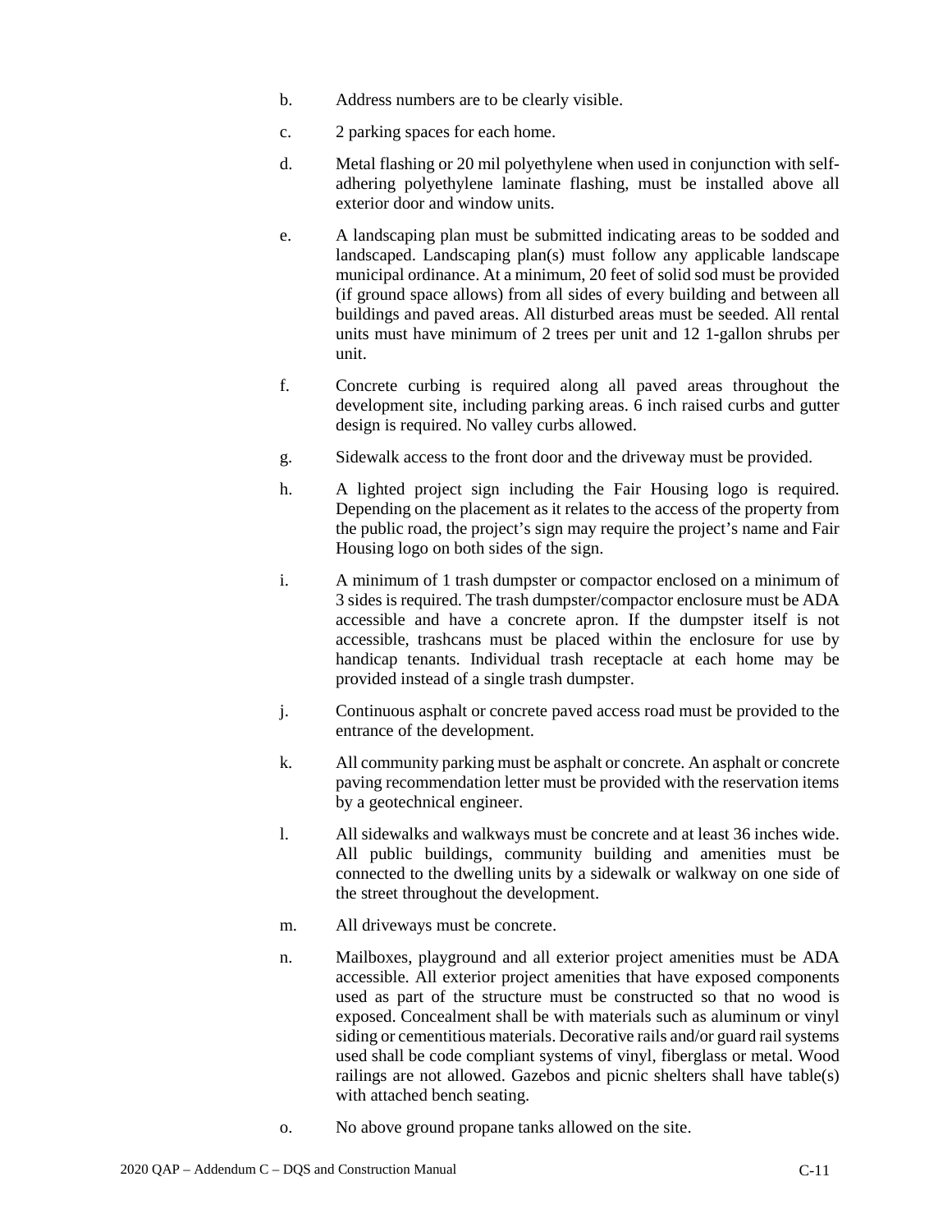b. Address numbers are to be clearly visible.

c. 2 parking spaces for each home.

d. Metal flashing or 20 mil polyethylene when used in conjunction with self-adhering polyethylene laminate flashing, must be installed above all exterior door and window units.

e. A landscaping plan must be submitted indicating areas to be sodded and landscaped. Landscaping plan(s) must follow any applicable landscape municipal ordinance. At a minimum, 20 feet of solid sod must be provided (if ground space allows) from all sides of every building and between all buildings and paved areas. All disturbed areas must be seeded. All rental units must have minimum of 2 trees per unit and 12 1-gallon shrubs per unit.

f. Concrete curbing is required along all paved areas throughout the development site, including parking areas. 6 inch raised curbs and gutter design is required. No valley curbs allowed.

g. Sidewalk access to the front door and the driveway must be provided.

h. A lighted project sign including the Fair Housing logo is required. Depending on the placement as it relates to the access of the property from the public road, the project's sign may require the project's name and Fair Housing logo on both sides of the sign.

i. A minimum of 1 trash dumpster or compactor enclosed on a minimum of 3 sides is required. The trash dumpster/compactor enclosure must be ADA accessible and have a concrete apron. If the dumpster itself is not accessible, trashcans must be placed within the enclosure for use by handicap tenants. Individual trash receptacle at each home may be provided instead of a single trash dumpster.

j. Continuous asphalt or concrete paved access road must be provided to the entrance of the development.

k. All community parking must be asphalt or concrete. An asphalt or concrete paving recommendation letter must be provided with the reservation items by a geotechnical engineer.

l. All sidewalks and walkways must be concrete and at least 36 inches wide. All public buildings, community building and amenities must be connected to the dwelling units by a sidewalk or walkway on one side of the street throughout the development.

m. All driveways must be concrete.

n. Mailboxes, playground and all exterior project amenities must be ADA accessible. All exterior project amenities that have exposed components used as part of the structure must be constructed so that no wood is exposed. Concealment shall be with materials such as aluminum or vinyl siding or cementitious materials. Decorative rails and/or guard rail systems used shall be code compliant systems of vinyl, fiberglass or metal. Wood railings are not allowed. Gazebos and picnic shelters shall have table(s) with attached bench seating.

o. No above ground propane tanks allowed on the site.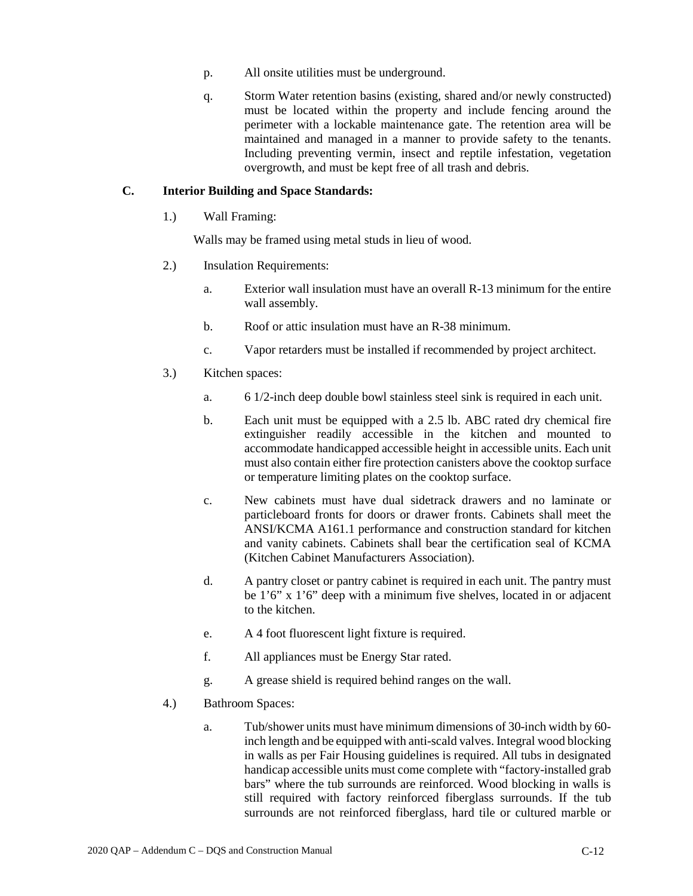p. All onsite utilities must be underground.

q. Storm Water retention basins (existing, shared and/or newly constructed) must be located within the property and include fencing around the perimeter with a lockable maintenance gate. The retention area will be maintained and managed in a manner to provide safety to the tenants. Including preventing vermin, insect and reptile infestation, vegetation overgrowth, and must be kept free of all trash and debris.

## C. Interior Building and Space Standards:

1.) Wall Framing:

Walls may be framed using metal studs in lieu of wood.

2.) Insulation Requirements:

a. Exterior wall insulation must have an overall R-13 minimum for the entire wall assembly.

b. Roof or attic insulation must have an R-38 minimum.

c. Vapor retarders must be installed if recommended by project architect.

3.) Kitchen spaces:

a. 6 1/2-inch deep double bowl stainless steel sink is required in each unit.

b. Each unit must be equipped with a 2.5 lb. ABC rated dry chemical fire extinguisher readily accessible in the kitchen and mounted to accommodate handicapped accessible height in accessible units. Each unit must also contain either fire protection canisters above the cooktop surface or temperature limiting plates on the cooktop surface.

c. New cabinets must have dual sidetrack drawers and no laminate or particleboard fronts for doors or drawer fronts. Cabinets shall meet the ANSI/KCMA A161.1 performance and construction standard for kitchen and vanity cabinets. Cabinets shall bear the certification seal of KCMA (Kitchen Cabinet Manufacturers Association).

d. A pantry closet or pantry cabinet is required in each unit. The pantry must be 1'6" x 1'6" deep with a minimum five shelves, located in or adjacent to the kitchen.

e. A 4 foot fluorescent light fixture is required.

f. All appliances must be Energy Star rated.

g. A grease shield is required behind ranges on the wall.

4.) Bathroom Spaces:

a. Tub/shower units must have minimum dimensions of 30-inch width by 60-inch length and be equipped with anti-scald valves. Integral wood blocking in walls as per Fair Housing guidelines is required. All tubs in designated handicap accessible units must come complete with "factory-installed grab bars" where the tub surrounds are reinforced. Wood blocking in walls is still required with factory reinforced fiberglass surrounds. If the tub surrounds are not reinforced fiberglass, hard tile or cultured marble or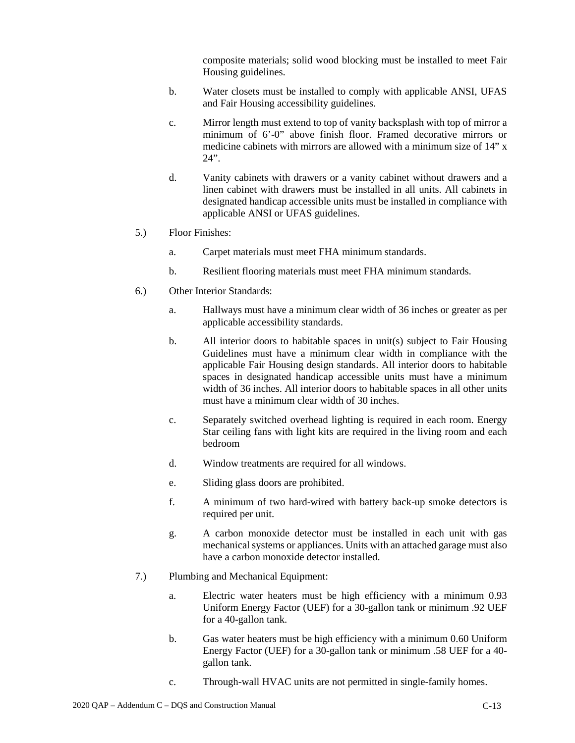composite materials; solid wood blocking must be installed to meet Fair Housing guidelines.

b. Water closets must be installed to comply with applicable ANSI, UFAS and Fair Housing accessibility guidelines.

c. Mirror length must extend to top of vanity backsplash with top of mirror a minimum of 6'-0" above finish floor. Framed decorative mirrors or medicine cabinets with mirrors are allowed with a minimum size of 14" x 24".

d. Vanity cabinets with drawers or a vanity cabinet without drawers and a linen cabinet with drawers must be installed in all units. All cabinets in designated handicap accessible units must be installed in compliance with applicable ANSI or UFAS guidelines.

5.) Floor Finishes:

a. Carpet materials must meet FHA minimum standards.

b. Resilient flooring materials must meet FHA minimum standards.

6.) Other Interior Standards:

a. Hallways must have a minimum clear width of 36 inches or greater as per applicable accessibility standards.

b. All interior doors to habitable spaces in unit(s) subject to Fair Housing Guidelines must have a minimum clear width in compliance with the applicable Fair Housing design standards. All interior doors to habitable spaces in designated handicap accessible units must have a minimum width of 36 inches. All interior doors to habitable spaces in all other units must have a minimum clear width of 30 inches.

c. Separately switched overhead lighting is required in each room. Energy Star ceiling fans with light kits are required in the living room and each bedroom

d. Window treatments are required for all windows.

e. Sliding glass doors are prohibited.

f. A minimum of two hard-wired with battery back-up smoke detectors is required per unit.

g. A carbon monoxide detector must be installed in each unit with gas mechanical systems or appliances. Units with an attached garage must also have a carbon monoxide detector installed.

7.) Plumbing and Mechanical Equipment:

a. Electric water heaters must be high efficiency with a minimum 0.93 Uniform Energy Factor (UEF) for a 30-gallon tank or minimum .92 UEF for a 40-gallon tank.

b. Gas water heaters must be high efficiency with a minimum 0.60 Uniform Energy Factor (UEF) for a 30-gallon tank or minimum .58 UEF for a 40-gallon tank.

c. Through-wall HVAC units are not permitted in single-family homes.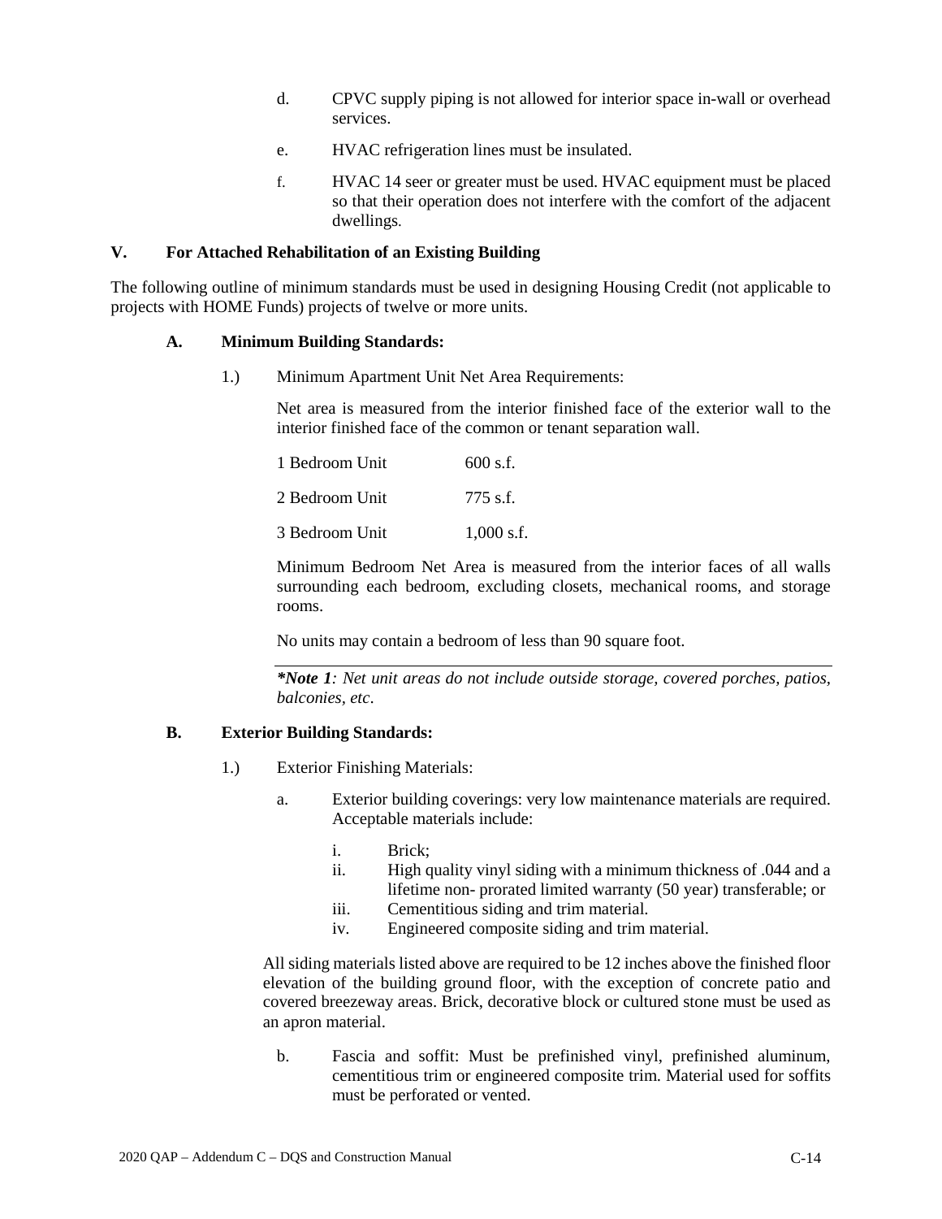d. CPVC supply piping is not allowed for interior space in-wall or overhead services.

e. HVAC refrigeration lines must be insulated.

f. HVAC 14 seer or greater must be used. HVAC equipment must be placed so that their operation does not interfere with the comfort of the adjacent dwellings.

## V. For Attached Rehabilitation of an Existing Building

The following outline of minimum standards must be used in designing Housing Credit (not applicable to projects with HOME Funds) projects of twelve or more units.

### A. Minimum Building Standards:

1.) Minimum Apartment Unit Net Area Requirements:

Net area is measured from the interior finished face of the exterior wall to the interior finished face of the common or tenant separation wall.

| | |
|---|---|
| 1 Bedroom Unit | 600 s.f. |
| 2 Bedroom Unit | 775 s.f. |
| 3 Bedroom Unit | 1,000 s.f. |

Minimum Bedroom Net Area is measured from the interior faces of all walls surrounding each bedroom, excluding closets, mechanical rooms, and storage rooms.

No units may contain a bedroom of less than 90 square foot.

***Note 1**: Net unit areas do not include outside storage, covered porches, patios, balconies, etc.*

### B. Exterior Building Standards:

1.) Exterior Finishing Materials:

a. Exterior building coverings: very low maintenance materials are required. Acceptable materials include:

i. Brick;
ii. High quality vinyl siding with a minimum thickness of .044 and a lifetime non- prorated limited warranty (50 year) transferable; or
iii. Cementitious siding and trim material.
iv. Engineered composite siding and trim material.

All siding materials listed above are required to be 12 inches above the finished floor elevation of the building ground floor, with the exception of concrete patio and covered breezeway areas. Brick, decorative block or cultured stone must be used as an apron material.

b. Fascia and soffit: Must be prefinished vinyl, prefinished aluminum, cementitious trim or engineered composite trim. Material used for soffits must be perforated or vented.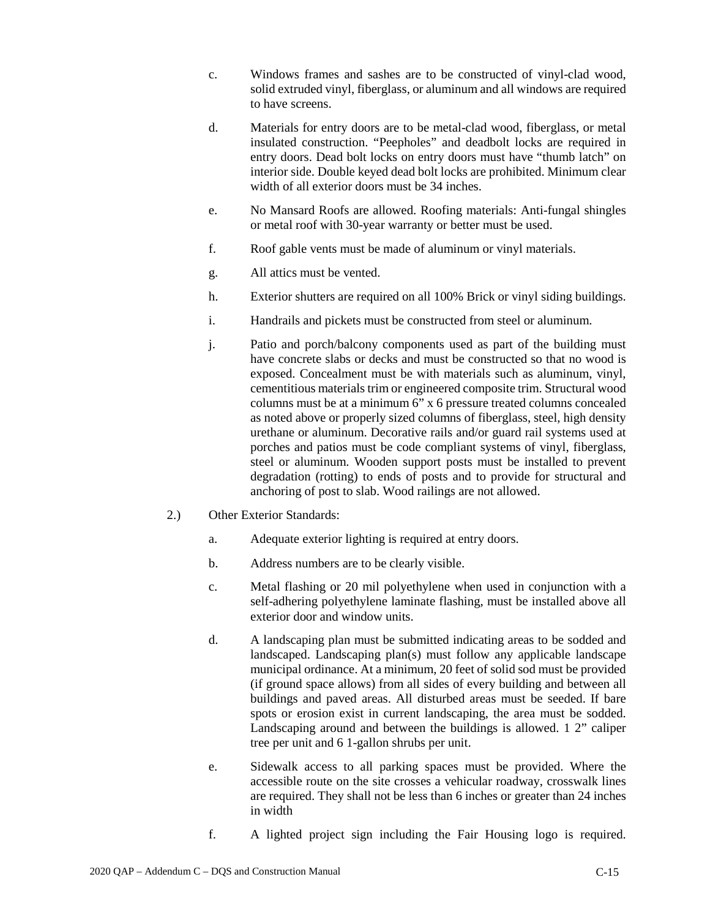c. Windows frames and sashes are to be constructed of vinyl-clad wood, solid extruded vinyl, fiberglass, or aluminum and all windows are required to have screens.

d. Materials for entry doors are to be metal-clad wood, fiberglass, or metal insulated construction. "Peepholes" and deadbolt locks are required in entry doors. Dead bolt locks on entry doors must have "thumb latch" on interior side. Double keyed dead bolt locks are prohibited. Minimum clear width of all exterior doors must be 34 inches.

e. No Mansard Roofs are allowed. Roofing materials: Anti-fungal shingles or metal roof with 30-year warranty or better must be used.

f. Roof gable vents must be made of aluminum or vinyl materials.

g. All attics must be vented.

h. Exterior shutters are required on all 100% Brick or vinyl siding buildings.

i. Handrails and pickets must be constructed from steel or aluminum.

j. Patio and porch/balcony components used as part of the building must have concrete slabs or decks and must be constructed so that no wood is exposed. Concealment must be with materials such as aluminum, vinyl, cementitious materials trim or engineered composite trim. Structural wood columns must be at a minimum 6" x 6 pressure treated columns concealed as noted above or properly sized columns of fiberglass, steel, high density urethane or aluminum. Decorative rails and/or guard rail systems used at porches and patios must be code compliant systems of vinyl, fiberglass, steel or aluminum. Wooden support posts must be installed to prevent degradation (rotting) to ends of posts and to provide for structural and anchoring of post to slab. Wood railings are not allowed.

2.) Other Exterior Standards:

a. Adequate exterior lighting is required at entry doors.

b. Address numbers are to be clearly visible.

c. Metal flashing or 20 mil polyethylene when used in conjunction with a self-adhering polyethylene laminate flashing, must be installed above all exterior door and window units.

d. A landscaping plan must be submitted indicating areas to be sodded and landscaped. Landscaping plan(s) must follow any applicable landscape municipal ordinance. At a minimum, 20 feet of solid sod must be provided (if ground space allows) from all sides of every building and between all buildings and paved areas. All disturbed areas must be seeded. If bare spots or erosion exist in current landscaping, the area must be sodded. Landscaping around and between the buildings is allowed. 1 2" caliper tree per unit and 6 1-gallon shrubs per unit.

e. Sidewalk access to all parking spaces must be provided. Where the accessible route on the site crosses a vehicular roadway, crosswalk lines are required. They shall not be less than 6 inches or greater than 24 inches in width

f. A lighted project sign including the Fair Housing logo is required.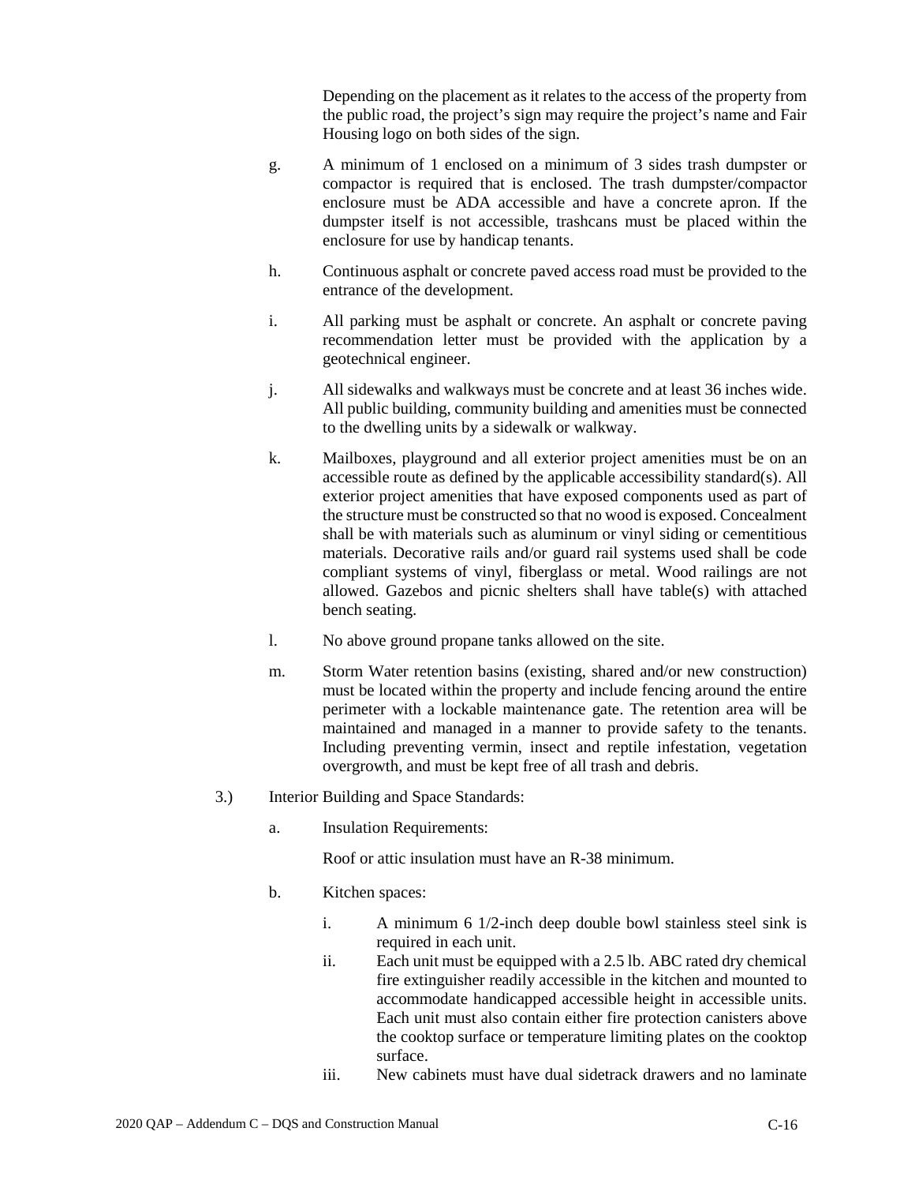Depending on the placement as it relates to the access of the property from the public road, the project's sign may require the project's name and Fair Housing logo on both sides of the sign.

g. A minimum of 1 enclosed on a minimum of 3 sides trash dumpster or compactor is required that is enclosed. The trash dumpster/compactor enclosure must be ADA accessible and have a concrete apron. If the dumpster itself is not accessible, trashcans must be placed within the enclosure for use by handicap tenants.

h. Continuous asphalt or concrete paved access road must be provided to the entrance of the development.

i. All parking must be asphalt or concrete. An asphalt or concrete paving recommendation letter must be provided with the application by a geotechnical engineer.

j. All sidewalks and walkways must be concrete and at least 36 inches wide. All public building, community building and amenities must be connected to the dwelling units by a sidewalk or walkway.

k. Mailboxes, playground and all exterior project amenities must be on an accessible route as defined by the applicable accessibility standard(s). All exterior project amenities that have exposed components used as part of the structure must be constructed so that no wood is exposed. Concealment shall be with materials such as aluminum or vinyl siding or cementitious materials. Decorative rails and/or guard rail systems used shall be code compliant systems of vinyl, fiberglass or metal. Wood railings are not allowed. Gazebos and picnic shelters shall have table(s) with attached bench seating.

l. No above ground propane tanks allowed on the site.

m. Storm Water retention basins (existing, shared and/or new construction) must be located within the property and include fencing around the entire perimeter with a lockable maintenance gate. The retention area will be maintained and managed in a manner to provide safety to the tenants. Including preventing vermin, insect and reptile infestation, vegetation overgrowth, and must be kept free of all trash and debris.

3.) Interior Building and Space Standards:

a. Insulation Requirements:

Roof or attic insulation must have an R-38 minimum.

b. Kitchen spaces:

i. A minimum 6 1/2-inch deep double bowl stainless steel sink is required in each unit.

ii. Each unit must be equipped with a 2.5 lb. ABC rated dry chemical fire extinguisher readily accessible in the kitchen and mounted to accommodate handicapped accessible height in accessible units. Each unit must also contain either fire protection canisters above the cooktop surface or temperature limiting plates on the cooktop surface.

iii. New cabinets must have dual sidetrack drawers and no laminate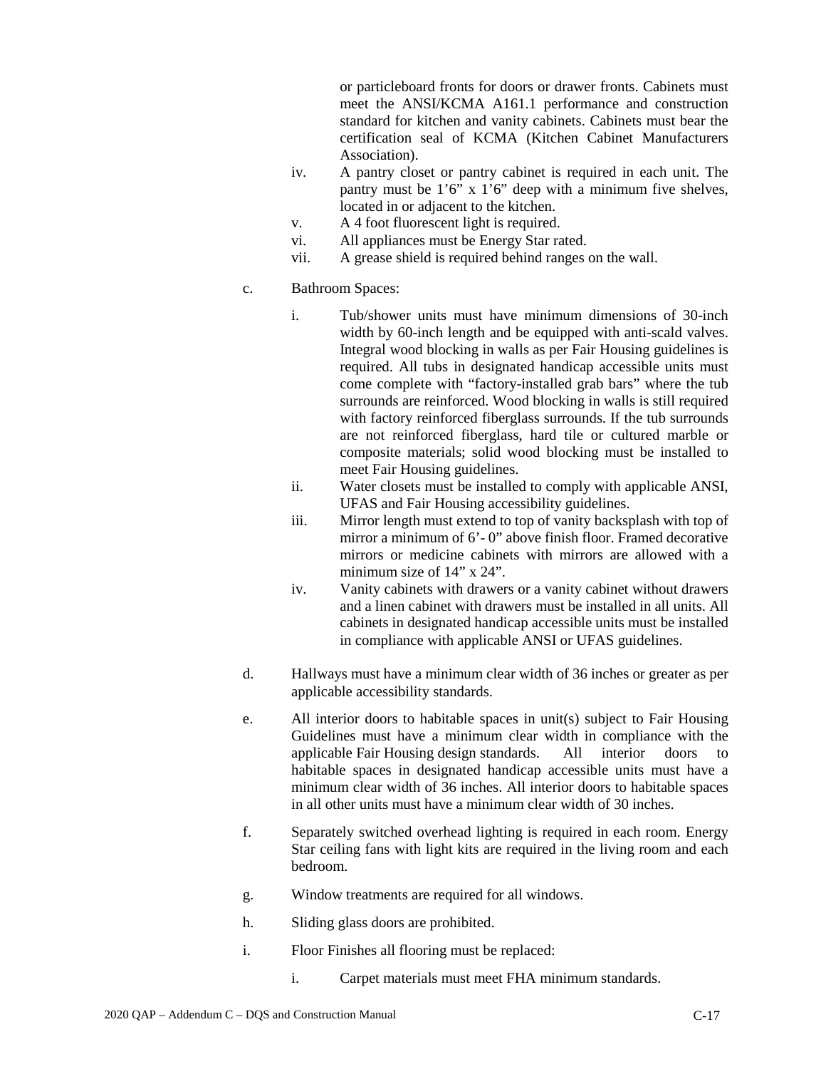or particleboard fronts for doors or drawer fronts. Cabinets must meet the ANSI/KCMA A161.1 performance and construction standard for kitchen and vanity cabinets. Cabinets must bear the certification seal of KCMA (Kitchen Cabinet Manufacturers Association).

iv. A pantry closet or pantry cabinet is required in each unit. The pantry must be 1'6" x 1'6" deep with a minimum five shelves, located in or adjacent to the kitchen.

v. A 4 foot fluorescent light is required.

vi. All appliances must be Energy Star rated.

vii. A grease shield is required behind ranges on the wall.

c. Bathroom Spaces:

i. Tub/shower units must have minimum dimensions of 30-inch width by 60-inch length and be equipped with anti-scald valves. Integral wood blocking in walls as per Fair Housing guidelines is required. All tubs in designated handicap accessible units must come complete with "factory-installed grab bars" where the tub surrounds are reinforced. Wood blocking in walls is still required with factory reinforced fiberglass surrounds. If the tub surrounds are not reinforced fiberglass, hard tile or cultured marble or composite materials; solid wood blocking must be installed to meet Fair Housing guidelines.

ii. Water closets must be installed to comply with applicable ANSI, UFAS and Fair Housing accessibility guidelines.

iii. Mirror length must extend to top of vanity backsplash with top of mirror a minimum of 6'- 0" above finish floor. Framed decorative mirrors or medicine cabinets with mirrors are allowed with a minimum size of 14" x 24".

iv. Vanity cabinets with drawers or a vanity cabinet without drawers and a linen cabinet with drawers must be installed in all units. All cabinets in designated handicap accessible units must be installed in compliance with applicable ANSI or UFAS guidelines.

d. Hallways must have a minimum clear width of 36 inches or greater as per applicable accessibility standards.

e. All interior doors to habitable spaces in unit(s) subject to Fair Housing Guidelines must have a minimum clear width in compliance with the applicable Fair Housing design standards. All interior doors to habitable spaces in designated handicap accessible units must have a minimum clear width of 36 inches. All interior doors to habitable spaces in all other units must have a minimum clear width of 30 inches.

f. Separately switched overhead lighting is required in each room. Energy Star ceiling fans with light kits are required in the living room and each bedroom.

g. Window treatments are required for all windows.

h. Sliding glass doors are prohibited.

i. Floor Finishes all flooring must be replaced:

i. Carpet materials must meet FHA minimum standards.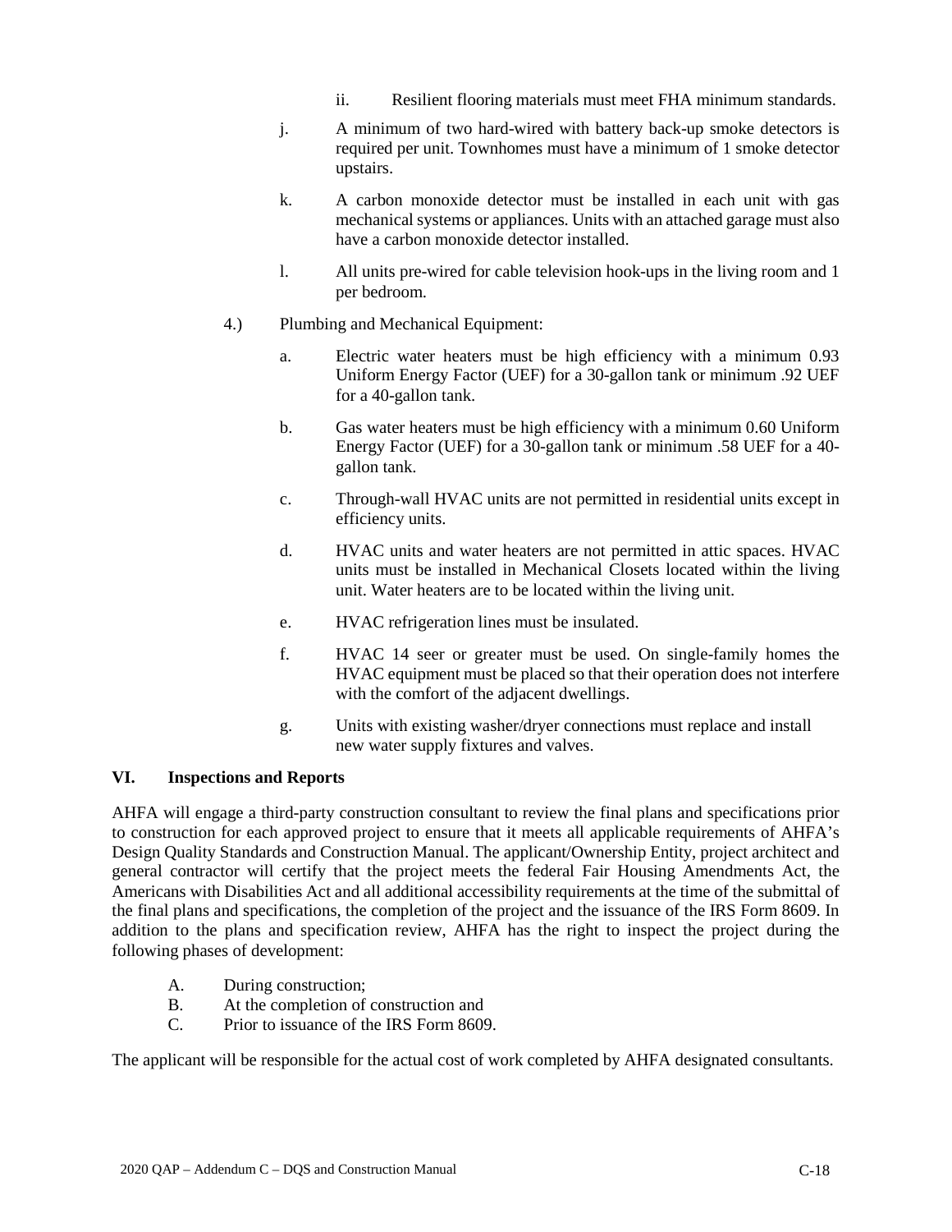ii. Resilient flooring materials must meet FHA minimum standards.

j. A minimum of two hard-wired with battery back-up smoke detectors is required per unit. Townhomes must have a minimum of 1 smoke detector upstairs.

k. A carbon monoxide detector must be installed in each unit with gas mechanical systems or appliances. Units with an attached garage must also have a carbon monoxide detector installed.

l. All units pre-wired for cable television hook-ups in the living room and 1 per bedroom.

4.) Plumbing and Mechanical Equipment:

a. Electric water heaters must be high efficiency with a minimum 0.93 Uniform Energy Factor (UEF) for a 30-gallon tank or minimum .92 UEF for a 40-gallon tank.

b. Gas water heaters must be high efficiency with a minimum 0.60 Uniform Energy Factor (UEF) for a 30-gallon tank or minimum .58 UEF for a 40-gallon tank.

c. Through-wall HVAC units are not permitted in residential units except in efficiency units.

d. HVAC units and water heaters are not permitted in attic spaces. HVAC units must be installed in Mechanical Closets located within the living unit. Water heaters are to be located within the living unit.

e. HVAC refrigeration lines must be insulated.

f. HVAC 14 seer or greater must be used. On single-family homes the HVAC equipment must be placed so that their operation does not interfere with the comfort of the adjacent dwellings.

g. Units with existing washer/dryer connections must replace and install new water supply fixtures and valves.

## VI. Inspections and Reports

AHFA will engage a third-party construction consultant to review the final plans and specifications prior to construction for each approved project to ensure that it meets all applicable requirements of AHFA's Design Quality Standards and Construction Manual. The applicant/Ownership Entity, project architect and general contractor will certify that the project meets the federal Fair Housing Amendments Act, the Americans with Disabilities Act and all additional accessibility requirements at the time of the submittal of the final plans and specifications, the completion of the project and the issuance of the IRS Form 8609. In addition to the plans and specification review, AHFA has the right to inspect the project during the following phases of development:

A. During construction;
B. At the completion of construction and
C. Prior to issuance of the IRS Form 8609.

The applicant will be responsible for the actual cost of work completed by AHFA designated consultants.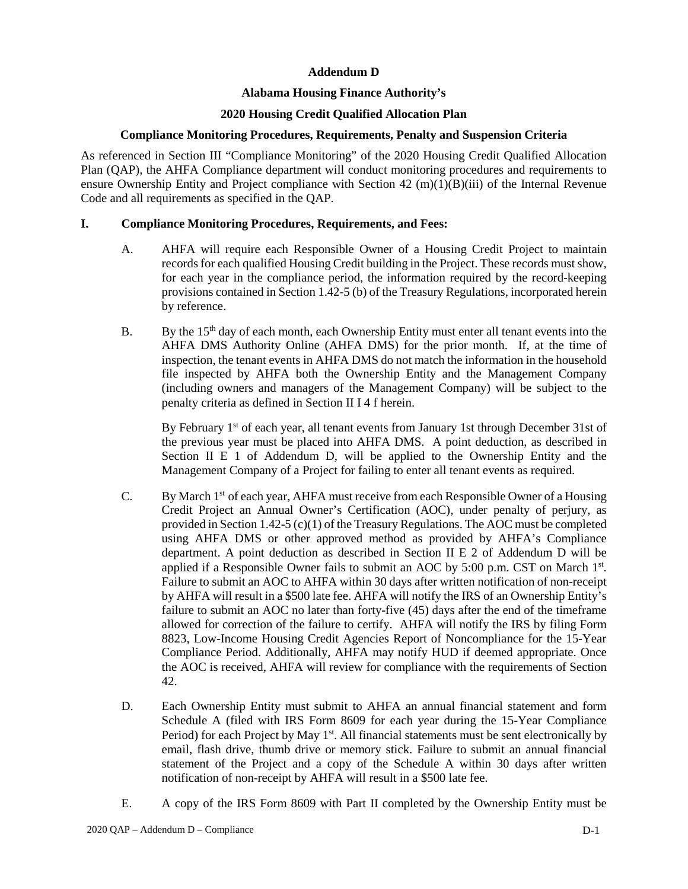**Addendum D**

**Alabama Housing Finance Authority's**

**2020 Housing Credit Qualified Allocation Plan**

**Compliance Monitoring Procedures, Requirements, Penalty and Suspension Criteria**

As referenced in Section III "Compliance Monitoring" of the 2020 Housing Credit Qualified Allocation Plan (QAP), the AHFA Compliance department will conduct monitoring procedures and requirements to ensure Ownership Entity and Project compliance with Section 42 (m)(1)(B)(iii) of the Internal Revenue Code and all requirements as specified in the QAP.

## I. Compliance Monitoring Procedures, Requirements, and Fees:

A. AHFA will require each Responsible Owner of a Housing Credit Project to maintain records for each qualified Housing Credit building in the Project. These records must show, for each year in the compliance period, the information required by the record-keeping provisions contained in Section 1.42-5 (b) of the Treasury Regulations, incorporated herein by reference.

B. By the 15th day of each month, each Ownership Entity must enter all tenant events into the AHFA DMS Authority Online (AHFA DMS) for the prior month. If, at the time of inspection, the tenant events in AHFA DMS do not match the information in the household file inspected by AHFA both the Ownership Entity and the Management Company (including owners and managers of the Management Company) will be subject to the penalty criteria as defined in Section II I 4 f herein.

By February 1st of each year, all tenant events from January 1st through December 31st of the previous year must be placed into AHFA DMS. A point deduction, as described in Section II E 1 of Addendum D, will be applied to the Ownership Entity and the Management Company of a Project for failing to enter all tenant events as required.

C. By March 1st of each year, AHFA must receive from each Responsible Owner of a Housing Credit Project an Annual Owner's Certification (AOC), under penalty of perjury, as provided in Section 1.42-5 (c)(1) of the Treasury Regulations. The AOC must be completed using AHFA DMS or other approved method as provided by AHFA's Compliance department. A point deduction as described in Section II E 2 of Addendum D will be applied if a Responsible Owner fails to submit an AOC by 5:00 p.m. CST on March 1st. Failure to submit an AOC to AHFA within 30 days after written notification of non-receipt by AHFA will result in a $500 late fee. AHFA will notify the IRS of an Ownership Entity's failure to submit an AOC no later than forty-five (45) days after the end of the timeframe allowed for correction of the failure to certify. AHFA will notify the IRS by filing Form 8823, Low-Income Housing Credit Agencies Report of Noncompliance for the 15-Year Compliance Period. Additionally, AHFA may notify HUD if deemed appropriate. Once the AOC is received, AHFA will review for compliance with the requirements of Section 42.

D. Each Ownership Entity must submit to AHFA an annual financial statement and form Schedule A (filed with IRS Form 8609 for each year during the 15-Year Compliance Period) for each Project by May 1st. All financial statements must be sent electronically by email, flash drive, thumb drive or memory stick. Failure to submit an annual financial statement of the Project and a copy of the Schedule A within 30 days after written notification of non-receipt by AHFA will result in a $500 late fee.

E. A copy of the IRS Form 8609 with Part II completed by the Ownership Entity must be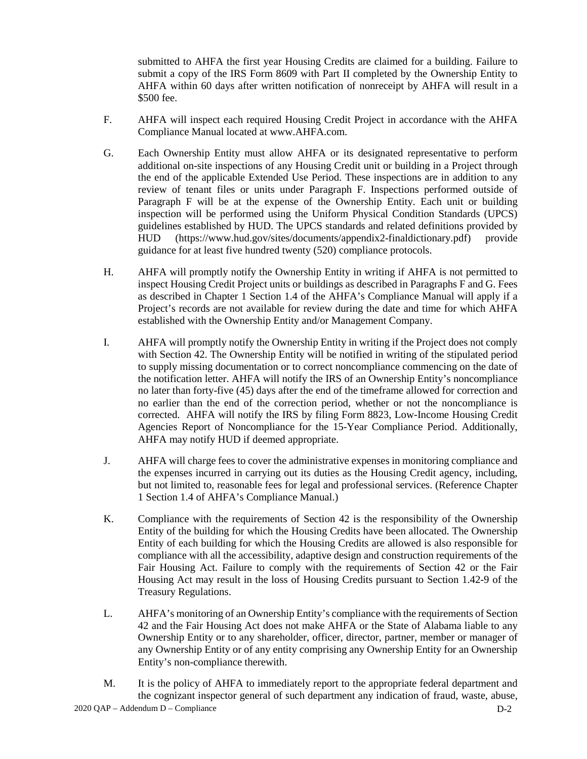submitted to AHFA the first year Housing Credits are claimed for a building. Failure to submit a copy of the IRS Form 8609 with Part II completed by the Ownership Entity to AHFA within 60 days after written notification of nonreceipt by AHFA will result in a $500 fee.

F. AHFA will inspect each required Housing Credit Project in accordance with the AHFA Compliance Manual located at www.AHFA.com.

G. Each Ownership Entity must allow AHFA or its designated representative to perform additional on-site inspections of any Housing Credit unit or building in a Project through the end of the applicable Extended Use Period. These inspections are in addition to any review of tenant files or units under Paragraph F. Inspections performed outside of Paragraph F will be at the expense of the Ownership Entity. Each unit or building inspection will be performed using the Uniform Physical Condition Standards (UPCS) guidelines established by HUD. The UPCS standards and related definitions provided by HUD (https://www.hud.gov/sites/documents/appendix2-finaldictionary.pdf) provide guidance for at least five hundred twenty (520) compliance protocols.

H. AHFA will promptly notify the Ownership Entity in writing if AHFA is not permitted to inspect Housing Credit Project units or buildings as described in Paragraphs F and G. Fees as described in Chapter 1 Section 1.4 of the AHFA's Compliance Manual will apply if a Project's records are not available for review during the date and time for which AHFA established with the Ownership Entity and/or Management Company.

I. AHFA will promptly notify the Ownership Entity in writing if the Project does not comply with Section 42. The Ownership Entity will be notified in writing of the stipulated period to supply missing documentation or to correct noncompliance commencing on the date of the notification letter. AHFA will notify the IRS of an Ownership Entity's noncompliance no later than forty-five (45) days after the end of the timeframe allowed for correction and no earlier than the end of the correction period, whether or not the noncompliance is corrected. AHFA will notify the IRS by filing Form 8823, Low-Income Housing Credit Agencies Report of Noncompliance for the 15-Year Compliance Period. Additionally, AHFA may notify HUD if deemed appropriate.

J. AHFA will charge fees to cover the administrative expenses in monitoring compliance and the expenses incurred in carrying out its duties as the Housing Credit agency, including, but not limited to, reasonable fees for legal and professional services. (Reference Chapter 1 Section 1.4 of AHFA's Compliance Manual.)

K. Compliance with the requirements of Section 42 is the responsibility of the Ownership Entity of the building for which the Housing Credits have been allocated. The Ownership Entity of each building for which the Housing Credits are allowed is also responsible for compliance with all the accessibility, adaptive design and construction requirements of the Fair Housing Act. Failure to comply with the requirements of Section 42 or the Fair Housing Act may result in the loss of Housing Credits pursuant to Section 1.42-9 of the Treasury Regulations.

L. AHFA's monitoring of an Ownership Entity's compliance with the requirements of Section 42 and the Fair Housing Act does not make AHFA or the State of Alabama liable to any Ownership Entity or to any shareholder, officer, director, partner, member or manager of any Ownership Entity or of any entity comprising any Ownership Entity for an Ownership Entity's non-compliance therewith.

M. It is the policy of AHFA to immediately report to the appropriate federal department and the cognizant inspector general of such department any indication of fraud, waste, abuse,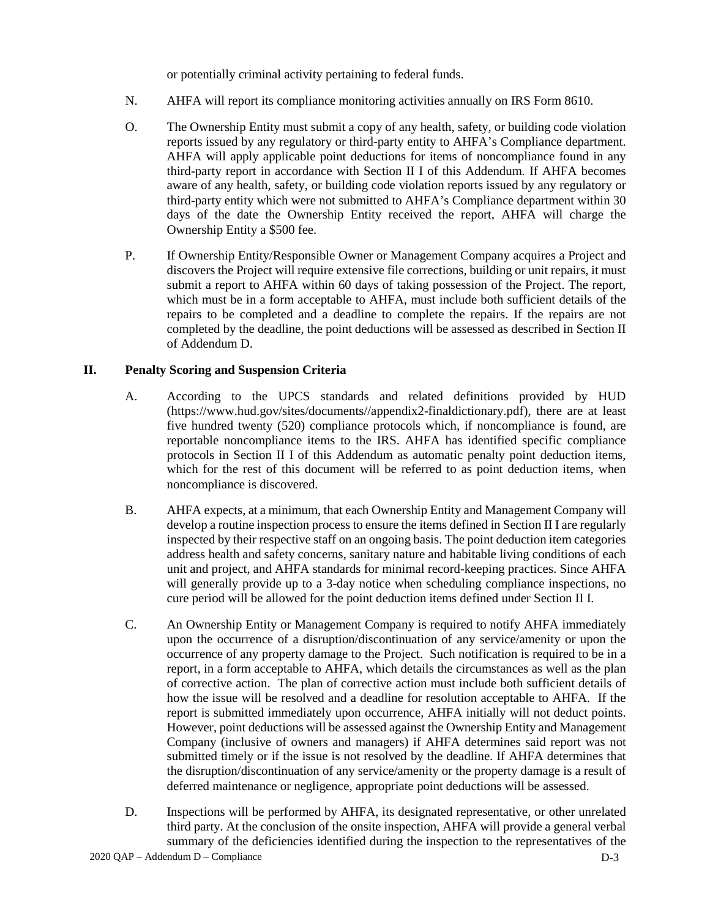or potentially criminal activity pertaining to federal funds.

N. AHFA will report its compliance monitoring activities annually on IRS Form 8610.

O. The Ownership Entity must submit a copy of any health, safety, or building code violation reports issued by any regulatory or third-party entity to AHFA's Compliance department. AHFA will apply applicable point deductions for items of noncompliance found in any third-party report in accordance with Section II I of this Addendum. If AHFA becomes aware of any health, safety, or building code violation reports issued by any regulatory or third-party entity which were not submitted to AHFA's Compliance department within 30 days of the date the Ownership Entity received the report, AHFA will charge the Ownership Entity a $500 fee.

P. If Ownership Entity/Responsible Owner or Management Company acquires a Project and discovers the Project will require extensive file corrections, building or unit repairs, it must submit a report to AHFA within 60 days of taking possession of the Project. The report, which must be in a form acceptable to AHFA, must include both sufficient details of the repairs to be completed and a deadline to complete the repairs. If the repairs are not completed by the deadline, the point deductions will be assessed as described in Section II of Addendum D.

## II. Penalty Scoring and Suspension Criteria

A. According to the UPCS standards and related definitions provided by HUD (https://www.hud.gov/sites/documents//appendix2-finaldictionary.pdf), there are at least five hundred twenty (520) compliance protocols which, if noncompliance is found, are reportable noncompliance items to the IRS. AHFA has identified specific compliance protocols in Section II I of this Addendum as automatic penalty point deduction items, which for the rest of this document will be referred to as point deduction items, when noncompliance is discovered.

B. AHFA expects, at a minimum, that each Ownership Entity and Management Company will develop a routine inspection process to ensure the items defined in Section II I are regularly inspected by their respective staff on an ongoing basis. The point deduction item categories address health and safety concerns, sanitary nature and habitable living conditions of each unit and project, and AHFA standards for minimal record-keeping practices. Since AHFA will generally provide up to a 3-day notice when scheduling compliance inspections, no cure period will be allowed for the point deduction items defined under Section II I.

C. An Ownership Entity or Management Company is required to notify AHFA immediately upon the occurrence of a disruption/discontinuation of any service/amenity or upon the occurrence of any property damage to the Project. Such notification is required to be in a report, in a form acceptable to AHFA, which details the circumstances as well as the plan of corrective action. The plan of corrective action must include both sufficient details of how the issue will be resolved and a deadline for resolution acceptable to AHFA. If the report is submitted immediately upon occurrence, AHFA initially will not deduct points. However, point deductions will be assessed against the Ownership Entity and Management Company (inclusive of owners and managers) if AHFA determines said report was not submitted timely or if the issue is not resolved by the deadline. If AHFA determines that the disruption/discontinuation of any service/amenity or the property damage is a result of deferred maintenance or negligence, appropriate point deductions will be assessed.

D. Inspections will be performed by AHFA, its designated representative, or other unrelated third party. At the conclusion of the onsite inspection, AHFA will provide a general verbal summary of the deficiencies identified during the inspection to the representatives of the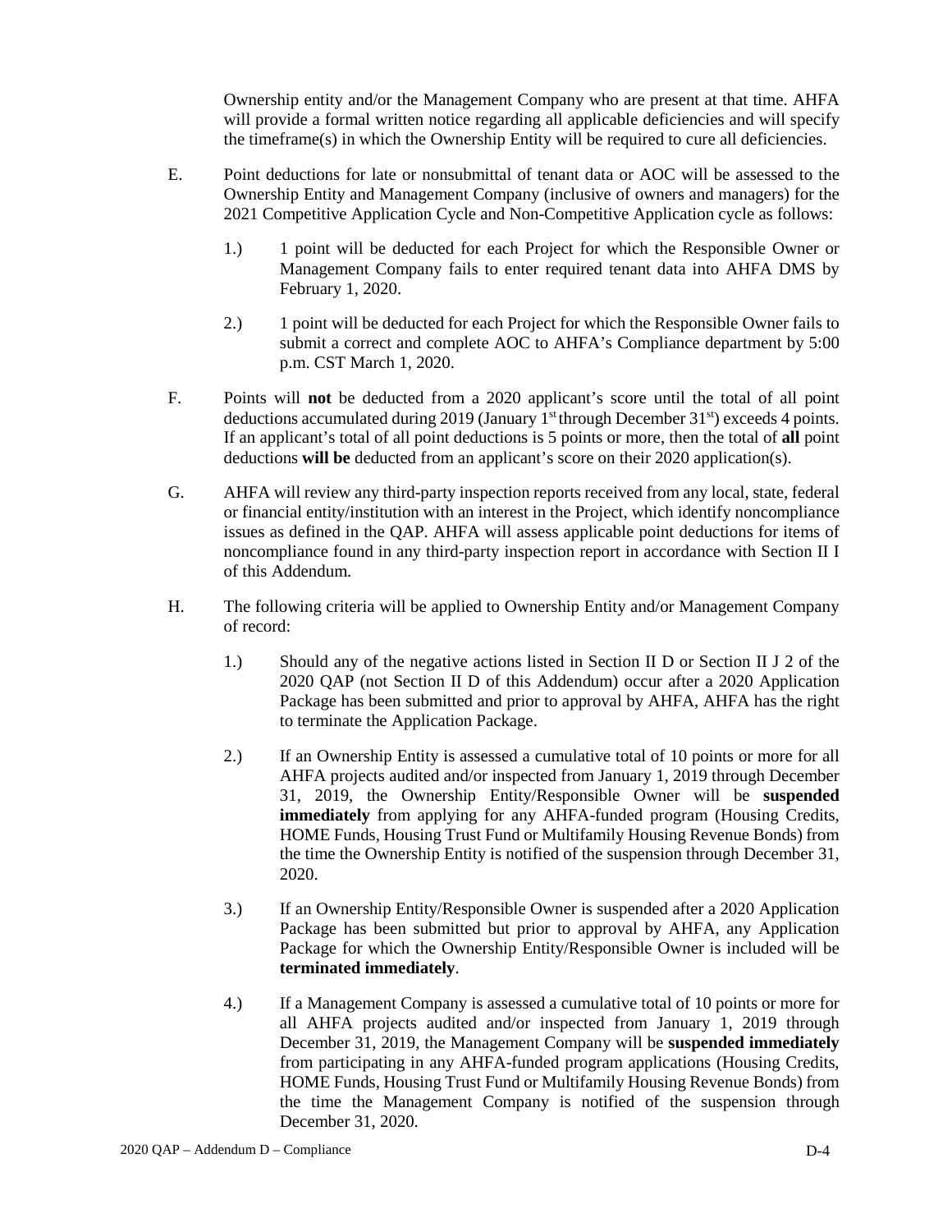Ownership entity and/or the Management Company who are present at that time. AHFA will provide a formal written notice regarding all applicable deficiencies and will specify the timeframe(s) in which the Ownership Entity will be required to cure all deficiencies.

E. Point deductions for late or nonsubmittal of tenant data or AOC will be assessed to the Ownership Entity and Management Company (inclusive of owners and managers) for the 2021 Competitive Application Cycle and Non-Competitive Application cycle as follows:

   1.) 1 point will be deducted for each Project for which the Responsible Owner or Management Company fails to enter required tenant data into AHFA DMS by February 1, 2020.

   2.) 1 point will be deducted for each Project for which the Responsible Owner fails to submit a correct and complete AOC to AHFA's Compliance department by 5:00 p.m. CST March 1, 2020.

F. Points will **not** be deducted from a 2020 applicant's score until the total of all point deductions accumulated during 2019 (January 1st through December 31st) exceeds 4 points. If an applicant's total of all point deductions is 5 points or more, then the total of **all** point deductions **will be** deducted from an applicant's score on their 2020 application(s).

G. AHFA will review any third-party inspection reports received from any local, state, federal or financial entity/institution with an interest in the Project, which identify noncompliance issues as defined in the QAP. AHFA will assess applicable point deductions for items of noncompliance found in any third-party inspection report in accordance with Section II I of this Addendum.

H. The following criteria will be applied to Ownership Entity and/or Management Company of record:

   1.) Should any of the negative actions listed in Section II D or Section II J 2 of the 2020 QAP (not Section II D of this Addendum) occur after a 2020 Application Package has been submitted and prior to approval by AHFA, AHFA has the right to terminate the Application Package.

   2.) If an Ownership Entity is assessed a cumulative total of 10 points or more for all AHFA projects audited and/or inspected from January 1, 2019 through December 31, 2019, the Ownership Entity/Responsible Owner will be **suspended immediately** from applying for any AHFA-funded program (Housing Credits, HOME Funds, Housing Trust Fund or Multifamily Housing Revenue Bonds) from the time the Ownership Entity is notified of the suspension through December 31, 2020.

   3.) If an Ownership Entity/Responsible Owner is suspended after a 2020 Application Package has been submitted but prior to approval by AHFA, any Application Package for which the Ownership Entity/Responsible Owner is included will be **terminated immediately**.

   4.) If a Management Company is assessed a cumulative total of 10 points or more for all AHFA projects audited and/or inspected from January 1, 2019 through December 31, 2019, the Management Company will be **suspended immediately** from participating in any AHFA-funded program applications (Housing Credits, HOME Funds, Housing Trust Fund or Multifamily Housing Revenue Bonds) from the time the Management Company is notified of the suspension through December 31, 2020.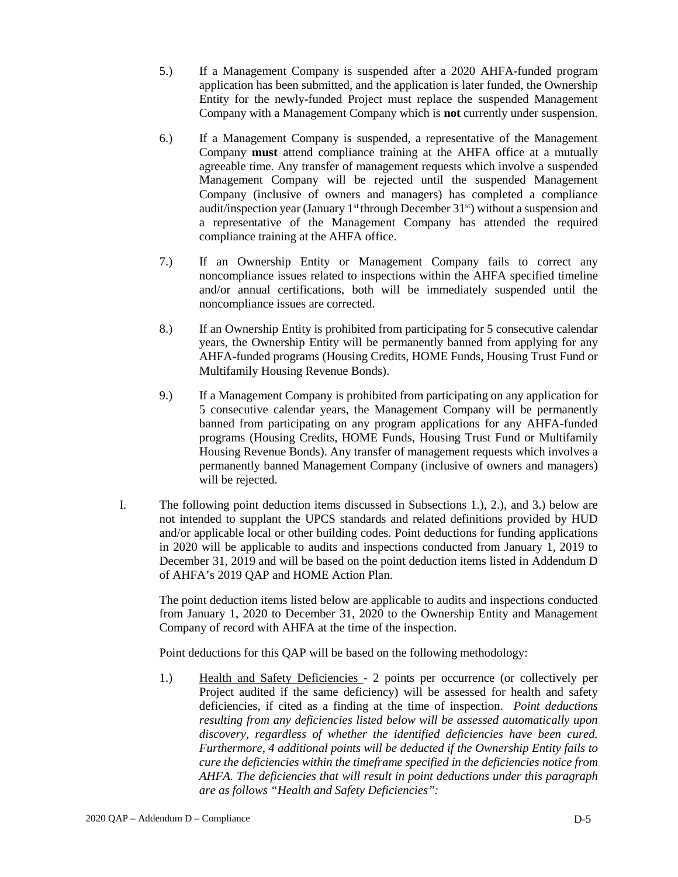5.) If a Management Company is suspended after a 2020 AHFA-funded program application has been submitted, and the application is later funded, the Ownership Entity for the newly-funded Project must replace the suspended Management Company with a Management Company which is **not** currently under suspension.

6.) If a Management Company is suspended, a representative of the Management Company **must** attend compliance training at the AHFA office at a mutually agreeable time. Any transfer of management requests which involve a suspended Management Company will be rejected until the suspended Management Company (inclusive of owners and managers) has completed a compliance audit/inspection year (January 1st through December 31st) without a suspension and a representative of the Management Company has attended the required compliance training at the AHFA office.

7.) If an Ownership Entity or Management Company fails to correct any noncompliance issues related to inspections within the AHFA specified timeline and/or annual certifications, both will be immediately suspended until the noncompliance issues are corrected.

8.) If an Ownership Entity is prohibited from participating for 5 consecutive calendar years, the Ownership Entity will be permanently banned from applying for any AHFA-funded programs (Housing Credits, HOME Funds, Housing Trust Fund or Multifamily Housing Revenue Bonds).

9.) If a Management Company is prohibited from participating on any application for 5 consecutive calendar years, the Management Company will be permanently banned from participating on any program applications for any AHFA-funded programs (Housing Credits, HOME Funds, Housing Trust Fund or Multifamily Housing Revenue Bonds). Any transfer of management requests which involves a permanently banned Management Company (inclusive of owners and managers) will be rejected.

I. The following point deduction items discussed in Subsections 1.), 2.), and 3.) below are not intended to supplant the UPCS standards and related definitions provided by HUD and/or applicable local or other building codes. Point deductions for funding applications in 2020 will be applicable to audits and inspections conducted from January 1, 2019 to December 31, 2019 and will be based on the point deduction items listed in Addendum D of AHFA's 2019 QAP and HOME Action Plan.

The point deduction items listed below are applicable to audits and inspections conducted from January 1, 2020 to December 31, 2020 to the Ownership Entity and Management Company of record with AHFA at the time of the inspection.

Point deductions for this QAP will be based on the following methodology:

1.) <u>Health and Safety Deficiencies</u> - 2 points per occurrence (or collectively per Project audited if the same deficiency) will be assessed for health and safety deficiencies, if cited as a finding at the time of inspection. *Point deductions resulting from any deficiencies listed below will be assessed automatically upon discovery, regardless of whether the identified deficiencies have been cured. Furthermore, 4 additional points will be deducted if the Ownership Entity fails to cure the deficiencies within the timeframe specified in the deficiencies notice from AHFA. The deficiencies that will result in point deductions under this paragraph are as follows "Health and Safety Deficiencies":*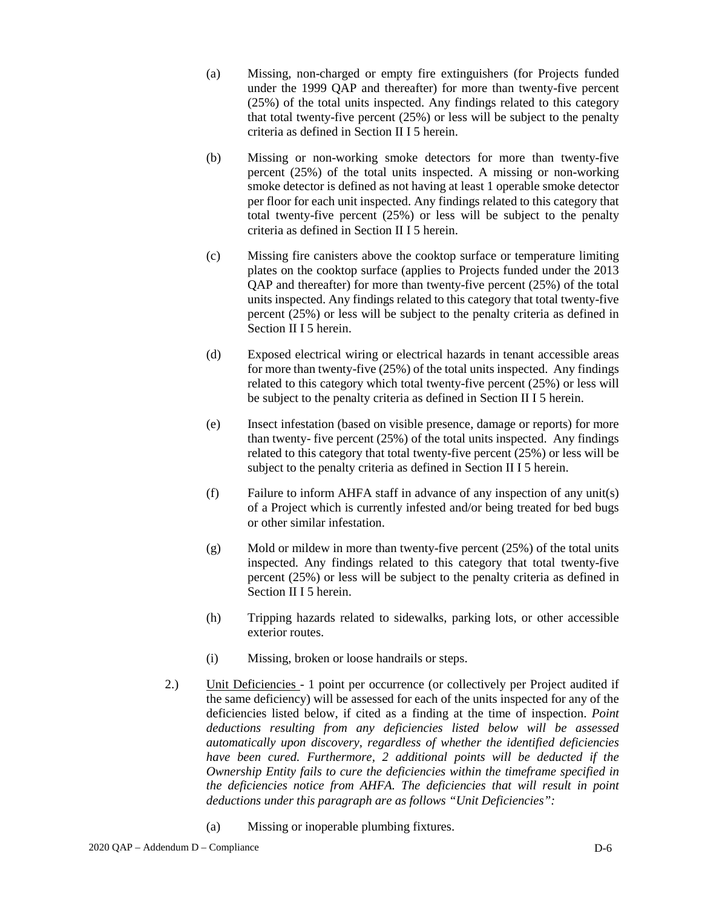(a) Missing, non-charged or empty fire extinguishers (for Projects funded under the 1999 QAP and thereafter) for more than twenty-five percent (25%) of the total units inspected. Any findings related to this category that total twenty-five percent (25%) or less will be subject to the penalty criteria as defined in Section II I 5 herein.

(b) Missing or non-working smoke detectors for more than twenty-five percent (25%) of the total units inspected. A missing or non-working smoke detector is defined as not having at least 1 operable smoke detector per floor for each unit inspected. Any findings related to this category that total twenty-five percent (25%) or less will be subject to the penalty criteria as defined in Section II I 5 herein.

(c) Missing fire canisters above the cooktop surface or temperature limiting plates on the cooktop surface (applies to Projects funded under the 2013 QAP and thereafter) for more than twenty-five percent (25%) of the total units inspected. Any findings related to this category that total twenty-five percent (25%) or less will be subject to the penalty criteria as defined in Section II I 5 herein.

(d) Exposed electrical wiring or electrical hazards in tenant accessible areas for more than twenty-five (25%) of the total units inspected. Any findings related to this category which total twenty-five percent (25%) or less will be subject to the penalty criteria as defined in Section II I 5 herein.

(e) Insect infestation (based on visible presence, damage or reports) for more than twenty- five percent (25%) of the total units inspected. Any findings related to this category that total twenty-five percent (25%) or less will be subject to the penalty criteria as defined in Section II I 5 herein.

(f) Failure to inform AHFA staff in advance of any inspection of any unit(s) of a Project which is currently infested and/or being treated for bed bugs or other similar infestation.

(g) Mold or mildew in more than twenty-five percent (25%) of the total units inspected. Any findings related to this category that total twenty-five percent (25%) or less will be subject to the penalty criteria as defined in Section II I 5 herein.

(h) Tripping hazards related to sidewalks, parking lots, or other accessible exterior routes.

(i) Missing, broken or loose handrails or steps.

2.) Unit Deficiencies - 1 point per occurrence (or collectively per Project audited if the same deficiency) will be assessed for each of the units inspected for any of the deficiencies listed below, if cited as a finding at the time of inspection. *Point deductions resulting from any deficiencies listed below will be assessed automatically upon discovery, regardless of whether the identified deficiencies have been cured. Furthermore, 2 additional points will be deducted if the Ownership Entity fails to cure the deficiencies within the timeframe specified in the deficiencies notice from AHFA. The deficiencies that will result in point deductions under this paragraph are as follows "Unit Deficiencies":*

(a) Missing or inoperable plumbing fixtures.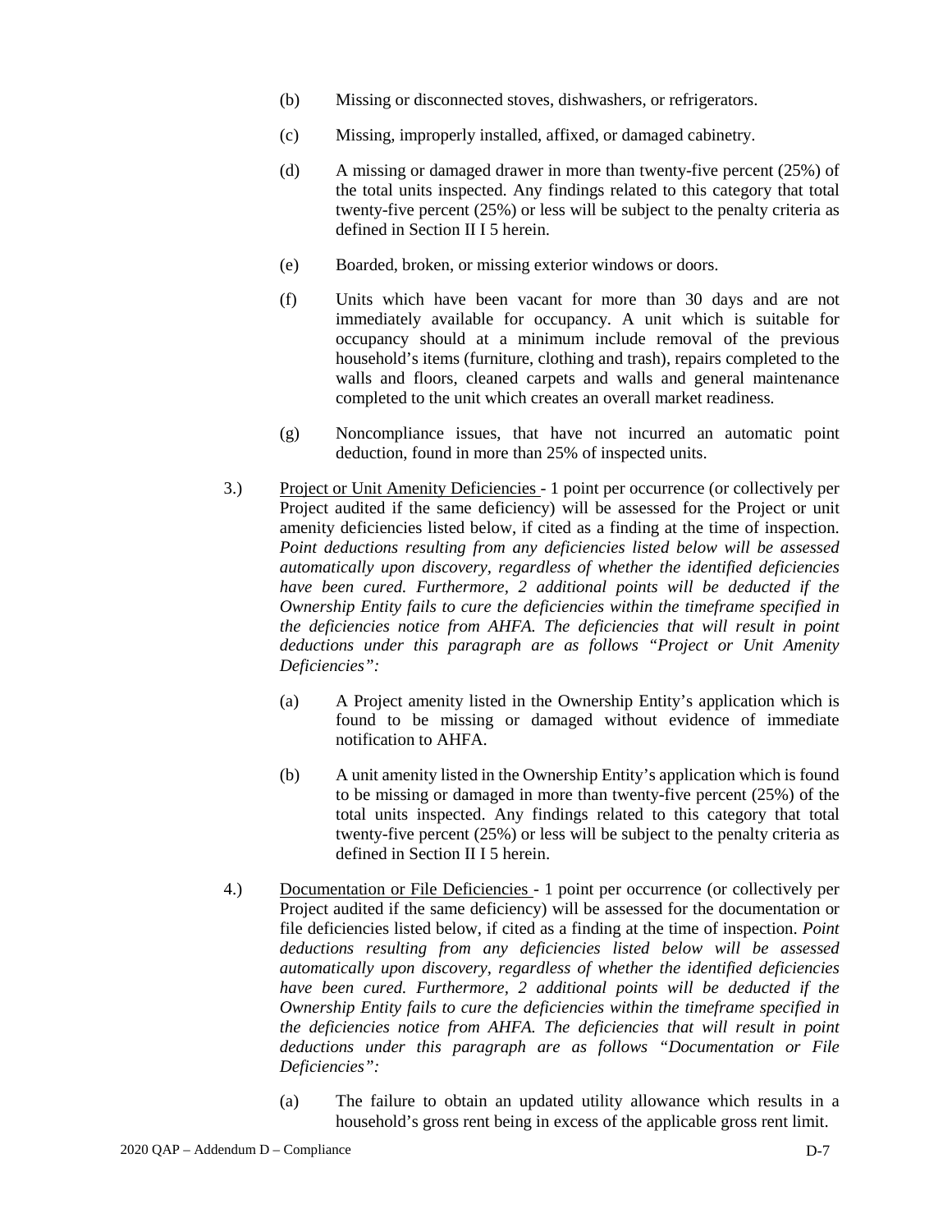(b) Missing or disconnected stoves, dishwashers, or refrigerators.

(c) Missing, improperly installed, affixed, or damaged cabinetry.

(d) A missing or damaged drawer in more than twenty-five percent (25%) of the total units inspected. Any findings related to this category that total twenty-five percent (25%) or less will be subject to the penalty criteria as defined in Section II I 5 herein.

(e) Boarded, broken, or missing exterior windows or doors.

(f) Units which have been vacant for more than 30 days and are not immediately available for occupancy. A unit which is suitable for occupancy should at a minimum include removal of the previous household's items (furniture, clothing and trash), repairs completed to the walls and floors, cleaned carpets and walls and general maintenance completed to the unit which creates an overall market readiness.

(g) Noncompliance issues, that have not incurred an automatic point deduction, found in more than 25% of inspected units.

3.) Project or Unit Amenity Deficiencies - 1 point per occurrence (or collectively per Project audited if the same deficiency) will be assessed for the Project or unit amenity deficiencies listed below, if cited as a finding at the time of inspection. *Point deductions resulting from any deficiencies listed below will be assessed automatically upon discovery, regardless of whether the identified deficiencies have been cured. Furthermore, 2 additional points will be deducted if the Ownership Entity fails to cure the deficiencies within the timeframe specified in the deficiencies notice from AHFA. The deficiencies that will result in point deductions under this paragraph are as follows "Project or Unit Amenity Deficiencies":*

(a) A Project amenity listed in the Ownership Entity's application which is found to be missing or damaged without evidence of immediate notification to AHFA.

(b) A unit amenity listed in the Ownership Entity's application which is found to be missing or damaged in more than twenty-five percent (25%) of the total units inspected. Any findings related to this category that total twenty-five percent (25%) or less will be subject to the penalty criteria as defined in Section II I 5 herein.

4.) Documentation or File Deficiencies - 1 point per occurrence (or collectively per Project audited if the same deficiency) will be assessed for the documentation or file deficiencies listed below, if cited as a finding at the time of inspection. *Point deductions resulting from any deficiencies listed below will be assessed automatically upon discovery, regardless of whether the identified deficiencies have been cured. Furthermore, 2 additional points will be deducted if the Ownership Entity fails to cure the deficiencies within the timeframe specified in the deficiencies notice from AHFA. The deficiencies that will result in point deductions under this paragraph are as follows "Documentation or File Deficiencies":*

(a) The failure to obtain an updated utility allowance which results in a household's gross rent being in excess of the applicable gross rent limit.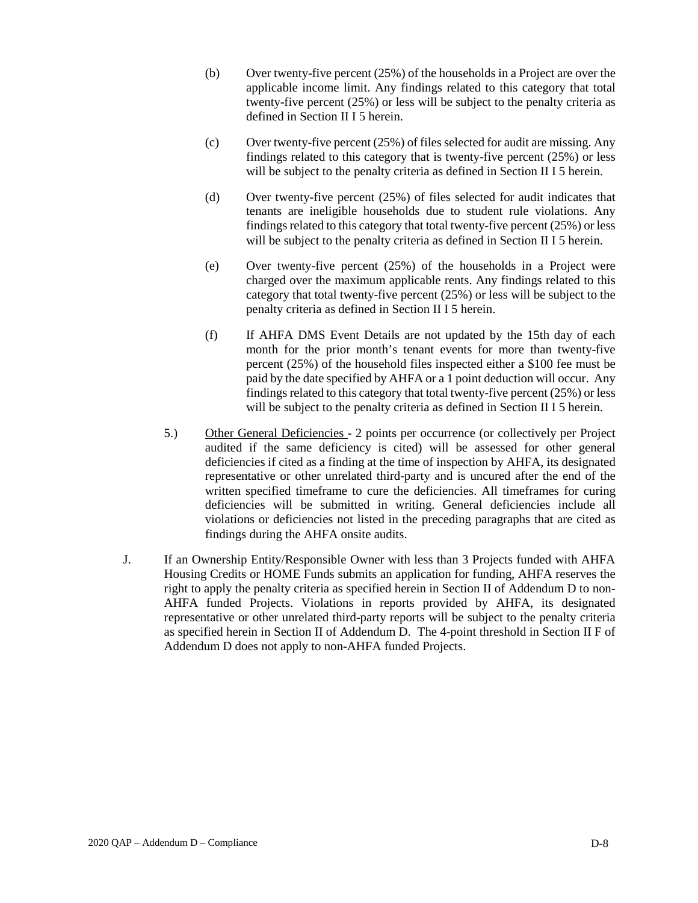(b) Over twenty-five percent (25%) of the households in a Project are over the applicable income limit. Any findings related to this category that total twenty-five percent (25%) or less will be subject to the penalty criteria as defined in Section II I 5 herein.

(c) Over twenty-five percent (25%) of files selected for audit are missing. Any findings related to this category that is twenty-five percent (25%) or less will be subject to the penalty criteria as defined in Section II I 5 herein.

(d) Over twenty-five percent (25%) of files selected for audit indicates that tenants are ineligible households due to student rule violations. Any findings related to this category that total twenty-five percent (25%) or less will be subject to the penalty criteria as defined in Section II I 5 herein.

(e) Over twenty-five percent (25%) of the households in a Project were charged over the maximum applicable rents. Any findings related to this category that total twenty-five percent (25%) or less will be subject to the penalty criteria as defined in Section II I 5 herein.

(f) If AHFA DMS Event Details are not updated by the 15th day of each month for the prior month's tenant events for more than twenty-five percent (25%) of the household files inspected either a $100 fee must be paid by the date specified by AHFA or a 1 point deduction will occur. Any findings related to this category that total twenty-five percent (25%) or less will be subject to the penalty criteria as defined in Section II I 5 herein.

5.) Other General Deficiencies - 2 points per occurrence (or collectively per Project audited if the same deficiency is cited) will be assessed for other general deficiencies if cited as a finding at the time of inspection by AHFA, its designated representative or other unrelated third-party and is uncured after the end of the written specified timeframe to cure the deficiencies. All timeframes for curing deficiencies will be submitted in writing. General deficiencies include all violations or deficiencies not listed in the preceding paragraphs that are cited as findings during the AHFA onsite audits.

J. If an Ownership Entity/Responsible Owner with less than 3 Projects funded with AHFA Housing Credits or HOME Funds submits an application for funding, AHFA reserves the right to apply the penalty criteria as specified herein in Section II of Addendum D to non-AHFA funded Projects. Violations in reports provided by AHFA, its designated representative or other unrelated third-party reports will be subject to the penalty criteria as specified herein in Section II of Addendum D. The 4-point threshold in Section II F of Addendum D does not apply to non-AHFA funded Projects.